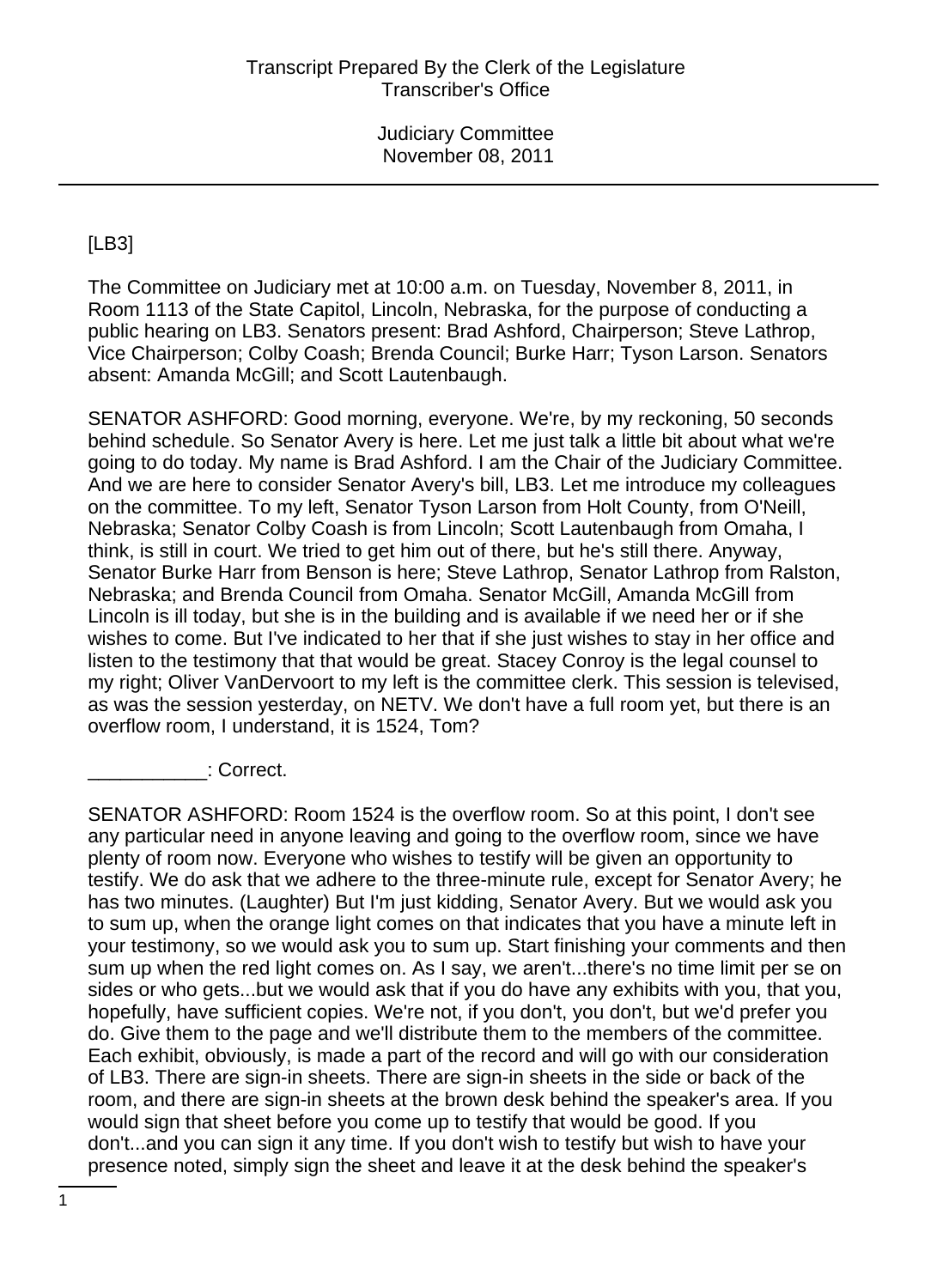[LB3]

The Committee on Judiciary met at 10:00 a.m. on Tuesday, November 8, 2011, in Room 1113 of the State Capitol, Lincoln, Nebraska, for the purpose of conducting a public hearing on LB3. Senators present: Brad Ashford, Chairperson; Steve Lathrop, Vice Chairperson; Colby Coash; Brenda Council; Burke Harr; Tyson Larson. Senators absent: Amanda McGill; and Scott Lautenbaugh.

SENATOR ASHFORD: Good morning, everyone. We're, by my reckoning, 50 seconds behind schedule. So Senator Avery is here. Let me just talk a little bit about what we're going to do today. My name is Brad Ashford. I am the Chair of the Judiciary Committee. And we are here to consider Senator Avery's bill, LB3. Let me introduce my colleagues on the committee. To my left, Senator Tyson Larson from Holt County, from O'Neill, Nebraska; Senator Colby Coash is from Lincoln; Scott Lautenbaugh from Omaha, I think, is still in court. We tried to get him out of there, but he's still there. Anyway, Senator Burke Harr from Benson is here; Steve Lathrop, Senator Lathrop from Ralston, Nebraska; and Brenda Council from Omaha. Senator McGill, Amanda McGill from Lincoln is ill today, but she is in the building and is available if we need her or if she wishes to come. But I've indicated to her that if she just wishes to stay in her office and listen to the testimony that that would be great. Stacey Conroy is the legal counsel to my right; Oliver VanDervoort to my left is the committee clerk. This session is televised, as was the session yesterday, on NETV. We don't have a full room yet, but there is an overflow room, I understand, it is 1524, Tom?

___________: Correct.

SENATOR ASHFORD: Room 1524 is the overflow room. So at this point, I don't see any particular need in anyone leaving and going to the overflow room, since we have plenty of room now. Everyone who wishes to testify will be given an opportunity to testify. We do ask that we adhere to the three-minute rule, except for Senator Avery; he has two minutes. (Laughter) But I'm just kidding, Senator Avery. But we would ask you to sum up, when the orange light comes on that indicates that you have a minute left in your testimony, so we would ask you to sum up. Start finishing your comments and then sum up when the red light comes on. As I say, we aren't...there's no time limit per se on sides or who gets...but we would ask that if you do have any exhibits with you, that you, hopefully, have sufficient copies. We're not, if you don't, you don't, but we'd prefer you do. Give them to the page and we'll distribute them to the members of the committee. Each exhibit, obviously, is made a part of the record and will go with our consideration of LB3. There are sign-in sheets. There are sign-in sheets in the side or back of the room, and there are sign-in sheets at the brown desk behind the speaker's area. If you would sign that sheet before you come up to testify that would be good. If you don't...and you can sign it any time. If you don't wish to testify but wish to have your presence noted, simply sign the sheet and leave it at the desk behind the speaker's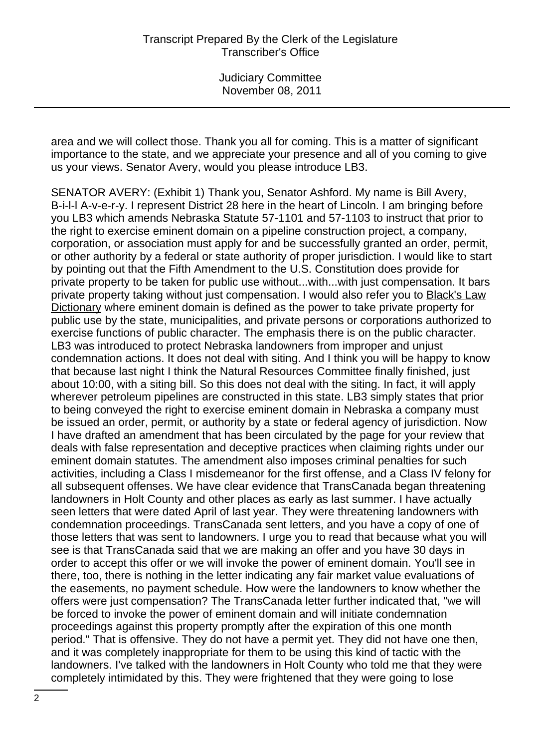area and we will collect those. Thank you all for coming. This is a matter of significant importance to the state, and we appreciate your presence and all of you coming to give us your views. Senator Avery, would you please introduce LB3.

SENATOR AVERY: (Exhibit 1) Thank you, Senator Ashford. My name is Bill Avery, B-i-l-l A-v-e-r-y. I represent District 28 here in the heart of Lincoln. I am bringing before you LB3 which amends Nebraska Statute 57-1101 and 57-1103 to instruct that prior to the right to exercise eminent domain on a pipeline construction project, a company, corporation, or association must apply for and be successfully granted an order, permit, or other authority by a federal or state authority of proper jurisdiction. I would like to start by pointing out that the Fifth Amendment to the U.S. Constitution does provide for private property to be taken for public use without...with...with just compensation. It bars private property taking without just compensation. I would also refer you to Black's Law Dictionary where eminent domain is defined as the power to take private property for public use by the state, municipalities, and private persons or corporations authorized to exercise functions of public character. The emphasis there is on the public character. LB3 was introduced to protect Nebraska landowners from improper and unjust condemnation actions. It does not deal with siting. And I think you will be happy to know that because last night I think the Natural Resources Committee finally finished, just about 10:00, with a siting bill. So this does not deal with the siting. In fact, it will apply wherever petroleum pipelines are constructed in this state. LB3 simply states that prior to being conveyed the right to exercise eminent domain in Nebraska a company must be issued an order, permit, or authority by a state or federal agency of jurisdiction. Now I have drafted an amendment that has been circulated by the page for your review that deals with false representation and deceptive practices when claiming rights under our eminent domain statutes. The amendment also imposes criminal penalties for such activities, including a Class I misdemeanor for the first offense, and a Class IV felony for all subsequent offenses. We have clear evidence that TransCanada began threatening landowners in Holt County and other places as early as last summer. I have actually seen letters that were dated April of last year. They were threatening landowners with condemnation proceedings. TransCanada sent letters, and you have a copy of one of those letters that was sent to landowners. I urge you to read that because what you will see is that TransCanada said that we are making an offer and you have 30 days in order to accept this offer or we will invoke the power of eminent domain. You'll see in there, too, there is nothing in the letter indicating any fair market value evaluations of the easements, no payment schedule. How were the landowners to know whether the offers were just compensation? The TransCanada letter further indicated that, "we will be forced to invoke the power of eminent domain and will initiate condemnation proceedings against this property promptly after the expiration of this one month period." That is offensive. They do not have a permit yet. They did not have one then, and it was completely inappropriate for them to be using this kind of tactic with the landowners. I've talked with the landowners in Holt County who told me that they were completely intimidated by this. They were frightened that they were going to lose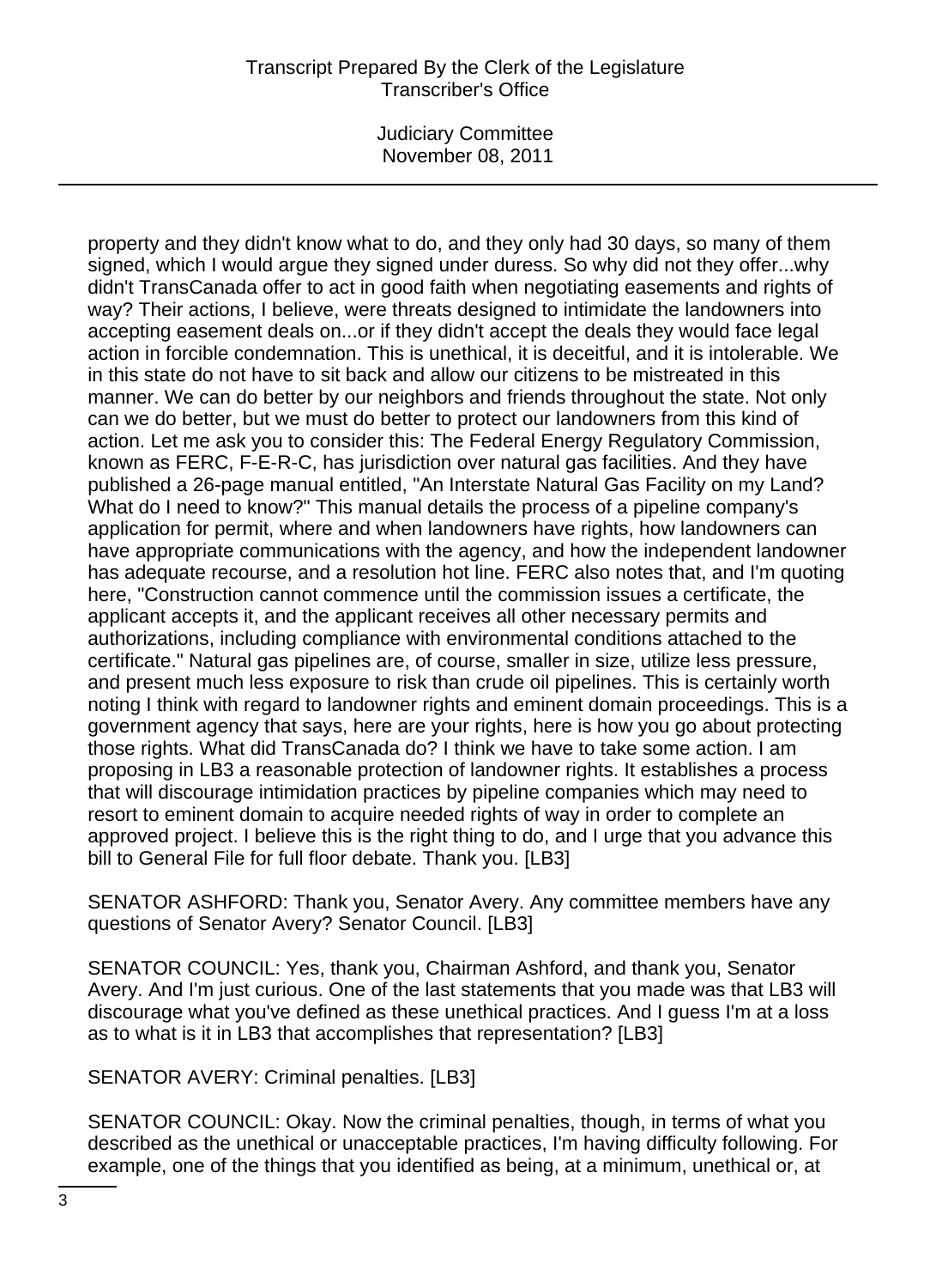property and they didn't know what to do, and they only had 30 days, so many of them signed, which I would argue they signed under duress. So why did not they offer...why didn't TransCanada offer to act in good faith when negotiating easements and rights of way? Their actions, I believe, were threats designed to intimidate the landowners into accepting easement deals on...or if they didn't accept the deals they would face legal action in forcible condemnation. This is unethical, it is deceitful, and it is intolerable. We in this state do not have to sit back and allow our citizens to be mistreated in this manner. We can do better by our neighbors and friends throughout the state. Not only can we do better, but we must do better to protect our landowners from this kind of action. Let me ask you to consider this: The Federal Energy Regulatory Commission, known as FERC, F-E-R-C, has jurisdiction over natural gas facilities. And they have published a 26-page manual entitled, "An Interstate Natural Gas Facility on my Land? What do I need to know?" This manual details the process of a pipeline company's application for permit, where and when landowners have rights, how landowners can have appropriate communications with the agency, and how the independent landowner has adequate recourse, and a resolution hot line. FERC also notes that, and I'm quoting here, "Construction cannot commence until the commission issues a certificate, the applicant accepts it, and the applicant receives all other necessary permits and authorizations, including compliance with environmental conditions attached to the certificate." Natural gas pipelines are, of course, smaller in size, utilize less pressure, and present much less exposure to risk than crude oil pipelines. This is certainly worth noting I think with regard to landowner rights and eminent domain proceedings. This is a government agency that says, here are your rights, here is how you go about protecting those rights. What did TransCanada do? I think we have to take some action. I am proposing in LB3 a reasonable protection of landowner rights. It establishes a process that will discourage intimidation practices by pipeline companies which may need to resort to eminent domain to acquire needed rights of way in order to complete an approved project. I believe this is the right thing to do, and I urge that you advance this bill to General File for full floor debate. Thank you. [LB3]

SENATOR ASHFORD: Thank you, Senator Avery. Any committee members have any questions of Senator Avery? Senator Council. [LB3]

SENATOR COUNCIL: Yes, thank you, Chairman Ashford, and thank you, Senator Avery. And I'm just curious. One of the last statements that you made was that LB3 will discourage what you've defined as these unethical practices. And I guess I'm at a loss as to what is it in LB3 that accomplishes that representation? [LB3]

SENATOR AVERY: Criminal penalties. [LB3]

SENATOR COUNCIL: Okay. Now the criminal penalties, though, in terms of what you described as the unethical or unacceptable practices, I'm having difficulty following. For example, one of the things that you identified as being, at a minimum, unethical or, at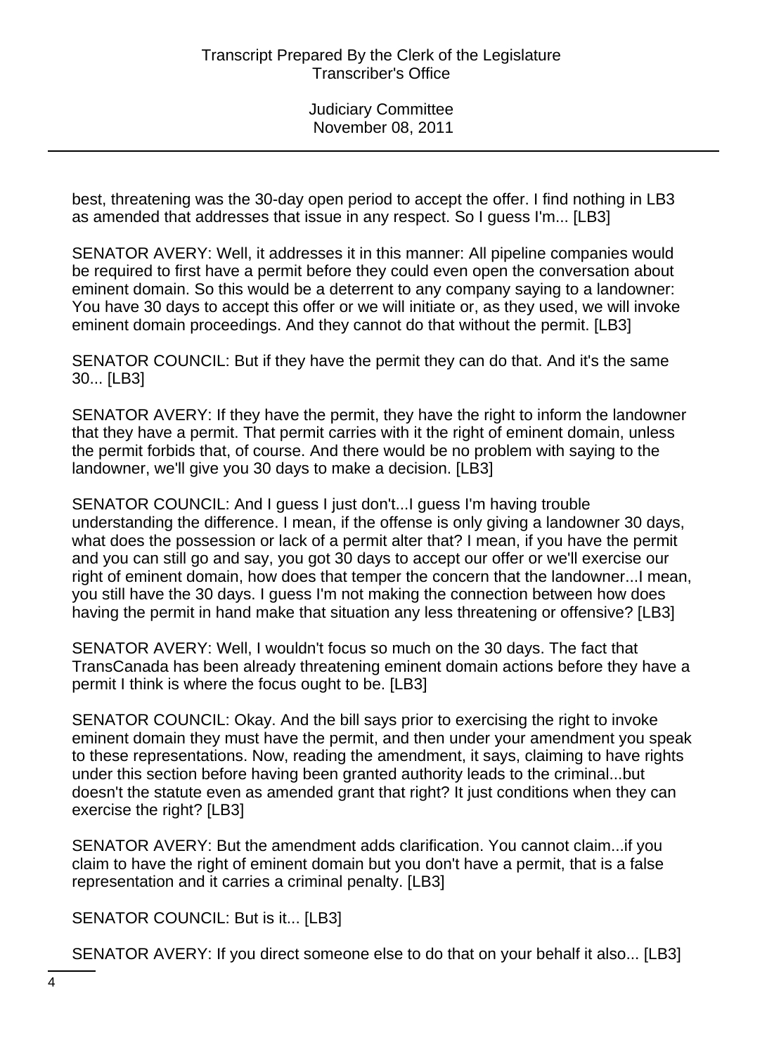best, threatening was the 30-day open period to accept the offer. I find nothing in LB3 as amended that addresses that issue in any respect. So I guess I'm... [LB3]

SENATOR AVERY: Well, it addresses it in this manner: All pipeline companies would be required to first have a permit before they could even open the conversation about eminent domain. So this would be a deterrent to any company saying to a landowner: You have 30 days to accept this offer or we will initiate or, as they used, we will invoke eminent domain proceedings. And they cannot do that without the permit. [LB3]

SENATOR COUNCIL: But if they have the permit they can do that. And it's the same 30... [LB3]

SENATOR AVERY: If they have the permit, they have the right to inform the landowner that they have a permit. That permit carries with it the right of eminent domain, unless the permit forbids that, of course. And there would be no problem with saying to the landowner, we'll give you 30 days to make a decision. [LB3]

SENATOR COUNCIL: And I guess I just don't...I guess I'm having trouble understanding the difference. I mean, if the offense is only giving a landowner 30 days, what does the possession or lack of a permit alter that? I mean, if you have the permit and you can still go and say, you got 30 days to accept our offer or we'll exercise our right of eminent domain, how does that temper the concern that the landowner...I mean, you still have the 30 days. I guess I'm not making the connection between how does having the permit in hand make that situation any less threatening or offensive? [LB3]

SENATOR AVERY: Well, I wouldn't focus so much on the 30 days. The fact that TransCanada has been already threatening eminent domain actions before they have a permit I think is where the focus ought to be. [LB3]

SENATOR COUNCIL: Okay. And the bill says prior to exercising the right to invoke eminent domain they must have the permit, and then under your amendment you speak to these representations. Now, reading the amendment, it says, claiming to have rights under this section before having been granted authority leads to the criminal...but doesn't the statute even as amended grant that right? It just conditions when they can exercise the right? [LB3]

SENATOR AVERY: But the amendment adds clarification. You cannot claim...if you claim to have the right of eminent domain but you don't have a permit, that is a false representation and it carries a criminal penalty. [LB3]

SENATOR COUNCIL: But is it... [LB3]

SENATOR AVERY: If you direct someone else to do that on your behalf it also... [LB3]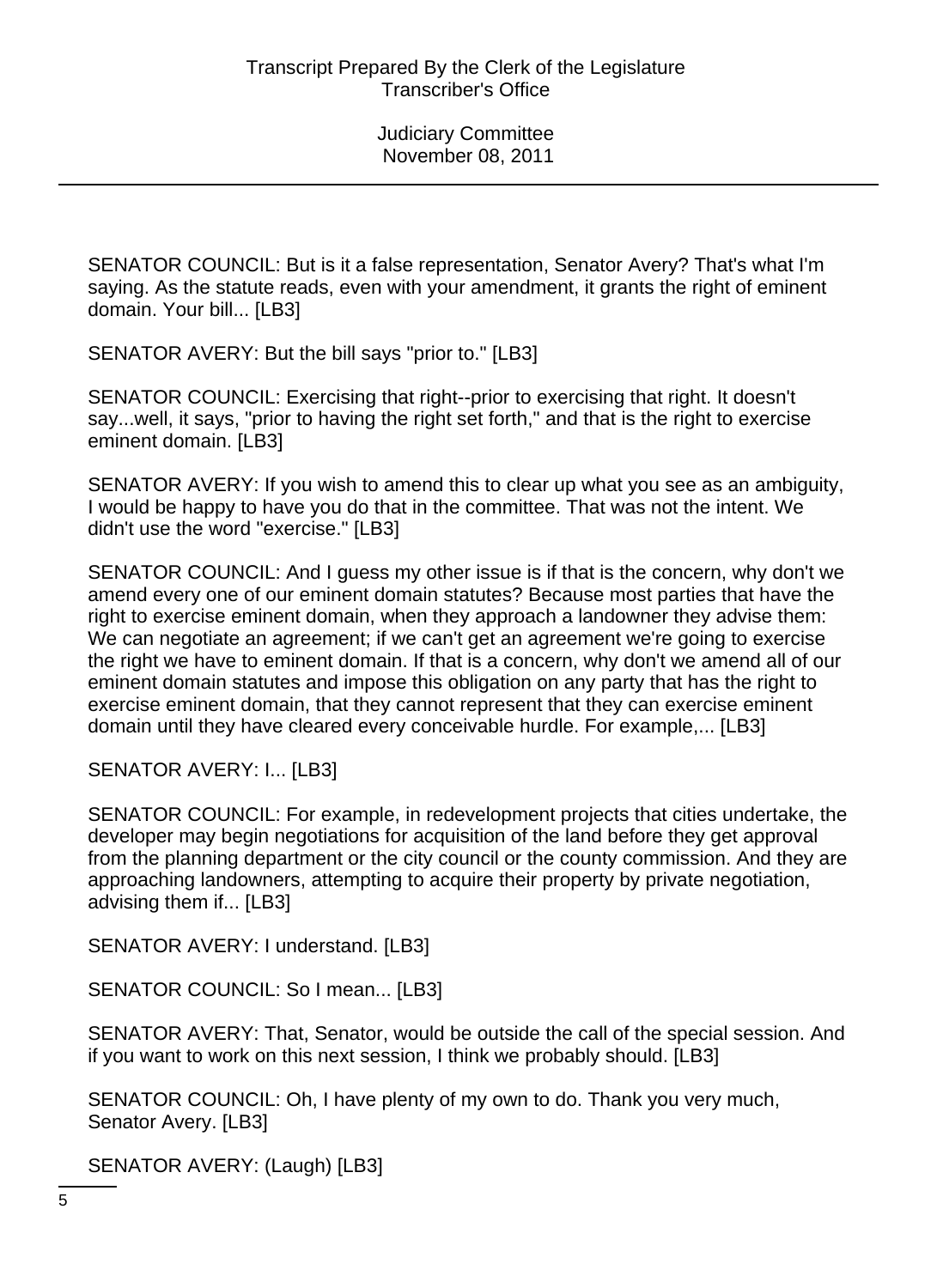SENATOR COUNCIL: But is it a false representation, Senator Avery? That's what I'm saying. As the statute reads, even with your amendment, it grants the right of eminent domain. Your bill... [LB3]

SENATOR AVERY: But the bill says "prior to." [LB3]

SENATOR COUNCIL: Exercising that right--prior to exercising that right. It doesn't say...well, it says, "prior to having the right set forth," and that is the right to exercise eminent domain. [LB3]

SENATOR AVERY: If you wish to amend this to clear up what you see as an ambiguity, I would be happy to have you do that in the committee. That was not the intent. We didn't use the word "exercise." [LB3]

SENATOR COUNCIL: And I guess my other issue is if that is the concern, why don't we amend every one of our eminent domain statutes? Because most parties that have the right to exercise eminent domain, when they approach a landowner they advise them: We can negotiate an agreement; if we can't get an agreement we're going to exercise the right we have to eminent domain. If that is a concern, why don't we amend all of our eminent domain statutes and impose this obligation on any party that has the right to exercise eminent domain, that they cannot represent that they can exercise eminent domain until they have cleared every conceivable hurdle. For example,... [LB3]

SENATOR AVERY: I... [LB3]

SENATOR COUNCIL: For example, in redevelopment projects that cities undertake, the developer may begin negotiations for acquisition of the land before they get approval from the planning department or the city council or the county commission. And they are approaching landowners, attempting to acquire their property by private negotiation, advising them if... [LB3]

SENATOR AVERY: I understand. [LB3]

SENATOR COUNCIL: So I mean... [LB3]

SENATOR AVERY: That, Senator, would be outside the call of the special session. And if you want to work on this next session, I think we probably should. [LB3]

SENATOR COUNCIL: Oh, I have plenty of my own to do. Thank you very much, Senator Avery. [LB3]

SENATOR AVERY: (Laugh) [LB3]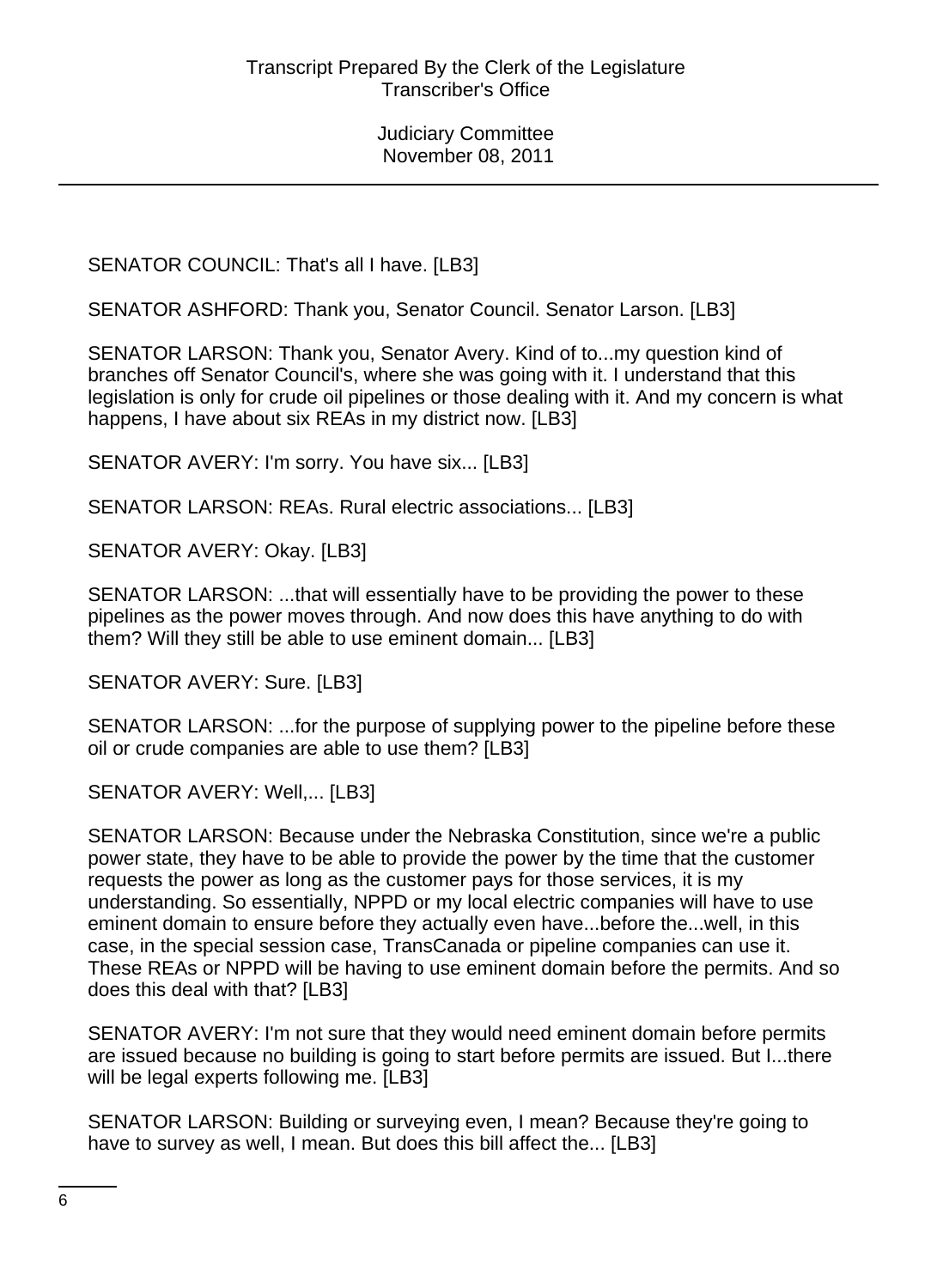SENATOR COUNCIL: That's all I have. [LB3]

SENATOR ASHFORD: Thank you, Senator Council. Senator Larson. [LB3]

SENATOR LARSON: Thank you, Senator Avery. Kind of to...my question kind of branches off Senator Council's, where she was going with it. I understand that this legislation is only for crude oil pipelines or those dealing with it. And my concern is what happens, I have about six REAs in my district now. [LB3]

SENATOR AVERY: I'm sorry. You have six... [LB3]

SENATOR LARSON: REAs. Rural electric associations... [LB3]

SENATOR AVERY: Okay. [LB3]

SENATOR LARSON: ...that will essentially have to be providing the power to these pipelines as the power moves through. And now does this have anything to do with them? Will they still be able to use eminent domain... [LB3]

SENATOR AVERY: Sure. [LB3]

SENATOR LARSON: ...for the purpose of supplying power to the pipeline before these oil or crude companies are able to use them? [LB3]

SENATOR AVERY: Well,... [LB3]

SENATOR LARSON: Because under the Nebraska Constitution, since we're a public power state, they have to be able to provide the power by the time that the customer requests the power as long as the customer pays for those services, it is my understanding. So essentially, NPPD or my local electric companies will have to use eminent domain to ensure before they actually even have...before the...well, in this case, in the special session case, TransCanada or pipeline companies can use it. These REAs or NPPD will be having to use eminent domain before the permits. And so does this deal with that? [LB3]

SENATOR AVERY: I'm not sure that they would need eminent domain before permits are issued because no building is going to start before permits are issued. But I...there will be legal experts following me. [LB3]

SENATOR LARSON: Building or surveying even, I mean? Because they're going to have to survey as well, I mean. But does this bill affect the... [LB3]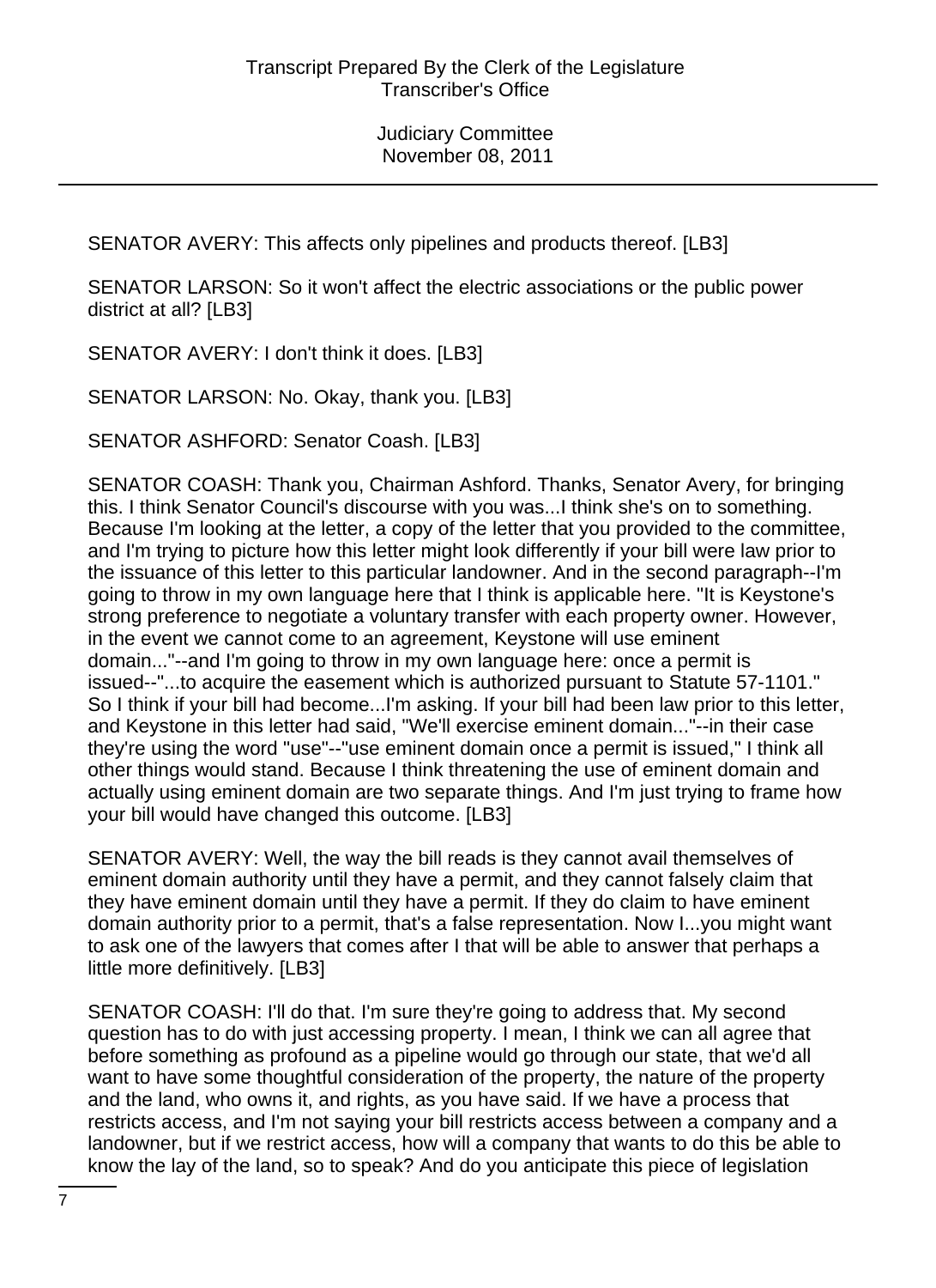SENATOR AVERY: This affects only pipelines and products thereof. [LB3]

SENATOR LARSON: So it won't affect the electric associations or the public power district at all? [LB3]

SENATOR AVERY: I don't think it does. [LB3]

SENATOR LARSON: No. Okay, thank you. [LB3]

SENATOR ASHFORD: Senator Coash. [LB3]

SENATOR COASH: Thank you, Chairman Ashford. Thanks, Senator Avery, for bringing this. I think Senator Council's discourse with you was...I think she's on to something. Because I'm looking at the letter, a copy of the letter that you provided to the committee, and I'm trying to picture how this letter might look differently if your bill were law prior to the issuance of this letter to this particular landowner. And in the second paragraph--I'm going to throw in my own language here that I think is applicable here. "It is Keystone's strong preference to negotiate a voluntary transfer with each property owner. However, in the event we cannot come to an agreement, Keystone will use eminent domain..."--and I'm going to throw in my own language here: once a permit is issued--"...to acquire the easement which is authorized pursuant to Statute 57-1101." So I think if your bill had become...I'm asking. If your bill had been law prior to this letter, and Keystone in this letter had said, "We'll exercise eminent domain..."--in their case they're using the word "use"--"use eminent domain once a permit is issued," I think all other things would stand. Because I think threatening the use of eminent domain and actually using eminent domain are two separate things. And I'm just trying to frame how your bill would have changed this outcome. [LB3]

SENATOR AVERY: Well, the way the bill reads is they cannot avail themselves of eminent domain authority until they have a permit, and they cannot falsely claim that they have eminent domain until they have a permit. If they do claim to have eminent domain authority prior to a permit, that's a false representation. Now I...you might want to ask one of the lawyers that comes after I that will be able to answer that perhaps a little more definitively. [LB3]

SENATOR COASH: I'll do that. I'm sure they're going to address that. My second question has to do with just accessing property. I mean, I think we can all agree that before something as profound as a pipeline would go through our state, that we'd all want to have some thoughtful consideration of the property, the nature of the property and the land, who owns it, and rights, as you have said. If we have a process that restricts access, and I'm not saying your bill restricts access between a company and a landowner, but if we restrict access, how will a company that wants to do this be able to know the lay of the land, so to speak? And do you anticipate this piece of legislation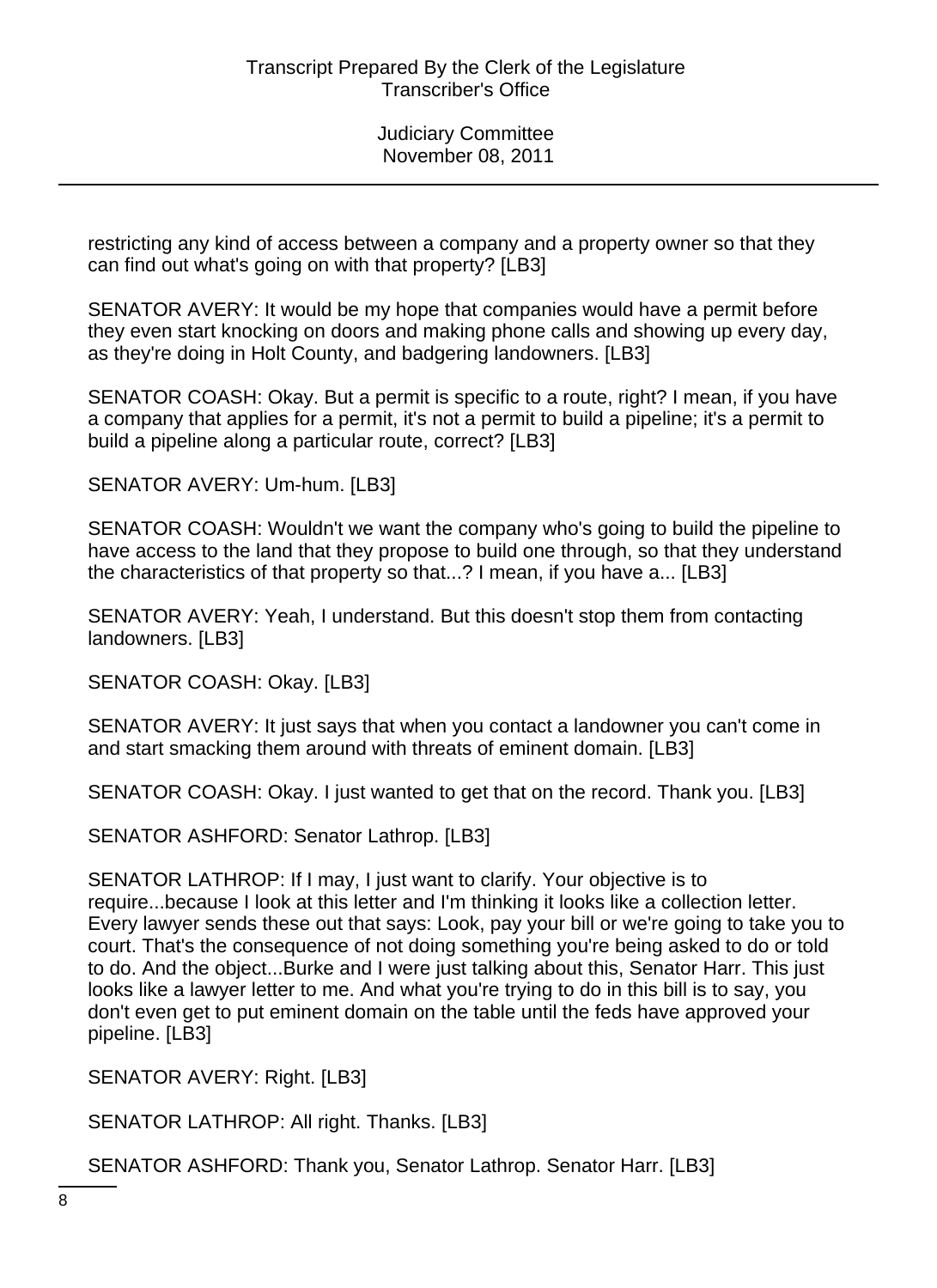restricting any kind of access between a company and a property owner so that they can find out what's going on with that property? [LB3]

SENATOR AVERY: It would be my hope that companies would have a permit before they even start knocking on doors and making phone calls and showing up every day, as they're doing in Holt County, and badgering landowners. [LB3]

SENATOR COASH: Okay. But a permit is specific to a route, right? I mean, if you have a company that applies for a permit, it's not a permit to build a pipeline; it's a permit to build a pipeline along a particular route, correct? [LB3]

SENATOR AVERY: Um-hum. [LB3]

SENATOR COASH: Wouldn't we want the company who's going to build the pipeline to have access to the land that they propose to build one through, so that they understand the characteristics of that property so that...? I mean, if you have a... [LB3]

SENATOR AVERY: Yeah, I understand. But this doesn't stop them from contacting landowners. [LB3]

SENATOR COASH: Okay. [LB3]

SENATOR AVERY: It just says that when you contact a landowner you can't come in and start smacking them around with threats of eminent domain. [LB3]

SENATOR COASH: Okay. I just wanted to get that on the record. Thank you. [LB3]

SENATOR ASHFORD: Senator Lathrop. [LB3]

SENATOR LATHROP: If I may, I just want to clarify. Your objective is to require...because I look at this letter and I'm thinking it looks like a collection letter. Every lawyer sends these out that says: Look, pay your bill or we're going to take you to court. That's the consequence of not doing something you're being asked to do or told to do. And the object...Burke and I were just talking about this, Senator Harr. This just looks like a lawyer letter to me. And what you're trying to do in this bill is to say, you don't even get to put eminent domain on the table until the feds have approved your pipeline. [LB3]

SENATOR AVERY: Right. [LB3]

SENATOR LATHROP: All right. Thanks. [LB3]

SENATOR ASHFORD: Thank you, Senator Lathrop. Senator Harr. [LB3]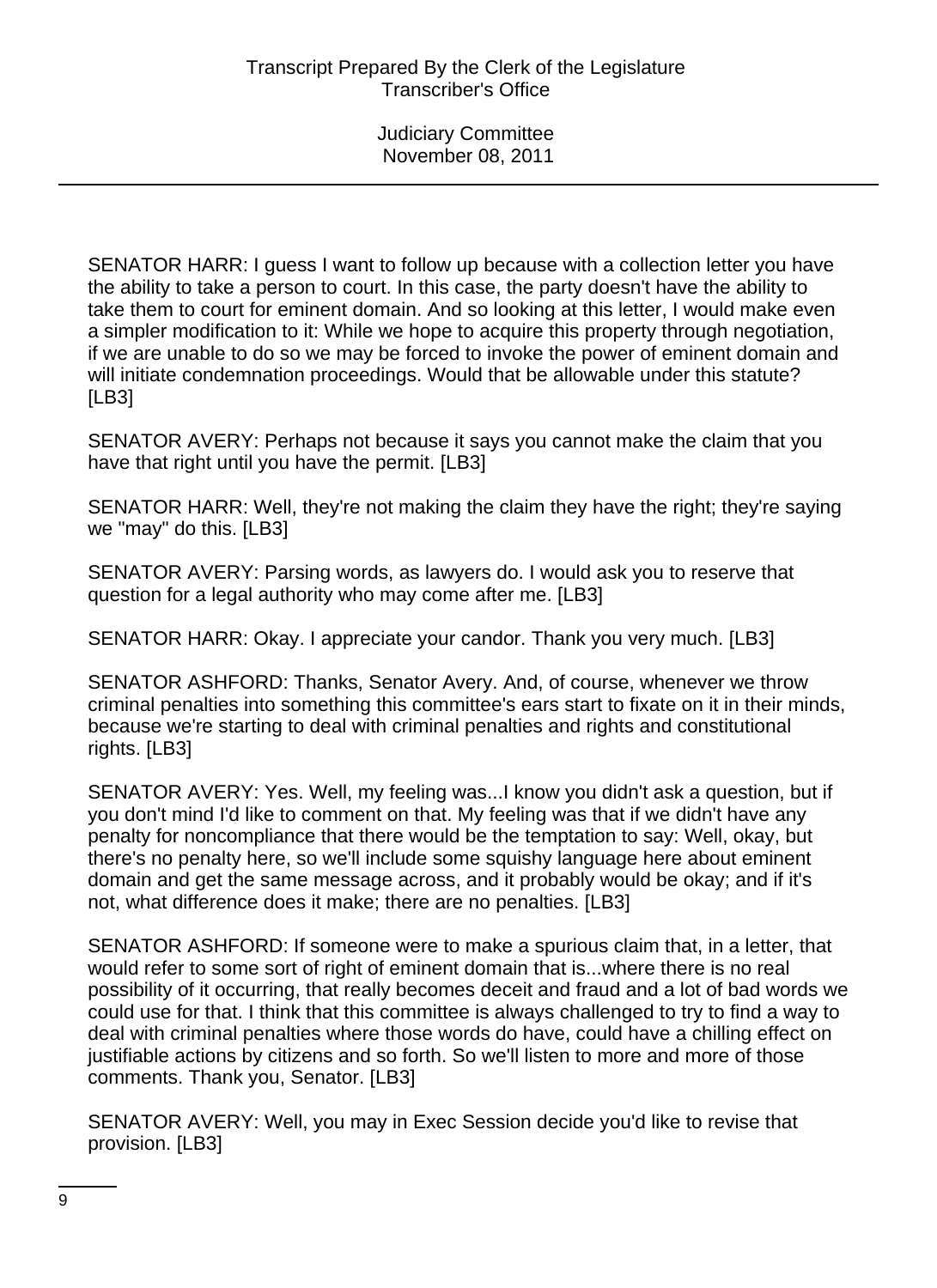SENATOR HARR: I guess I want to follow up because with a collection letter you have the ability to take a person to court. In this case, the party doesn't have the ability to take them to court for eminent domain. And so looking at this letter, I would make even a simpler modification to it: While we hope to acquire this property through negotiation, if we are unable to do so we may be forced to invoke the power of eminent domain and will initiate condemnation proceedings. Would that be allowable under this statute? [LB3]

SENATOR AVERY: Perhaps not because it says you cannot make the claim that you have that right until you have the permit. [LB3]

SENATOR HARR: Well, they're not making the claim they have the right; they're saying we "may" do this. [LB3]

SENATOR AVERY: Parsing words, as lawyers do. I would ask you to reserve that question for a legal authority who may come after me. [LB3]

SENATOR HARR: Okay. I appreciate your candor. Thank you very much. [LB3]

SENATOR ASHFORD: Thanks, Senator Avery. And, of course, whenever we throw criminal penalties into something this committee's ears start to fixate on it in their minds, because we're starting to deal with criminal penalties and rights and constitutional rights. [LB3]

SENATOR AVERY: Yes. Well, my feeling was...I know you didn't ask a question, but if you don't mind I'd like to comment on that. My feeling was that if we didn't have any penalty for noncompliance that there would be the temptation to say: Well, okay, but there's no penalty here, so we'll include some squishy language here about eminent domain and get the same message across, and it probably would be okay; and if it's not, what difference does it make; there are no penalties. [LB3]

SENATOR ASHFORD: If someone were to make a spurious claim that, in a letter, that would refer to some sort of right of eminent domain that is...where there is no real possibility of it occurring, that really becomes deceit and fraud and a lot of bad words we could use for that. I think that this committee is always challenged to try to find a way to deal with criminal penalties where those words do have, could have a chilling effect on justifiable actions by citizens and so forth. So we'll listen to more and more of those comments. Thank you, Senator. [LB3]

SENATOR AVERY: Well, you may in Exec Session decide you'd like to revise that provision. [LB3]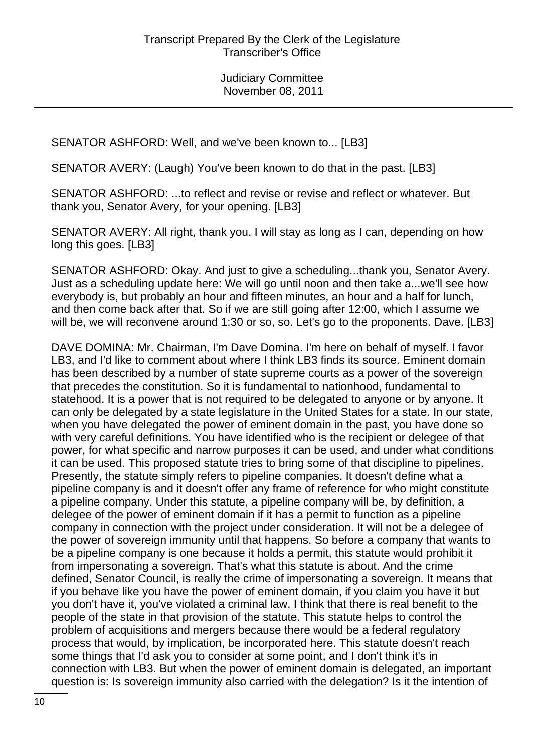SENATOR ASHFORD: Well, and we've been known to... [LB3]

SENATOR AVERY: (Laugh) You've been known to do that in the past. [LB3]

SENATOR ASHFORD: ...to reflect and revise or revise and reflect or whatever. But thank you, Senator Avery, for your opening. [LB3]

SENATOR AVERY: All right, thank you. I will stay as long as I can, depending on how long this goes. [LB3]

SENATOR ASHFORD: Okay. And just to give a scheduling...thank you, Senator Avery. Just as a scheduling update here: We will go until noon and then take a...we'll see how everybody is, but probably an hour and fifteen minutes, an hour and a half for lunch, and then come back after that. So if we are still going after 12:00, which I assume we will be, we will reconvene around 1:30 or so, so. Let's go to the proponents. Dave. [LB3]

DAVE DOMINA: Mr. Chairman, I'm Dave Domina. I'm here on behalf of myself. I favor LB3, and I'd like to comment about where I think LB3 finds its source. Eminent domain has been described by a number of state supreme courts as a power of the sovereign that precedes the constitution. So it is fundamental to nationhood, fundamental to statehood. It is a power that is not required to be delegated to anyone or by anyone. It can only be delegated by a state legislature in the United States for a state. In our state, when you have delegated the power of eminent domain in the past, you have done so with very careful definitions. You have identified who is the recipient or delegee of that power, for what specific and narrow purposes it can be used, and under what conditions it can be used. This proposed statute tries to bring some of that discipline to pipelines. Presently, the statute simply refers to pipeline companies. It doesn't define what a pipeline company is and it doesn't offer any frame of reference for who might constitute a pipeline company. Under this statute, a pipeline company will be, by definition, a delegee of the power of eminent domain if it has a permit to function as a pipeline company in connection with the project under consideration. It will not be a delegee of the power of sovereign immunity until that happens. So before a company that wants to be a pipeline company is one because it holds a permit, this statute would prohibit it from impersonating a sovereign. That's what this statute is about. And the crime defined, Senator Council, is really the crime of impersonating a sovereign. It means that if you behave like you have the power of eminent domain, if you claim you have it but you don't have it, you've violated a criminal law. I think that there is real benefit to the people of the state in that provision of the statute. This statute helps to control the problem of acquisitions and mergers because there would be a federal regulatory process that would, by implication, be incorporated here. This statute doesn't reach some things that I'd ask you to consider at some point, and I don't think it's in connection with LB3. But when the power of eminent domain is delegated, an important question is: Is sovereign immunity also carried with the delegation? Is it the intention of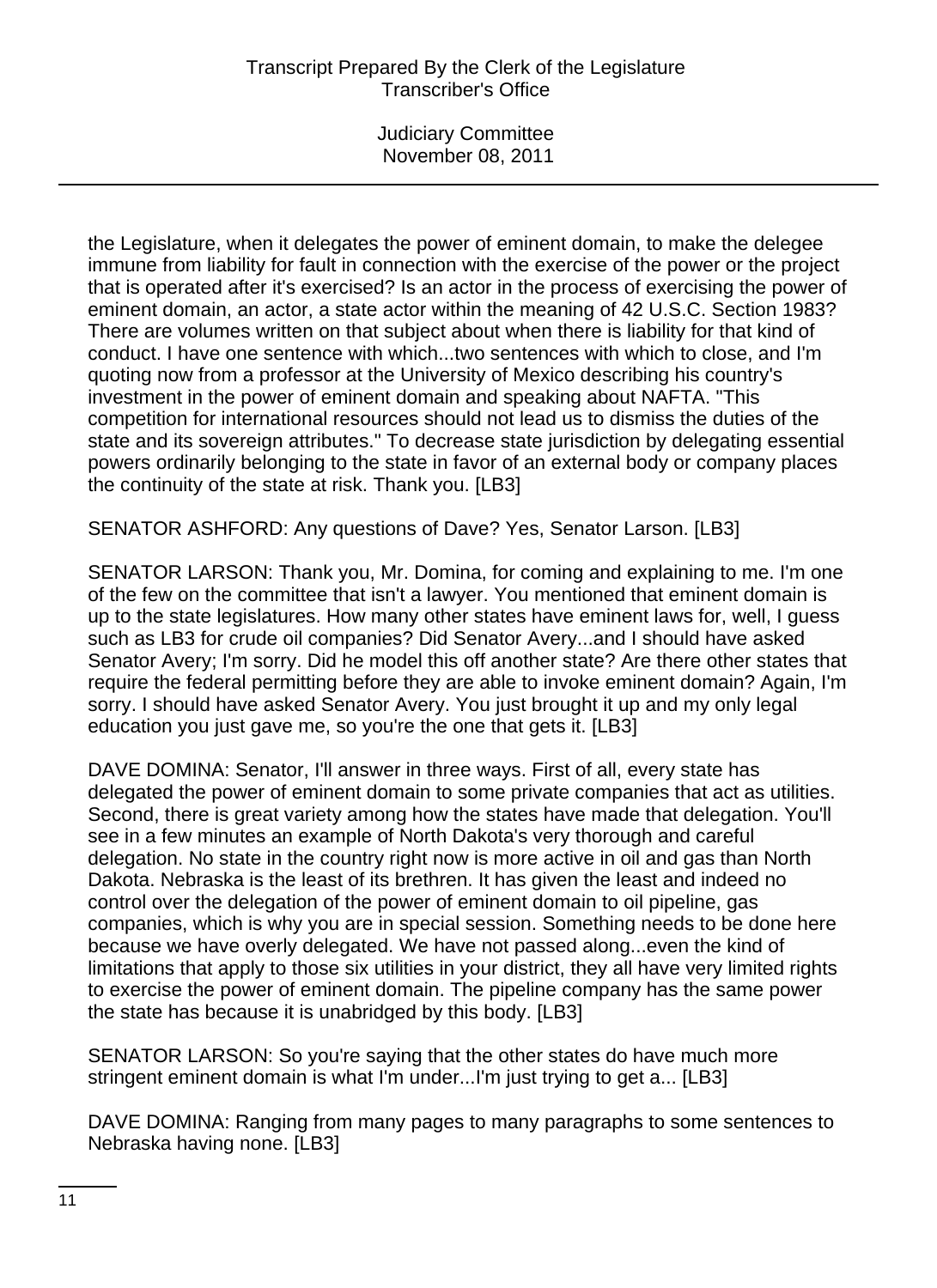the Legislature, when it delegates the power of eminent domain, to make the delegee immune from liability for fault in connection with the exercise of the power or the project that is operated after it's exercised? Is an actor in the process of exercising the power of eminent domain, an actor, a state actor within the meaning of 42 U.S.C. Section 1983? There are volumes written on that subject about when there is liability for that kind of conduct. I have one sentence with which...two sentences with which to close, and I'm quoting now from a professor at the University of Mexico describing his country's investment in the power of eminent domain and speaking about NAFTA. "This competition for international resources should not lead us to dismiss the duties of the state and its sovereign attributes." To decrease state jurisdiction by delegating essential powers ordinarily belonging to the state in favor of an external body or company places the continuity of the state at risk. Thank you. [LB3]

SENATOR ASHFORD: Any questions of Dave? Yes, Senator Larson. [LB3]

SENATOR LARSON: Thank you, Mr. Domina, for coming and explaining to me. I'm one of the few on the committee that isn't a lawyer. You mentioned that eminent domain is up to the state legislatures. How many other states have eminent laws for, well, I guess such as LB3 for crude oil companies? Did Senator Avery...and I should have asked Senator Avery; I'm sorry. Did he model this off another state? Are there other states that require the federal permitting before they are able to invoke eminent domain? Again, I'm sorry. I should have asked Senator Avery. You just brought it up and my only legal education you just gave me, so you're the one that gets it. [LB3]

DAVE DOMINA: Senator, I'll answer in three ways. First of all, every state has delegated the power of eminent domain to some private companies that act as utilities. Second, there is great variety among how the states have made that delegation. You'll see in a few minutes an example of North Dakota's very thorough and careful delegation. No state in the country right now is more active in oil and gas than North Dakota. Nebraska is the least of its brethren. It has given the least and indeed no control over the delegation of the power of eminent domain to oil pipeline, gas companies, which is why you are in special session. Something needs to be done here because we have overly delegated. We have not passed along...even the kind of limitations that apply to those six utilities in your district, they all have very limited rights to exercise the power of eminent domain. The pipeline company has the same power the state has because it is unabridged by this body. [LB3]

SENATOR LARSON: So you're saying that the other states do have much more stringent eminent domain is what I'm under...I'm just trying to get a... [LB3]

DAVE DOMINA: Ranging from many pages to many paragraphs to some sentences to Nebraska having none. [LB3]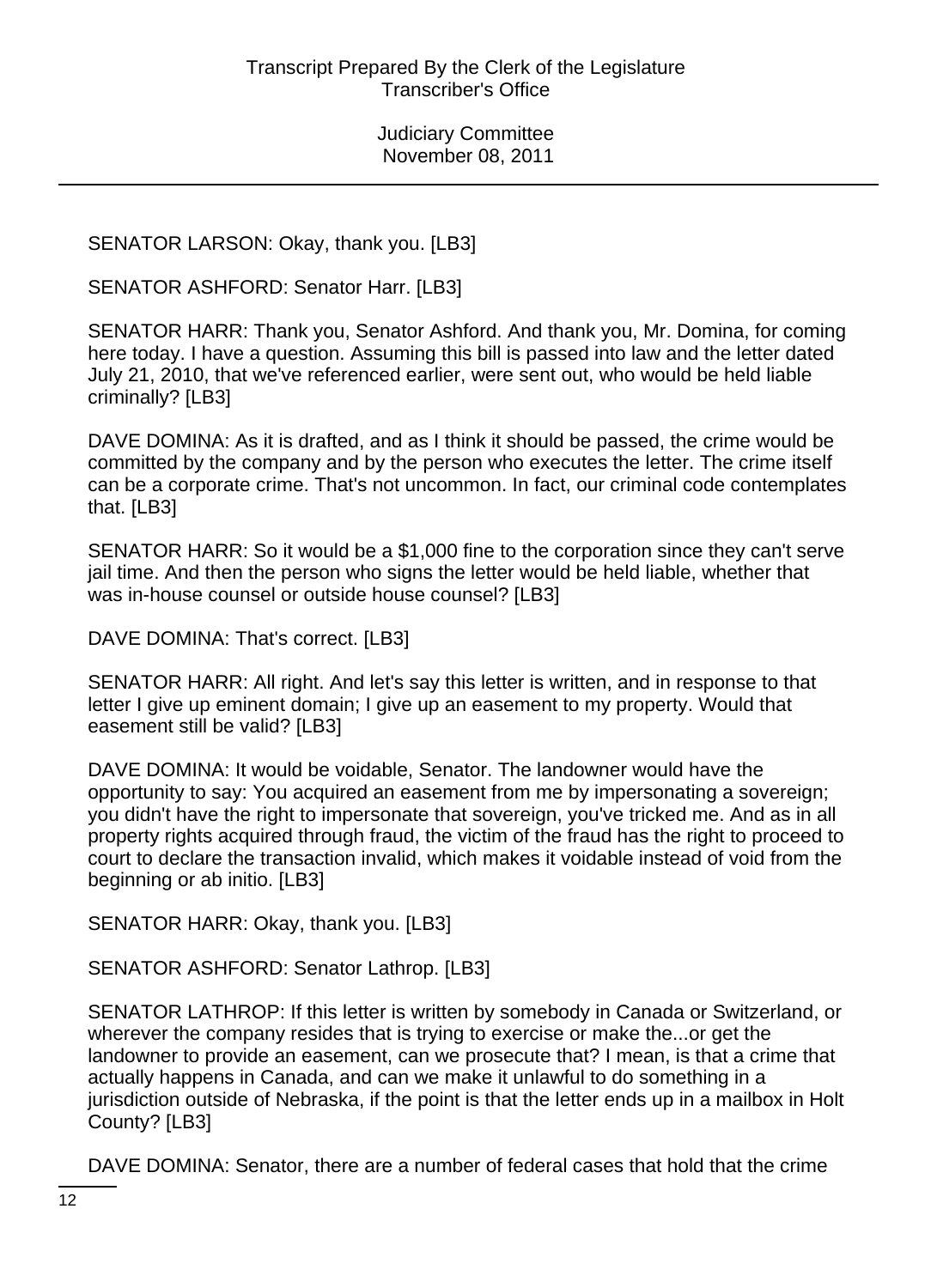SENATOR LARSON: Okay, thank you. [LB3]

SENATOR ASHFORD: Senator Harr. [LB3]

SENATOR HARR: Thank you, Senator Ashford. And thank you, Mr. Domina, for coming here today. I have a question. Assuming this bill is passed into law and the letter dated July 21, 2010, that we've referenced earlier, were sent out, who would be held liable criminally? [LB3]

DAVE DOMINA: As it is drafted, and as I think it should be passed, the crime would be committed by the company and by the person who executes the letter. The crime itself can be a corporate crime. That's not uncommon. In fact, our criminal code contemplates that. [LB3]

SENATOR HARR: So it would be a $1,000 fine to the corporation since they can't serve jail time. And then the person who signs the letter would be held liable, whether that was in-house counsel or outside house counsel? [LB3]

DAVE DOMINA: That's correct. [LB3]

SENATOR HARR: All right. And let's say this letter is written, and in response to that letter I give up eminent domain; I give up an easement to my property. Would that easement still be valid? [LB3]

DAVE DOMINA: It would be voidable, Senator. The landowner would have the opportunity to say: You acquired an easement from me by impersonating a sovereign; you didn't have the right to impersonate that sovereign, you've tricked me. And as in all property rights acquired through fraud, the victim of the fraud has the right to proceed to court to declare the transaction invalid, which makes it voidable instead of void from the beginning or ab initio. [LB3]

SENATOR HARR: Okay, thank you. [LB3]

SENATOR ASHFORD: Senator Lathrop. [LB3]

SENATOR LATHROP: If this letter is written by somebody in Canada or Switzerland, or wherever the company resides that is trying to exercise or make the...or get the landowner to provide an easement, can we prosecute that? I mean, is that a crime that actually happens in Canada, and can we make it unlawful to do something in a jurisdiction outside of Nebraska, if the point is that the letter ends up in a mailbox in Holt County? [LB3]

DAVE DOMINA: Senator, there are a number of federal cases that hold that the crime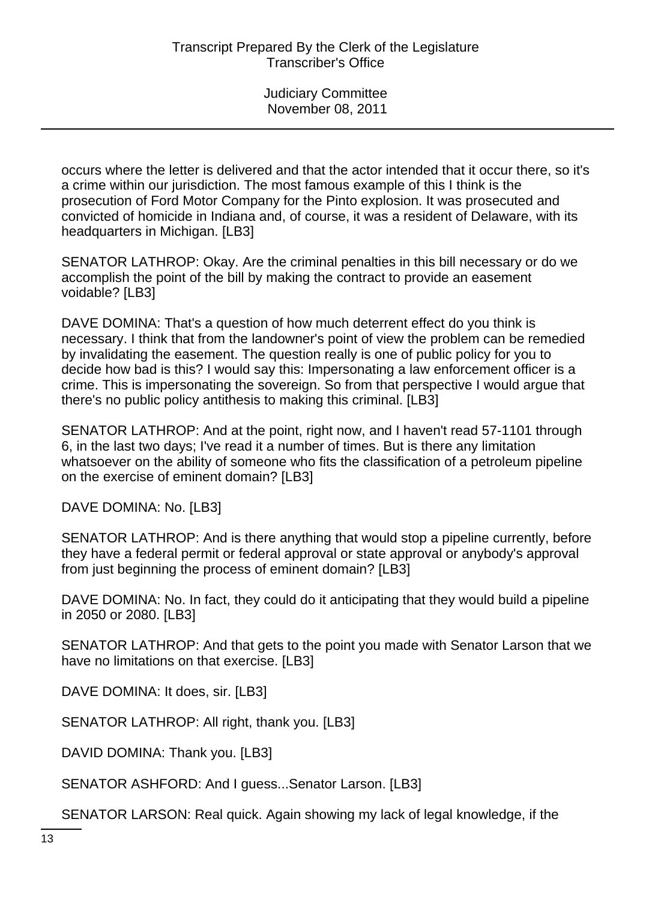occurs where the letter is delivered and that the actor intended that it occur there, so it's a crime within our jurisdiction. The most famous example of this I think is the prosecution of Ford Motor Company for the Pinto explosion. It was prosecuted and convicted of homicide in Indiana and, of course, it was a resident of Delaware, with its headquarters in Michigan. [LB3]

SENATOR LATHROP: Okay. Are the criminal penalties in this bill necessary or do we accomplish the point of the bill by making the contract to provide an easement voidable? [LB3]

DAVE DOMINA: That's a question of how much deterrent effect do you think is necessary. I think that from the landowner's point of view the problem can be remedied by invalidating the easement. The question really is one of public policy for you to decide how bad is this? I would say this: Impersonating a law enforcement officer is a crime. This is impersonating the sovereign. So from that perspective I would argue that there's no public policy antithesis to making this criminal. [LB3]

SENATOR LATHROP: And at the point, right now, and I haven't read 57-1101 through 6, in the last two days; I've read it a number of times. But is there any limitation whatsoever on the ability of someone who fits the classification of a petroleum pipeline on the exercise of eminent domain? [LB3]

DAVE DOMINA: No. [LB3]

SENATOR LATHROP: And is there anything that would stop a pipeline currently, before they have a federal permit or federal approval or state approval or anybody's approval from just beginning the process of eminent domain? [LB3]

DAVE DOMINA: No. In fact, they could do it anticipating that they would build a pipeline in 2050 or 2080. [LB3]

SENATOR LATHROP: And that gets to the point you made with Senator Larson that we have no limitations on that exercise. [LB3]

DAVE DOMINA: It does, sir. [LB3]

SENATOR LATHROP: All right, thank you. [LB3]

DAVID DOMINA: Thank you. [LB3]

SENATOR ASHFORD: And I guess...Senator Larson. [LB3]

SENATOR LARSON: Real quick. Again showing my lack of legal knowledge, if the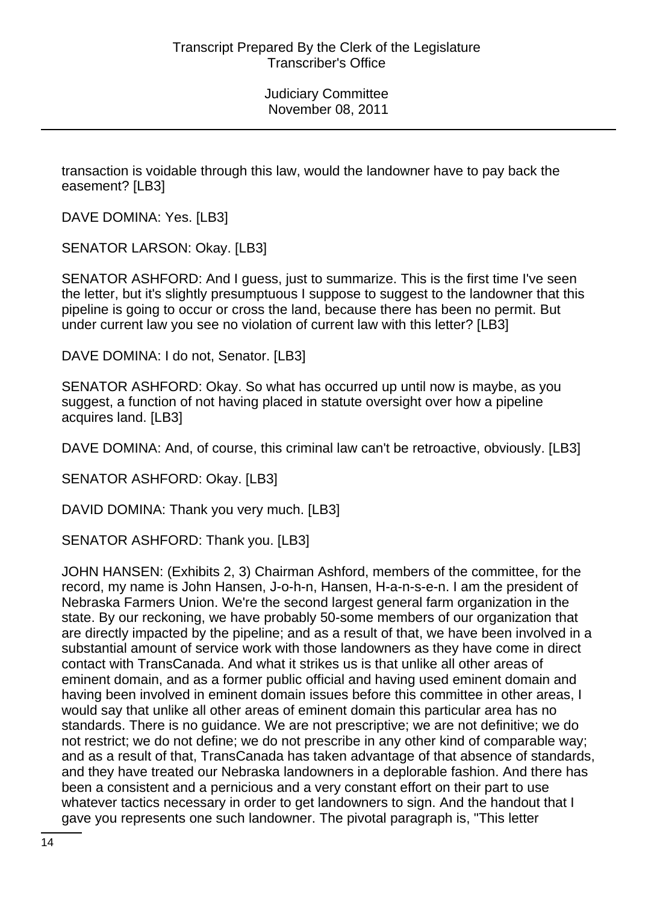transaction is voidable through this law, would the landowner have to pay back the easement? [LB3]

DAVE DOMINA: Yes. [LB3]

SENATOR LARSON: Okay. [LB3]

SENATOR ASHFORD: And I guess, just to summarize. This is the first time I've seen the letter, but it's slightly presumptuous I suppose to suggest to the landowner that this pipeline is going to occur or cross the land, because there has been no permit. But under current law you see no violation of current law with this letter? [LB3]

DAVE DOMINA: I do not, Senator. [LB3]

SENATOR ASHFORD: Okay. So what has occurred up until now is maybe, as you suggest, a function of not having placed in statute oversight over how a pipeline acquires land. [LB3]

DAVE DOMINA: And, of course, this criminal law can't be retroactive, obviously. [LB3]

SENATOR ASHFORD: Okay. [LB3]

DAVID DOMINA: Thank you very much. [LB3]

SENATOR ASHFORD: Thank you. [LB3]

JOHN HANSEN: (Exhibits 2, 3) Chairman Ashford, members of the committee, for the record, my name is John Hansen, J-o-h-n, Hansen, H-a-n-s-e-n. I am the president of Nebraska Farmers Union. We're the second largest general farm organization in the state. By our reckoning, we have probably 50-some members of our organization that are directly impacted by the pipeline; and as a result of that, we have been involved in a substantial amount of service work with those landowners as they have come in direct contact with TransCanada. And what it strikes us is that unlike all other areas of eminent domain, and as a former public official and having used eminent domain and having been involved in eminent domain issues before this committee in other areas, I would say that unlike all other areas of eminent domain this particular area has no standards. There is no guidance. We are not prescriptive; we are not definitive; we do not restrict; we do not define; we do not prescribe in any other kind of comparable way; and as a result of that, TransCanada has taken advantage of that absence of standards, and they have treated our Nebraska landowners in a deplorable fashion. And there has been a consistent and a pernicious and a very constant effort on their part to use whatever tactics necessary in order to get landowners to sign. And the handout that I gave you represents one such landowner. The pivotal paragraph is, "This letter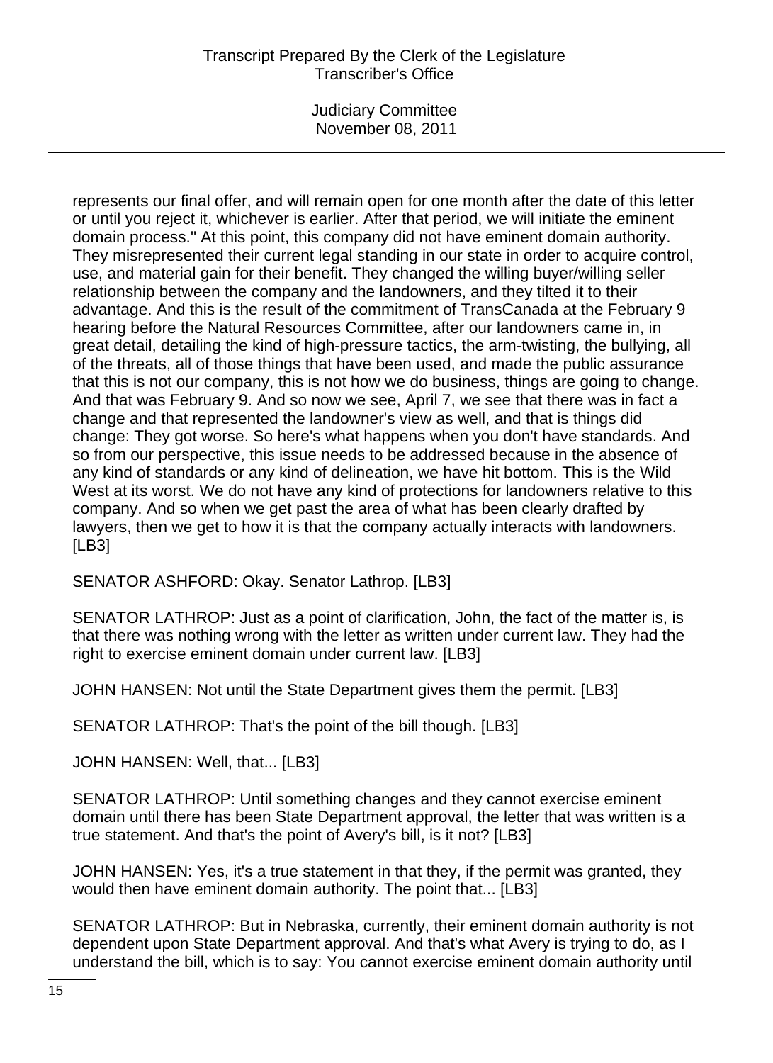represents our final offer, and will remain open for one month after the date of this letter or until you reject it, whichever is earlier. After that period, we will initiate the eminent domain process." At this point, this company did not have eminent domain authority. They misrepresented their current legal standing in our state in order to acquire control, use, and material gain for their benefit. They changed the willing buyer/willing seller relationship between the company and the landowners, and they tilted it to their advantage. And this is the result of the commitment of TransCanada at the February 9 hearing before the Natural Resources Committee, after our landowners came in, in great detail, detailing the kind of high-pressure tactics, the arm-twisting, the bullying, all of the threats, all of those things that have been used, and made the public assurance that this is not our company, this is not how we do business, things are going to change. And that was February 9. And so now we see, April 7, we see that there was in fact a change and that represented the landowner's view as well, and that is things did change: They got worse. So here's what happens when you don't have standards. And so from our perspective, this issue needs to be addressed because in the absence of any kind of standards or any kind of delineation, we have hit bottom. This is the Wild West at its worst. We do not have any kind of protections for landowners relative to this company. And so when we get past the area of what has been clearly drafted by lawyers, then we get to how it is that the company actually interacts with landowners. [LB3]

SENATOR ASHFORD: Okay. Senator Lathrop. [LB3]

SENATOR LATHROP: Just as a point of clarification, John, the fact of the matter is, is that there was nothing wrong with the letter as written under current law. They had the right to exercise eminent domain under current law. [LB3]

JOHN HANSEN: Not until the State Department gives them the permit. [LB3]

SENATOR LATHROP: That's the point of the bill though. [LB3]

JOHN HANSEN: Well, that... [LB3]

SENATOR LATHROP: Until something changes and they cannot exercise eminent domain until there has been State Department approval, the letter that was written is a true statement. And that's the point of Avery's bill, is it not? [LB3]

JOHN HANSEN: Yes, it's a true statement in that they, if the permit was granted, they would then have eminent domain authority. The point that... [LB3]

SENATOR LATHROP: But in Nebraska, currently, their eminent domain authority is not dependent upon State Department approval. And that's what Avery is trying to do, as I understand the bill, which is to say: You cannot exercise eminent domain authority until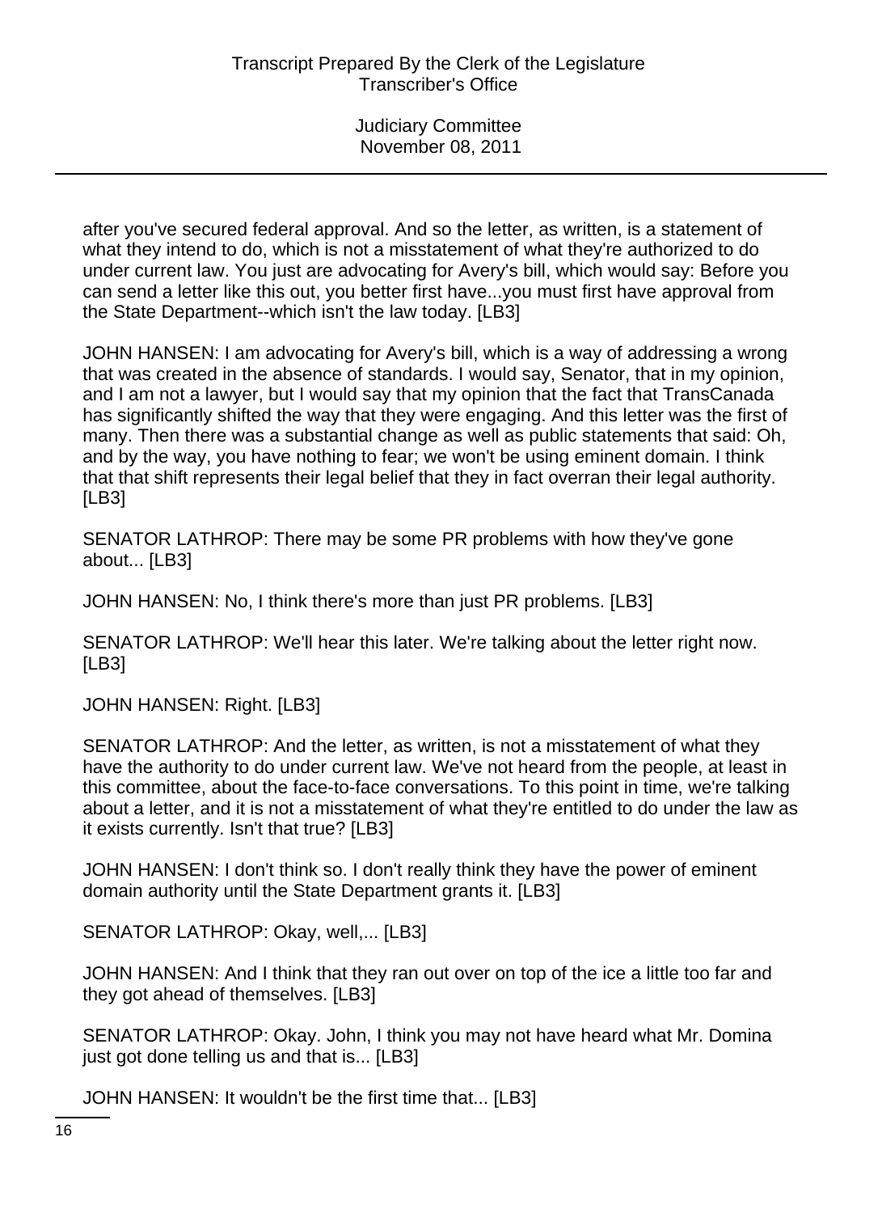after you've secured federal approval. And so the letter, as written, is a statement of what they intend to do, which is not a misstatement of what they're authorized to do under current law. You just are advocating for Avery's bill, which would say: Before you can send a letter like this out, you better first have...you must first have approval from the State Department--which isn't the law today. [LB3]

JOHN HANSEN: I am advocating for Avery's bill, which is a way of addressing a wrong that was created in the absence of standards. I would say, Senator, that in my opinion, and I am not a lawyer, but I would say that my opinion that the fact that TransCanada has significantly shifted the way that they were engaging. And this letter was the first of many. Then there was a substantial change as well as public statements that said: Oh, and by the way, you have nothing to fear; we won't be using eminent domain. I think that that shift represents their legal belief that they in fact overran their legal authority. [LB3]

SENATOR LATHROP: There may be some PR problems with how they've gone about... [LB3]

JOHN HANSEN: No, I think there's more than just PR problems. [LB3]

SENATOR LATHROP: We'll hear this later. We're talking about the letter right now. [LB3]

JOHN HANSEN: Right. [LB3]

SENATOR LATHROP: And the letter, as written, is not a misstatement of what they have the authority to do under current law. We've not heard from the people, at least in this committee, about the face-to-face conversations. To this point in time, we're talking about a letter, and it is not a misstatement of what they're entitled to do under the law as it exists currently. Isn't that true? [LB3]

JOHN HANSEN: I don't think so. I don't really think they have the power of eminent domain authority until the State Department grants it. [LB3]

SENATOR LATHROP: Okay, well,... [LB3]

JOHN HANSEN: And I think that they ran out over on top of the ice a little too far and they got ahead of themselves. [LB3]

SENATOR LATHROP: Okay. John, I think you may not have heard what Mr. Domina just got done telling us and that is... [LB3]

JOHN HANSEN: It wouldn't be the first time that... [LB3]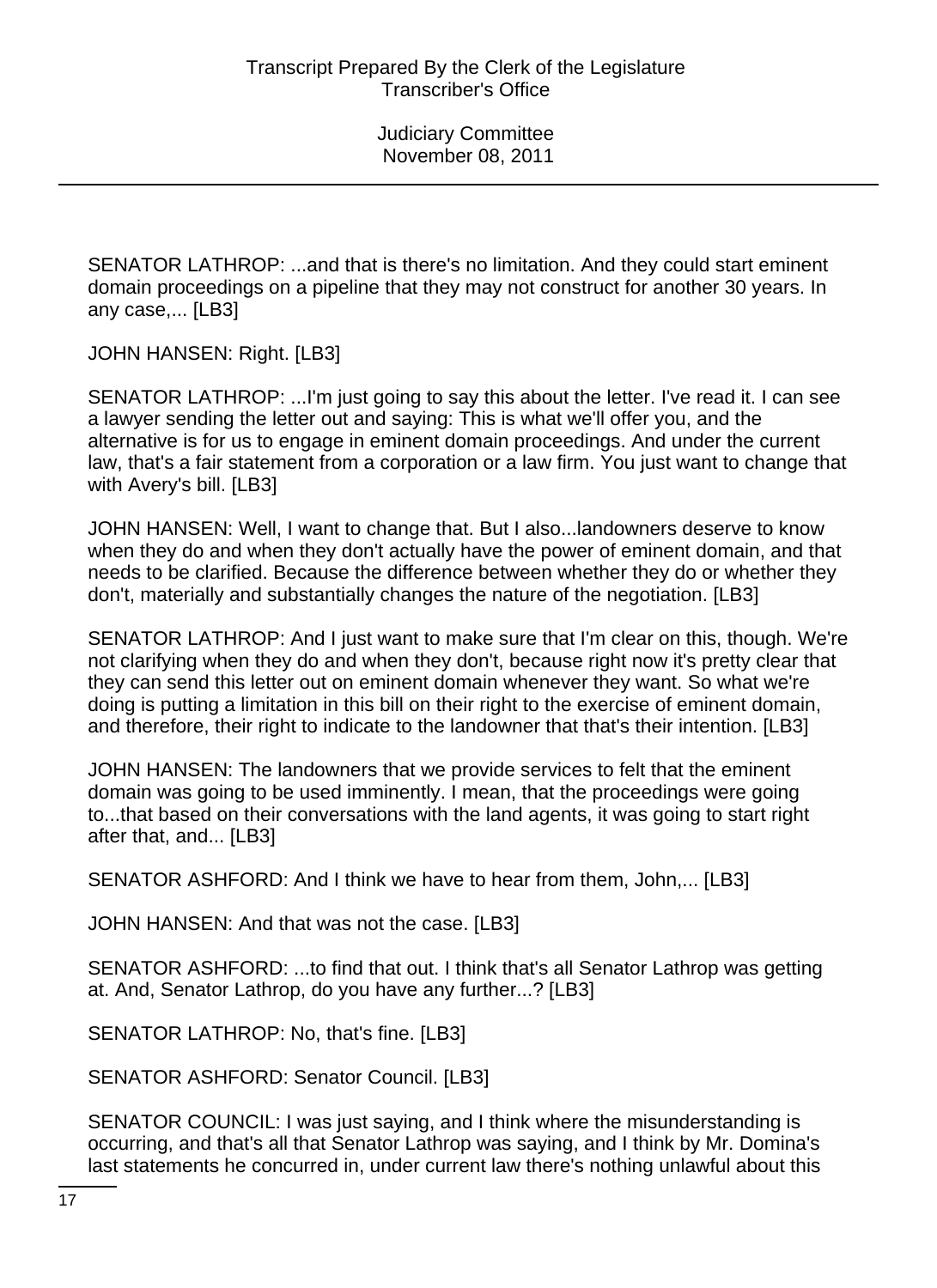SENATOR LATHROP: ...and that is there's no limitation. And they could start eminent domain proceedings on a pipeline that they may not construct for another 30 years. In any case,... [LB3]

JOHN HANSEN: Right. [LB3]

SENATOR LATHROP: ...I'm just going to say this about the letter. I've read it. I can see a lawyer sending the letter out and saying: This is what we'll offer you, and the alternative is for us to engage in eminent domain proceedings. And under the current law, that's a fair statement from a corporation or a law firm. You just want to change that with Avery's bill. [LB3]

JOHN HANSEN: Well, I want to change that. But I also...landowners deserve to know when they do and when they don't actually have the power of eminent domain, and that needs to be clarified. Because the difference between whether they do or whether they don't, materially and substantially changes the nature of the negotiation. [LB3]

SENATOR LATHROP: And I just want to make sure that I'm clear on this, though. We're not clarifying when they do and when they don't, because right now it's pretty clear that they can send this letter out on eminent domain whenever they want. So what we're doing is putting a limitation in this bill on their right to the exercise of eminent domain, and therefore, their right to indicate to the landowner that that's their intention. [LB3]

JOHN HANSEN: The landowners that we provide services to felt that the eminent domain was going to be used imminently. I mean, that the proceedings were going to...that based on their conversations with the land agents, it was going to start right after that, and... [LB3]

SENATOR ASHFORD: And I think we have to hear from them, John,... [LB3]

JOHN HANSEN: And that was not the case. [LB3]

SENATOR ASHFORD: ...to find that out. I think that's all Senator Lathrop was getting at. And, Senator Lathrop, do you have any further...? [LB3]

SENATOR LATHROP: No, that's fine. [LB3]

SENATOR ASHFORD: Senator Council. [LB3]

SENATOR COUNCIL: I was just saying, and I think where the misunderstanding is occurring, and that's all that Senator Lathrop was saying, and I think by Mr. Domina's last statements he concurred in, under current law there's nothing unlawful about this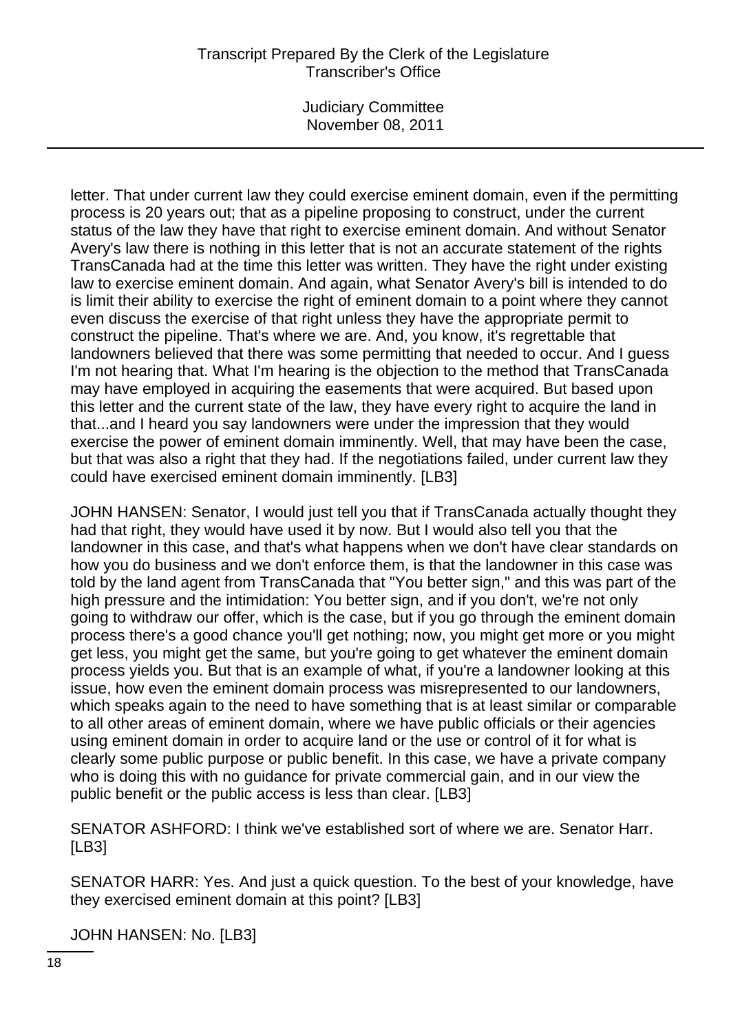letter. That under current law they could exercise eminent domain, even if the permitting process is 20 years out; that as a pipeline proposing to construct, under the current status of the law they have that right to exercise eminent domain. And without Senator Avery's law there is nothing in this letter that is not an accurate statement of the rights TransCanada had at the time this letter was written. They have the right under existing law to exercise eminent domain. And again, what Senator Avery's bill is intended to do is limit their ability to exercise the right of eminent domain to a point where they cannot even discuss the exercise of that right unless they have the appropriate permit to construct the pipeline. That's where we are. And, you know, it's regrettable that landowners believed that there was some permitting that needed to occur. And I guess I'm not hearing that. What I'm hearing is the objection to the method that TransCanada may have employed in acquiring the easements that were acquired. But based upon this letter and the current state of the law, they have every right to acquire the land in that...and I heard you say landowners were under the impression that they would exercise the power of eminent domain imminently. Well, that may have been the case, but that was also a right that they had. If the negotiations failed, under current law they could have exercised eminent domain imminently. [LB3]

JOHN HANSEN: Senator, I would just tell you that if TransCanada actually thought they had that right, they would have used it by now. But I would also tell you that the landowner in this case, and that's what happens when we don't have clear standards on how you do business and we don't enforce them, is that the landowner in this case was told by the land agent from TransCanada that "You better sign," and this was part of the high pressure and the intimidation: You better sign, and if you don't, we're not only going to withdraw our offer, which is the case, but if you go through the eminent domain process there's a good chance you'll get nothing; now, you might get more or you might get less, you might get the same, but you're going to get whatever the eminent domain process yields you. But that is an example of what, if you're a landowner looking at this issue, how even the eminent domain process was misrepresented to our landowners, which speaks again to the need to have something that is at least similar or comparable to all other areas of eminent domain, where we have public officials or their agencies using eminent domain in order to acquire land or the use or control of it for what is clearly some public purpose or public benefit. In this case, we have a private company who is doing this with no guidance for private commercial gain, and in our view the public benefit or the public access is less than clear. [LB3]

SENATOR ASHFORD: I think we've established sort of where we are. Senator Harr. [LB3]

SENATOR HARR: Yes. And just a quick question. To the best of your knowledge, have they exercised eminent domain at this point? [LB3]

JOHN HANSEN: No. [LB3]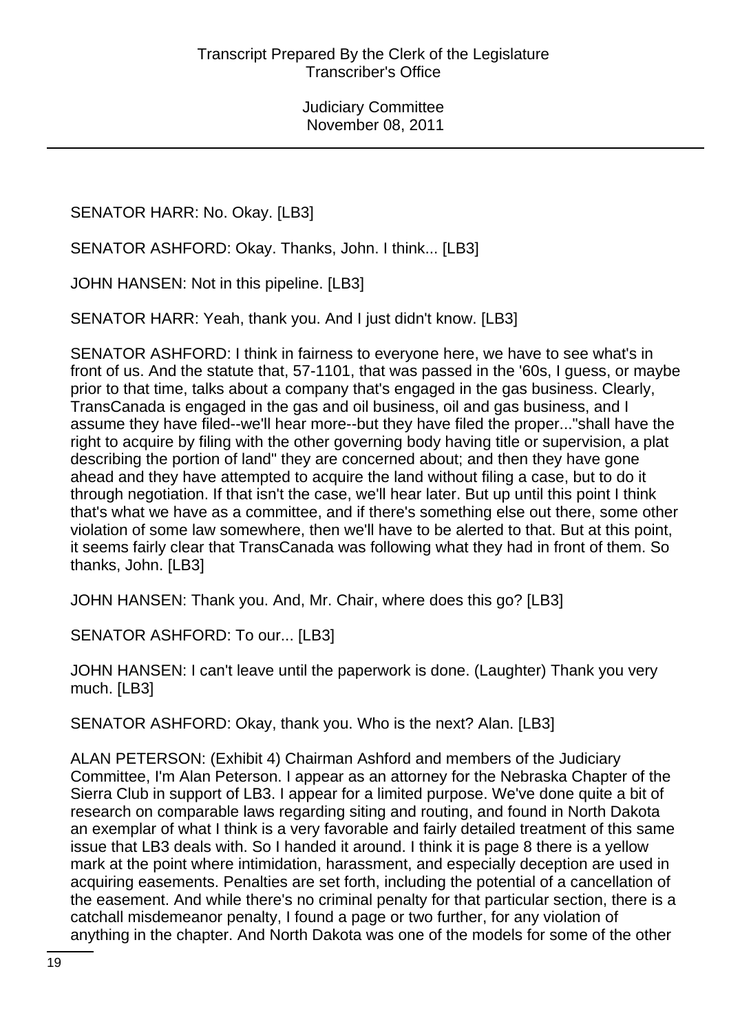SENATOR HARR: No. Okay. [LB3]

SENATOR ASHFORD: Okay. Thanks, John. I think... [LB3]

JOHN HANSEN: Not in this pipeline. [LB3]

SENATOR HARR: Yeah, thank you. And I just didn't know. [LB3]

SENATOR ASHFORD: I think in fairness to everyone here, we have to see what's in front of us. And the statute that, 57-1101, that was passed in the '60s, I guess, or maybe prior to that time, talks about a company that's engaged in the gas business. Clearly, TransCanada is engaged in the gas and oil business, oil and gas business, and I assume they have filed--we'll hear more--but they have filed the proper..."shall have the right to acquire by filing with the other governing body having title or supervision, a plat describing the portion of land" they are concerned about; and then they have gone ahead and they have attempted to acquire the land without filing a case, but to do it through negotiation. If that isn't the case, we'll hear later. But up until this point I think that's what we have as a committee, and if there's something else out there, some other violation of some law somewhere, then we'll have to be alerted to that. But at this point, it seems fairly clear that TransCanada was following what they had in front of them. So thanks, John. [LB3]

JOHN HANSEN: Thank you. And, Mr. Chair, where does this go? [LB3]

SENATOR ASHFORD: To our... [LB3]

JOHN HANSEN: I can't leave until the paperwork is done. (Laughter) Thank you very much. [LB3]

SENATOR ASHFORD: Okay, thank you. Who is the next? Alan. [LB3]

ALAN PETERSON: (Exhibit 4) Chairman Ashford and members of the Judiciary Committee, I'm Alan Peterson. I appear as an attorney for the Nebraska Chapter of the Sierra Club in support of LB3. I appear for a limited purpose. We've done quite a bit of research on comparable laws regarding siting and routing, and found in North Dakota an exemplar of what I think is a very favorable and fairly detailed treatment of this same issue that LB3 deals with. So I handed it around. I think it is page 8 there is a yellow mark at the point where intimidation, harassment, and especially deception are used in acquiring easements. Penalties are set forth, including the potential of a cancellation of the easement. And while there's no criminal penalty for that particular section, there is a catchall misdemeanor penalty, I found a page or two further, for any violation of anything in the chapter. And North Dakota was one of the models for some of the other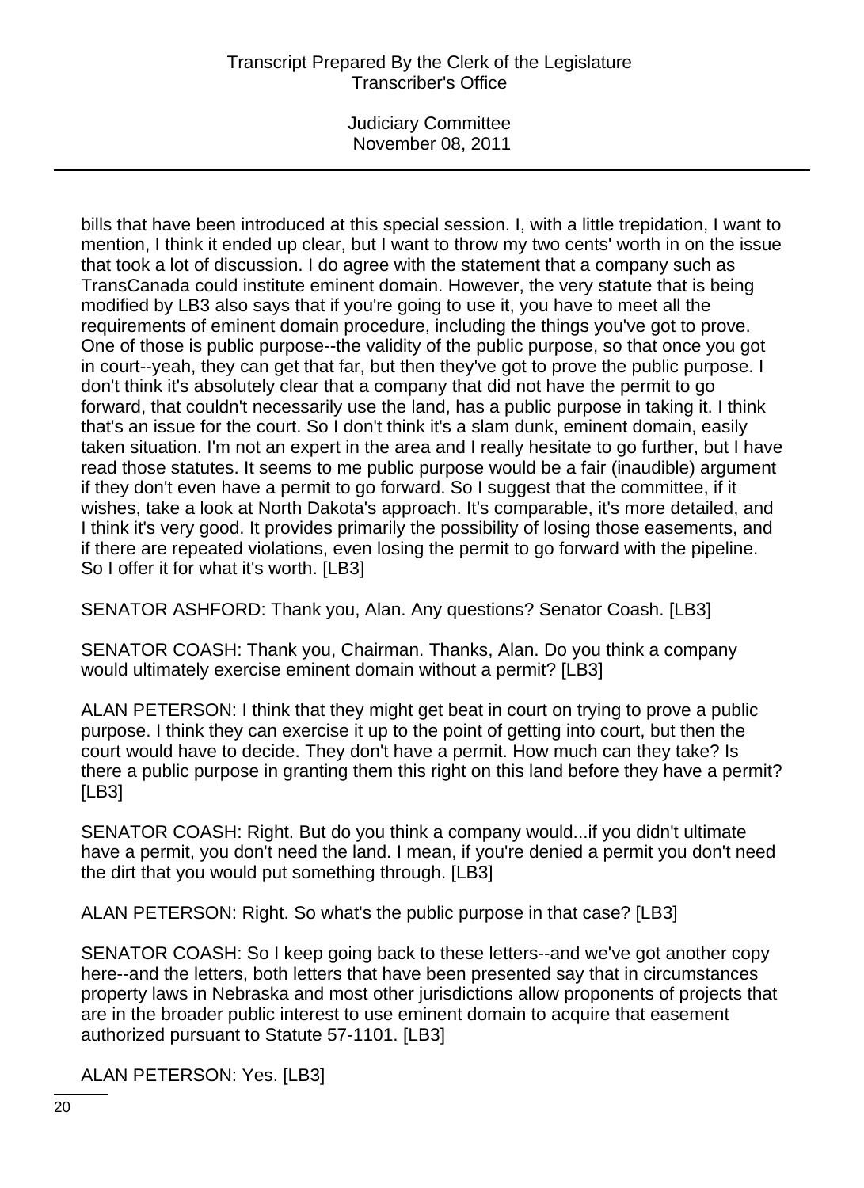bills that have been introduced at this special session. I, with a little trepidation, I want to mention, I think it ended up clear, but I want to throw my two cents' worth in on the issue that took a lot of discussion. I do agree with the statement that a company such as TransCanada could institute eminent domain. However, the very statute that is being modified by LB3 also says that if you're going to use it, you have to meet all the requirements of eminent domain procedure, including the things you've got to prove. One of those is public purpose--the validity of the public purpose, so that once you got in court--yeah, they can get that far, but then they've got to prove the public purpose. I don't think it's absolutely clear that a company that did not have the permit to go forward, that couldn't necessarily use the land, has a public purpose in taking it. I think that's an issue for the court. So I don't think it's a slam dunk, eminent domain, easily taken situation. I'm not an expert in the area and I really hesitate to go further, but I have read those statutes. It seems to me public purpose would be a fair (inaudible) argument if they don't even have a permit to go forward. So I suggest that the committee, if it wishes, take a look at North Dakota's approach. It's comparable, it's more detailed, and I think it's very good. It provides primarily the possibility of losing those easements, and if there are repeated violations, even losing the permit to go forward with the pipeline. So I offer it for what it's worth. [LB3]

SENATOR ASHFORD: Thank you, Alan. Any questions? Senator Coash. [LB3]

SENATOR COASH: Thank you, Chairman. Thanks, Alan. Do you think a company would ultimately exercise eminent domain without a permit? [LB3]

ALAN PETERSON: I think that they might get beat in court on trying to prove a public purpose. I think they can exercise it up to the point of getting into court, but then the court would have to decide. They don't have a permit. How much can they take? Is there a public purpose in granting them this right on this land before they have a permit? [LB3]

SENATOR COASH: Right. But do you think a company would...if you didn't ultimate have a permit, you don't need the land. I mean, if you're denied a permit you don't need the dirt that you would put something through. [LB3]

ALAN PETERSON: Right. So what's the public purpose in that case? [LB3]

SENATOR COASH: So I keep going back to these letters--and we've got another copy here--and the letters, both letters that have been presented say that in circumstances property laws in Nebraska and most other jurisdictions allow proponents of projects that are in the broader public interest to use eminent domain to acquire that easement authorized pursuant to Statute 57-1101. [LB3]

ALAN PETERSON: Yes. [LB3]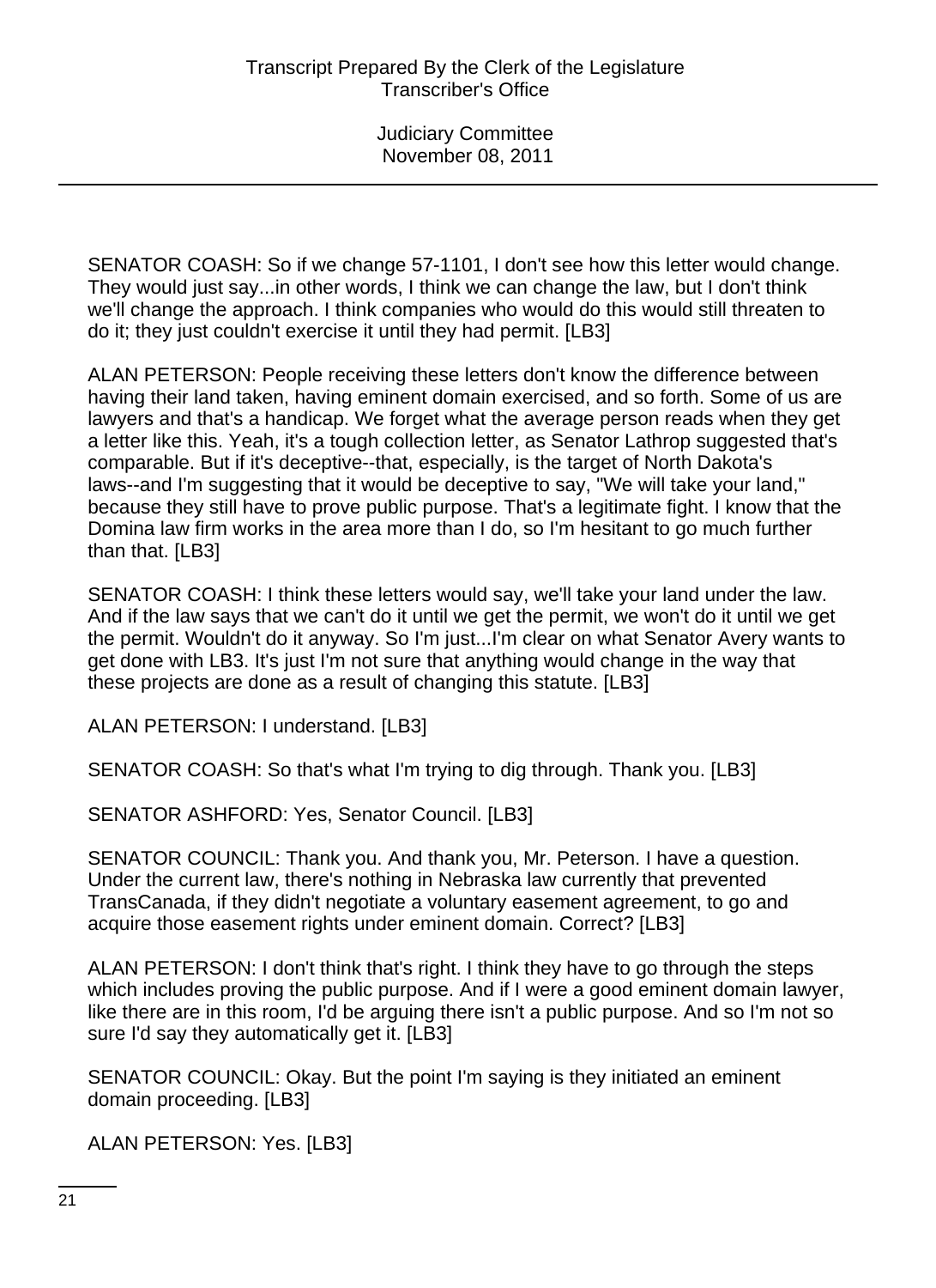SENATOR COASH: So if we change 57-1101, I don't see how this letter would change. They would just say...in other words, I think we can change the law, but I don't think we'll change the approach. I think companies who would do this would still threaten to do it; they just couldn't exercise it until they had permit. [LB3]

ALAN PETERSON: People receiving these letters don't know the difference between having their land taken, having eminent domain exercised, and so forth. Some of us are lawyers and that's a handicap. We forget what the average person reads when they get a letter like this. Yeah, it's a tough collection letter, as Senator Lathrop suggested that's comparable. But if it's deceptive--that, especially, is the target of North Dakota's laws--and I'm suggesting that it would be deceptive to say, "We will take your land," because they still have to prove public purpose. That's a legitimate fight. I know that the Domina law firm works in the area more than I do, so I'm hesitant to go much further than that. [LB3]

SENATOR COASH: I think these letters would say, we'll take your land under the law. And if the law says that we can't do it until we get the permit, we won't do it until we get the permit. Wouldn't do it anyway. So I'm just...I'm clear on what Senator Avery wants to get done with LB3. It's just I'm not sure that anything would change in the way that these projects are done as a result of changing this statute. [LB3]

ALAN PETERSON: I understand. [LB3]

SENATOR COASH: So that's what I'm trying to dig through. Thank you. [LB3]

SENATOR ASHFORD: Yes, Senator Council. [LB3]

SENATOR COUNCIL: Thank you. And thank you, Mr. Peterson. I have a question. Under the current law, there's nothing in Nebraska law currently that prevented TransCanada, if they didn't negotiate a voluntary easement agreement, to go and acquire those easement rights under eminent domain. Correct? [LB3]

ALAN PETERSON: I don't think that's right. I think they have to go through the steps which includes proving the public purpose. And if I were a good eminent domain lawyer, like there are in this room, I'd be arguing there isn't a public purpose. And so I'm not so sure I'd say they automatically get it. [LB3]

SENATOR COUNCIL: Okay. But the point I'm saying is they initiated an eminent domain proceeding. [LB3]

ALAN PETERSON: Yes. [LB3]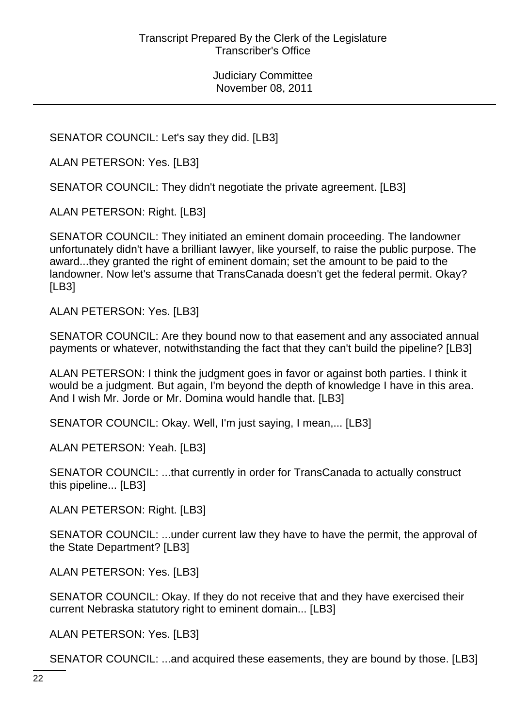SENATOR COUNCIL: Let's say they did. [LB3]

ALAN PETERSON: Yes. [LB3]

SENATOR COUNCIL: They didn't negotiate the private agreement. [LB3]

ALAN PETERSON: Right. [LB3]

SENATOR COUNCIL: They initiated an eminent domain proceeding. The landowner unfortunately didn't have a brilliant lawyer, like yourself, to raise the public purpose. The award...they granted the right of eminent domain; set the amount to be paid to the landowner. Now let's assume that TransCanada doesn't get the federal permit. Okay? [LB3]

ALAN PETERSON: Yes. [LB3]

SENATOR COUNCIL: Are they bound now to that easement and any associated annual payments or whatever, notwithstanding the fact that they can't build the pipeline? [LB3]

ALAN PETERSON: I think the judgment goes in favor or against both parties. I think it would be a judgment. But again, I'm beyond the depth of knowledge I have in this area. And I wish Mr. Jorde or Mr. Domina would handle that. [LB3]

SENATOR COUNCIL: Okay. Well, I'm just saying, I mean,... [LB3]

ALAN PETERSON: Yeah. [LB3]

SENATOR COUNCIL: ...that currently in order for TransCanada to actually construct this pipeline... [LB3]

ALAN PETERSON: Right. [LB3]

SENATOR COUNCIL: ...under current law they have to have the permit, the approval of the State Department? [LB3]

ALAN PETERSON: Yes. [LB3]

SENATOR COUNCIL: Okay. If they do not receive that and they have exercised their current Nebraska statutory right to eminent domain... [LB3]

ALAN PETERSON: Yes. [LB3]

SENATOR COUNCIL: ...and acquired these easements, they are bound by those. [LB3]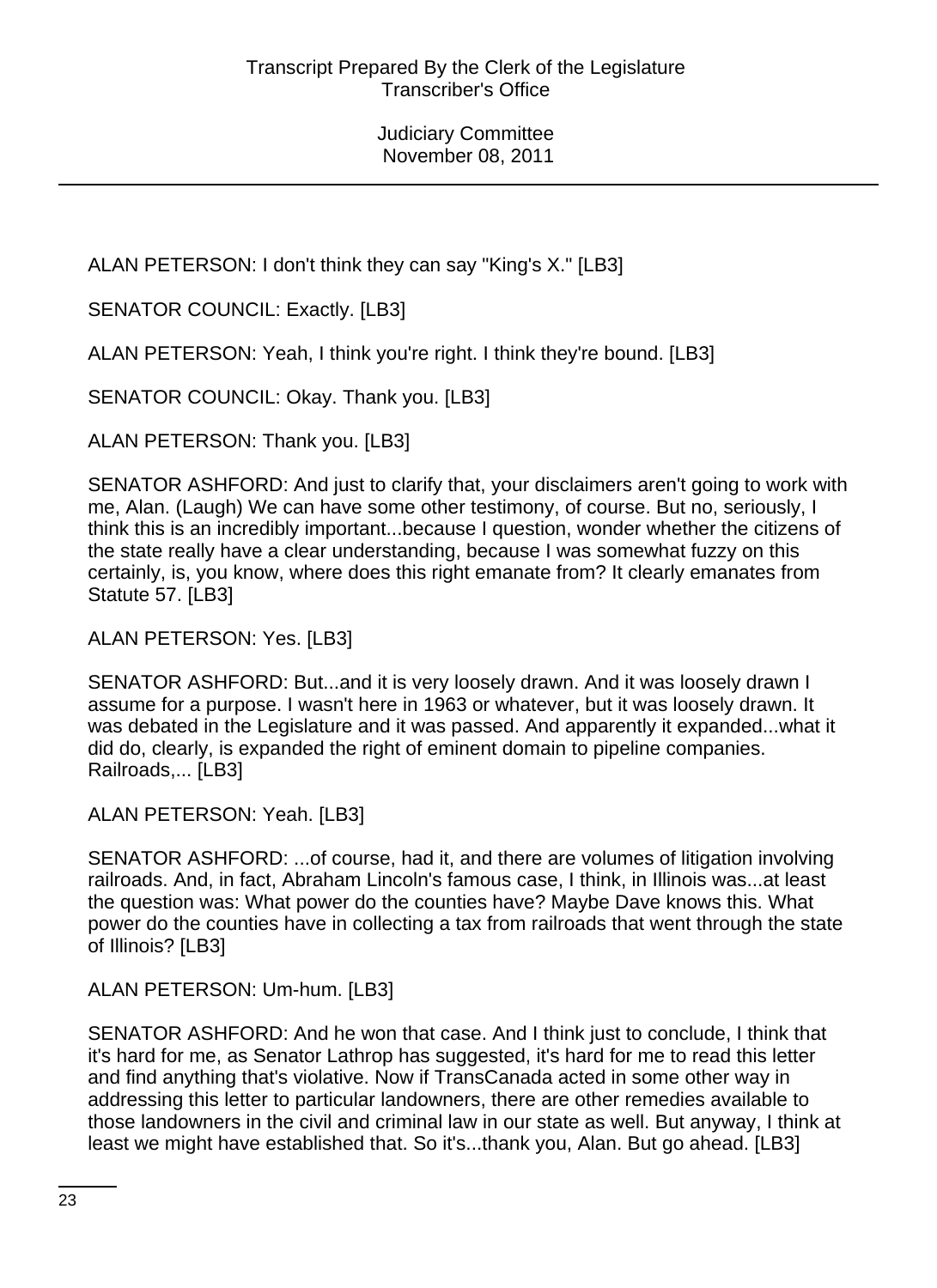ALAN PETERSON: I don't think they can say "King's X." [LB3]

SENATOR COUNCIL: Exactly. [LB3]

ALAN PETERSON: Yeah, I think you're right. I think they're bound. [LB3]

SENATOR COUNCIL: Okay. Thank you. [LB3]

ALAN PETERSON: Thank you. [LB3]

SENATOR ASHFORD: And just to clarify that, your disclaimers aren't going to work with me, Alan. (Laugh) We can have some other testimony, of course. But no, seriously, I think this is an incredibly important...because I question, wonder whether the citizens of the state really have a clear understanding, because I was somewhat fuzzy on this certainly, is, you know, where does this right emanate from? It clearly emanates from Statute 57. [LB3]

ALAN PETERSON: Yes. [LB3]

SENATOR ASHFORD: But...and it is very loosely drawn. And it was loosely drawn I assume for a purpose. I wasn't here in 1963 or whatever, but it was loosely drawn. It was debated in the Legislature and it was passed. And apparently it expanded...what it did do, clearly, is expanded the right of eminent domain to pipeline companies. Railroads,... [LB3]

ALAN PETERSON: Yeah. [LB3]

SENATOR ASHFORD: ...of course, had it, and there are volumes of litigation involving railroads. And, in fact, Abraham Lincoln's famous case, I think, in Illinois was...at least the question was: What power do the counties have? Maybe Dave knows this. What power do the counties have in collecting a tax from railroads that went through the state of Illinois? [LB3]

ALAN PETERSON: Um-hum. [LB3]

SENATOR ASHFORD: And he won that case. And I think just to conclude, I think that it's hard for me, as Senator Lathrop has suggested, it's hard for me to read this letter and find anything that's violative. Now if TransCanada acted in some other way in addressing this letter to particular landowners, there are other remedies available to those landowners in the civil and criminal law in our state as well. But anyway, I think at least we might have established that. So it's...thank you, Alan. But go ahead. [LB3]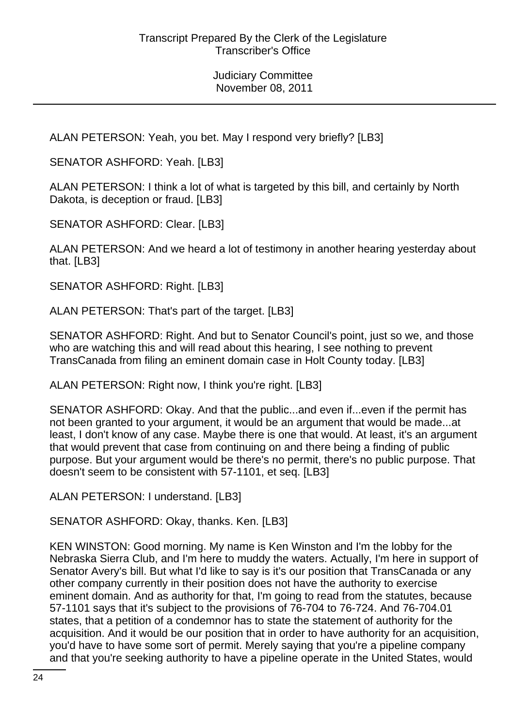ALAN PETERSON: Yeah, you bet. May I respond very briefly? [LB3]

SENATOR ASHFORD: Yeah. [LB3]

ALAN PETERSON: I think a lot of what is targeted by this bill, and certainly by North Dakota, is deception or fraud. [LB3]

SENATOR ASHFORD: Clear. [LB3]

ALAN PETERSON: And we heard a lot of testimony in another hearing yesterday about that. [LB3]

SENATOR ASHFORD: Right. [LB3]

ALAN PETERSON: That's part of the target. [LB3]

SENATOR ASHFORD: Right. And but to Senator Council's point, just so we, and those who are watching this and will read about this hearing, I see nothing to prevent TransCanada from filing an eminent domain case in Holt County today. [LB3]

ALAN PETERSON: Right now, I think you're right. [LB3]

SENATOR ASHFORD: Okay. And that the public...and even if...even if the permit has not been granted to your argument, it would be an argument that would be made...at least, I don't know of any case. Maybe there is one that would. At least, it's an argument that would prevent that case from continuing on and there being a finding of public purpose. But your argument would be there's no permit, there's no public purpose. That doesn't seem to be consistent with 57-1101, et seq. [LB3]

ALAN PETERSON: I understand. [LB3]

SENATOR ASHFORD: Okay, thanks. Ken. [LB3]

KEN WINSTON: Good morning. My name is Ken Winston and I'm the lobby for the Nebraska Sierra Club, and I'm here to muddy the waters. Actually, I'm here in support of Senator Avery's bill. But what I'd like to say is it's our position that TransCanada or any other company currently in their position does not have the authority to exercise eminent domain. And as authority for that, I'm going to read from the statutes, because 57-1101 says that it's subject to the provisions of 76-704 to 76-724. And 76-704.01 states, that a petition of a condemnor has to state the statement of authority for the acquisition. And it would be our position that in order to have authority for an acquisition, you'd have to have some sort of permit. Merely saying that you're a pipeline company and that you're seeking authority to have a pipeline operate in the United States, would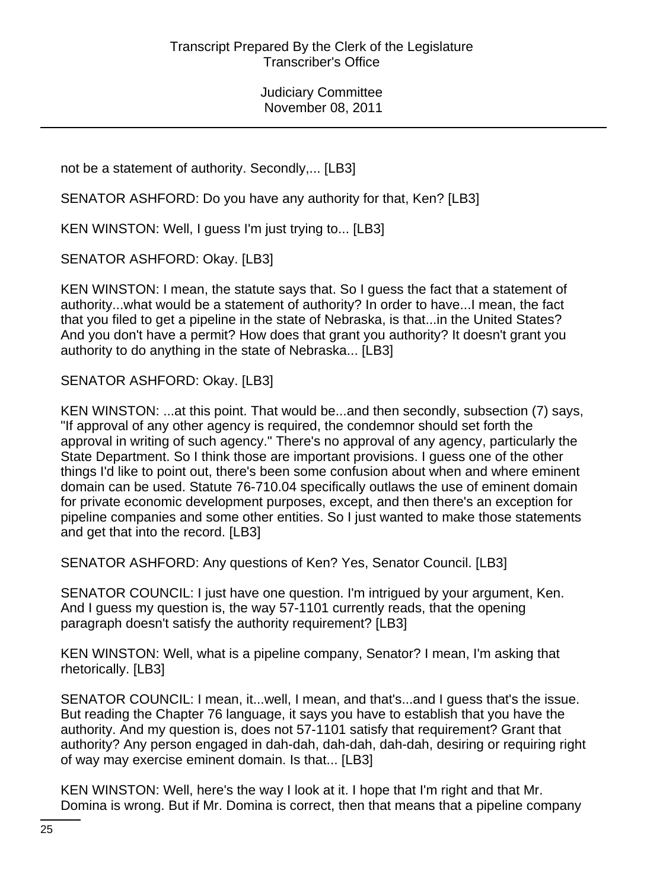not be a statement of authority. Secondly,... [LB3]

SENATOR ASHFORD: Do you have any authority for that, Ken? [LB3]

KEN WINSTON: Well, I guess I'm just trying to... [LB3]

SENATOR ASHFORD: Okay. [LB3]

KEN WINSTON: I mean, the statute says that. So I guess the fact that a statement of authority...what would be a statement of authority? In order to have...I mean, the fact that you filed to get a pipeline in the state of Nebraska, is that...in the United States? And you don't have a permit? How does that grant you authority? It doesn't grant you authority to do anything in the state of Nebraska... [LB3]

SENATOR ASHFORD: Okay. [LB3]

KEN WINSTON: ...at this point. That would be...and then secondly, subsection (7) says, "If approval of any other agency is required, the condemnor should set forth the approval in writing of such agency." There's no approval of any agency, particularly the State Department. So I think those are important provisions. I guess one of the other things I'd like to point out, there's been some confusion about when and where eminent domain can be used. Statute 76-710.04 specifically outlaws the use of eminent domain for private economic development purposes, except, and then there's an exception for pipeline companies and some other entities. So I just wanted to make those statements and get that into the record. [LB3]

SENATOR ASHFORD: Any questions of Ken? Yes, Senator Council. [LB3]

SENATOR COUNCIL: I just have one question. I'm intrigued by your argument, Ken. And I guess my question is, the way 57-1101 currently reads, that the opening paragraph doesn't satisfy the authority requirement? [LB3]

KEN WINSTON: Well, what is a pipeline company, Senator? I mean, I'm asking that rhetorically. [LB3]

SENATOR COUNCIL: I mean, it...well, I mean, and that's...and I guess that's the issue. But reading the Chapter 76 language, it says you have to establish that you have the authority. And my question is, does not 57-1101 satisfy that requirement? Grant that authority? Any person engaged in dah-dah, dah-dah, dah-dah, desiring or requiring right of way may exercise eminent domain. Is that... [LB3]

KEN WINSTON: Well, here's the way I look at it. I hope that I'm right and that Mr. Domina is wrong. But if Mr. Domina is correct, then that means that a pipeline company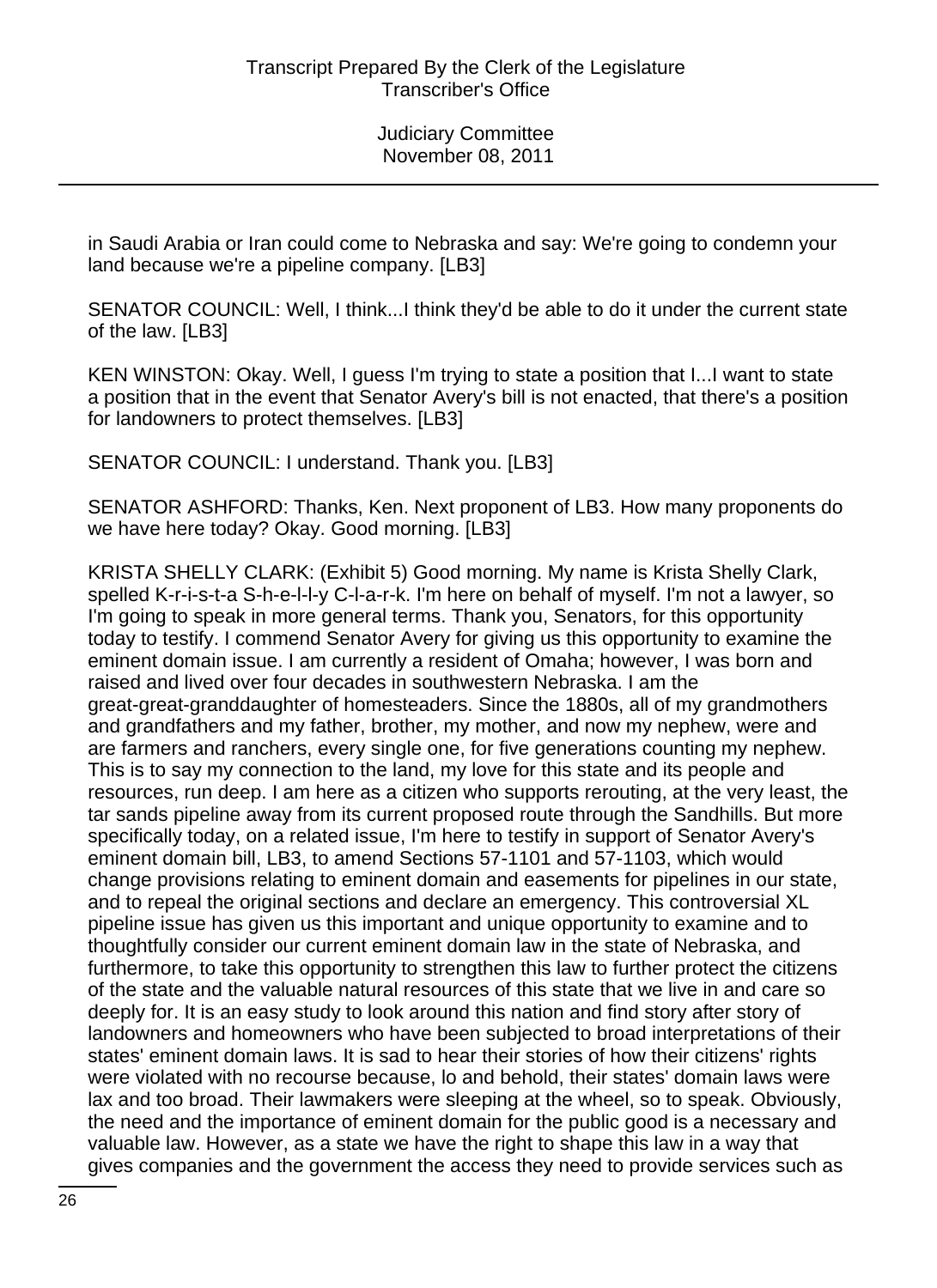in Saudi Arabia or Iran could come to Nebraska and say: We're going to condemn your land because we're a pipeline company. [LB3]

SENATOR COUNCIL: Well, I think...I think they'd be able to do it under the current state of the law. [LB3]

KEN WINSTON: Okay. Well, I guess I'm trying to state a position that I...I want to state a position that in the event that Senator Avery's bill is not enacted, that there's a position for landowners to protect themselves. [LB3]

SENATOR COUNCIL: I understand. Thank you. [LB3]

SENATOR ASHFORD: Thanks, Ken. Next proponent of LB3. How many proponents do we have here today? Okay. Good morning. [LB3]

KRISTA SHELLY CLARK: (Exhibit 5) Good morning. My name is Krista Shelly Clark, spelled K-r-i-s-t-a S-h-e-l-l-y C-l-a-r-k. I'm here on behalf of myself. I'm not a lawyer, so I'm going to speak in more general terms. Thank you, Senators, for this opportunity today to testify. I commend Senator Avery for giving us this opportunity to examine the eminent domain issue. I am currently a resident of Omaha; however, I was born and raised and lived over four decades in southwestern Nebraska. I am the great-great-granddaughter of homesteaders. Since the 1880s, all of my grandmothers and grandfathers and my father, brother, my mother, and now my nephew, were and are farmers and ranchers, every single one, for five generations counting my nephew. This is to say my connection to the land, my love for this state and its people and resources, run deep. I am here as a citizen who supports rerouting, at the very least, the tar sands pipeline away from its current proposed route through the Sandhills. But more specifically today, on a related issue, I'm here to testify in support of Senator Avery's eminent domain bill, LB3, to amend Sections 57-1101 and 57-1103, which would change provisions relating to eminent domain and easements for pipelines in our state, and to repeal the original sections and declare an emergency. This controversial XL pipeline issue has given us this important and unique opportunity to examine and to thoughtfully consider our current eminent domain law in the state of Nebraska, and furthermore, to take this opportunity to strengthen this law to further protect the citizens of the state and the valuable natural resources of this state that we live in and care so deeply for. It is an easy study to look around this nation and find story after story of landowners and homeowners who have been subjected to broad interpretations of their states' eminent domain laws. It is sad to hear their stories of how their citizens' rights were violated with no recourse because, lo and behold, their states' domain laws were lax and too broad. Their lawmakers were sleeping at the wheel, so to speak. Obviously, the need and the importance of eminent domain for the public good is a necessary and valuable law. However, as a state we have the right to shape this law in a way that gives companies and the government the access they need to provide services such as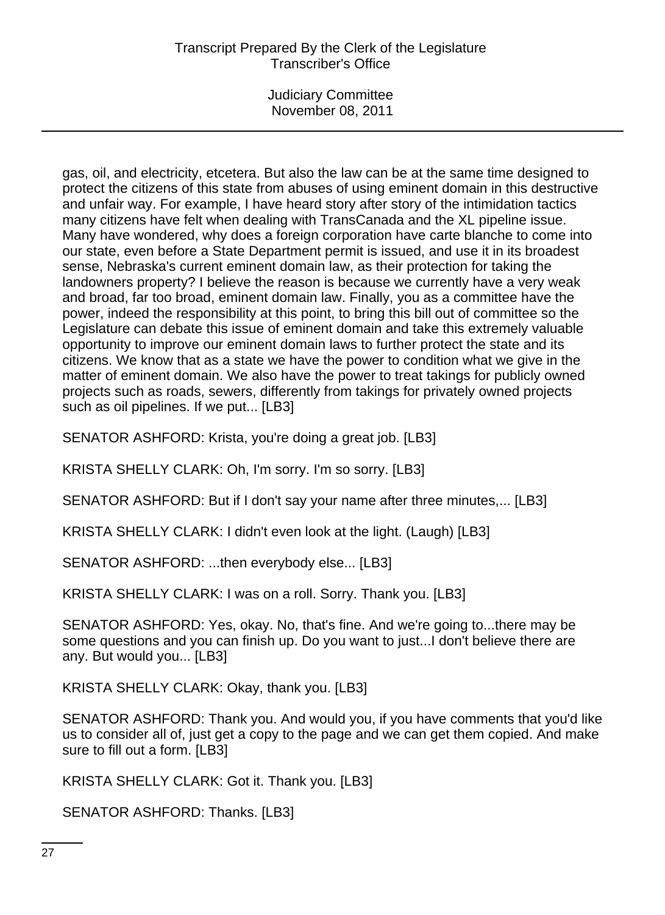gas, oil, and electricity, etcetera. But also the law can be at the same time designed to protect the citizens of this state from abuses of using eminent domain in this destructive and unfair way. For example, I have heard story after story of the intimidation tactics many citizens have felt when dealing with TransCanada and the XL pipeline issue. Many have wondered, why does a foreign corporation have carte blanche to come into our state, even before a State Department permit is issued, and use it in its broadest sense, Nebraska's current eminent domain law, as their protection for taking the landowners property? I believe the reason is because we currently have a very weak and broad, far too broad, eminent domain law. Finally, you as a committee have the power, indeed the responsibility at this point, to bring this bill out of committee so the Legislature can debate this issue of eminent domain and take this extremely valuable opportunity to improve our eminent domain laws to further protect the state and its citizens. We know that as a state we have the power to condition what we give in the matter of eminent domain. We also have the power to treat takings for publicly owned projects such as roads, sewers, differently from takings for privately owned projects such as oil pipelines. If we put... [LB3]

SENATOR ASHFORD: Krista, you're doing a great job. [LB3]

KRISTA SHELLY CLARK: Oh, I'm sorry. I'm so sorry. [LB3]

SENATOR ASHFORD: But if I don't say your name after three minutes,... [LB3]

KRISTA SHELLY CLARK: I didn't even look at the light. (Laugh) [LB3]

SENATOR ASHFORD: ...then everybody else... [LB3]

KRISTA SHELLY CLARK: I was on a roll. Sorry. Thank you. [LB3]

SENATOR ASHFORD: Yes, okay. No, that's fine. And we're going to...there may be some questions and you can finish up. Do you want to just...I don't believe there are any. But would you... [LB3]

KRISTA SHELLY CLARK: Okay, thank you. [LB3]

SENATOR ASHFORD: Thank you. And would you, if you have comments that you'd like us to consider all of, just get a copy to the page and we can get them copied. And make sure to fill out a form. [LB3]

KRISTA SHELLY CLARK: Got it. Thank you. [LB3]

SENATOR ASHFORD: Thanks. [LB3]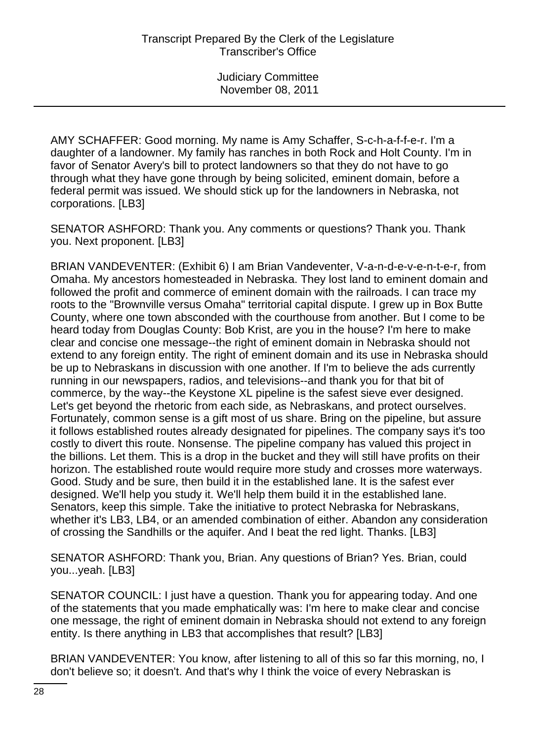AMY SCHAFFER: Good morning. My name is Amy Schaffer, S-c-h-a-f-f-e-r. I'm a daughter of a landowner. My family has ranches in both Rock and Holt County. I'm in favor of Senator Avery's bill to protect landowners so that they do not have to go through what they have gone through by being solicited, eminent domain, before a federal permit was issued. We should stick up for the landowners in Nebraska, not corporations. [LB3]

SENATOR ASHFORD: Thank you. Any comments or questions? Thank you. Thank you. Next proponent. [LB3]

BRIAN VANDEVENTER: (Exhibit 6) I am Brian Vandeventer, V-a-n-d-e-v-e-n-t-e-r, from Omaha. My ancestors homesteaded in Nebraska. They lost land to eminent domain and followed the profit and commerce of eminent domain with the railroads. I can trace my roots to the "Brownville versus Omaha" territorial capital dispute. I grew up in Box Butte County, where one town absconded with the courthouse from another. But I come to be heard today from Douglas County: Bob Krist, are you in the house? I'm here to make clear and concise one message--the right of eminent domain in Nebraska should not extend to any foreign entity. The right of eminent domain and its use in Nebraska should be up to Nebraskans in discussion with one another. If I'm to believe the ads currently running in our newspapers, radios, and televisions--and thank you for that bit of commerce, by the way--the Keystone XL pipeline is the safest sieve ever designed. Let's get beyond the rhetoric from each side, as Nebraskans, and protect ourselves. Fortunately, common sense is a gift most of us share. Bring on the pipeline, but assure it follows established routes already designated for pipelines. The company says it's too costly to divert this route. Nonsense. The pipeline company has valued this project in the billions. Let them. This is a drop in the bucket and they will still have profits on their horizon. The established route would require more study and crosses more waterways. Good. Study and be sure, then build it in the established lane. It is the safest ever designed. We'll help you study it. We'll help them build it in the established lane. Senators, keep this simple. Take the initiative to protect Nebraska for Nebraskans, whether it's LB3, LB4, or an amended combination of either. Abandon any consideration of crossing the Sandhills or the aquifer. And I beat the red light. Thanks. [LB3]

SENATOR ASHFORD: Thank you, Brian. Any questions of Brian? Yes. Brian, could you...yeah. [LB3]

SENATOR COUNCIL: I just have a question. Thank you for appearing today. And one of the statements that you made emphatically was: I'm here to make clear and concise one message, the right of eminent domain in Nebraska should not extend to any foreign entity. Is there anything in LB3 that accomplishes that result? [LB3]

BRIAN VANDEVENTER: You know, after listening to all of this so far this morning, no, I don't believe so; it doesn't. And that's why I think the voice of every Nebraskan is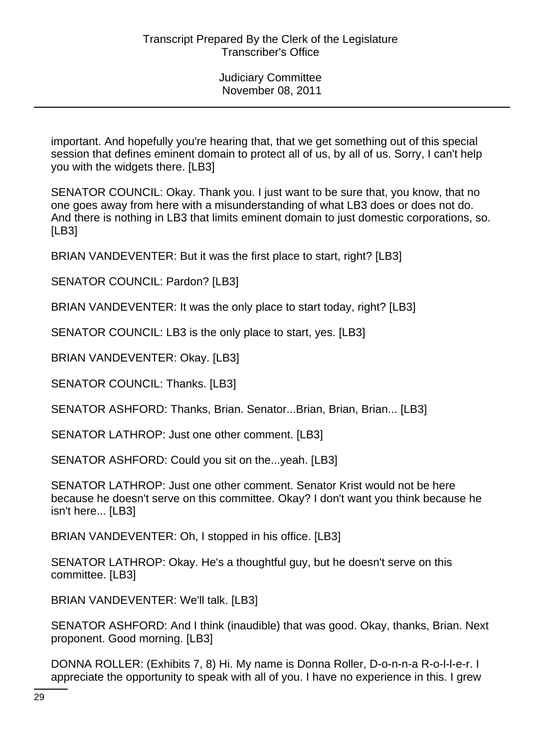important. And hopefully you're hearing that, that we get something out of this special session that defines eminent domain to protect all of us, by all of us. Sorry, I can't help you with the widgets there. [LB3]

SENATOR COUNCIL: Okay. Thank you. I just want to be sure that, you know, that no one goes away from here with a misunderstanding of what LB3 does or does not do. And there is nothing in LB3 that limits eminent domain to just domestic corporations, so. [LB3]

BRIAN VANDEVENTER: But it was the first place to start, right? [LB3]

SENATOR COUNCIL: Pardon? [LB3]

BRIAN VANDEVENTER: It was the only place to start today, right? [LB3]

SENATOR COUNCIL: LB3 is the only place to start, yes. [LB3]

BRIAN VANDEVENTER: Okay. [LB3]

SENATOR COUNCIL: Thanks. [LB3]

SENATOR ASHFORD: Thanks, Brian. Senator...Brian, Brian, Brian... [LB3]

SENATOR LATHROP: Just one other comment. [LB3]

SENATOR ASHFORD: Could you sit on the...yeah. [LB3]

SENATOR LATHROP: Just one other comment. Senator Krist would not be here because he doesn't serve on this committee. Okay? I don't want you think because he isn't here... [LB3]

BRIAN VANDEVENTER: Oh, I stopped in his office. [LB3]

SENATOR LATHROP: Okay. He's a thoughtful guy, but he doesn't serve on this committee. [LB3]

BRIAN VANDEVENTER: We'll talk. [LB3]

SENATOR ASHFORD: And I think (inaudible) that was good. Okay, thanks, Brian. Next proponent. Good morning. [LB3]

DONNA ROLLER: (Exhibits 7, 8) Hi. My name is Donna Roller, D-o-n-n-a R-o-l-l-e-r. I appreciate the opportunity to speak with all of you. I have no experience in this. I grew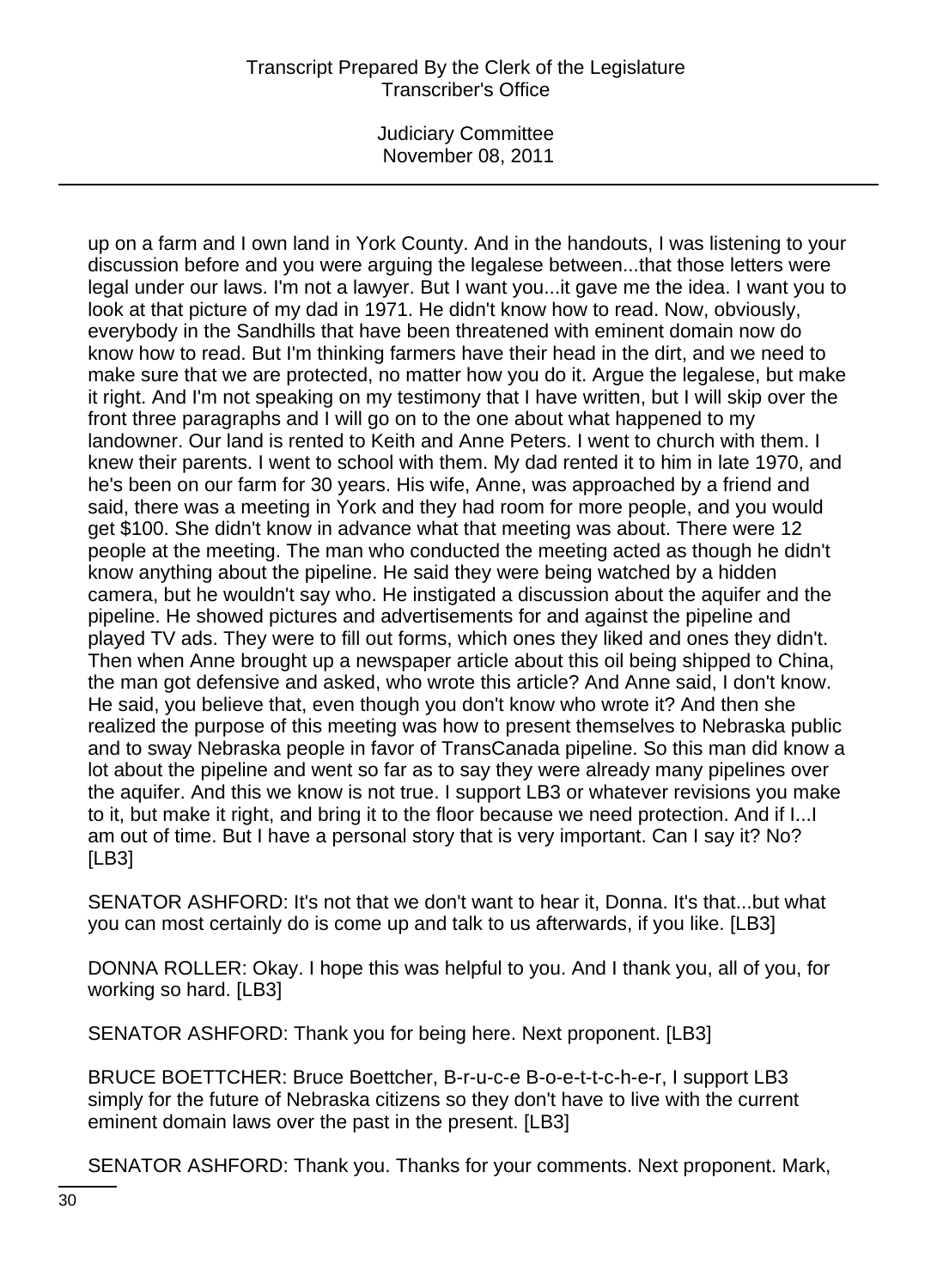up on a farm and I own land in York County. And in the handouts, I was listening to your discussion before and you were arguing the legalese between...that those letters were legal under our laws. I'm not a lawyer. But I want you...it gave me the idea. I want you to look at that picture of my dad in 1971. He didn't know how to read. Now, obviously, everybody in the Sandhills that have been threatened with eminent domain now do know how to read. But I'm thinking farmers have their head in the dirt, and we need to make sure that we are protected, no matter how you do it. Argue the legalese, but make it right. And I'm not speaking on my testimony that I have written, but I will skip over the front three paragraphs and I will go on to the one about what happened to my landowner. Our land is rented to Keith and Anne Peters. I went to church with them. I knew their parents. I went to school with them. My dad rented it to him in late 1970, and he's been on our farm for 30 years. His wife, Anne, was approached by a friend and said, there was a meeting in York and they had room for more people, and you would get $100. She didn't know in advance what that meeting was about. There were 12 people at the meeting. The man who conducted the meeting acted as though he didn't know anything about the pipeline. He said they were being watched by a hidden camera, but he wouldn't say who. He instigated a discussion about the aquifer and the pipeline. He showed pictures and advertisements for and against the pipeline and played TV ads. They were to fill out forms, which ones they liked and ones they didn't. Then when Anne brought up a newspaper article about this oil being shipped to China, the man got defensive and asked, who wrote this article? And Anne said, I don't know. He said, you believe that, even though you don't know who wrote it? And then she realized the purpose of this meeting was how to present themselves to Nebraska public and to sway Nebraska people in favor of TransCanada pipeline. So this man did know a lot about the pipeline and went so far as to say they were already many pipelines over the aquifer. And this we know is not true. I support LB3 or whatever revisions you make to it, but make it right, and bring it to the floor because we need protection. And if I...I am out of time. But I have a personal story that is very important. Can I say it? No? [LB3]

SENATOR ASHFORD: It's not that we don't want to hear it, Donna. It's that...but what you can most certainly do is come up and talk to us afterwards, if you like. [LB3]

DONNA ROLLER: Okay. I hope this was helpful to you. And I thank you, all of you, for working so hard. [LB3]

SENATOR ASHFORD: Thank you for being here. Next proponent. [LB3]

BRUCE BOETTCHER: Bruce Boettcher, B-r-u-c-e B-o-e-t-t-c-h-e-r, I support LB3 simply for the future of Nebraska citizens so they don't have to live with the current eminent domain laws over the past in the present. [LB3]

SENATOR ASHFORD: Thank you. Thanks for your comments. Next proponent. Mark,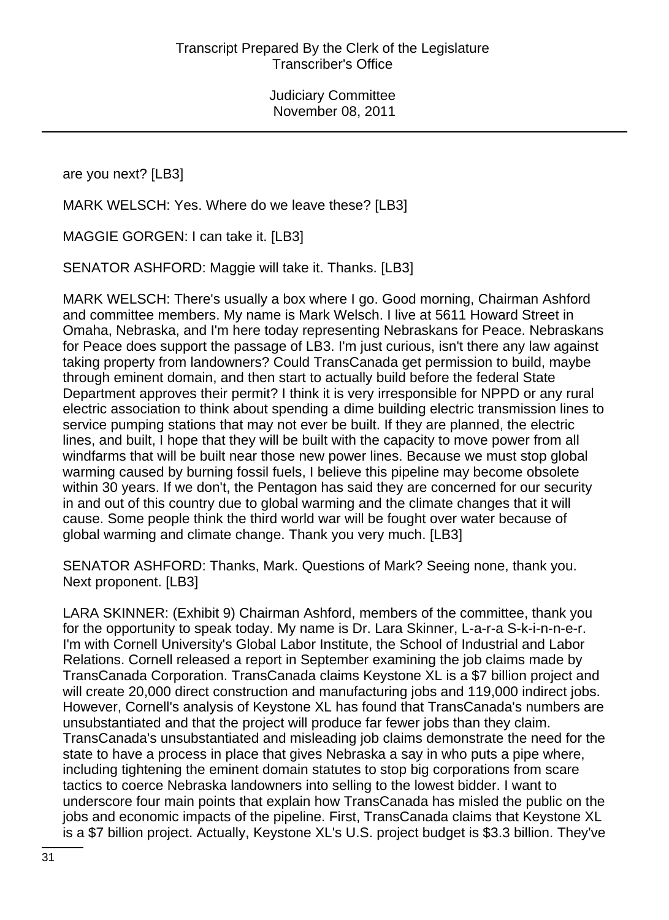are you next? [LB3]

MARK WELSCH: Yes. Where do we leave these? [LB3]

MAGGIE GORGEN: I can take it. [LB3]

SENATOR ASHFORD: Maggie will take it. Thanks. [LB3]

MARK WELSCH: There's usually a box where I go. Good morning, Chairman Ashford and committee members. My name is Mark Welsch. I live at 5611 Howard Street in Omaha, Nebraska, and I'm here today representing Nebraskans for Peace. Nebraskans for Peace does support the passage of LB3. I'm just curious, isn't there any law against taking property from landowners? Could TransCanada get permission to build, maybe through eminent domain, and then start to actually build before the federal State Department approves their permit? I think it is very irresponsible for NPPD or any rural electric association to think about spending a dime building electric transmission lines to service pumping stations that may not ever be built. If they are planned, the electric lines, and built, I hope that they will be built with the capacity to move power from all windfarms that will be built near those new power lines. Because we must stop global warming caused by burning fossil fuels, I believe this pipeline may become obsolete within 30 years. If we don't, the Pentagon has said they are concerned for our security in and out of this country due to global warming and the climate changes that it will cause. Some people think the third world war will be fought over water because of global warming and climate change. Thank you very much. [LB3]

SENATOR ASHFORD: Thanks, Mark. Questions of Mark? Seeing none, thank you. Next proponent. [LB3]

LARA SKINNER: (Exhibit 9) Chairman Ashford, members of the committee, thank you for the opportunity to speak today. My name is Dr. Lara Skinner, L-a-r-a S-k-i-n-n-e-r. I'm with Cornell University's Global Labor Institute, the School of Industrial and Labor Relations. Cornell released a report in September examining the job claims made by TransCanada Corporation. TransCanada claims Keystone XL is a $7 billion project and will create 20,000 direct construction and manufacturing jobs and 119,000 indirect jobs. However, Cornell's analysis of Keystone XL has found that TransCanada's numbers are unsubstantiated and that the project will produce far fewer jobs than they claim. TransCanada's unsubstantiated and misleading job claims demonstrate the need for the state to have a process in place that gives Nebraska a say in who puts a pipe where, including tightening the eminent domain statutes to stop big corporations from scare tactics to coerce Nebraska landowners into selling to the lowest bidder. I want to underscore four main points that explain how TransCanada has misled the public on the jobs and economic impacts of the pipeline. First, TransCanada claims that Keystone XL is a $7 billion project. Actually, Keystone XL's U.S. project budget is $3.3 billion. They've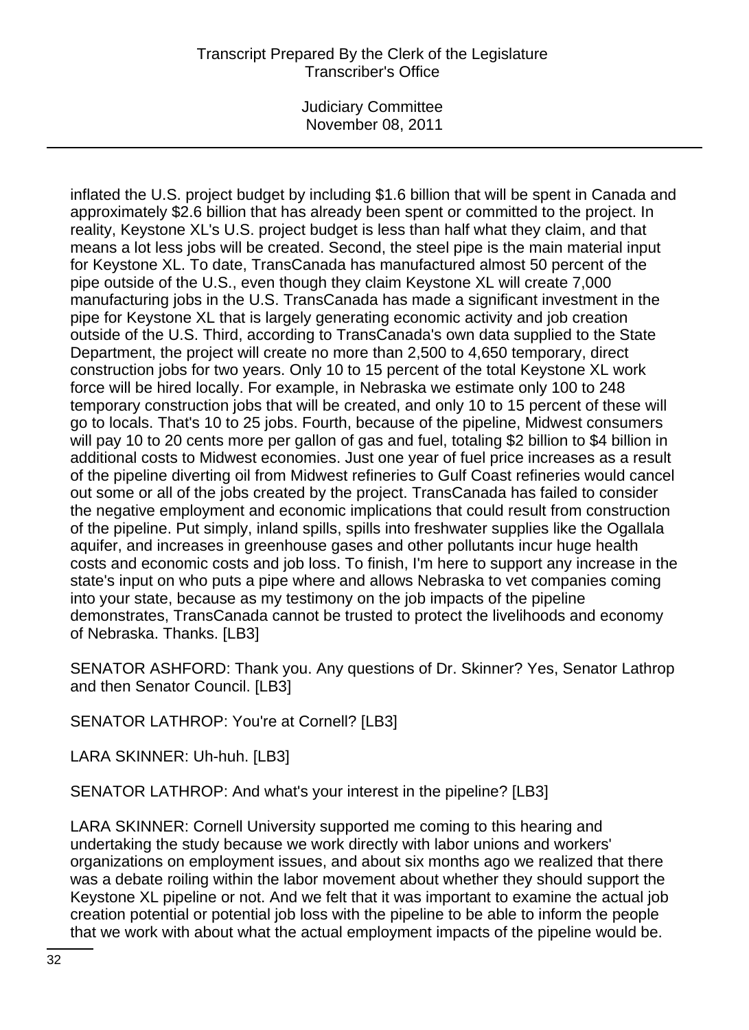inflated the U.S. project budget by including $1.6 billion that will be spent in Canada and approximately $2.6 billion that has already been spent or committed to the project. In reality, Keystone XL's U.S. project budget is less than half what they claim, and that means a lot less jobs will be created. Second, the steel pipe is the main material input for Keystone XL. To date, TransCanada has manufactured almost 50 percent of the pipe outside of the U.S., even though they claim Keystone XL will create 7,000 manufacturing jobs in the U.S. TransCanada has made a significant investment in the pipe for Keystone XL that is largely generating economic activity and job creation outside of the U.S. Third, according to TransCanada's own data supplied to the State Department, the project will create no more than 2,500 to 4,650 temporary, direct construction jobs for two years. Only 10 to 15 percent of the total Keystone XL work force will be hired locally. For example, in Nebraska we estimate only 100 to 248 temporary construction jobs that will be created, and only 10 to 15 percent of these will go to locals. That's 10 to 25 jobs. Fourth, because of the pipeline, Midwest consumers will pay 10 to 20 cents more per gallon of gas and fuel, totaling $2 billion to $4 billion in additional costs to Midwest economies. Just one year of fuel price increases as a result of the pipeline diverting oil from Midwest refineries to Gulf Coast refineries would cancel out some or all of the jobs created by the project. TransCanada has failed to consider the negative employment and economic implications that could result from construction of the pipeline. Put simply, inland spills, spills into freshwater supplies like the Ogallala aquifer, and increases in greenhouse gases and other pollutants incur huge health costs and economic costs and job loss. To finish, I'm here to support any increase in the state's input on who puts a pipe where and allows Nebraska to vet companies coming into your state, because as my testimony on the job impacts of the pipeline demonstrates, TransCanada cannot be trusted to protect the livelihoods and economy of Nebraska. Thanks. [LB3]

SENATOR ASHFORD: Thank you. Any questions of Dr. Skinner? Yes, Senator Lathrop and then Senator Council. [LB3]

SENATOR LATHROP: You're at Cornell? [LB3]

LARA SKINNER: Uh-huh. [LB3]

SENATOR LATHROP: And what's your interest in the pipeline? [LB3]

LARA SKINNER: Cornell University supported me coming to this hearing and undertaking the study because we work directly with labor unions and workers' organizations on employment issues, and about six months ago we realized that there was a debate roiling within the labor movement about whether they should support the Keystone XL pipeline or not. And we felt that it was important to examine the actual job creation potential or potential job loss with the pipeline to be able to inform the people that we work with about what the actual employment impacts of the pipeline would be.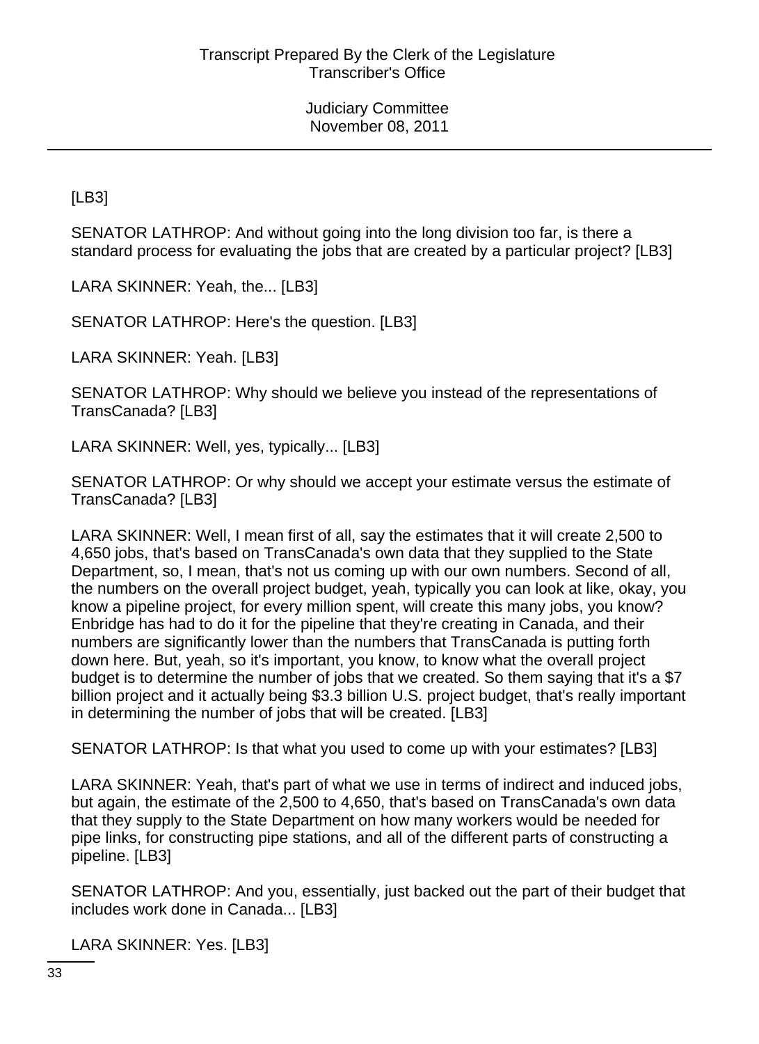[LB3]

SENATOR LATHROP: And without going into the long division too far, is there a standard process for evaluating the jobs that are created by a particular project? [LB3]

LARA SKINNER: Yeah, the... [LB3]

SENATOR LATHROP: Here's the question. [LB3]

LARA SKINNER: Yeah. [LB3]

SENATOR LATHROP: Why should we believe you instead of the representations of TransCanada? [LB3]

LARA SKINNER: Well, yes, typically... [LB3]

SENATOR LATHROP: Or why should we accept your estimate versus the estimate of TransCanada? [LB3]

LARA SKINNER: Well, I mean first of all, say the estimates that it will create 2,500 to 4,650 jobs, that's based on TransCanada's own data that they supplied to the State Department, so, I mean, that's not us coming up with our own numbers. Second of all, the numbers on the overall project budget, yeah, typically you can look at like, okay, you know a pipeline project, for every million spent, will create this many jobs, you know? Enbridge has had to do it for the pipeline that they're creating in Canada, and their numbers are significantly lower than the numbers that TransCanada is putting forth down here. But, yeah, so it's important, you know, to know what the overall project budget is to determine the number of jobs that we created. So them saying that it's a $7 billion project and it actually being $3.3 billion U.S. project budget, that's really important in determining the number of jobs that will be created. [LB3]

SENATOR LATHROP: Is that what you used to come up with your estimates? [LB3]

LARA SKINNER: Yeah, that's part of what we use in terms of indirect and induced jobs, but again, the estimate of the 2,500 to 4,650, that's based on TransCanada's own data that they supply to the State Department on how many workers would be needed for pipe links, for constructing pipe stations, and all of the different parts of constructing a pipeline. [LB3]

SENATOR LATHROP: And you, essentially, just backed out the part of their budget that includes work done in Canada... [LB3]

LARA SKINNER: Yes. [LB3]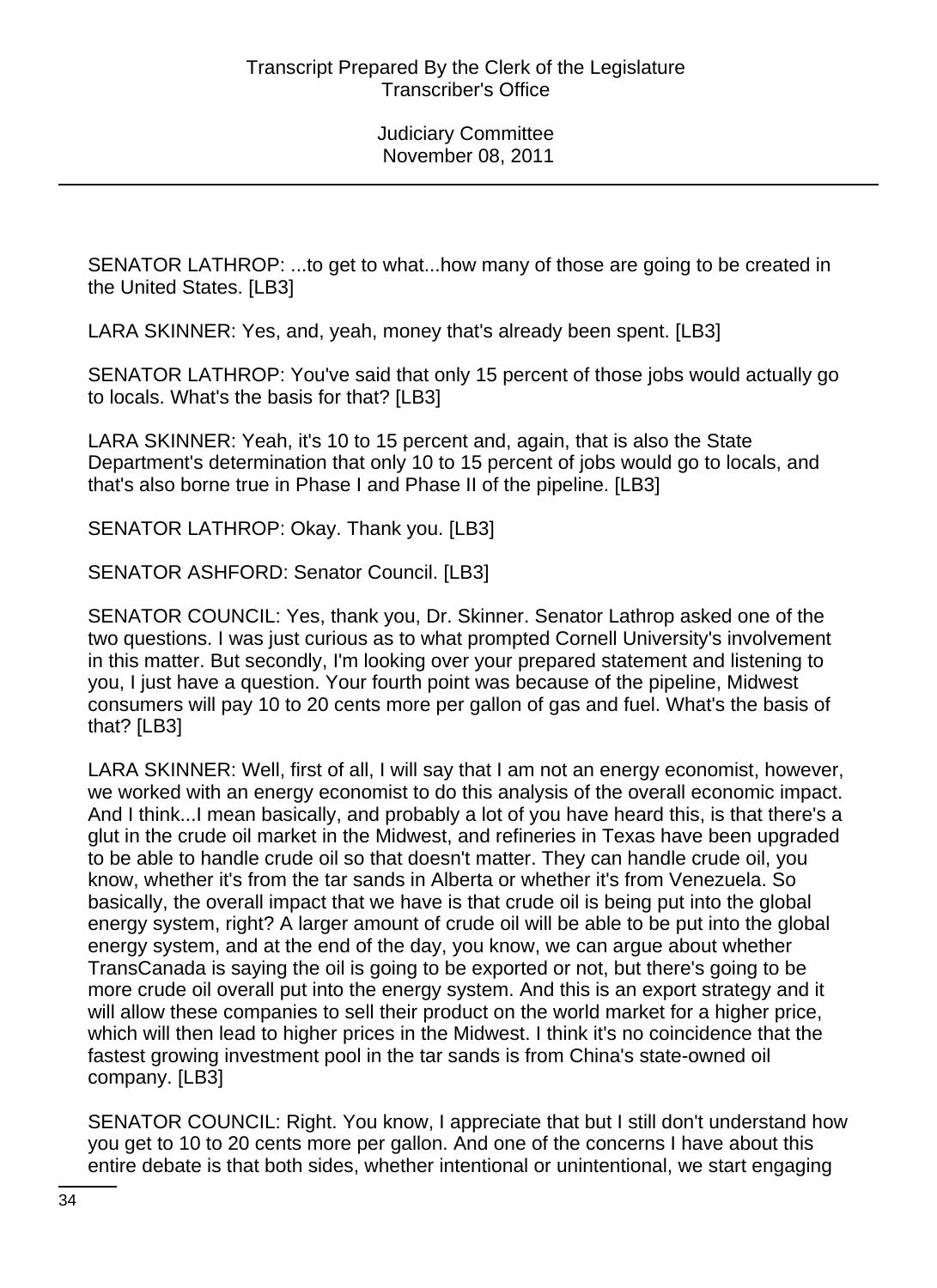SENATOR LATHROP: ...to get to what...how many of those are going to be created in the United States. [LB3]

LARA SKINNER: Yes, and, yeah, money that's already been spent. [LB3]

SENATOR LATHROP: You've said that only 15 percent of those jobs would actually go to locals. What's the basis for that? [LB3]

LARA SKINNER: Yeah, it's 10 to 15 percent and, again, that is also the State Department's determination that only 10 to 15 percent of jobs would go to locals, and that's also borne true in Phase I and Phase II of the pipeline. [LB3]

SENATOR LATHROP: Okay. Thank you. [LB3]

SENATOR ASHFORD: Senator Council. [LB3]

SENATOR COUNCIL: Yes, thank you, Dr. Skinner. Senator Lathrop asked one of the two questions. I was just curious as to what prompted Cornell University's involvement in this matter. But secondly, I'm looking over your prepared statement and listening to you, I just have a question. Your fourth point was because of the pipeline, Midwest consumers will pay 10 to 20 cents more per gallon of gas and fuel. What's the basis of that? [LB3]

LARA SKINNER: Well, first of all, I will say that I am not an energy economist, however, we worked with an energy economist to do this analysis of the overall economic impact. And I think...I mean basically, and probably a lot of you have heard this, is that there's a glut in the crude oil market in the Midwest, and refineries in Texas have been upgraded to be able to handle crude oil so that doesn't matter. They can handle crude oil, you know, whether it's from the tar sands in Alberta or whether it's from Venezuela. So basically, the overall impact that we have is that crude oil is being put into the global energy system, right? A larger amount of crude oil will be able to be put into the global energy system, and at the end of the day, you know, we can argue about whether TransCanada is saying the oil is going to be exported or not, but there's going to be more crude oil overall put into the energy system. And this is an export strategy and it will allow these companies to sell their product on the world market for a higher price, which will then lead to higher prices in the Midwest. I think it's no coincidence that the fastest growing investment pool in the tar sands is from China's state-owned oil company. [LB3]

SENATOR COUNCIL: Right. You know, I appreciate that but I still don't understand how you get to 10 to 20 cents more per gallon. And one of the concerns I have about this entire debate is that both sides, whether intentional or unintentional, we start engaging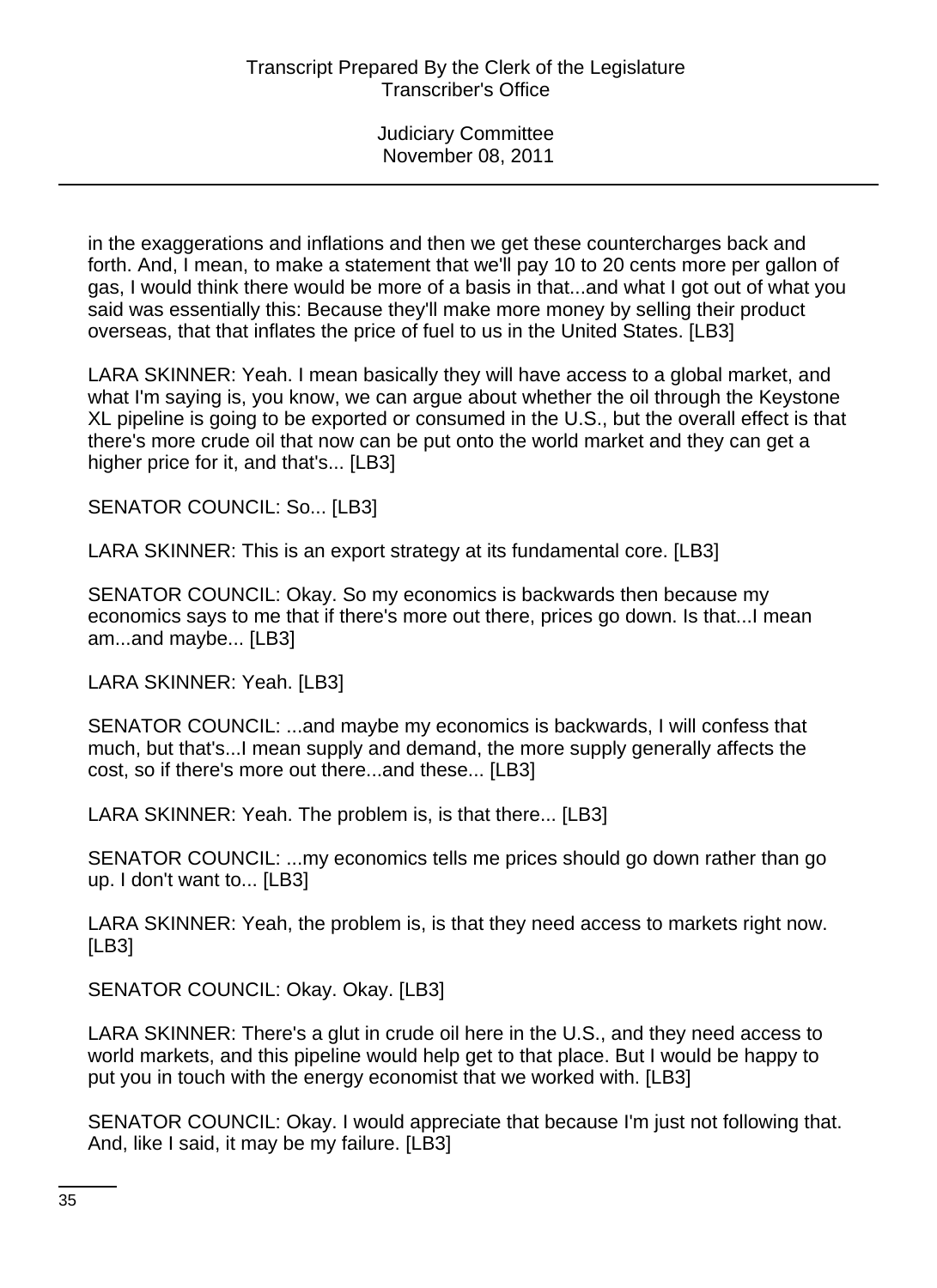in the exaggerations and inflations and then we get these countercharges back and forth. And, I mean, to make a statement that we'll pay 10 to 20 cents more per gallon of gas, I would think there would be more of a basis in that...and what I got out of what you said was essentially this: Because they'll make more money by selling their product overseas, that that inflates the price of fuel to us in the United States. [LB3]

LARA SKINNER: Yeah. I mean basically they will have access to a global market, and what I'm saying is, you know, we can argue about whether the oil through the Keystone XL pipeline is going to be exported or consumed in the U.S., but the overall effect is that there's more crude oil that now can be put onto the world market and they can get a higher price for it, and that's... [LB3]

SENATOR COUNCIL: So... [LB3]

LARA SKINNER: This is an export strategy at its fundamental core. [LB3]

SENATOR COUNCIL: Okay. So my economics is backwards then because my economics says to me that if there's more out there, prices go down. Is that...I mean am...and maybe... [LB3]

LARA SKINNER: Yeah. [LB3]

SENATOR COUNCIL: ...and maybe my economics is backwards, I will confess that much, but that's...I mean supply and demand, the more supply generally affects the cost, so if there's more out there...and these... [LB3]

LARA SKINNER: Yeah. The problem is, is that there... [LB3]

SENATOR COUNCIL: ...my economics tells me prices should go down rather than go up. I don't want to... [LB3]

LARA SKINNER: Yeah, the problem is, is that they need access to markets right now. [LB3]

SENATOR COUNCIL: Okay. Okay. [LB3]

LARA SKINNER: There's a glut in crude oil here in the U.S., and they need access to world markets, and this pipeline would help get to that place. But I would be happy to put you in touch with the energy economist that we worked with. [LB3]

SENATOR COUNCIL: Okay. I would appreciate that because I'm just not following that. And, like I said, it may be my failure. [LB3]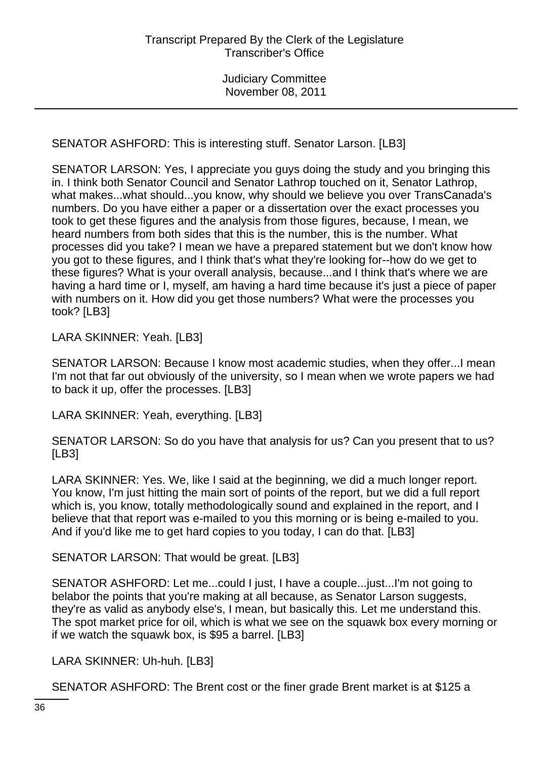SENATOR ASHFORD: This is interesting stuff. Senator Larson. [LB3]

SENATOR LARSON: Yes, I appreciate you guys doing the study and you bringing this in. I think both Senator Council and Senator Lathrop touched on it, Senator Lathrop, what makes...what should...you know, why should we believe you over TransCanada's numbers. Do you have either a paper or a dissertation over the exact processes you took to get these figures and the analysis from those figures, because, I mean, we heard numbers from both sides that this is the number, this is the number. What processes did you take? I mean we have a prepared statement but we don't know how you got to these figures, and I think that's what they're looking for--how do we get to these figures? What is your overall analysis, because...and I think that's where we are having a hard time or I, myself, am having a hard time because it's just a piece of paper with numbers on it. How did you get those numbers? What were the processes you took? [LB3]

LARA SKINNER: Yeah. [LB3]

SENATOR LARSON: Because I know most academic studies, when they offer...I mean I'm not that far out obviously of the university, so I mean when we wrote papers we had to back it up, offer the processes. [LB3]

LARA SKINNER: Yeah, everything. [LB3]

SENATOR LARSON: So do you have that analysis for us? Can you present that to us? [LB3]

LARA SKINNER: Yes. We, like I said at the beginning, we did a much longer report. You know, I'm just hitting the main sort of points of the report, but we did a full report which is, you know, totally methodologically sound and explained in the report, and I believe that that report was e-mailed to you this morning or is being e-mailed to you. And if you'd like me to get hard copies to you today, I can do that. [LB3]

SENATOR LARSON: That would be great. [LB3]

SENATOR ASHFORD: Let me...could I just, I have a couple...just...I'm not going to belabor the points that you're making at all because, as Senator Larson suggests, they're as valid as anybody else's, I mean, but basically this. Let me understand this. The spot market price for oil, which is what we see on the squawk box every morning or if we watch the squawk box, is $95 a barrel. [LB3]

LARA SKINNER: Uh-huh. [LB3]

SENATOR ASHFORD: The Brent cost or the finer grade Brent market is at $125 a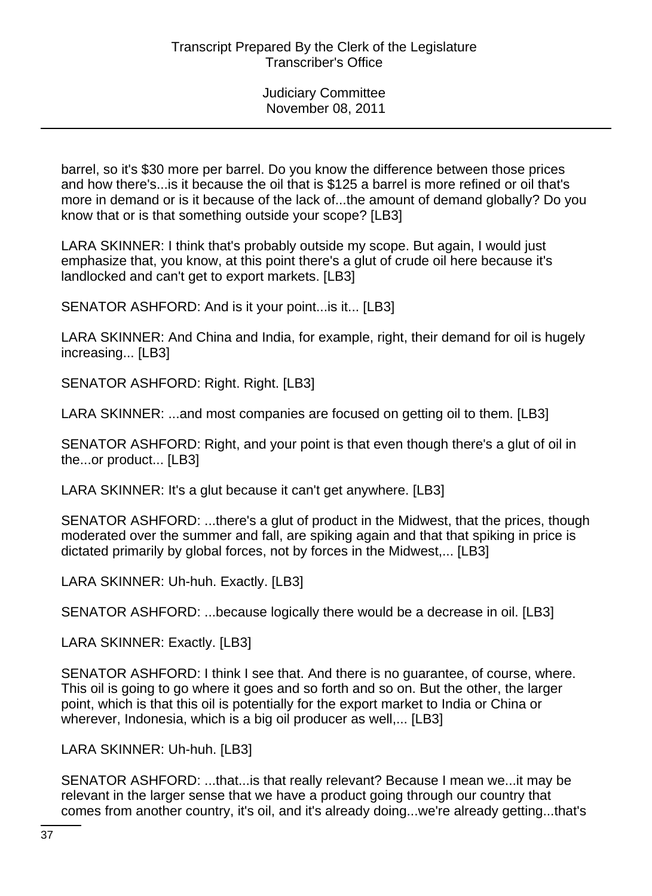barrel, so it's $30 more per barrel. Do you know the difference between those prices and how there's...is it because the oil that is $125 a barrel is more refined or oil that's more in demand or is it because of the lack of...the amount of demand globally? Do you know that or is that something outside your scope? [LB3]

LARA SKINNER: I think that's probably outside my scope. But again, I would just emphasize that, you know, at this point there's a glut of crude oil here because it's landlocked and can't get to export markets. [LB3]

SENATOR ASHFORD: And is it your point...is it... [LB3]

LARA SKINNER: And China and India, for example, right, their demand for oil is hugely increasing... [LB3]

SENATOR ASHFORD: Right. Right. [LB3]

LARA SKINNER: ...and most companies are focused on getting oil to them. [LB3]

SENATOR ASHFORD: Right, and your point is that even though there's a glut of oil in the...or product... [LB3]

LARA SKINNER: It's a glut because it can't get anywhere. [LB3]

SENATOR ASHFORD: ...there's a glut of product in the Midwest, that the prices, though moderated over the summer and fall, are spiking again and that that spiking in price is dictated primarily by global forces, not by forces in the Midwest,... [LB3]

LARA SKINNER: Uh-huh. Exactly. [LB3]

SENATOR ASHFORD: ...because logically there would be a decrease in oil. [LB3]

LARA SKINNER: Exactly. [LB3]

SENATOR ASHFORD: I think I see that. And there is no guarantee, of course, where. This oil is going to go where it goes and so forth and so on. But the other, the larger point, which is that this oil is potentially for the export market to India or China or wherever, Indonesia, which is a big oil producer as well,... [LB3]

LARA SKINNER: Uh-huh. [LB3]

SENATOR ASHFORD: ...that...is that really relevant? Because I mean we...it may be relevant in the larger sense that we have a product going through our country that comes from another country, it's oil, and it's already doing...we're already getting...that's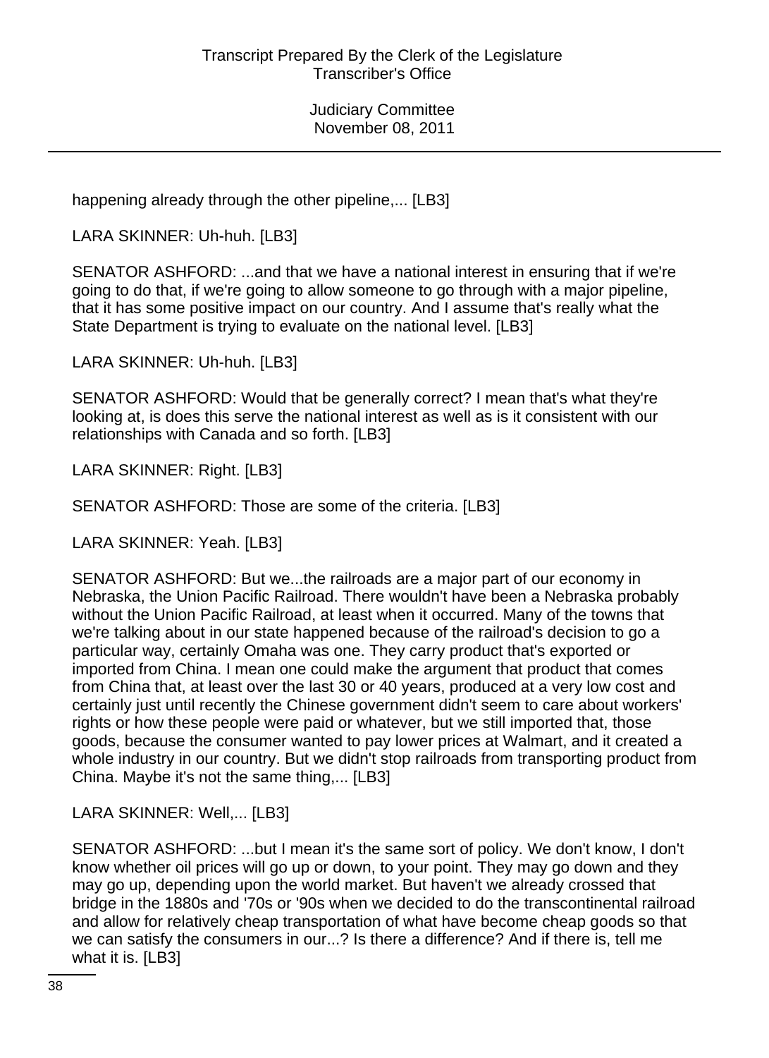happening already through the other pipeline,... [LB3]

LARA SKINNER: Uh-huh. [LB3]

SENATOR ASHFORD: ...and that we have a national interest in ensuring that if we're going to do that, if we're going to allow someone to go through with a major pipeline, that it has some positive impact on our country. And I assume that's really what the State Department is trying to evaluate on the national level. [LB3]

LARA SKINNER: Uh-huh. [LB3]

SENATOR ASHFORD: Would that be generally correct? I mean that's what they're looking at, is does this serve the national interest as well as is it consistent with our relationships with Canada and so forth. [LB3]

LARA SKINNER: Right. [LB3]

SENATOR ASHFORD: Those are some of the criteria. [LB3]

LARA SKINNER: Yeah. [LB3]

SENATOR ASHFORD: But we...the railroads are a major part of our economy in Nebraska, the Union Pacific Railroad. There wouldn't have been a Nebraska probably without the Union Pacific Railroad, at least when it occurred. Many of the towns that we're talking about in our state happened because of the railroad's decision to go a particular way, certainly Omaha was one. They carry product that's exported or imported from China. I mean one could make the argument that product that comes from China that, at least over the last 30 or 40 years, produced at a very low cost and certainly just until recently the Chinese government didn't seem to care about workers' rights or how these people were paid or whatever, but we still imported that, those goods, because the consumer wanted to pay lower prices at Walmart, and it created a whole industry in our country. But we didn't stop railroads from transporting product from China. Maybe it's not the same thing,... [LB3]

LARA SKINNER: Well,... [LB3]

SENATOR ASHFORD: ...but I mean it's the same sort of policy. We don't know, I don't know whether oil prices will go up or down, to your point. They may go down and they may go up, depending upon the world market. But haven't we already crossed that bridge in the 1880s and '70s or '90s when we decided to do the transcontinental railroad and allow for relatively cheap transportation of what have become cheap goods so that we can satisfy the consumers in our...? Is there a difference? And if there is, tell me what it is. [LB3]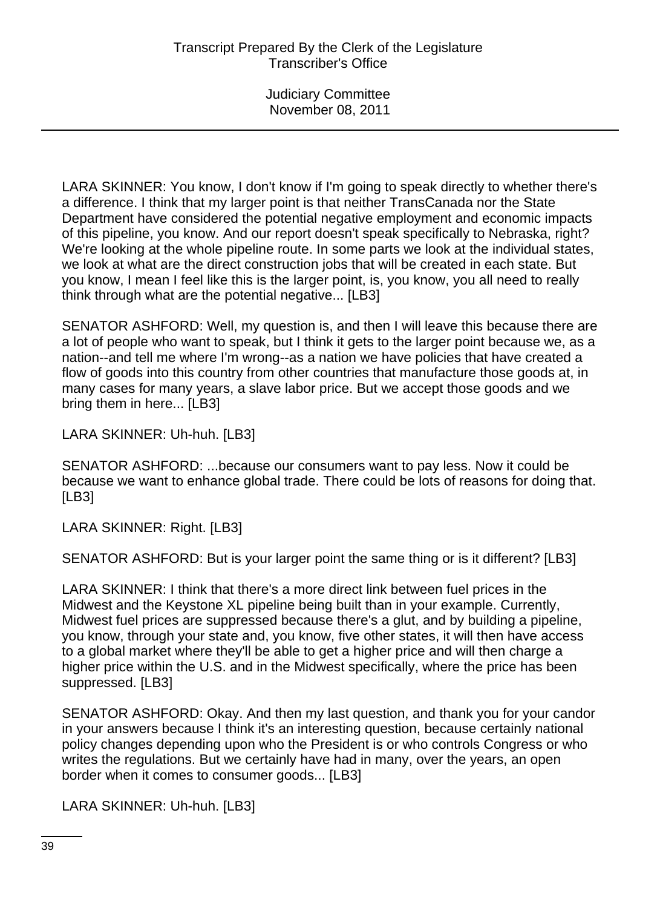LARA SKINNER: You know, I don't know if I'm going to speak directly to whether there's a difference. I think that my larger point is that neither TransCanada nor the State Department have considered the potential negative employment and economic impacts of this pipeline, you know. And our report doesn't speak specifically to Nebraska, right? We're looking at the whole pipeline route. In some parts we look at the individual states, we look at what are the direct construction jobs that will be created in each state. But you know, I mean I feel like this is the larger point, is, you know, you all need to really think through what are the potential negative... [LB3]

SENATOR ASHFORD: Well, my question is, and then I will leave this because there are a lot of people who want to speak, but I think it gets to the larger point because we, as a nation--and tell me where I'm wrong--as a nation we have policies that have created a flow of goods into this country from other countries that manufacture those goods at, in many cases for many years, a slave labor price. But we accept those goods and we bring them in here... [LB3]

LARA SKINNER: Uh-huh. [LB3]

SENATOR ASHFORD: ...because our consumers want to pay less. Now it could be because we want to enhance global trade. There could be lots of reasons for doing that. [LB3]

LARA SKINNER: Right. [LB3]

SENATOR ASHFORD: But is your larger point the same thing or is it different? [LB3]

LARA SKINNER: I think that there's a more direct link between fuel prices in the Midwest and the Keystone XL pipeline being built than in your example. Currently, Midwest fuel prices are suppressed because there's a glut, and by building a pipeline, you know, through your state and, you know, five other states, it will then have access to a global market where they'll be able to get a higher price and will then charge a higher price within the U.S. and in the Midwest specifically, where the price has been suppressed. [LB3]

SENATOR ASHFORD: Okay. And then my last question, and thank you for your candor in your answers because I think it's an interesting question, because certainly national policy changes depending upon who the President is or who controls Congress or who writes the regulations. But we certainly have had in many, over the years, an open border when it comes to consumer goods... [LB3]

LARA SKINNER: Uh-huh. [LB3]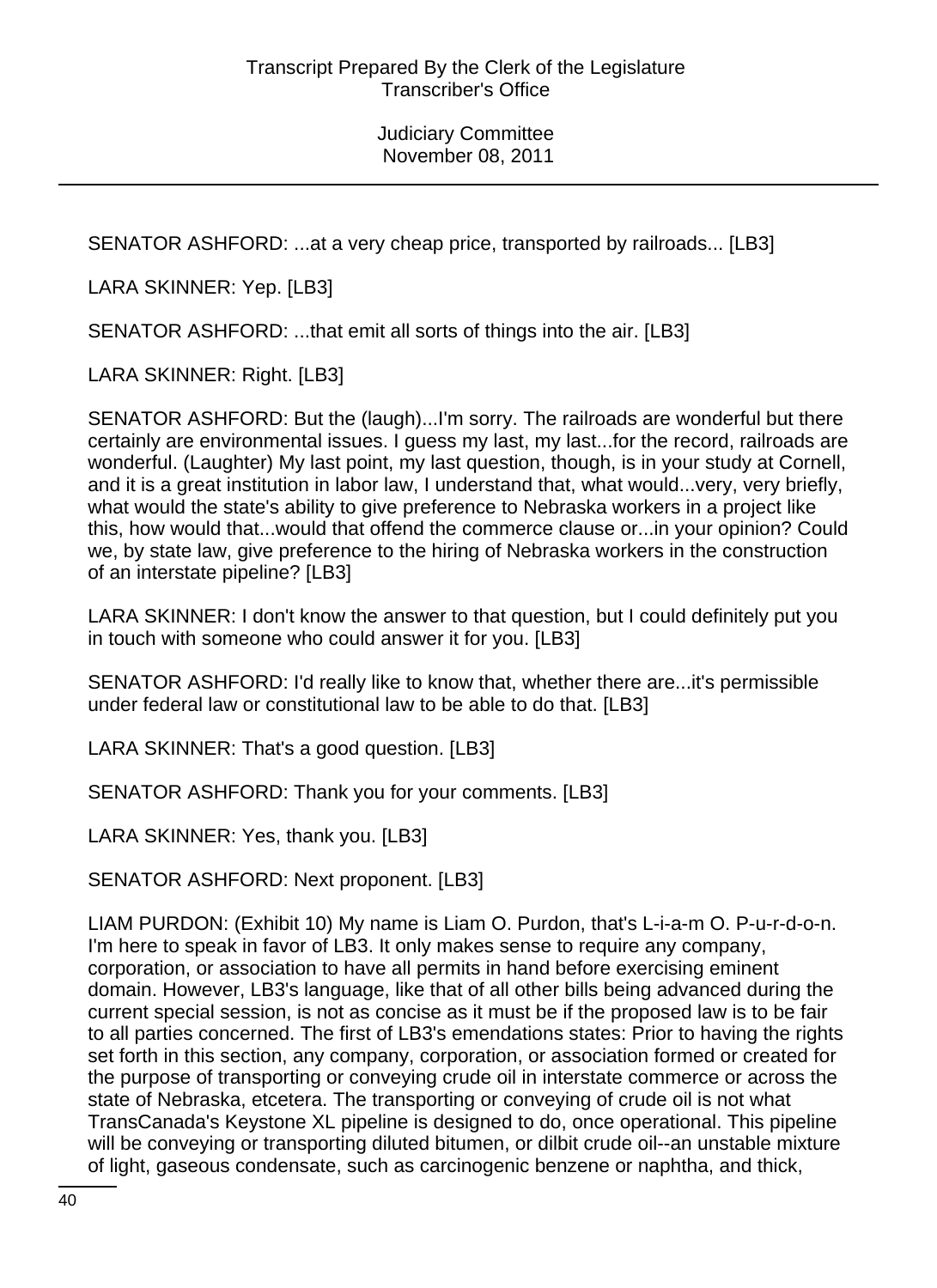SENATOR ASHFORD: ...at a very cheap price, transported by railroads... [LB3]

LARA SKINNER: Yep. [LB3]

SENATOR ASHFORD: ...that emit all sorts of things into the air. [LB3]

LARA SKINNER: Right. [LB3]

SENATOR ASHFORD: But the (laugh)...I'm sorry. The railroads are wonderful but there certainly are environmental issues. I guess my last, my last...for the record, railroads are wonderful. (Laughter) My last point, my last question, though, is in your study at Cornell, and it is a great institution in labor law, I understand that, what would...very, very briefly, what would the state's ability to give preference to Nebraska workers in a project like this, how would that...would that offend the commerce clause or...in your opinion? Could we, by state law, give preference to the hiring of Nebraska workers in the construction of an interstate pipeline? [LB3]

LARA SKINNER: I don't know the answer to that question, but I could definitely put you in touch with someone who could answer it for you. [LB3]

SENATOR ASHFORD: I'd really like to know that, whether there are...it's permissible under federal law or constitutional law to be able to do that. [LB3]

LARA SKINNER: That's a good question. [LB3]

SENATOR ASHFORD: Thank you for your comments. [LB3]

LARA SKINNER: Yes, thank you. [LB3]

SENATOR ASHFORD: Next proponent. [LB3]

LIAM PURDON: (Exhibit 10) My name is Liam O. Purdon, that's L-i-a-m O. P-u-r-d-o-n. I'm here to speak in favor of LB3. It only makes sense to require any company, corporation, or association to have all permits in hand before exercising eminent domain. However, LB3's language, like that of all other bills being advanced during the current special session, is not as concise as it must be if the proposed law is to be fair to all parties concerned. The first of LB3's emendations states: Prior to having the rights set forth in this section, any company, corporation, or association formed or created for the purpose of transporting or conveying crude oil in interstate commerce or across the state of Nebraska, etcetera. The transporting or conveying of crude oil is not what TransCanada's Keystone XL pipeline is designed to do, once operational. This pipeline will be conveying or transporting diluted bitumen, or dilbit crude oil--an unstable mixture of light, gaseous condensate, such as carcinogenic benzene or naphtha, and thick,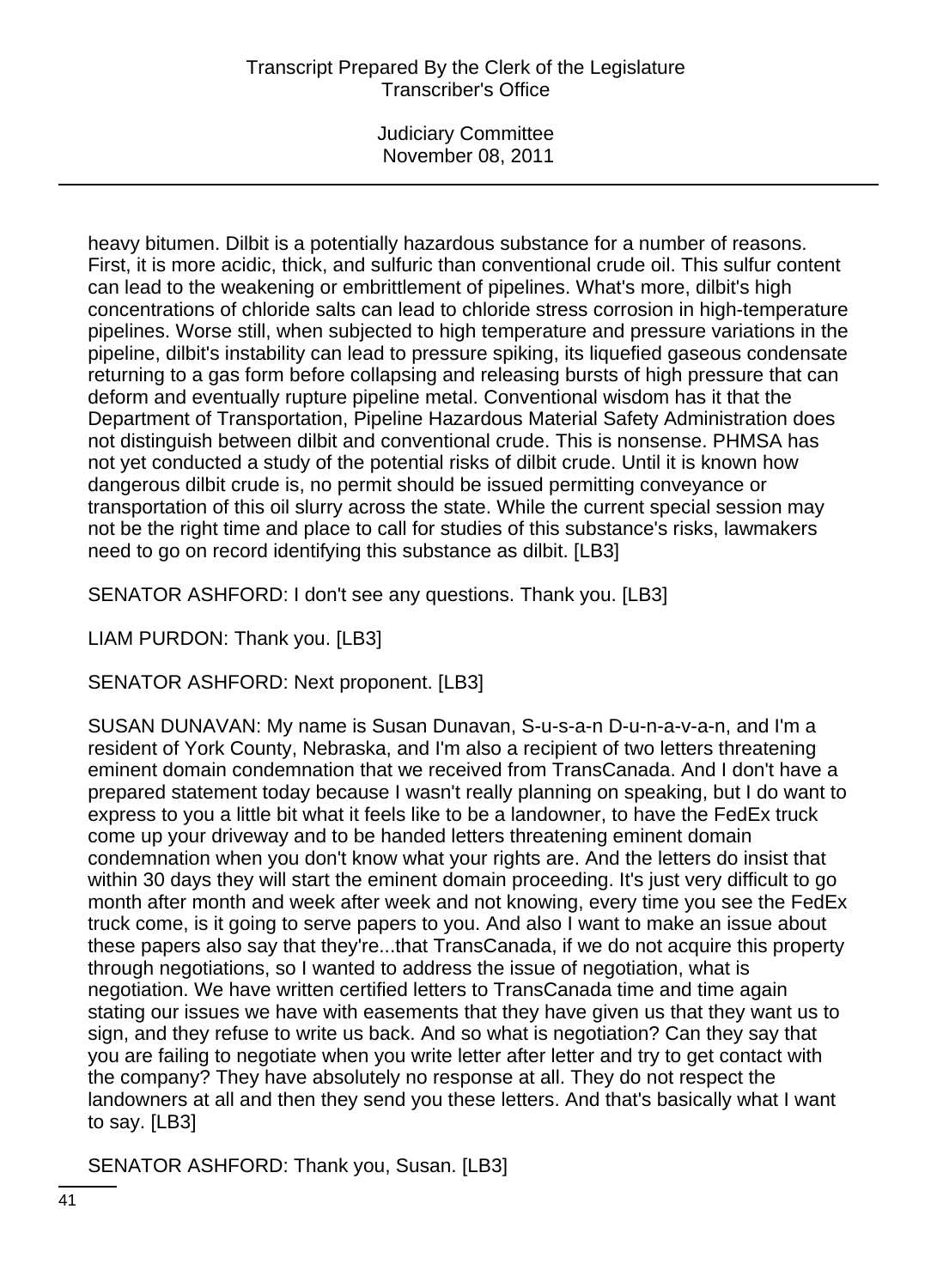heavy bitumen. Dilbit is a potentially hazardous substance for a number of reasons. First, it is more acidic, thick, and sulfuric than conventional crude oil. This sulfur content can lead to the weakening or embrittlement of pipelines. What's more, dilbit's high concentrations of chloride salts can lead to chloride stress corrosion in high-temperature pipelines. Worse still, when subjected to high temperature and pressure variations in the pipeline, dilbit's instability can lead to pressure spiking, its liquefied gaseous condensate returning to a gas form before collapsing and releasing bursts of high pressure that can deform and eventually rupture pipeline metal. Conventional wisdom has it that the Department of Transportation, Pipeline Hazardous Material Safety Administration does not distinguish between dilbit and conventional crude. This is nonsense. PHMSA has not yet conducted a study of the potential risks of dilbit crude. Until it is known how dangerous dilbit crude is, no permit should be issued permitting conveyance or transportation of this oil slurry across the state. While the current special session may not be the right time and place to call for studies of this substance's risks, lawmakers need to go on record identifying this substance as dilbit. [LB3]

SENATOR ASHFORD: I don't see any questions. Thank you. [LB3]

LIAM PURDON: Thank you. [LB3]

SENATOR ASHFORD: Next proponent. [LB3]

SUSAN DUNAVAN: My name is Susan Dunavan, S-u-s-a-n D-u-n-a-v-a-n, and I'm a resident of York County, Nebraska, and I'm also a recipient of two letters threatening eminent domain condemnation that we received from TransCanada. And I don't have a prepared statement today because I wasn't really planning on speaking, but I do want to express to you a little bit what it feels like to be a landowner, to have the FedEx truck come up your driveway and to be handed letters threatening eminent domain condemnation when you don't know what your rights are. And the letters do insist that within 30 days they will start the eminent domain proceeding. It's just very difficult to go month after month and week after week and not knowing, every time you see the FedEx truck come, is it going to serve papers to you. And also I want to make an issue about these papers also say that they're...that TransCanada, if we do not acquire this property through negotiations, so I wanted to address the issue of negotiation, what is negotiation. We have written certified letters to TransCanada time and time again stating our issues we have with easements that they have given us that they want us to sign, and they refuse to write us back. And so what is negotiation? Can they say that you are failing to negotiate when you write letter after letter and try to get contact with the company? They have absolutely no response at all. They do not respect the landowners at all and then they send you these letters. And that's basically what I want to say. [LB3]

SENATOR ASHFORD: Thank you, Susan. [LB3]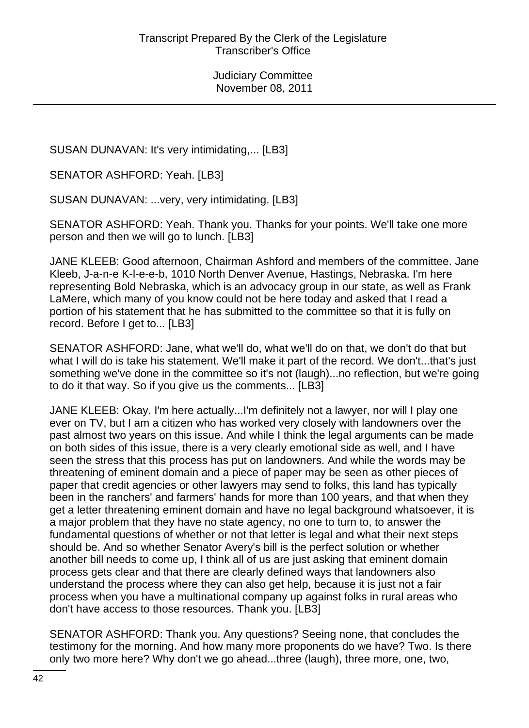SUSAN DUNAVAN: It's very intimidating,... [LB3]

SENATOR ASHFORD: Yeah. [LB3]

SUSAN DUNAVAN: ...very, very intimidating. [LB3]

SENATOR ASHFORD: Yeah. Thank you. Thanks for your points. We'll take one more person and then we will go to lunch. [LB3]

JANE KLEEB: Good afternoon, Chairman Ashford and members of the committee. Jane Kleeb, J-a-n-e K-l-e-e-b, 1010 North Denver Avenue, Hastings, Nebraska. I'm here representing Bold Nebraska, which is an advocacy group in our state, as well as Frank LaMere, which many of you know could not be here today and asked that I read a portion of his statement that he has submitted to the committee so that it is fully on record. Before I get to... [LB3]

SENATOR ASHFORD: Jane, what we'll do, what we'll do on that, we don't do that but what I will do is take his statement. We'll make it part of the record. We don't...that's just something we've done in the committee so it's not (laugh)...no reflection, but we're going to do it that way. So if you give us the comments... [LB3]

JANE KLEEB: Okay. I'm here actually...I'm definitely not a lawyer, nor will I play one ever on TV, but I am a citizen who has worked very closely with landowners over the past almost two years on this issue. And while I think the legal arguments can be made on both sides of this issue, there is a very clearly emotional side as well, and I have seen the stress that this process has put on landowners. And while the words may be threatening of eminent domain and a piece of paper may be seen as other pieces of paper that credit agencies or other lawyers may send to folks, this land has typically been in the ranchers' and farmers' hands for more than 100 years, and that when they get a letter threatening eminent domain and have no legal background whatsoever, it is a major problem that they have no state agency, no one to turn to, to answer the fundamental questions of whether or not that letter is legal and what their next steps should be. And so whether Senator Avery's bill is the perfect solution or whether another bill needs to come up, I think all of us are just asking that eminent domain process gets clear and that there are clearly defined ways that landowners also understand the process where they can also get help, because it is just not a fair process when you have a multinational company up against folks in rural areas who don't have access to those resources. Thank you. [LB3]

SENATOR ASHFORD: Thank you. Any questions? Seeing none, that concludes the testimony for the morning. And how many more proponents do we have? Two. Is there only two more here? Why don't we go ahead...three (laugh), three more, one, two,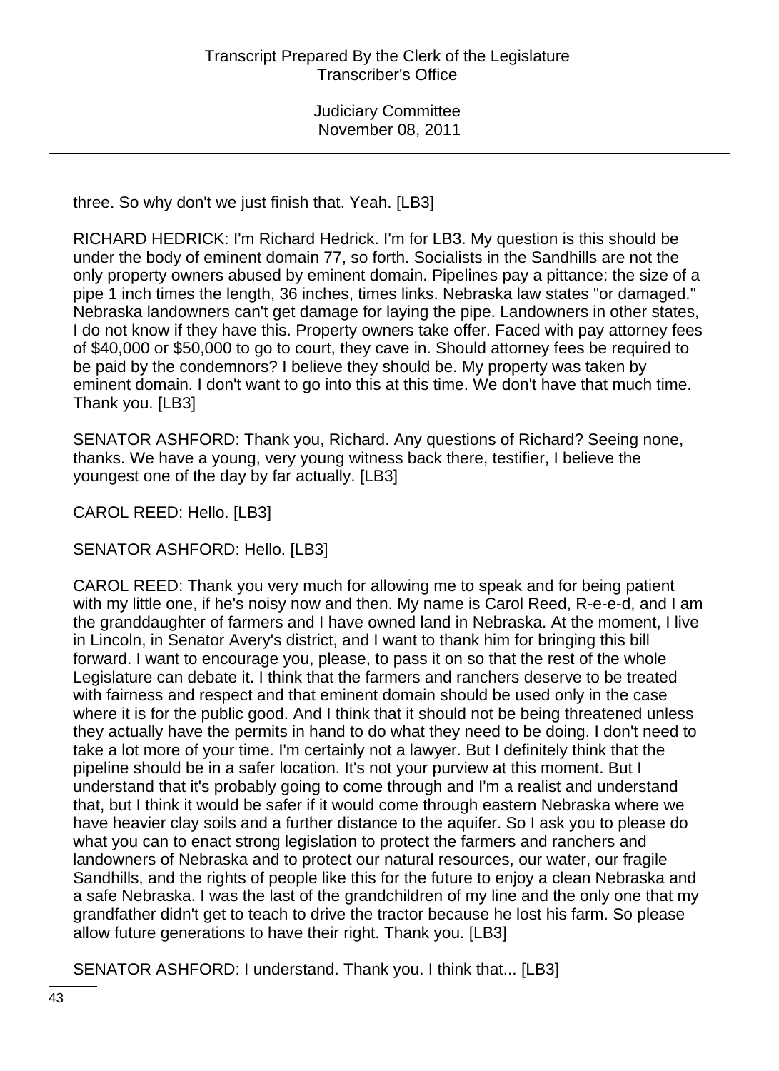three. So why don't we just finish that. Yeah. [LB3]

RICHARD HEDRICK: I'm Richard Hedrick. I'm for LB3. My question is this should be under the body of eminent domain 77, so forth. Socialists in the Sandhills are not the only property owners abused by eminent domain. Pipelines pay a pittance: the size of a pipe 1 inch times the length, 36 inches, times links. Nebraska law states "or damaged." Nebraska landowners can't get damage for laying the pipe. Landowners in other states, I do not know if they have this. Property owners take offer. Faced with pay attorney fees of $40,000 or $50,000 to go to court, they cave in. Should attorney fees be required to be paid by the condemnors? I believe they should be. My property was taken by eminent domain. I don't want to go into this at this time. We don't have that much time. Thank you. [LB3]

SENATOR ASHFORD: Thank you, Richard. Any questions of Richard? Seeing none, thanks. We have a young, very young witness back there, testifier, I believe the youngest one of the day by far actually. [LB3]

CAROL REED: Hello. [LB3]

SENATOR ASHFORD: Hello. [LB3]

CAROL REED: Thank you very much for allowing me to speak and for being patient with my little one, if he's noisy now and then. My name is Carol Reed, R-e-e-d, and I am the granddaughter of farmers and I have owned land in Nebraska. At the moment, I live in Lincoln, in Senator Avery's district, and I want to thank him for bringing this bill forward. I want to encourage you, please, to pass it on so that the rest of the whole Legislature can debate it. I think that the farmers and ranchers deserve to be treated with fairness and respect and that eminent domain should be used only in the case where it is for the public good. And I think that it should not be being threatened unless they actually have the permits in hand to do what they need to be doing. I don't need to take a lot more of your time. I'm certainly not a lawyer. But I definitely think that the pipeline should be in a safer location. It's not your purview at this moment. But I understand that it's probably going to come through and I'm a realist and understand that, but I think it would be safer if it would come through eastern Nebraska where we have heavier clay soils and a further distance to the aquifer. So I ask you to please do what you can to enact strong legislation to protect the farmers and ranchers and landowners of Nebraska and to protect our natural resources, our water, our fragile Sandhills, and the rights of people like this for the future to enjoy a clean Nebraska and a safe Nebraska. I was the last of the grandchildren of my line and the only one that my grandfather didn't get to teach to drive the tractor because he lost his farm. So please allow future generations to have their right. Thank you. [LB3]

SENATOR ASHFORD: I understand. Thank you. I think that... [LB3]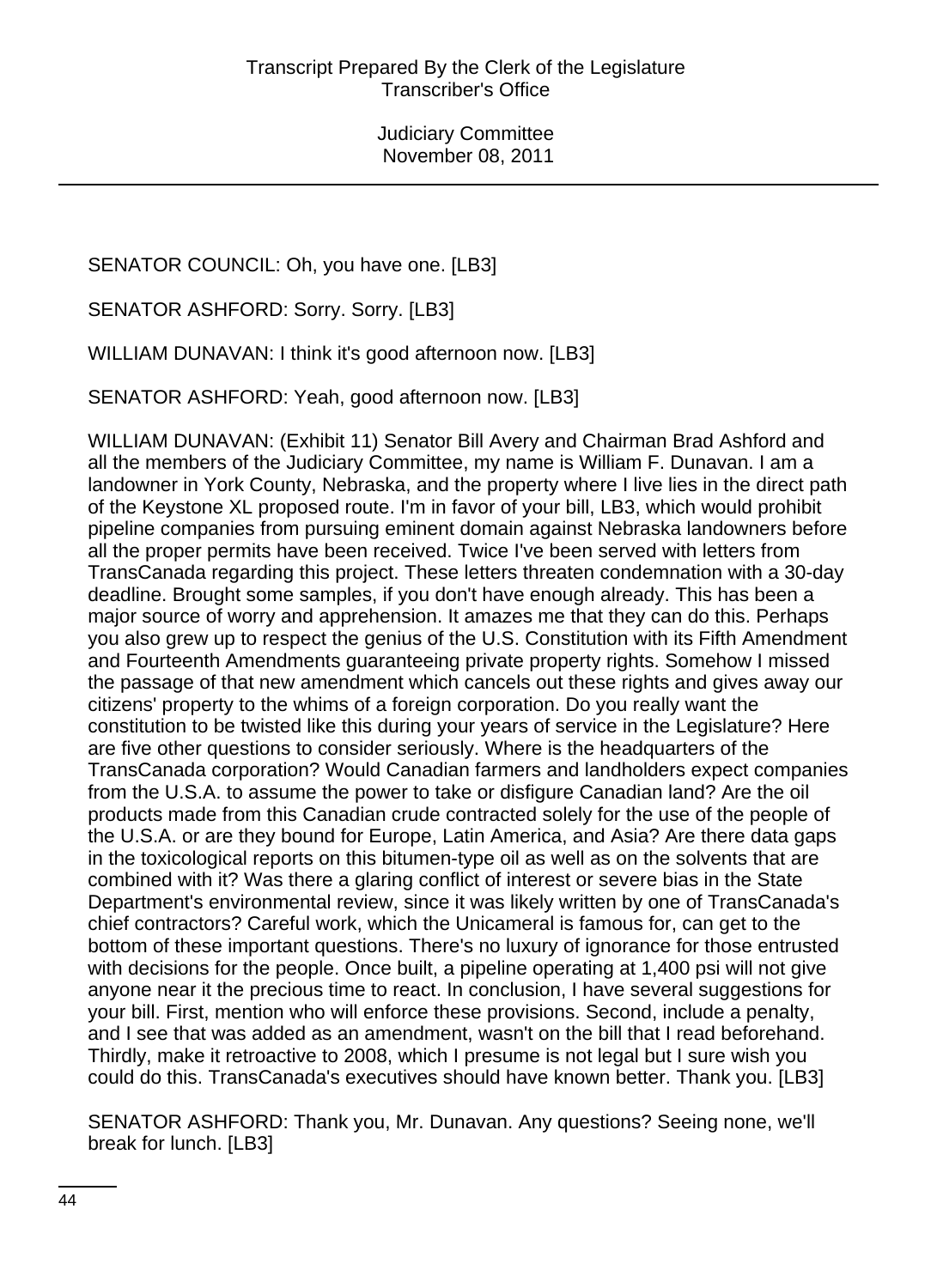SENATOR COUNCIL: Oh, you have one. [LB3]

SENATOR ASHFORD: Sorry. Sorry. [LB3]

WILLIAM DUNAVAN: I think it's good afternoon now. [LB3]

SENATOR ASHFORD: Yeah, good afternoon now. [LB3]

WILLIAM DUNAVAN: (Exhibit 11) Senator Bill Avery and Chairman Brad Ashford and all the members of the Judiciary Committee, my name is William F. Dunavan. I am a landowner in York County, Nebraska, and the property where I live lies in the direct path of the Keystone XL proposed route. I'm in favor of your bill, LB3, which would prohibit pipeline companies from pursuing eminent domain against Nebraska landowners before all the proper permits have been received. Twice I've been served with letters from TransCanada regarding this project. These letters threaten condemnation with a 30-day deadline. Brought some samples, if you don't have enough already. This has been a major source of worry and apprehension. It amazes me that they can do this. Perhaps you also grew up to respect the genius of the U.S. Constitution with its Fifth Amendment and Fourteenth Amendments guaranteeing private property rights. Somehow I missed the passage of that new amendment which cancels out these rights and gives away our citizens' property to the whims of a foreign corporation. Do you really want the constitution to be twisted like this during your years of service in the Legislature? Here are five other questions to consider seriously. Where is the headquarters of the TransCanada corporation? Would Canadian farmers and landholders expect companies from the U.S.A. to assume the power to take or disfigure Canadian land? Are the oil products made from this Canadian crude contracted solely for the use of the people of the U.S.A. or are they bound for Europe, Latin America, and Asia? Are there data gaps in the toxicological reports on this bitumen-type oil as well as on the solvents that are combined with it? Was there a glaring conflict of interest or severe bias in the State Department's environmental review, since it was likely written by one of TransCanada's chief contractors? Careful work, which the Unicameral is famous for, can get to the bottom of these important questions. There's no luxury of ignorance for those entrusted with decisions for the people. Once built, a pipeline operating at 1,400 psi will not give anyone near it the precious time to react. In conclusion, I have several suggestions for your bill. First, mention who will enforce these provisions. Second, include a penalty, and I see that was added as an amendment, wasn't on the bill that I read beforehand. Thirdly, make it retroactive to 2008, which I presume is not legal but I sure wish you could do this. TransCanada's executives should have known better. Thank you. [LB3]

SENATOR ASHFORD: Thank you, Mr. Dunavan. Any questions? Seeing none, we'll break for lunch. [LB3]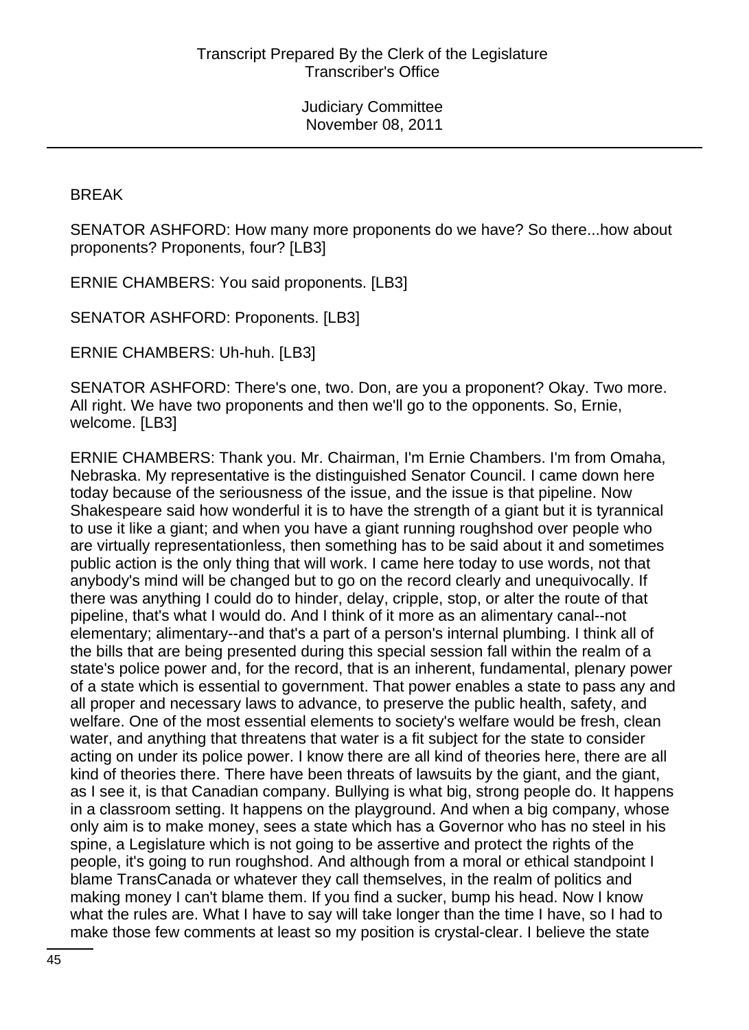BREAK

SENATOR ASHFORD: How many more proponents do we have? So there...how about proponents? Proponents, four? [LB3]

ERNIE CHAMBERS: You said proponents. [LB3]

SENATOR ASHFORD: Proponents. [LB3]

ERNIE CHAMBERS: Uh-huh. [LB3]

SENATOR ASHFORD: There's one, two. Don, are you a proponent? Okay. Two more. All right. We have two proponents and then we'll go to the opponents. So, Ernie, welcome. [LB3]

ERNIE CHAMBERS: Thank you. Mr. Chairman, I'm Ernie Chambers. I'm from Omaha, Nebraska. My representative is the distinguished Senator Council. I came down here today because of the seriousness of the issue, and the issue is that pipeline. Now Shakespeare said how wonderful it is to have the strength of a giant but it is tyrannical to use it like a giant; and when you have a giant running roughshod over people who are virtually representationless, then something has to be said about it and sometimes public action is the only thing that will work. I came here today to use words, not that anybody's mind will be changed but to go on the record clearly and unequivocally. If there was anything I could do to hinder, delay, cripple, stop, or alter the route of that pipeline, that's what I would do. And I think of it more as an alimentary canal--not elementary; alimentary--and that's a part of a person's internal plumbing. I think all of the bills that are being presented during this special session fall within the realm of a state's police power and, for the record, that is an inherent, fundamental, plenary power of a state which is essential to government. That power enables a state to pass any and all proper and necessary laws to advance, to preserve the public health, safety, and welfare. One of the most essential elements to society's welfare would be fresh, clean water, and anything that threatens that water is a fit subject for the state to consider acting on under its police power. I know there are all kind of theories here, there are all kind of theories there. There have been threats of lawsuits by the giant, and the giant, as I see it, is that Canadian company. Bullying is what big, strong people do. It happens in a classroom setting. It happens on the playground. And when a big company, whose only aim is to make money, sees a state which has a Governor who has no steel in his spine, a Legislature which is not going to be assertive and protect the rights of the people, it's going to run roughshod. And although from a moral or ethical standpoint I blame TransCanada or whatever they call themselves, in the realm of politics and making money I can't blame them. If you find a sucker, bump his head. Now I know what the rules are. What I have to say will take longer than the time I have, so I had to make those few comments at least so my position is crystal-clear. I believe the state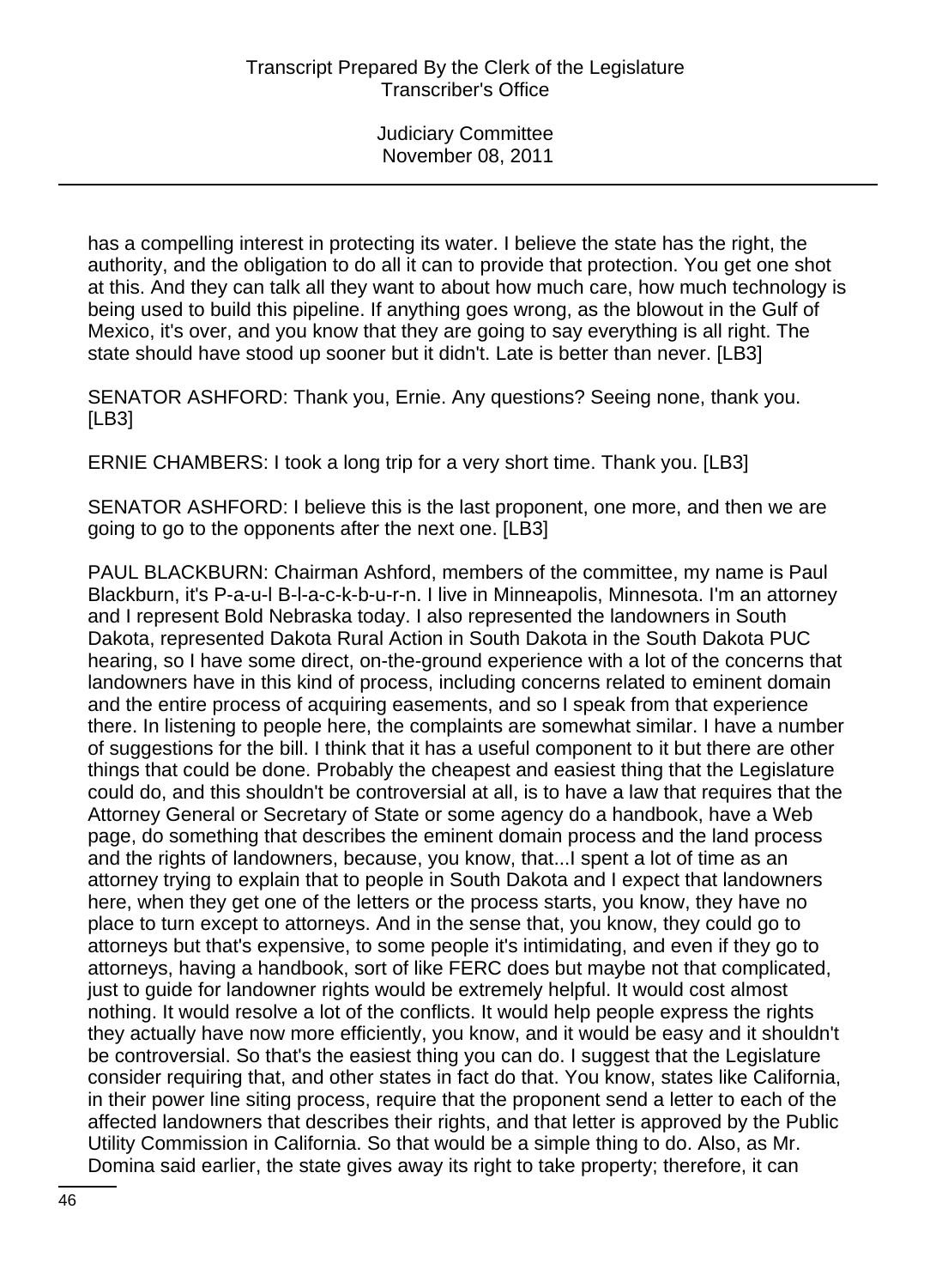has a compelling interest in protecting its water. I believe the state has the right, the authority, and the obligation to do all it can to provide that protection. You get one shot at this. And they can talk all they want to about how much care, how much technology is being used to build this pipeline. If anything goes wrong, as the blowout in the Gulf of Mexico, it's over, and you know that they are going to say everything is all right. The state should have stood up sooner but it didn't. Late is better than never. [LB3]

SENATOR ASHFORD: Thank you, Ernie. Any questions? Seeing none, thank you. [LB3]

ERNIE CHAMBERS: I took a long trip for a very short time. Thank you. [LB3]

SENATOR ASHFORD: I believe this is the last proponent, one more, and then we are going to go to the opponents after the next one. [LB3]

PAUL BLACKBURN: Chairman Ashford, members of the committee, my name is Paul Blackburn, it's P-a-u-l B-l-a-c-k-b-u-r-n. I live in Minneapolis, Minnesota. I'm an attorney and I represent Bold Nebraska today. I also represented the landowners in South Dakota, represented Dakota Rural Action in South Dakota in the South Dakota PUC hearing, so I have some direct, on-the-ground experience with a lot of the concerns that landowners have in this kind of process, including concerns related to eminent domain and the entire process of acquiring easements, and so I speak from that experience there. In listening to people here, the complaints are somewhat similar. I have a number of suggestions for the bill. I think that it has a useful component to it but there are other things that could be done. Probably the cheapest and easiest thing that the Legislature could do, and this shouldn't be controversial at all, is to have a law that requires that the Attorney General or Secretary of State or some agency do a handbook, have a Web page, do something that describes the eminent domain process and the land process and the rights of landowners, because, you know, that...I spent a lot of time as an attorney trying to explain that to people in South Dakota and I expect that landowners here, when they get one of the letters or the process starts, you know, they have no place to turn except to attorneys. And in the sense that, you know, they could go to attorneys but that's expensive, to some people it's intimidating, and even if they go to attorneys, having a handbook, sort of like FERC does but maybe not that complicated, just to guide for landowner rights would be extremely helpful. It would cost almost nothing. It would resolve a lot of the conflicts. It would help people express the rights they actually have now more efficiently, you know, and it would be easy and it shouldn't be controversial. So that's the easiest thing you can do. I suggest that the Legislature consider requiring that, and other states in fact do that. You know, states like California, in their power line siting process, require that the proponent send a letter to each of the affected landowners that describes their rights, and that letter is approved by the Public Utility Commission in California. So that would be a simple thing to do. Also, as Mr. Domina said earlier, the state gives away its right to take property; therefore, it can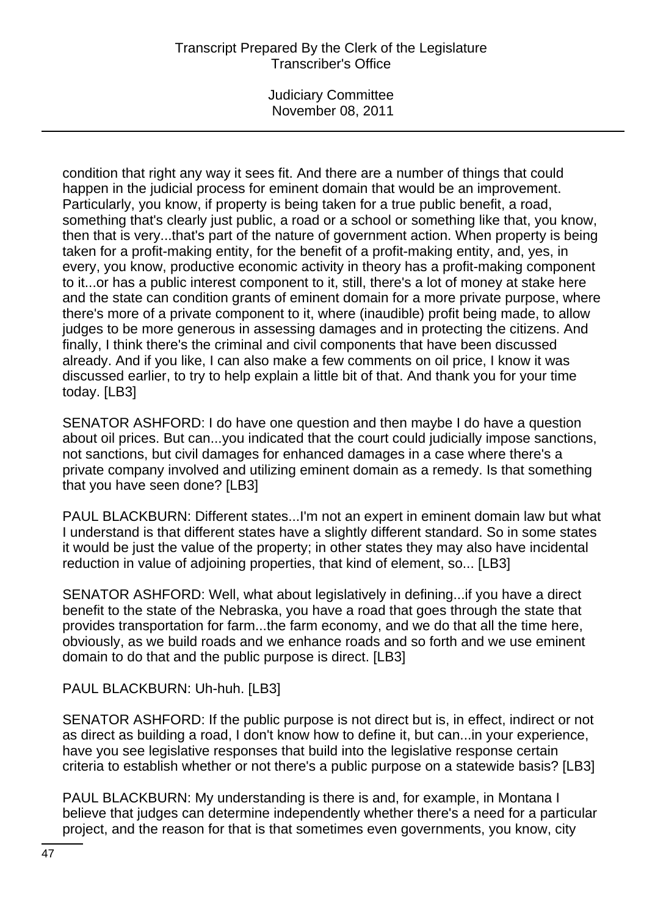condition that right any way it sees fit. And there are a number of things that could happen in the judicial process for eminent domain that would be an improvement. Particularly, you know, if property is being taken for a true public benefit, a road, something that's clearly just public, a road or a school or something like that, you know, then that is very...that's part of the nature of government action. When property is being taken for a profit-making entity, for the benefit of a profit-making entity, and, yes, in every, you know, productive economic activity in theory has a profit-making component to it...or has a public interest component to it, still, there's a lot of money at stake here and the state can condition grants of eminent domain for a more private purpose, where there's more of a private component to it, where (inaudible) profit being made, to allow judges to be more generous in assessing damages and in protecting the citizens. And finally, I think there's the criminal and civil components that have been discussed already. And if you like, I can also make a few comments on oil price, I know it was discussed earlier, to try to help explain a little bit of that. And thank you for your time today. [LB3]

SENATOR ASHFORD: I do have one question and then maybe I do have a question about oil prices. But can...you indicated that the court could judicially impose sanctions, not sanctions, but civil damages for enhanced damages in a case where there's a private company involved and utilizing eminent domain as a remedy. Is that something that you have seen done? [LB3]

PAUL BLACKBURN: Different states...I'm not an expert in eminent domain law but what I understand is that different states have a slightly different standard. So in some states it would be just the value of the property; in other states they may also have incidental reduction in value of adjoining properties, that kind of element, so... [LB3]

SENATOR ASHFORD: Well, what about legislatively in defining...if you have a direct benefit to the state of the Nebraska, you have a road that goes through the state that provides transportation for farm...the farm economy, and we do that all the time here, obviously, as we build roads and we enhance roads and so forth and we use eminent domain to do that and the public purpose is direct. [LB3]

PAUL BLACKBURN: Uh-huh. [LB3]

SENATOR ASHFORD: If the public purpose is not direct but is, in effect, indirect or not as direct as building a road, I don't know how to define it, but can...in your experience, have you see legislative responses that build into the legislative response certain criteria to establish whether or not there's a public purpose on a statewide basis? [LB3]

PAUL BLACKBURN: My understanding is there is and, for example, in Montana I believe that judges can determine independently whether there's a need for a particular project, and the reason for that is that sometimes even governments, you know, city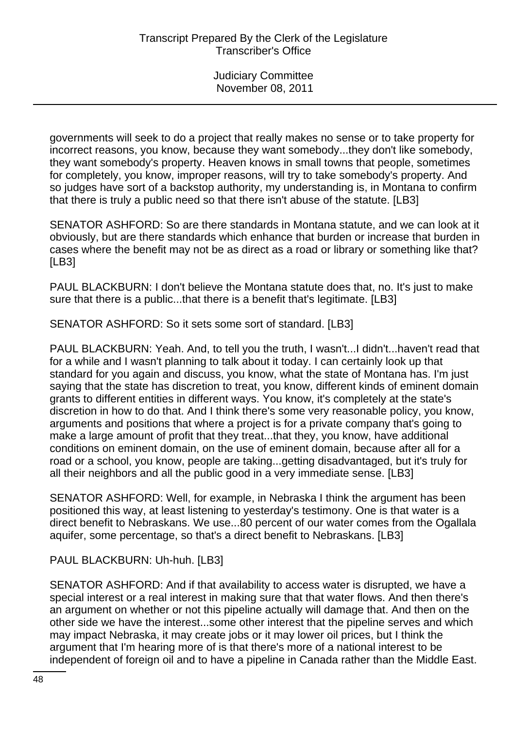governments will seek to do a project that really makes no sense or to take property for incorrect reasons, you know, because they want somebody...they don't like somebody, they want somebody's property. Heaven knows in small towns that people, sometimes for completely, you know, improper reasons, will try to take somebody's property. And so judges have sort of a backstop authority, my understanding is, in Montana to confirm that there is truly a public need so that there isn't abuse of the statute. [LB3]

SENATOR ASHFORD: So are there standards in Montana statute, and we can look at it obviously, but are there standards which enhance that burden or increase that burden in cases where the benefit may not be as direct as a road or library or something like that? [LB3]

PAUL BLACKBURN: I don't believe the Montana statute does that, no. It's just to make sure that there is a public...that there is a benefit that's legitimate. [LB3]

SENATOR ASHFORD: So it sets some sort of standard. [LB3]

PAUL BLACKBURN: Yeah. And, to tell you the truth, I wasn't...I didn't...haven't read that for a while and I wasn't planning to talk about it today. I can certainly look up that standard for you again and discuss, you know, what the state of Montana has. I'm just saying that the state has discretion to treat, you know, different kinds of eminent domain grants to different entities in different ways. You know, it's completely at the state's discretion in how to do that. And I think there's some very reasonable policy, you know, arguments and positions that where a project is for a private company that's going to make a large amount of profit that they treat...that they, you know, have additional conditions on eminent domain, on the use of eminent domain, because after all for a road or a school, you know, people are taking...getting disadvantaged, but it's truly for all their neighbors and all the public good in a very immediate sense. [LB3]

SENATOR ASHFORD: Well, for example, in Nebraska I think the argument has been positioned this way, at least listening to yesterday's testimony. One is that water is a direct benefit to Nebraskans. We use...80 percent of our water comes from the Ogallala aquifer, some percentage, so that's a direct benefit to Nebraskans. [LB3]

PAUL BLACKBURN: Uh-huh. [LB3]

SENATOR ASHFORD: And if that availability to access water is disrupted, we have a special interest or a real interest in making sure that that water flows. And then there's an argument on whether or not this pipeline actually will damage that. And then on the other side we have the interest...some other interest that the pipeline serves and which may impact Nebraska, it may create jobs or it may lower oil prices, but I think the argument that I'm hearing more of is that there's more of a national interest to be independent of foreign oil and to have a pipeline in Canada rather than the Middle East.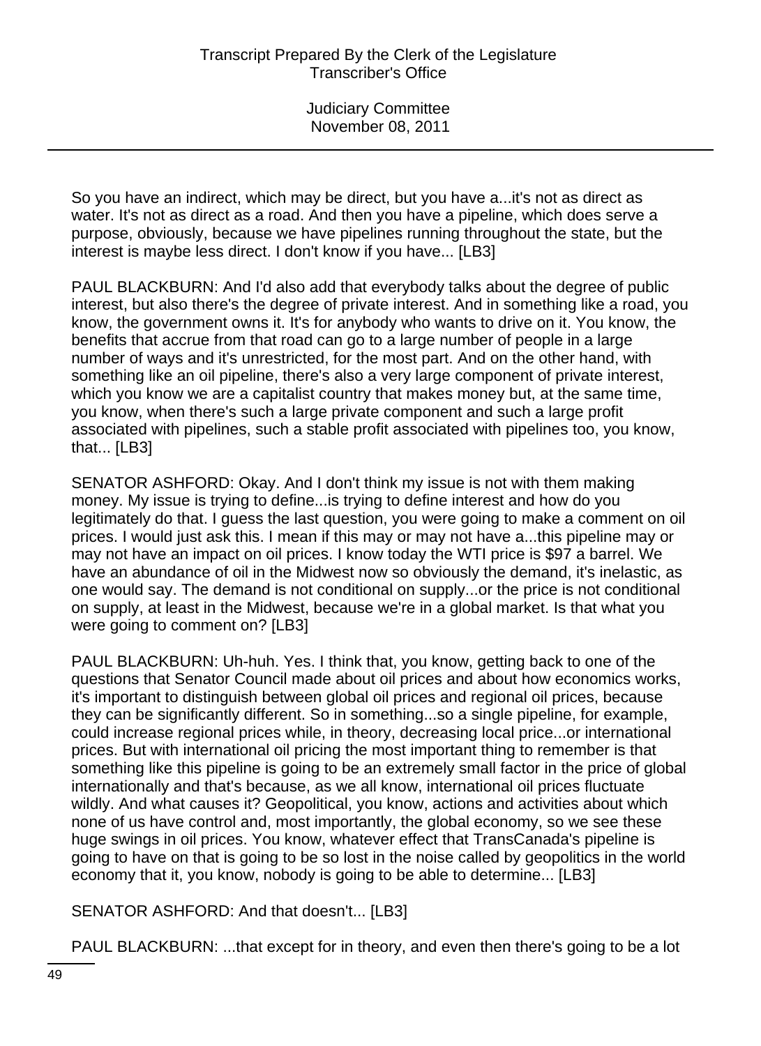So you have an indirect, which may be direct, but you have a...it's not as direct as water. It's not as direct as a road. And then you have a pipeline, which does serve a purpose, obviously, because we have pipelines running throughout the state, but the interest is maybe less direct. I don't know if you have... [LB3]

PAUL BLACKBURN: And I'd also add that everybody talks about the degree of public interest, but also there's the degree of private interest. And in something like a road, you know, the government owns it. It's for anybody who wants to drive on it. You know, the benefits that accrue from that road can go to a large number of people in a large number of ways and it's unrestricted, for the most part. And on the other hand, with something like an oil pipeline, there's also a very large component of private interest, which you know we are a capitalist country that makes money but, at the same time, you know, when there's such a large private component and such a large profit associated with pipelines, such a stable profit associated with pipelines too, you know, that... [LB3]

SENATOR ASHFORD: Okay. And I don't think my issue is not with them making money. My issue is trying to define...is trying to define interest and how do you legitimately do that. I guess the last question, you were going to make a comment on oil prices. I would just ask this. I mean if this may or may not have a...this pipeline may or may not have an impact on oil prices. I know today the WTI price is $97 a barrel. We have an abundance of oil in the Midwest now so obviously the demand, it's inelastic, as one would say. The demand is not conditional on supply...or the price is not conditional on supply, at least in the Midwest, because we're in a global market. Is that what you were going to comment on? [LB3]

PAUL BLACKBURN: Uh-huh. Yes. I think that, you know, getting back to one of the questions that Senator Council made about oil prices and about how economics works, it's important to distinguish between global oil prices and regional oil prices, because they can be significantly different. So in something...so a single pipeline, for example, could increase regional prices while, in theory, decreasing local price...or international prices. But with international oil pricing the most important thing to remember is that something like this pipeline is going to be an extremely small factor in the price of global internationally and that's because, as we all know, international oil prices fluctuate wildly. And what causes it? Geopolitical, you know, actions and activities about which none of us have control and, most importantly, the global economy, so we see these huge swings in oil prices. You know, whatever effect that TransCanada's pipeline is going to have on that is going to be so lost in the noise called by geopolitics in the world economy that it, you know, nobody is going to be able to determine... [LB3]

SENATOR ASHFORD: And that doesn't... [LB3]

PAUL BLACKBURN: ...that except for in theory, and even then there's going to be a lot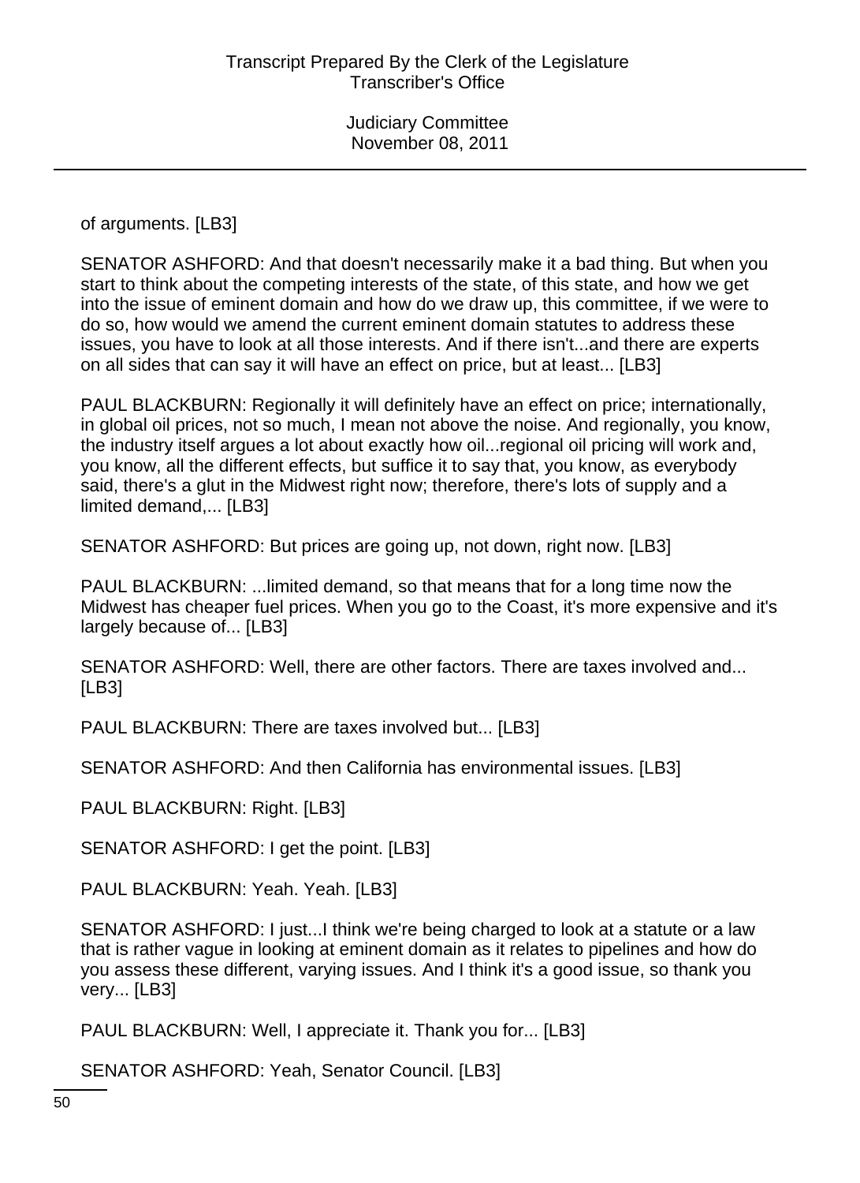of arguments. [LB3]

SENATOR ASHFORD: And that doesn't necessarily make it a bad thing. But when you start to think about the competing interests of the state, of this state, and how we get into the issue of eminent domain and how do we draw up, this committee, if we were to do so, how would we amend the current eminent domain statutes to address these issues, you have to look at all those interests. And if there isn't...and there are experts on all sides that can say it will have an effect on price, but at least... [LB3]

PAUL BLACKBURN: Regionally it will definitely have an effect on price; internationally, in global oil prices, not so much, I mean not above the noise. And regionally, you know, the industry itself argues a lot about exactly how oil...regional oil pricing will work and, you know, all the different effects, but suffice it to say that, you know, as everybody said, there's a glut in the Midwest right now; therefore, there's lots of supply and a limited demand,... [LB3]

SENATOR ASHFORD: But prices are going up, not down, right now. [LB3]

PAUL BLACKBURN: ...limited demand, so that means that for a long time now the Midwest has cheaper fuel prices. When you go to the Coast, it's more expensive and it's largely because of... [LB3]

SENATOR ASHFORD: Well, there are other factors. There are taxes involved and... [LB3]

PAUL BLACKBURN: There are taxes involved but... [LB3]

SENATOR ASHFORD: And then California has environmental issues. [LB3]

PAUL BLACKBURN: Right. [LB3]

SENATOR ASHFORD: I get the point. [LB3]

PAUL BLACKBURN: Yeah. Yeah. [LB3]

SENATOR ASHFORD: I just...I think we're being charged to look at a statute or a law that is rather vague in looking at eminent domain as it relates to pipelines and how do you assess these different, varying issues. And I think it's a good issue, so thank you very... [LB3]

PAUL BLACKBURN: Well, I appreciate it. Thank you for... [LB3]

SENATOR ASHFORD: Yeah, Senator Council. [LB3]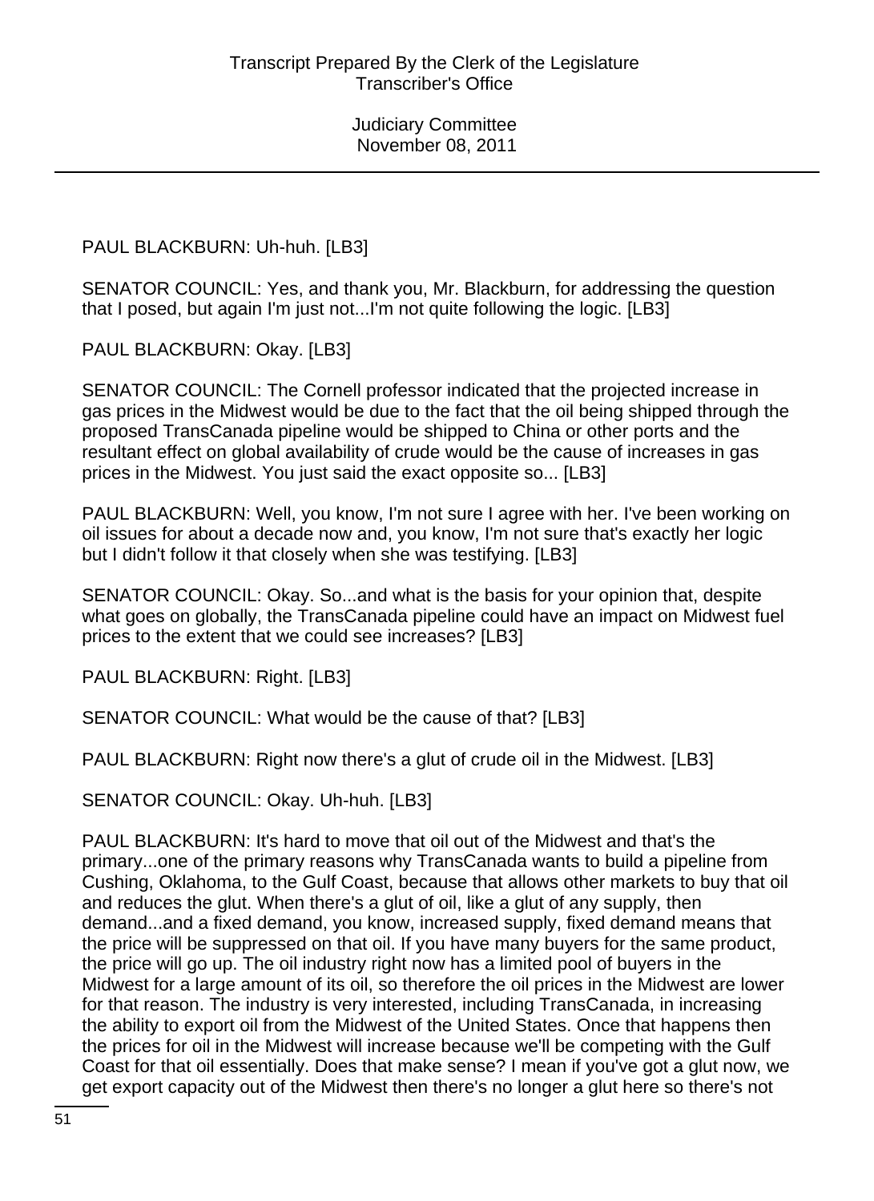PAUL BLACKBURN: Uh-huh. [LB3]

SENATOR COUNCIL: Yes, and thank you, Mr. Blackburn, for addressing the question that I posed, but again I'm just not...I'm not quite following the logic. [LB3]

PAUL BLACKBURN: Okay. [LB3]

SENATOR COUNCIL: The Cornell professor indicated that the projected increase in gas prices in the Midwest would be due to the fact that the oil being shipped through the proposed TransCanada pipeline would be shipped to China or other ports and the resultant effect on global availability of crude would be the cause of increases in gas prices in the Midwest. You just said the exact opposite so... [LB3]

PAUL BLACKBURN: Well, you know, I'm not sure I agree with her. I've been working on oil issues for about a decade now and, you know, I'm not sure that's exactly her logic but I didn't follow it that closely when she was testifying. [LB3]

SENATOR COUNCIL: Okay. So...and what is the basis for your opinion that, despite what goes on globally, the TransCanada pipeline could have an impact on Midwest fuel prices to the extent that we could see increases? [LB3]

PAUL BLACKBURN: Right. [LB3]

SENATOR COUNCIL: What would be the cause of that? [LB3]

PAUL BLACKBURN: Right now there's a glut of crude oil in the Midwest. [LB3]

SENATOR COUNCIL: Okay. Uh-huh. [LB3]

PAUL BLACKBURN: It's hard to move that oil out of the Midwest and that's the primary...one of the primary reasons why TransCanada wants to build a pipeline from Cushing, Oklahoma, to the Gulf Coast, because that allows other markets to buy that oil and reduces the glut. When there's a glut of oil, like a glut of any supply, then demand...and a fixed demand, you know, increased supply, fixed demand means that the price will be suppressed on that oil. If you have many buyers for the same product, the price will go up. The oil industry right now has a limited pool of buyers in the Midwest for a large amount of its oil, so therefore the oil prices in the Midwest are lower for that reason. The industry is very interested, including TransCanada, in increasing the ability to export oil from the Midwest of the United States. Once that happens then the prices for oil in the Midwest will increase because we'll be competing with the Gulf Coast for that oil essentially. Does that make sense? I mean if you've got a glut now, we get export capacity out of the Midwest then there's no longer a glut here so there's not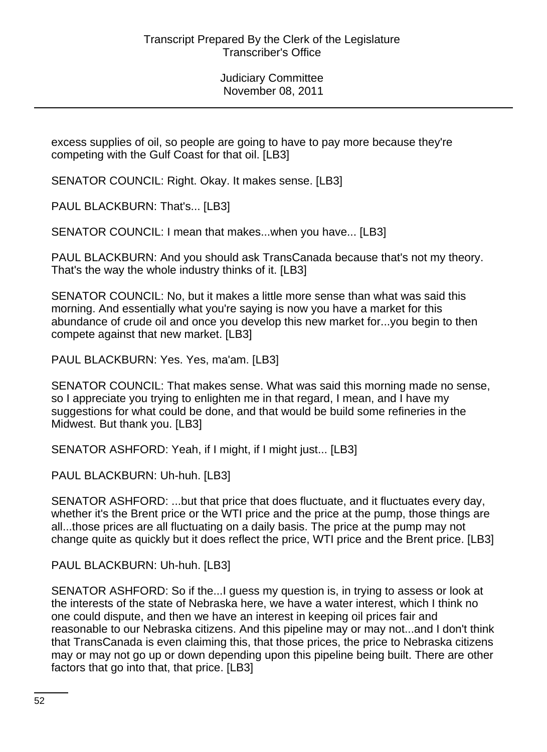excess supplies of oil, so people are going to have to pay more because they're competing with the Gulf Coast for that oil. [LB3]

SENATOR COUNCIL: Right. Okay. It makes sense. [LB3]

PAUL BLACKBURN: That's... [LB3]

SENATOR COUNCIL: I mean that makes...when you have... [LB3]

PAUL BLACKBURN: And you should ask TransCanada because that's not my theory. That's the way the whole industry thinks of it. [LB3]

SENATOR COUNCIL: No, but it makes a little more sense than what was said this morning. And essentially what you're saying is now you have a market for this abundance of crude oil and once you develop this new market for...you begin to then compete against that new market. [LB3]

PAUL BLACKBURN: Yes. Yes, ma'am. [LB3]

SENATOR COUNCIL: That makes sense. What was said this morning made no sense, so I appreciate you trying to enlighten me in that regard, I mean, and I have my suggestions for what could be done, and that would be build some refineries in the Midwest. But thank you. [LB3]

SENATOR ASHFORD: Yeah, if I might, if I might just... [LB3]

PAUL BLACKBURN: Uh-huh. [LB3]

SENATOR ASHFORD: ...but that price that does fluctuate, and it fluctuates every day, whether it's the Brent price or the WTI price and the price at the pump, those things are all...those prices are all fluctuating on a daily basis. The price at the pump may not change quite as quickly but it does reflect the price, WTI price and the Brent price. [LB3]

PAUL BLACKBURN: Uh-huh. [LB3]

SENATOR ASHFORD: So if the...I guess my question is, in trying to assess or look at the interests of the state of Nebraska here, we have a water interest, which I think no one could dispute, and then we have an interest in keeping oil prices fair and reasonable to our Nebraska citizens. And this pipeline may or may not...and I don't think that TransCanada is even claiming this, that those prices, the price to Nebraska citizens may or may not go up or down depending upon this pipeline being built. There are other factors that go into that, that price. [LB3]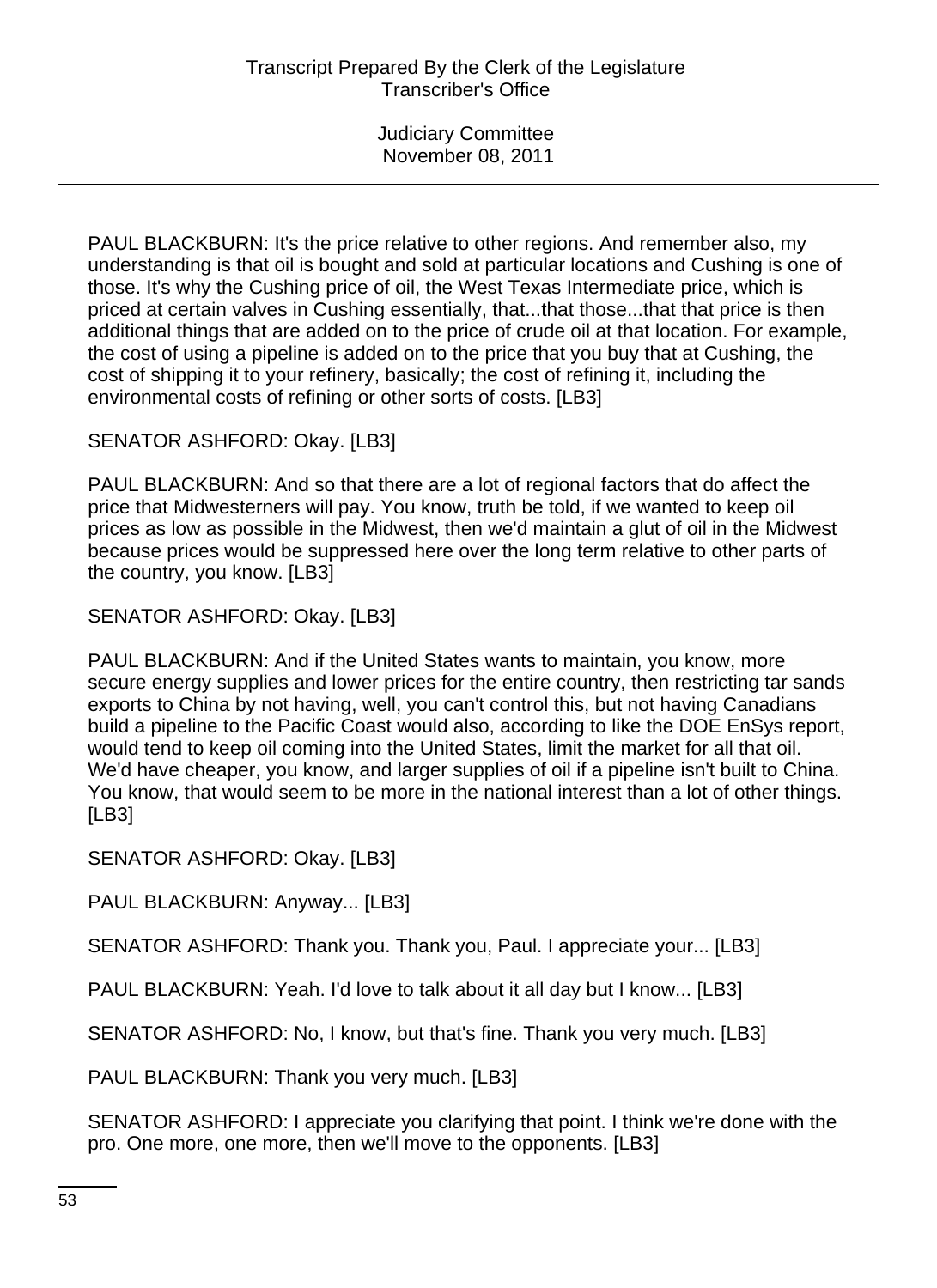PAUL BLACKBURN: It's the price relative to other regions. And remember also, my understanding is that oil is bought and sold at particular locations and Cushing is one of those. It's why the Cushing price of oil, the West Texas Intermediate price, which is priced at certain valves in Cushing essentially, that...that those...that that price is then additional things that are added on to the price of crude oil at that location. For example, the cost of using a pipeline is added on to the price that you buy that at Cushing, the cost of shipping it to your refinery, basically; the cost of refining it, including the environmental costs of refining or other sorts of costs. [LB3]

SENATOR ASHFORD: Okay. [LB3]

PAUL BLACKBURN: And so that there are a lot of regional factors that do affect the price that Midwesterners will pay. You know, truth be told, if we wanted to keep oil prices as low as possible in the Midwest, then we'd maintain a glut of oil in the Midwest because prices would be suppressed here over the long term relative to other parts of the country, you know. [LB3]

SENATOR ASHFORD: Okay. [LB3]

PAUL BLACKBURN: And if the United States wants to maintain, you know, more secure energy supplies and lower prices for the entire country, then restricting tar sands exports to China by not having, well, you can't control this, but not having Canadians build a pipeline to the Pacific Coast would also, according to like the DOE EnSys report, would tend to keep oil coming into the United States, limit the market for all that oil. We'd have cheaper, you know, and larger supplies of oil if a pipeline isn't built to China. You know, that would seem to be more in the national interest than a lot of other things. [LB3]

SENATOR ASHFORD: Okay. [LB3]

PAUL BLACKBURN: Anyway... [LB3]

SENATOR ASHFORD: Thank you. Thank you, Paul. I appreciate your... [LB3]

PAUL BLACKBURN: Yeah. I'd love to talk about it all day but I know... [LB3]

SENATOR ASHFORD: No, I know, but that's fine. Thank you very much. [LB3]

PAUL BLACKBURN: Thank you very much. [LB3]

SENATOR ASHFORD: I appreciate you clarifying that point. I think we're done with the pro. One more, one more, then we'll move to the opponents. [LB3]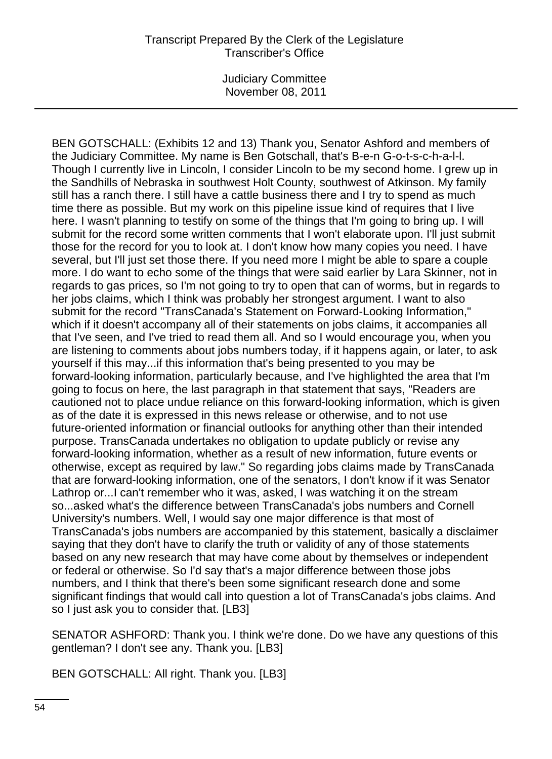BEN GOTSCHALL: (Exhibits 12 and 13) Thank you, Senator Ashford and members of the Judiciary Committee. My name is Ben Gotschall, that's B-e-n G-o-t-s-c-h-a-l-l. Though I currently live in Lincoln, I consider Lincoln to be my second home. I grew up in the Sandhills of Nebraska in southwest Holt County, southwest of Atkinson. My family still has a ranch there. I still have a cattle business there and I try to spend as much time there as possible. But my work on this pipeline issue kind of requires that I live here. I wasn't planning to testify on some of the things that I'm going to bring up. I will submit for the record some written comments that I won't elaborate upon. I'll just submit those for the record for you to look at. I don't know how many copies you need. I have several, but I'll just set those there. If you need more I might be able to spare a couple more. I do want to echo some of the things that were said earlier by Lara Skinner, not in regards to gas prices, so I'm not going to try to open that can of worms, but in regards to her jobs claims, which I think was probably her strongest argument. I want to also submit for the record "TransCanada's Statement on Forward-Looking Information," which if it doesn't accompany all of their statements on jobs claims, it accompanies all that I've seen, and I've tried to read them all. And so I would encourage you, when you are listening to comments about jobs numbers today, if it happens again, or later, to ask yourself if this may...if this information that's being presented to you may be forward-looking information, particularly because, and I've highlighted the area that I'm going to focus on here, the last paragraph in that statement that says, "Readers are cautioned not to place undue reliance on this forward-looking information, which is given as of the date it is expressed in this news release or otherwise, and to not use future-oriented information or financial outlooks for anything other than their intended purpose. TransCanada undertakes no obligation to update publicly or revise any forward-looking information, whether as a result of new information, future events or otherwise, except as required by law." So regarding jobs claims made by TransCanada that are forward-looking information, one of the senators, I don't know if it was Senator Lathrop or...I can't remember who it was, asked, I was watching it on the stream so...asked what's the difference between TransCanada's jobs numbers and Cornell University's numbers. Well, I would say one major difference is that most of TransCanada's jobs numbers are accompanied by this statement, basically a disclaimer saying that they don't have to clarify the truth or validity of any of those statements based on any new research that may have come about by themselves or independent or federal or otherwise. So I'd say that's a major difference between those jobs numbers, and I think that there's been some significant research done and some significant findings that would call into question a lot of TransCanada's jobs claims. And so I just ask you to consider that. [LB3]

SENATOR ASHFORD: Thank you. I think we're done. Do we have any questions of this gentleman? I don't see any. Thank you. [LB3]

BEN GOTSCHALL: All right. Thank you. [LB3]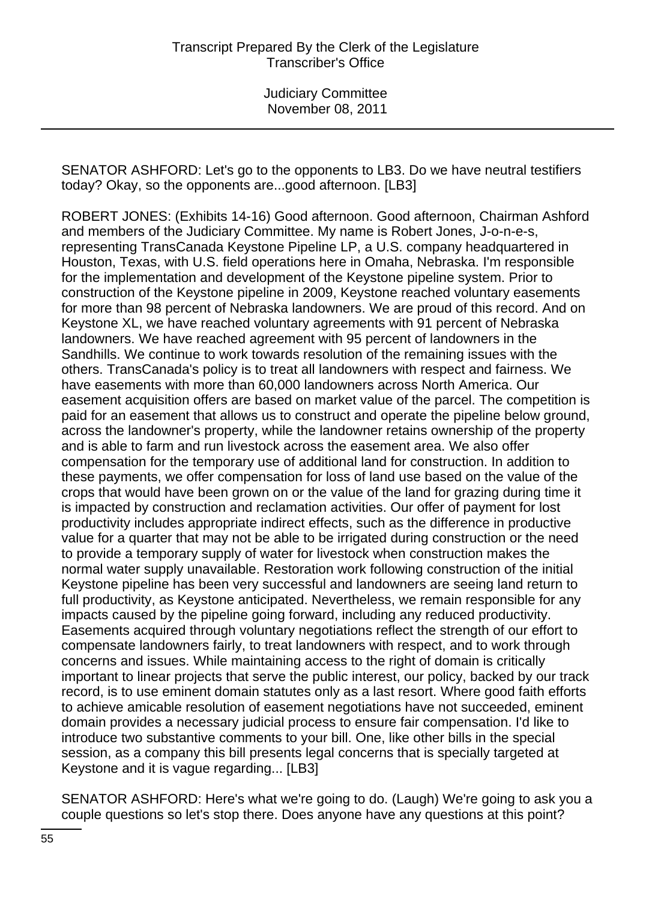SENATOR ASHFORD: Let's go to the opponents to LB3. Do we have neutral testifiers today? Okay, so the opponents are...good afternoon. [LB3]

ROBERT JONES: (Exhibits 14-16) Good afternoon. Good afternoon, Chairman Ashford and members of the Judiciary Committee. My name is Robert Jones, J-o-n-e-s, representing TransCanada Keystone Pipeline LP, a U.S. company headquartered in Houston, Texas, with U.S. field operations here in Omaha, Nebraska. I'm responsible for the implementation and development of the Keystone pipeline system. Prior to construction of the Keystone pipeline in 2009, Keystone reached voluntary easements for more than 98 percent of Nebraska landowners. We are proud of this record. And on Keystone XL, we have reached voluntary agreements with 91 percent of Nebraska landowners. We have reached agreement with 95 percent of landowners in the Sandhills. We continue to work towards resolution of the remaining issues with the others. TransCanada's policy is to treat all landowners with respect and fairness. We have easements with more than 60,000 landowners across North America. Our easement acquisition offers are based on market value of the parcel. The competition is paid for an easement that allows us to construct and operate the pipeline below ground, across the landowner's property, while the landowner retains ownership of the property and is able to farm and run livestock across the easement area. We also offer compensation for the temporary use of additional land for construction. In addition to these payments, we offer compensation for loss of land use based on the value of the crops that would have been grown on or the value of the land for grazing during time it is impacted by construction and reclamation activities. Our offer of payment for lost productivity includes appropriate indirect effects, such as the difference in productive value for a quarter that may not be able to be irrigated during construction or the need to provide a temporary supply of water for livestock when construction makes the normal water supply unavailable. Restoration work following construction of the initial Keystone pipeline has been very successful and landowners are seeing land return to full productivity, as Keystone anticipated. Nevertheless, we remain responsible for any impacts caused by the pipeline going forward, including any reduced productivity. Easements acquired through voluntary negotiations reflect the strength of our effort to compensate landowners fairly, to treat landowners with respect, and to work through concerns and issues. While maintaining access to the right of domain is critically important to linear projects that serve the public interest, our policy, backed by our track record, is to use eminent domain statutes only as a last resort. Where good faith efforts to achieve amicable resolution of easement negotiations have not succeeded, eminent domain provides a necessary judicial process to ensure fair compensation. I'd like to introduce two substantive comments to your bill. One, like other bills in the special session, as a company this bill presents legal concerns that is specially targeted at Keystone and it is vague regarding... [LB3]

SENATOR ASHFORD: Here's what we're going to do. (Laugh) We're going to ask you a couple questions so let's stop there. Does anyone have any questions at this point?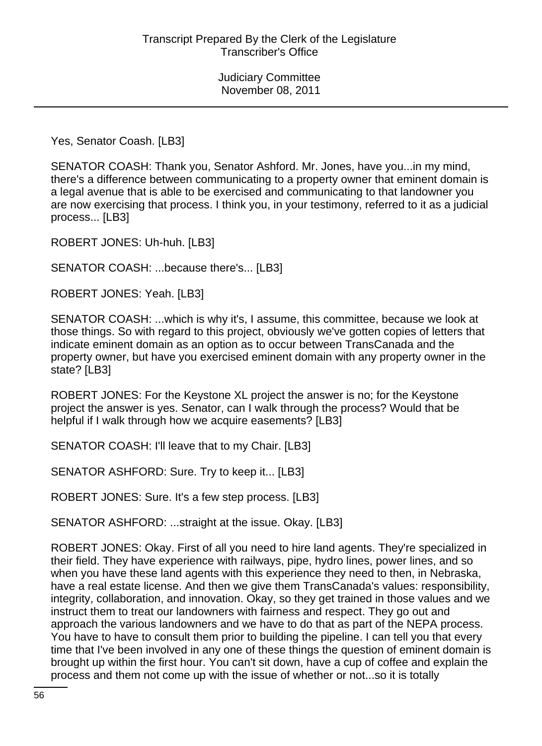Yes, Senator Coash. [LB3]

SENATOR COASH: Thank you, Senator Ashford. Mr. Jones, have you...in my mind, there's a difference between communicating to a property owner that eminent domain is a legal avenue that is able to be exercised and communicating to that landowner you are now exercising that process. I think you, in your testimony, referred to it as a judicial process... [LB3]

ROBERT JONES: Uh-huh. [LB3]

SENATOR COASH: ...because there's... [LB3]

ROBERT JONES: Yeah. [LB3]

SENATOR COASH: ...which is why it's, I assume, this committee, because we look at those things. So with regard to this project, obviously we've gotten copies of letters that indicate eminent domain as an option as to occur between TransCanada and the property owner, but have you exercised eminent domain with any property owner in the state? [LB3]

ROBERT JONES: For the Keystone XL project the answer is no; for the Keystone project the answer is yes. Senator, can I walk through the process? Would that be helpful if I walk through how we acquire easements? [LB3]

SENATOR COASH: I'll leave that to my Chair. [LB3]

SENATOR ASHFORD: Sure. Try to keep it... [LB3]

ROBERT JONES: Sure. It's a few step process. [LB3]

SENATOR ASHFORD: ...straight at the issue. Okay. [LB3]

ROBERT JONES: Okay. First of all you need to hire land agents. They're specialized in their field. They have experience with railways, pipe, hydro lines, power lines, and so when you have these land agents with this experience they need to then, in Nebraska, have a real estate license. And then we give them TransCanada's values: responsibility, integrity, collaboration, and innovation. Okay, so they get trained in those values and we instruct them to treat our landowners with fairness and respect. They go out and approach the various landowners and we have to do that as part of the NEPA process. You have to have to consult them prior to building the pipeline. I can tell you that every time that I've been involved in any one of these things the question of eminent domain is brought up within the first hour. You can't sit down, have a cup of coffee and explain the process and them not come up with the issue of whether or not...so it is totally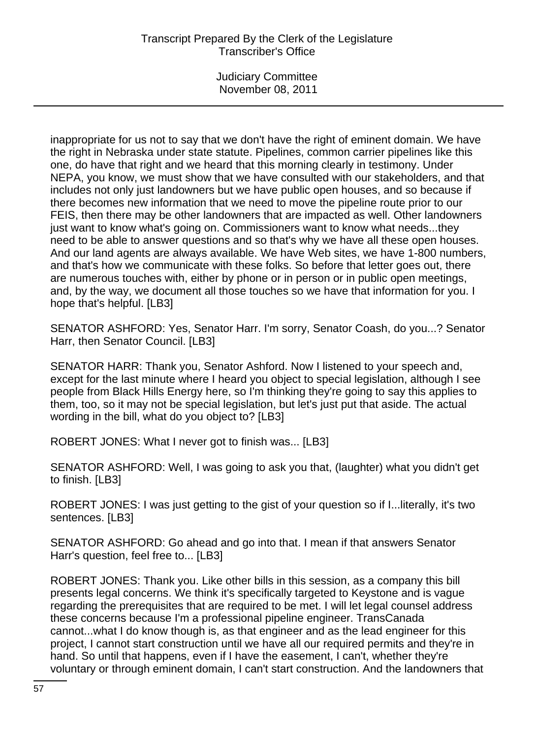inappropriate for us not to say that we don't have the right of eminent domain. We have the right in Nebraska under state statute. Pipelines, common carrier pipelines like this one, do have that right and we heard that this morning clearly in testimony. Under NEPA, you know, we must show that we have consulted with our stakeholders, and that includes not only just landowners but we have public open houses, and so because if there becomes new information that we need to move the pipeline route prior to our FEIS, then there may be other landowners that are impacted as well. Other landowners just want to know what's going on. Commissioners want to know what needs...they need to be able to answer questions and so that's why we have all these open houses. And our land agents are always available. We have Web sites, we have 1-800 numbers, and that's how we communicate with these folks. So before that letter goes out, there are numerous touches with, either by phone or in person or in public open meetings, and, by the way, we document all those touches so we have that information for you. I hope that's helpful. [LB3]

SENATOR ASHFORD: Yes, Senator Harr. I'm sorry, Senator Coash, do you...? Senator Harr, then Senator Council. [LB3]

SENATOR HARR: Thank you, Senator Ashford. Now I listened to your speech and, except for the last minute where I heard you object to special legislation, although I see people from Black Hills Energy here, so I'm thinking they're going to say this applies to them, too, so it may not be special legislation, but let's just put that aside. The actual wording in the bill, what do you object to? [LB3]

ROBERT JONES: What I never got to finish was... [LB3]

SENATOR ASHFORD: Well, I was going to ask you that, (laughter) what you didn't get to finish. [LB3]

ROBERT JONES: I was just getting to the gist of your question so if I...literally, it's two sentences. [LB3]

SENATOR ASHFORD: Go ahead and go into that. I mean if that answers Senator Harr's question, feel free to... [LB3]

ROBERT JONES: Thank you. Like other bills in this session, as a company this bill presents legal concerns. We think it's specifically targeted to Keystone and is vague regarding the prerequisites that are required to be met. I will let legal counsel address these concerns because I'm a professional pipeline engineer. TransCanada cannot...what I do know though is, as that engineer and as the lead engineer for this project, I cannot start construction until we have all our required permits and they're in hand. So until that happens, even if I have the easement, I can't, whether they're voluntary or through eminent domain, I can't start construction. And the landowners that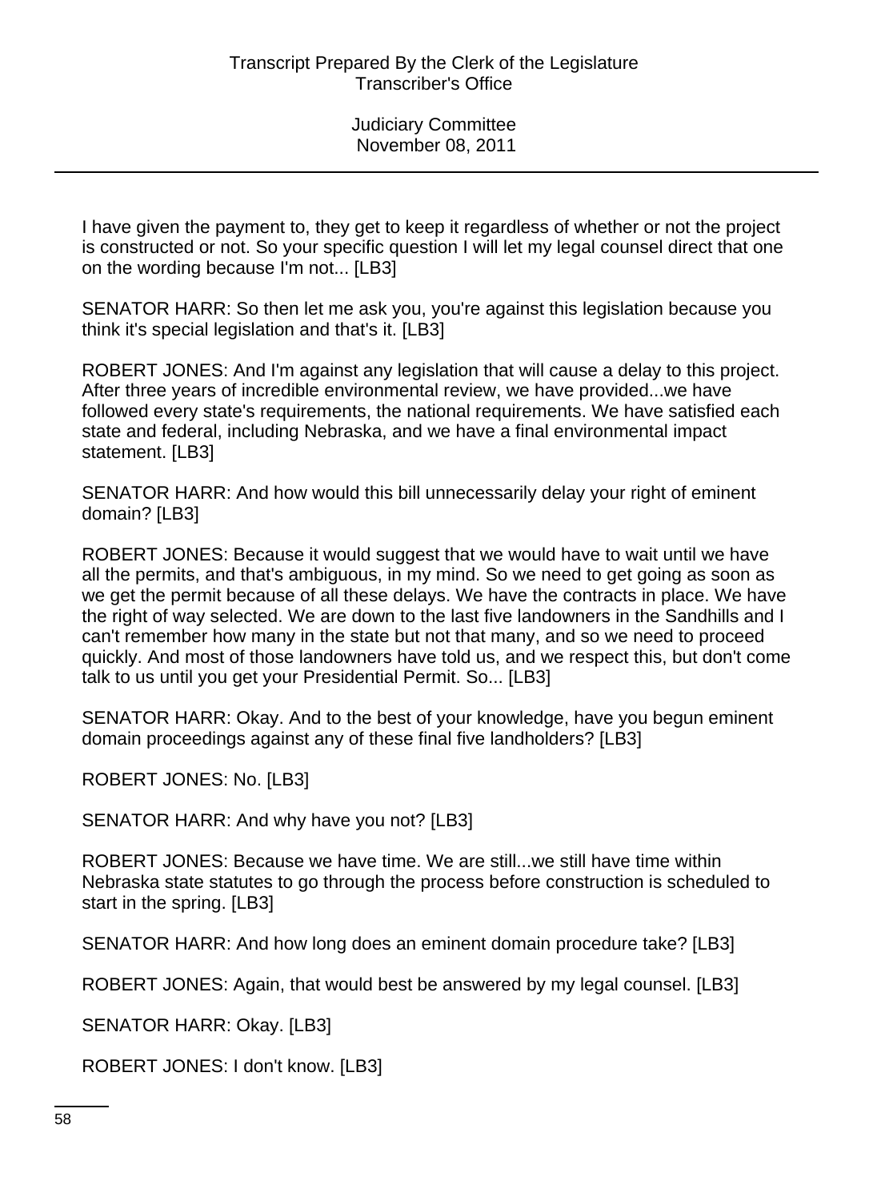I have given the payment to, they get to keep it regardless of whether or not the project is constructed or not. So your specific question I will let my legal counsel direct that one on the wording because I'm not... [LB3]

SENATOR HARR: So then let me ask you, you're against this legislation because you think it's special legislation and that's it. [LB3]

ROBERT JONES: And I'm against any legislation that will cause a delay to this project. After three years of incredible environmental review, we have provided...we have followed every state's requirements, the national requirements. We have satisfied each state and federal, including Nebraska, and we have a final environmental impact statement. [LB3]

SENATOR HARR: And how would this bill unnecessarily delay your right of eminent domain? [LB3]

ROBERT JONES: Because it would suggest that we would have to wait until we have all the permits, and that's ambiguous, in my mind. So we need to get going as soon as we get the permit because of all these delays. We have the contracts in place. We have the right of way selected. We are down to the last five landowners in the Sandhills and I can't remember how many in the state but not that many, and so we need to proceed quickly. And most of those landowners have told us, and we respect this, but don't come talk to us until you get your Presidential Permit. So... [LB3]

SENATOR HARR: Okay. And to the best of your knowledge, have you begun eminent domain proceedings against any of these final five landholders? [LB3]

ROBERT JONES: No. [LB3]

SENATOR HARR: And why have you not? [LB3]

ROBERT JONES: Because we have time. We are still...we still have time within Nebraska state statutes to go through the process before construction is scheduled to start in the spring. [LB3]

SENATOR HARR: And how long does an eminent domain procedure take? [LB3]

ROBERT JONES: Again, that would best be answered by my legal counsel. [LB3]

SENATOR HARR: Okay. [LB3]

ROBERT JONES: I don't know. [LB3]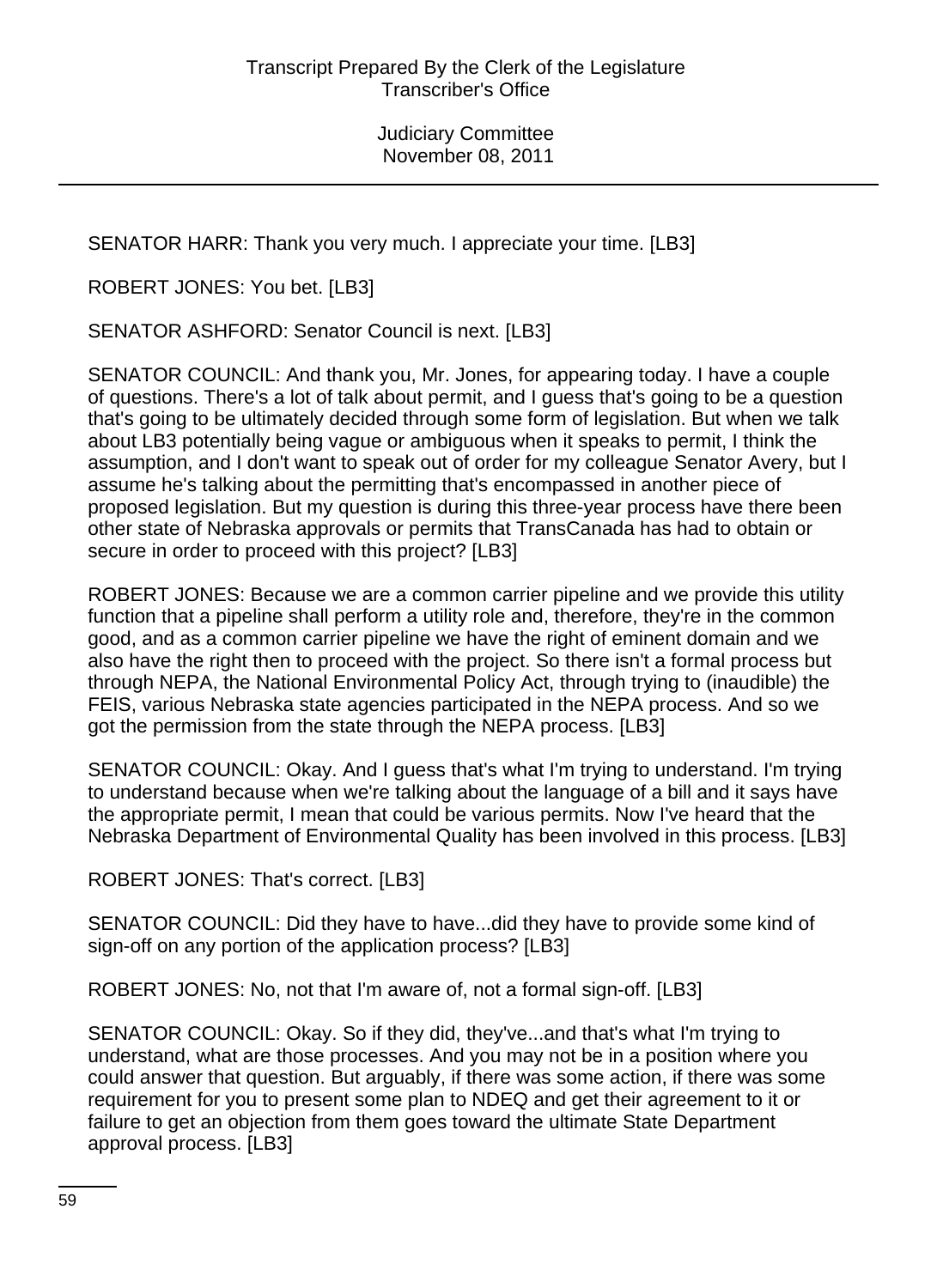SENATOR HARR: Thank you very much. I appreciate your time. [LB3]

ROBERT JONES: You bet. [LB3]

SENATOR ASHFORD: Senator Council is next. [LB3]

SENATOR COUNCIL: And thank you, Mr. Jones, for appearing today. I have a couple of questions. There's a lot of talk about permit, and I guess that's going to be a question that's going to be ultimately decided through some form of legislation. But when we talk about LB3 potentially being vague or ambiguous when it speaks to permit, I think the assumption, and I don't want to speak out of order for my colleague Senator Avery, but I assume he's talking about the permitting that's encompassed in another piece of proposed legislation. But my question is during this three-year process have there been other state of Nebraska approvals or permits that TransCanada has had to obtain or secure in order to proceed with this project? [LB3]

ROBERT JONES: Because we are a common carrier pipeline and we provide this utility function that a pipeline shall perform a utility role and, therefore, they're in the common good, and as a common carrier pipeline we have the right of eminent domain and we also have the right then to proceed with the project. So there isn't a formal process but through NEPA, the National Environmental Policy Act, through trying to (inaudible) the FEIS, various Nebraska state agencies participated in the NEPA process. And so we got the permission from the state through the NEPA process. [LB3]

SENATOR COUNCIL: Okay. And I guess that's what I'm trying to understand. I'm trying to understand because when we're talking about the language of a bill and it says have the appropriate permit, I mean that could be various permits. Now I've heard that the Nebraska Department of Environmental Quality has been involved in this process. [LB3]

ROBERT JONES: That's correct. [LB3]

SENATOR COUNCIL: Did they have to have...did they have to provide some kind of sign-off on any portion of the application process? [LB3]

ROBERT JONES: No, not that I'm aware of, not a formal sign-off. [LB3]

SENATOR COUNCIL: Okay. So if they did, they've...and that's what I'm trying to understand, what are those processes. And you may not be in a position where you could answer that question. But arguably, if there was some action, if there was some requirement for you to present some plan to NDEQ and get their agreement to it or failure to get an objection from them goes toward the ultimate State Department approval process. [LB3]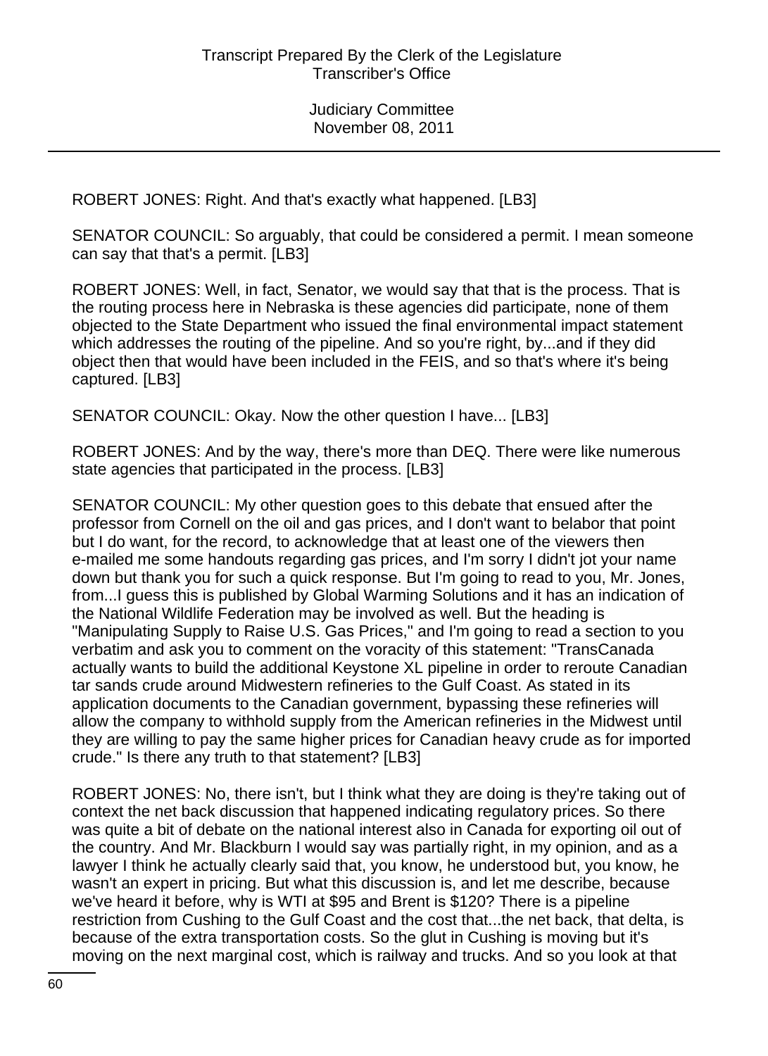ROBERT JONES: Right. And that's exactly what happened. [LB3]

SENATOR COUNCIL: So arguably, that could be considered a permit. I mean someone can say that that's a permit. [LB3]

ROBERT JONES: Well, in fact, Senator, we would say that that is the process. That is the routing process here in Nebraska is these agencies did participate, none of them objected to the State Department who issued the final environmental impact statement which addresses the routing of the pipeline. And so you're right, by...and if they did object then that would have been included in the FEIS, and so that's where it's being captured. [LB3]

SENATOR COUNCIL: Okay. Now the other question I have... [LB3]

ROBERT JONES: And by the way, there's more than DEQ. There were like numerous state agencies that participated in the process. [LB3]

SENATOR COUNCIL: My other question goes to this debate that ensued after the professor from Cornell on the oil and gas prices, and I don't want to belabor that point but I do want, for the record, to acknowledge that at least one of the viewers then e-mailed me some handouts regarding gas prices, and I'm sorry I didn't jot your name down but thank you for such a quick response. But I'm going to read to you, Mr. Jones, from...I guess this is published by Global Warming Solutions and it has an indication of the National Wildlife Federation may be involved as well. But the heading is "Manipulating Supply to Raise U.S. Gas Prices," and I'm going to read a section to you verbatim and ask you to comment on the voracity of this statement: "TransCanada actually wants to build the additional Keystone XL pipeline in order to reroute Canadian tar sands crude around Midwestern refineries to the Gulf Coast. As stated in its application documents to the Canadian government, bypassing these refineries will allow the company to withhold supply from the American refineries in the Midwest until they are willing to pay the same higher prices for Canadian heavy crude as for imported crude." Is there any truth to that statement? [LB3]

ROBERT JONES: No, there isn't, but I think what they are doing is they're taking out of context the net back discussion that happened indicating regulatory prices. So there was quite a bit of debate on the national interest also in Canada for exporting oil out of the country. And Mr. Blackburn I would say was partially right, in my opinion, and as a lawyer I think he actually clearly said that, you know, he understood but, you know, he wasn't an expert in pricing. But what this discussion is, and let me describe, because we've heard it before, why is WTI at $95 and Brent is $120? There is a pipeline restriction from Cushing to the Gulf Coast and the cost that...the net back, that delta, is because of the extra transportation costs. So the glut in Cushing is moving but it's moving on the next marginal cost, which is railway and trucks. And so you look at that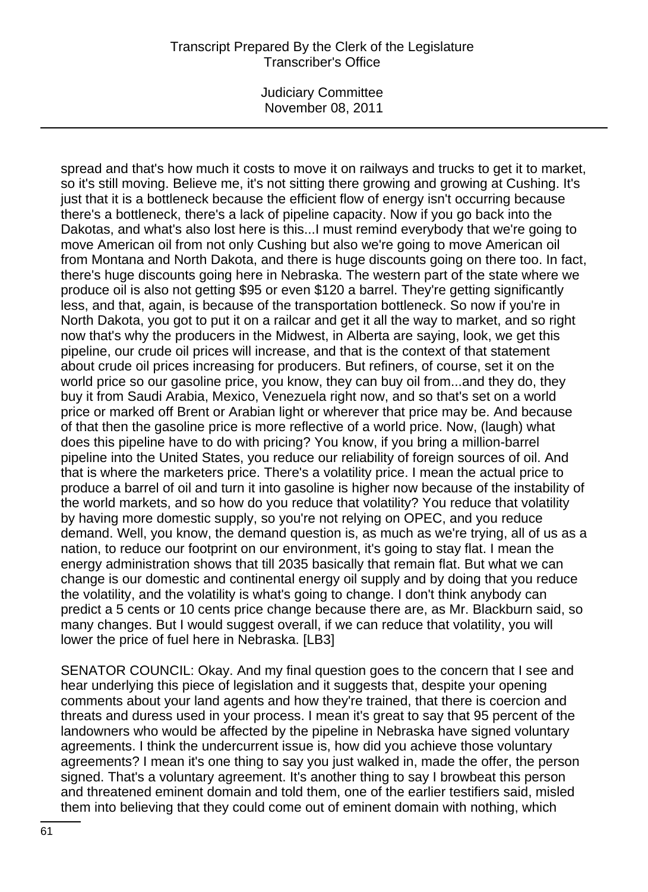spread and that's how much it costs to move it on railways and trucks to get it to market, so it's still moving. Believe me, it's not sitting there growing and growing at Cushing. It's just that it is a bottleneck because the efficient flow of energy isn't occurring because there's a bottleneck, there's a lack of pipeline capacity. Now if you go back into the Dakotas, and what's also lost here is this...I must remind everybody that we're going to move American oil from not only Cushing but also we're going to move American oil from Montana and North Dakota, and there is huge discounts going on there too. In fact, there's huge discounts going here in Nebraska. The western part of the state where we produce oil is also not getting $95 or even $120 a barrel. They're getting significantly less, and that, again, is because of the transportation bottleneck. So now if you're in North Dakota, you got to put it on a railcar and get it all the way to market, and so right now that's why the producers in the Midwest, in Alberta are saying, look, we get this pipeline, our crude oil prices will increase, and that is the context of that statement about crude oil prices increasing for producers. But refiners, of course, set it on the world price so our gasoline price, you know, they can buy oil from...and they do, they buy it from Saudi Arabia, Mexico, Venezuela right now, and so that's set on a world price or marked off Brent or Arabian light or wherever that price may be. And because of that then the gasoline price is more reflective of a world price. Now, (laugh) what does this pipeline have to do with pricing? You know, if you bring a million-barrel pipeline into the United States, you reduce our reliability of foreign sources of oil. And that is where the marketers price. There's a volatility price. I mean the actual price to produce a barrel of oil and turn it into gasoline is higher now because of the instability of the world markets, and so how do you reduce that volatility? You reduce that volatility by having more domestic supply, so you're not relying on OPEC, and you reduce demand. Well, you know, the demand question is, as much as we're trying, all of us as a nation, to reduce our footprint on our environment, it's going to stay flat. I mean the energy administration shows that till 2035 basically that remain flat. But what we can change is our domestic and continental energy oil supply and by doing that you reduce the volatility, and the volatility is what's going to change. I don't think anybody can predict a 5 cents or 10 cents price change because there are, as Mr. Blackburn said, so many changes. But I would suggest overall, if we can reduce that volatility, you will lower the price of fuel here in Nebraska. [LB3]

SENATOR COUNCIL: Okay. And my final question goes to the concern that I see and hear underlying this piece of legislation and it suggests that, despite your opening comments about your land agents and how they're trained, that there is coercion and threats and duress used in your process. I mean it's great to say that 95 percent of the landowners who would be affected by the pipeline in Nebraska have signed voluntary agreements. I think the undercurrent issue is, how did you achieve those voluntary agreements? I mean it's one thing to say you just walked in, made the offer, the person signed. That's a voluntary agreement. It's another thing to say I browbeat this person and threatened eminent domain and told them, one of the earlier testifiers said, misled them into believing that they could come out of eminent domain with nothing, which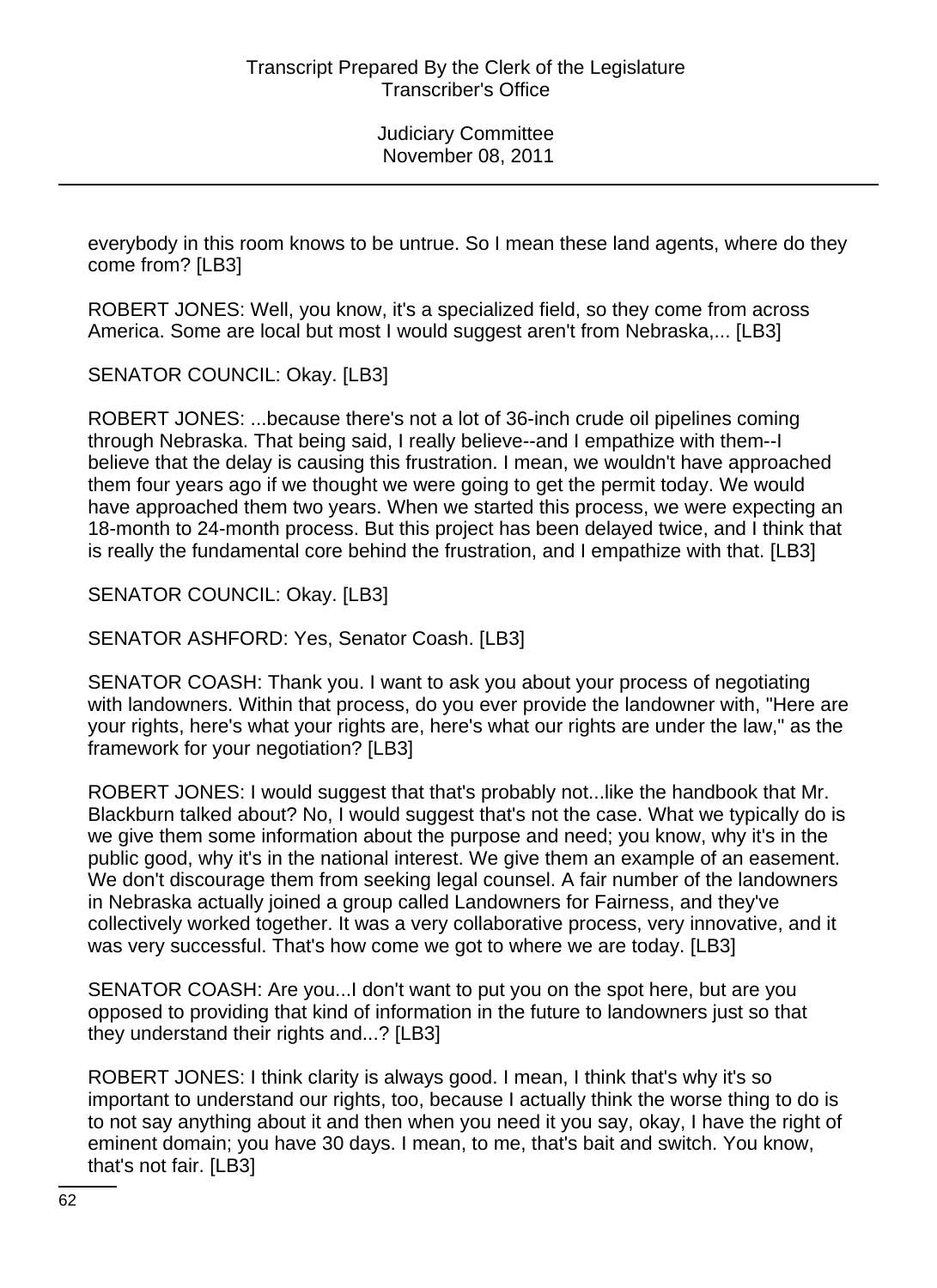everybody in this room knows to be untrue. So I mean these land agents, where do they come from? [LB3]

ROBERT JONES: Well, you know, it's a specialized field, so they come from across America. Some are local but most I would suggest aren't from Nebraska,... [LB3]

SENATOR COUNCIL: Okay. [LB3]

ROBERT JONES: ...because there's not a lot of 36-inch crude oil pipelines coming through Nebraska. That being said, I really believe--and I empathize with them--I believe that the delay is causing this frustration. I mean, we wouldn't have approached them four years ago if we thought we were going to get the permit today. We would have approached them two years. When we started this process, we were expecting an 18-month to 24-month process. But this project has been delayed twice, and I think that is really the fundamental core behind the frustration, and I empathize with that. [LB3]

SENATOR COUNCIL: Okay. [LB3]

SENATOR ASHFORD: Yes, Senator Coash. [LB3]

SENATOR COASH: Thank you. I want to ask you about your process of negotiating with landowners. Within that process, do you ever provide the landowner with, "Here are your rights, here's what your rights are, here's what our rights are under the law," as the framework for your negotiation? [LB3]

ROBERT JONES: I would suggest that that's probably not...like the handbook that Mr. Blackburn talked about? No, I would suggest that's not the case. What we typically do is we give them some information about the purpose and need; you know, why it's in the public good, why it's in the national interest. We give them an example of an easement. We don't discourage them from seeking legal counsel. A fair number of the landowners in Nebraska actually joined a group called Landowners for Fairness, and they've collectively worked together. It was a very collaborative process, very innovative, and it was very successful. That's how come we got to where we are today. [LB3]

SENATOR COASH: Are you...I don't want to put you on the spot here, but are you opposed to providing that kind of information in the future to landowners just so that they understand their rights and...? [LB3]

ROBERT JONES: I think clarity is always good. I mean, I think that's why it's so important to understand our rights, too, because I actually think the worse thing to do is to not say anything about it and then when you need it you say, okay, I have the right of eminent domain; you have 30 days. I mean, to me, that's bait and switch. You know, that's not fair. [LB3]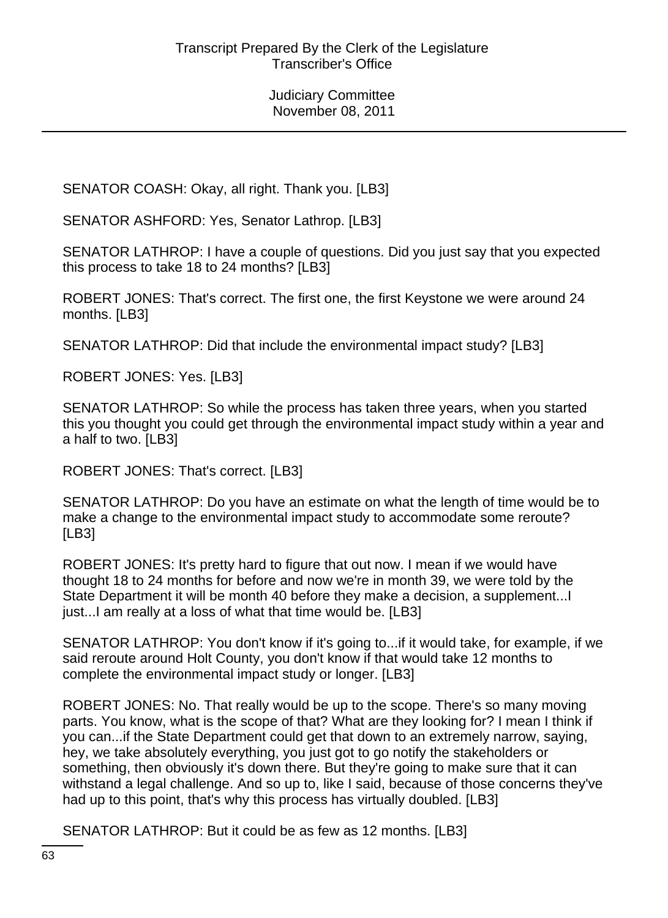SENATOR COASH: Okay, all right. Thank you. [LB3]

SENATOR ASHFORD: Yes, Senator Lathrop. [LB3]

SENATOR LATHROP: I have a couple of questions. Did you just say that you expected this process to take 18 to 24 months? [LB3]

ROBERT JONES: That's correct. The first one, the first Keystone we were around 24 months. [LB3]

SENATOR LATHROP: Did that include the environmental impact study? [LB3]

ROBERT JONES: Yes. [LB3]

SENATOR LATHROP: So while the process has taken three years, when you started this you thought you could get through the environmental impact study within a year and a half to two. [LB3]

ROBERT JONES: That's correct. [LB3]

SENATOR LATHROP: Do you have an estimate on what the length of time would be to make a change to the environmental impact study to accommodate some reroute? [LB3]

ROBERT JONES: It's pretty hard to figure that out now. I mean if we would have thought 18 to 24 months for before and now we're in month 39, we were told by the State Department it will be month 40 before they make a decision, a supplement...I just...I am really at a loss of what that time would be. [LB3]

SENATOR LATHROP: You don't know if it's going to...if it would take, for example, if we said reroute around Holt County, you don't know if that would take 12 months to complete the environmental impact study or longer. [LB3]

ROBERT JONES: No. That really would be up to the scope. There's so many moving parts. You know, what is the scope of that? What are they looking for? I mean I think if you can...if the State Department could get that down to an extremely narrow, saying, hey, we take absolutely everything, you just got to go notify the stakeholders or something, then obviously it's down there. But they're going to make sure that it can withstand a legal challenge. And so up to, like I said, because of those concerns they've had up to this point, that's why this process has virtually doubled. [LB3]

SENATOR LATHROP: But it could be as few as 12 months. [LB3]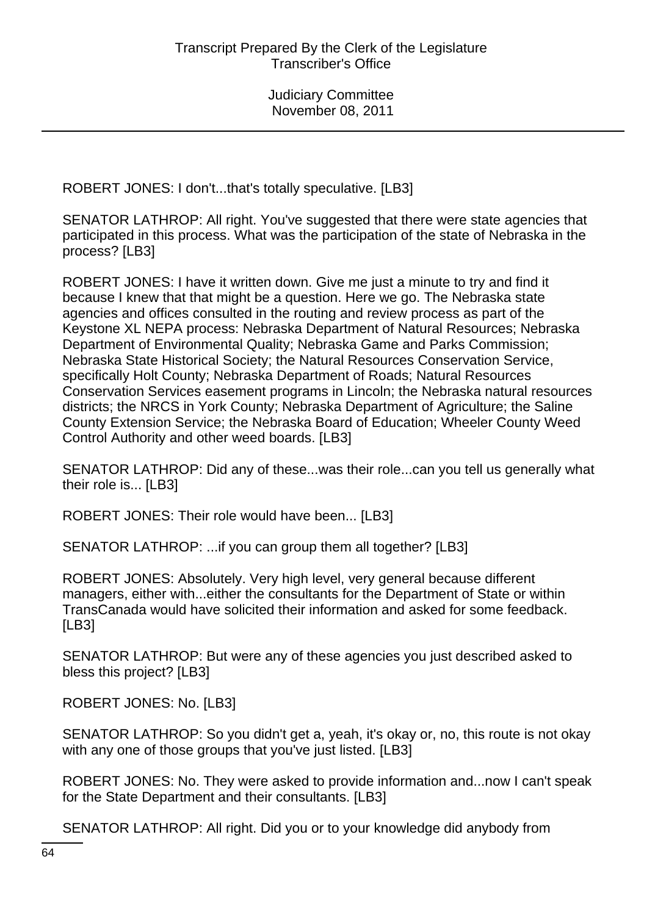ROBERT JONES: I don't...that's totally speculative. [LB3]

SENATOR LATHROP: All right. You've suggested that there were state agencies that participated in this process. What was the participation of the state of Nebraska in the process? [LB3]

ROBERT JONES: I have it written down. Give me just a minute to try and find it because I knew that that might be a question. Here we go. The Nebraska state agencies and offices consulted in the routing and review process as part of the Keystone XL NEPA process: Nebraska Department of Natural Resources; Nebraska Department of Environmental Quality; Nebraska Game and Parks Commission; Nebraska State Historical Society; the Natural Resources Conservation Service, specifically Holt County; Nebraska Department of Roads; Natural Resources Conservation Services easement programs in Lincoln; the Nebraska natural resources districts; the NRCS in York County; Nebraska Department of Agriculture; the Saline County Extension Service; the Nebraska Board of Education; Wheeler County Weed Control Authority and other weed boards. [LB3]

SENATOR LATHROP: Did any of these...was their role...can you tell us generally what their role is... [LB3]

ROBERT JONES: Their role would have been... [LB3]

SENATOR LATHROP: ...if you can group them all together? [LB3]

ROBERT JONES: Absolutely. Very high level, very general because different managers, either with...either the consultants for the Department of State or within TransCanada would have solicited their information and asked for some feedback. [LB3]

SENATOR LATHROP: But were any of these agencies you just described asked to bless this project? [LB3]

ROBERT JONES: No. [LB3]

SENATOR LATHROP: So you didn't get a, yeah, it's okay or, no, this route is not okay with any one of those groups that you've just listed. [LB3]

ROBERT JONES: No. They were asked to provide information and...now I can't speak for the State Department and their consultants. [LB3]

SENATOR LATHROP: All right. Did you or to your knowledge did anybody from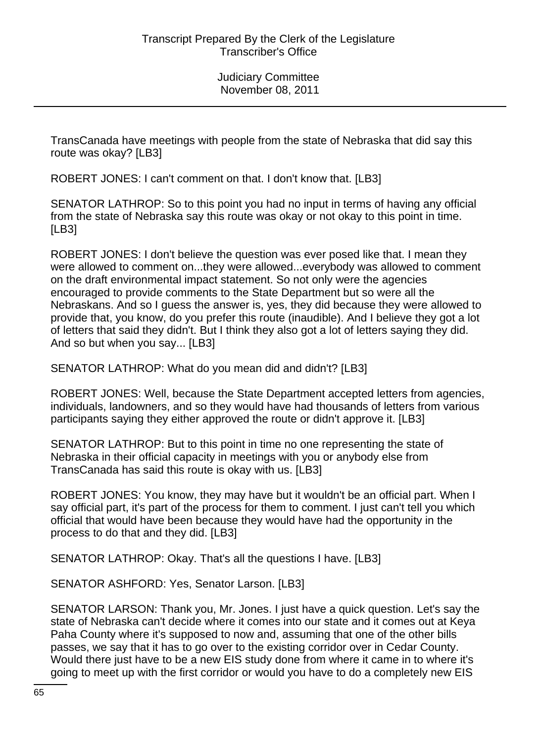TransCanada have meetings with people from the state of Nebraska that did say this route was okay? [LB3]

ROBERT JONES: I can't comment on that. I don't know that. [LB3]

SENATOR LATHROP: So to this point you had no input in terms of having any official from the state of Nebraska say this route was okay or not okay to this point in time. [LB3]

ROBERT JONES: I don't believe the question was ever posed like that. I mean they were allowed to comment on...they were allowed...everybody was allowed to comment on the draft environmental impact statement. So not only were the agencies encouraged to provide comments to the State Department but so were all the Nebraskans. And so I guess the answer is, yes, they did because they were allowed to provide that, you know, do you prefer this route (inaudible). And I believe they got a lot of letters that said they didn't. But I think they also got a lot of letters saying they did. And so but when you say... [LB3]

SENATOR LATHROP: What do you mean did and didn't? [LB3]

ROBERT JONES: Well, because the State Department accepted letters from agencies, individuals, landowners, and so they would have had thousands of letters from various participants saying they either approved the route or didn't approve it. [LB3]

SENATOR LATHROP: But to this point in time no one representing the state of Nebraska in their official capacity in meetings with you or anybody else from TransCanada has said this route is okay with us. [LB3]

ROBERT JONES: You know, they may have but it wouldn't be an official part. When I say official part, it's part of the process for them to comment. I just can't tell you which official that would have been because they would have had the opportunity in the process to do that and they did. [LB3]

SENATOR LATHROP: Okay. That's all the questions I have. [LB3]

SENATOR ASHFORD: Yes, Senator Larson. [LB3]

SENATOR LARSON: Thank you, Mr. Jones. I just have a quick question. Let's say the state of Nebraska can't decide where it comes into our state and it comes out at Keya Paha County where it's supposed to now and, assuming that one of the other bills passes, we say that it has to go over to the existing corridor over in Cedar County. Would there just have to be a new EIS study done from where it came in to where it's going to meet up with the first corridor or would you have to do a completely new EIS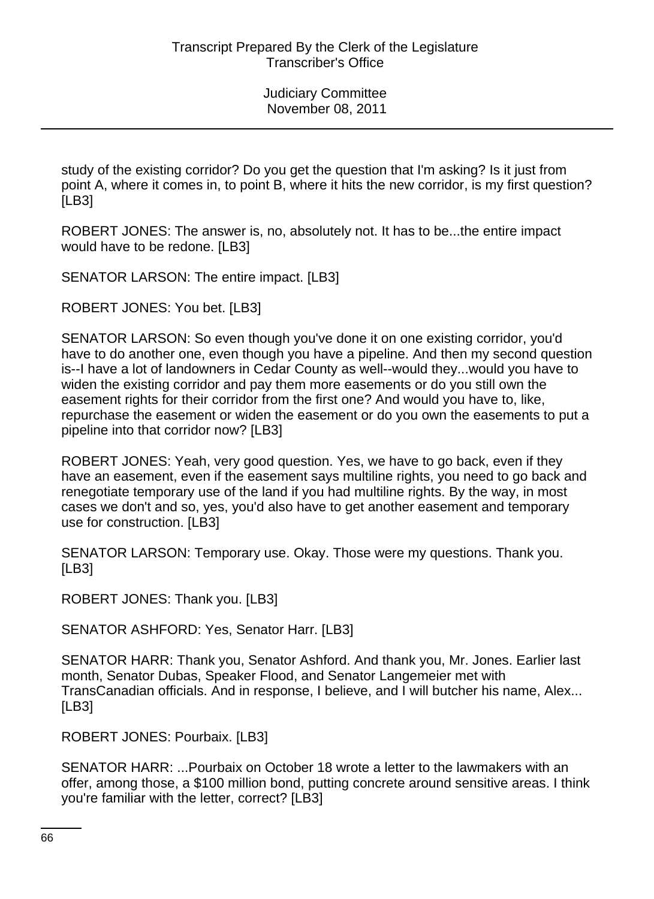study of the existing corridor? Do you get the question that I'm asking? Is it just from point A, where it comes in, to point B, where it hits the new corridor, is my first question? [LB3]

ROBERT JONES: The answer is, no, absolutely not. It has to be...the entire impact would have to be redone. [LB3]

SENATOR LARSON: The entire impact. [LB3]

ROBERT JONES: You bet. [LB3]

SENATOR LARSON: So even though you've done it on one existing corridor, you'd have to do another one, even though you have a pipeline. And then my second question is--I have a lot of landowners in Cedar County as well--would they...would you have to widen the existing corridor and pay them more easements or do you still own the easement rights for their corridor from the first one? And would you have to, like, repurchase the easement or widen the easement or do you own the easements to put a pipeline into that corridor now? [LB3]

ROBERT JONES: Yeah, very good question. Yes, we have to go back, even if they have an easement, even if the easement says multiline rights, you need to go back and renegotiate temporary use of the land if you had multiline rights. By the way, in most cases we don't and so, yes, you'd also have to get another easement and temporary use for construction. [LB3]

SENATOR LARSON: Temporary use. Okay. Those were my questions. Thank you. [LB3]

ROBERT JONES: Thank you. [LB3]

SENATOR ASHFORD: Yes, Senator Harr. [LB3]

SENATOR HARR: Thank you, Senator Ashford. And thank you, Mr. Jones. Earlier last month, Senator Dubas, Speaker Flood, and Senator Langemeier met with TransCanadian officials. And in response, I believe, and I will butcher his name, Alex... [LB3]

ROBERT JONES: Pourbaix. [LB3]

SENATOR HARR: ...Pourbaix on October 18 wrote a letter to the lawmakers with an offer, among those, a $100 million bond, putting concrete around sensitive areas. I think you're familiar with the letter, correct? [LB3]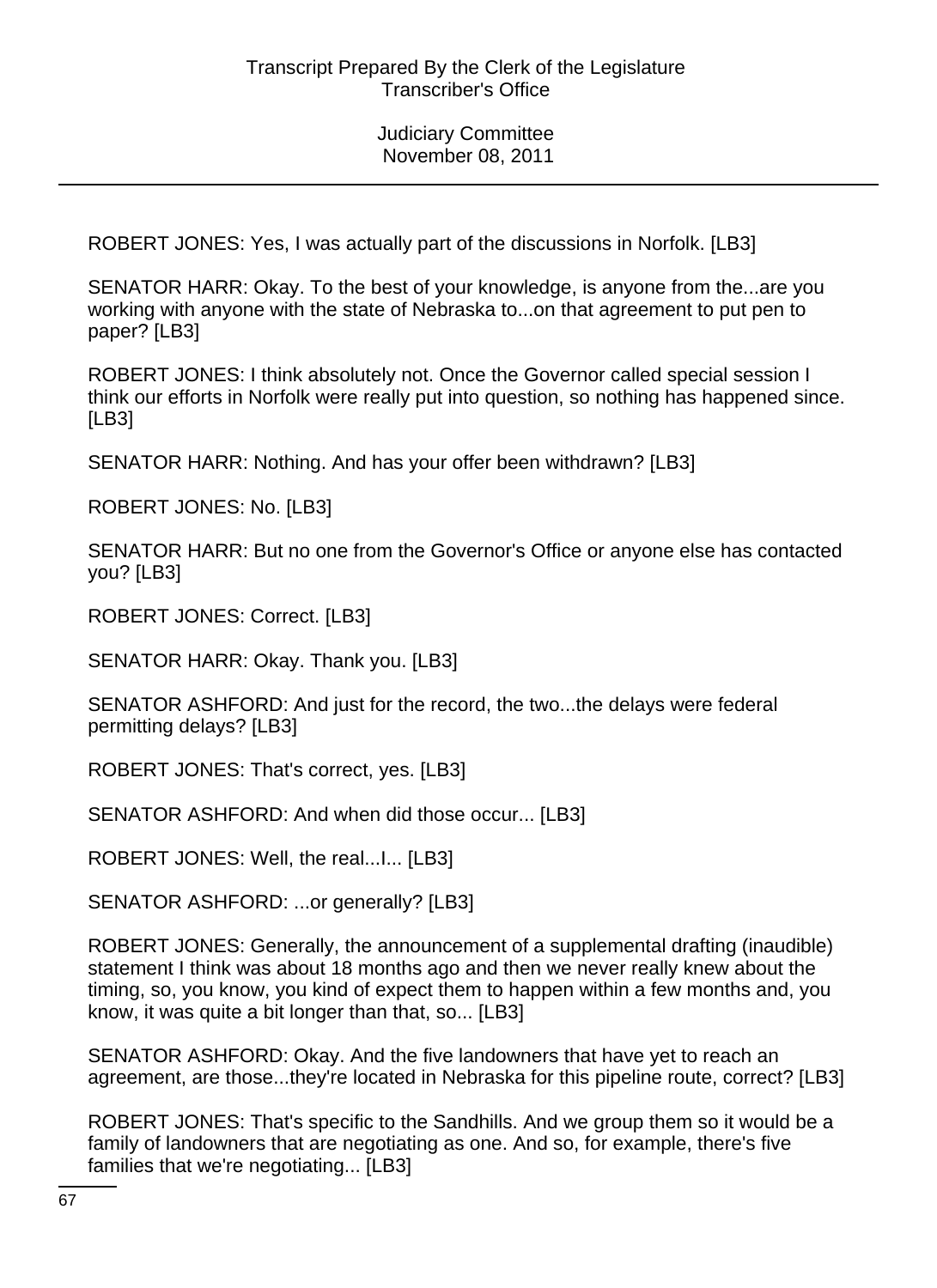ROBERT JONES: Yes, I was actually part of the discussions in Norfolk. [LB3]

SENATOR HARR: Okay. To the best of your knowledge, is anyone from the...are you working with anyone with the state of Nebraska to...on that agreement to put pen to paper? [LB3]

ROBERT JONES: I think absolutely not. Once the Governor called special session I think our efforts in Norfolk were really put into question, so nothing has happened since. [LB3]

SENATOR HARR: Nothing. And has your offer been withdrawn? [LB3]

ROBERT JONES: No. [LB3]

SENATOR HARR: But no one from the Governor's Office or anyone else has contacted you? [LB3]

ROBERT JONES: Correct. [LB3]

SENATOR HARR: Okay. Thank you. [LB3]

SENATOR ASHFORD: And just for the record, the two...the delays were federal permitting delays? [LB3]

ROBERT JONES: That's correct, yes. [LB3]

SENATOR ASHFORD: And when did those occur... [LB3]

ROBERT JONES: Well, the real...I... [LB3]

SENATOR ASHFORD: ...or generally? [LB3]

ROBERT JONES: Generally, the announcement of a supplemental drafting (inaudible) statement I think was about 18 months ago and then we never really knew about the timing, so, you know, you kind of expect them to happen within a few months and, you know, it was quite a bit longer than that, so... [LB3]

SENATOR ASHFORD: Okay. And the five landowners that have yet to reach an agreement, are those...they're located in Nebraska for this pipeline route, correct? [LB3]

ROBERT JONES: That's specific to the Sandhills. And we group them so it would be a family of landowners that are negotiating as one. And so, for example, there's five families that we're negotiating... [LB3]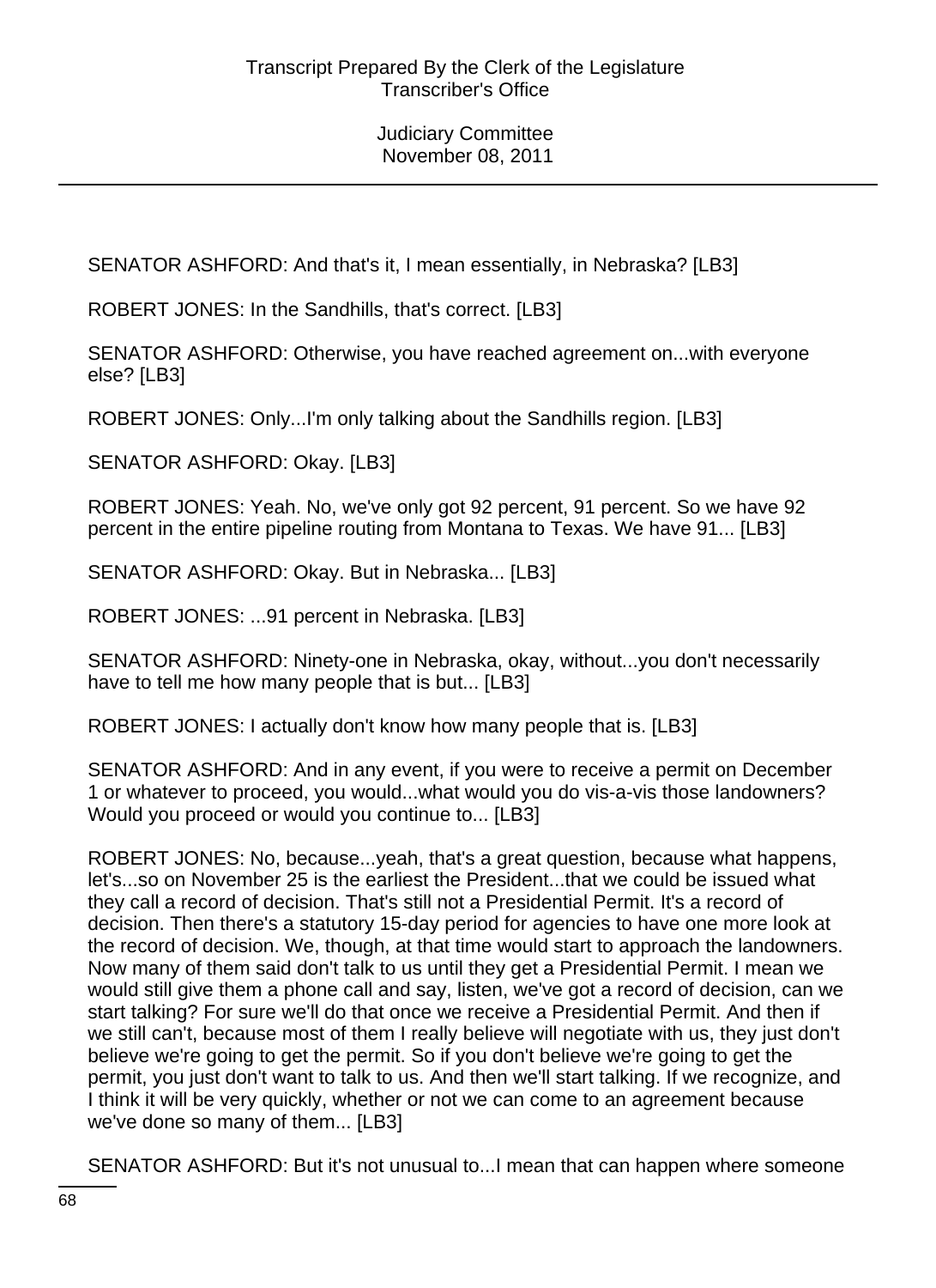SENATOR ASHFORD: And that's it, I mean essentially, in Nebraska? [LB3]

ROBERT JONES: In the Sandhills, that's correct. [LB3]

SENATOR ASHFORD: Otherwise, you have reached agreement on...with everyone else? [LB3]

ROBERT JONES: Only...I'm only talking about the Sandhills region. [LB3]

SENATOR ASHFORD: Okay. [LB3]

ROBERT JONES: Yeah. No, we've only got 92 percent, 91 percent. So we have 92 percent in the entire pipeline routing from Montana to Texas. We have 91... [LB3]

SENATOR ASHFORD: Okay. But in Nebraska... [LB3]

ROBERT JONES: ...91 percent in Nebraska. [LB3]

SENATOR ASHFORD: Ninety-one in Nebraska, okay, without...you don't necessarily have to tell me how many people that is but... [LB3]

ROBERT JONES: I actually don't know how many people that is. [LB3]

SENATOR ASHFORD: And in any event, if you were to receive a permit on December 1 or whatever to proceed, you would...what would you do vis-a-vis those landowners? Would you proceed or would you continue to... [LB3]

ROBERT JONES: No, because...yeah, that's a great question, because what happens, let's...so on November 25 is the earliest the President...that we could be issued what they call a record of decision. That's still not a Presidential Permit. It's a record of decision. Then there's a statutory 15-day period for agencies to have one more look at the record of decision. We, though, at that time would start to approach the landowners. Now many of them said don't talk to us until they get a Presidential Permit. I mean we would still give them a phone call and say, listen, we've got a record of decision, can we start talking? For sure we'll do that once we receive a Presidential Permit. And then if we still can't, because most of them I really believe will negotiate with us, they just don't believe we're going to get the permit. So if you don't believe we're going to get the permit, you just don't want to talk to us. And then we'll start talking. If we recognize, and I think it will be very quickly, whether or not we can come to an agreement because we've done so many of them... [LB3]

SENATOR ASHFORD: But it's not unusual to...I mean that can happen where someone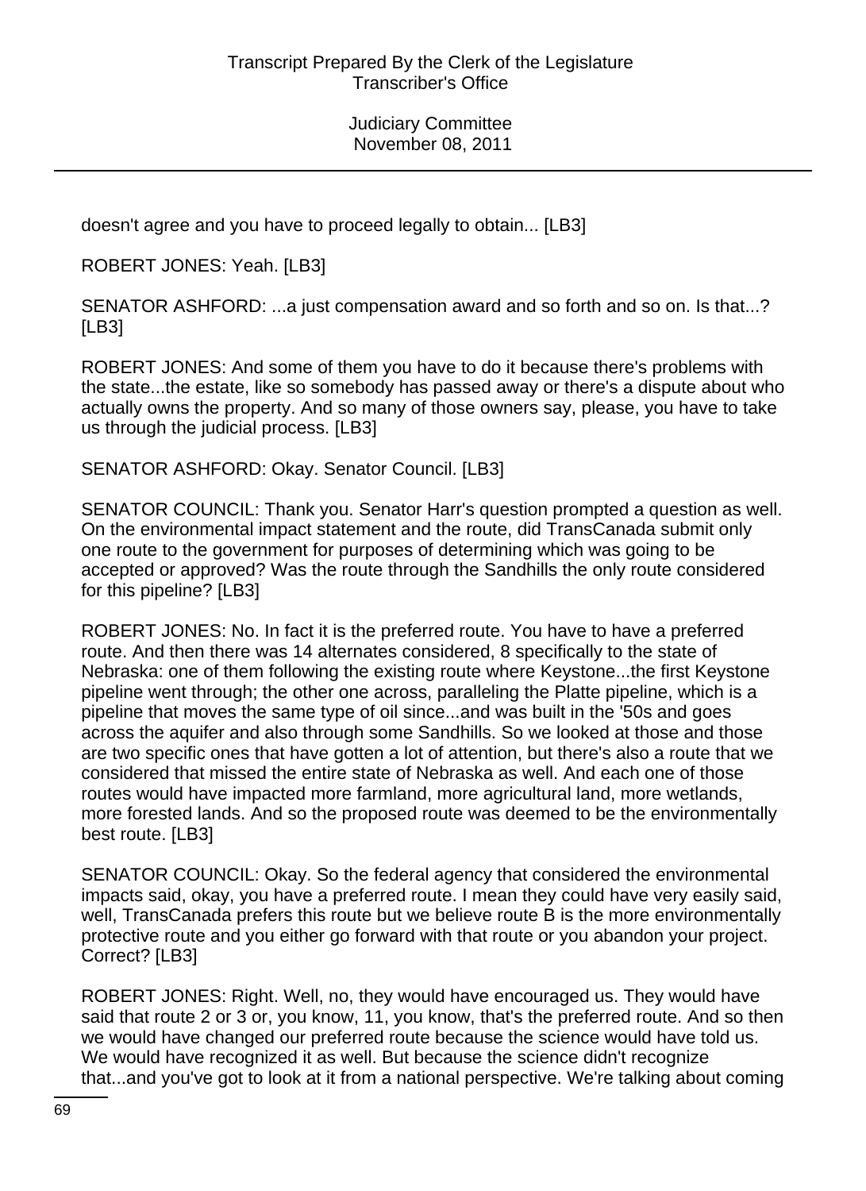doesn't agree and you have to proceed legally to obtain... [LB3]

ROBERT JONES: Yeah. [LB3]

SENATOR ASHFORD: ...a just compensation award and so forth and so on. Is that...? [LB3]

ROBERT JONES: And some of them you have to do it because there's problems with the state...the estate, like so somebody has passed away or there's a dispute about who actually owns the property. And so many of those owners say, please, you have to take us through the judicial process. [LB3]

SENATOR ASHFORD: Okay. Senator Council. [LB3]

SENATOR COUNCIL: Thank you. Senator Harr's question prompted a question as well. On the environmental impact statement and the route, did TransCanada submit only one route to the government for purposes of determining which was going to be accepted or approved? Was the route through the Sandhills the only route considered for this pipeline? [LB3]

ROBERT JONES: No. In fact it is the preferred route. You have to have a preferred route. And then there was 14 alternates considered, 8 specifically to the state of Nebraska: one of them following the existing route where Keystone...the first Keystone pipeline went through; the other one across, paralleling the Platte pipeline, which is a pipeline that moves the same type of oil since...and was built in the '50s and goes across the aquifer and also through some Sandhills. So we looked at those and those are two specific ones that have gotten a lot of attention, but there's also a route that we considered that missed the entire state of Nebraska as well. And each one of those routes would have impacted more farmland, more agricultural land, more wetlands, more forested lands. And so the proposed route was deemed to be the environmentally best route. [LB3]

SENATOR COUNCIL: Okay. So the federal agency that considered the environmental impacts said, okay, you have a preferred route. I mean they could have very easily said, well, TransCanada prefers this route but we believe route B is the more environmentally protective route and you either go forward with that route or you abandon your project. Correct? [LB3]

ROBERT JONES: Right. Well, no, they would have encouraged us. They would have said that route 2 or 3 or, you know, 11, you know, that's the preferred route. And so then we would have changed our preferred route because the science would have told us. We would have recognized it as well. But because the science didn't recognize that...and you've got to look at it from a national perspective. We're talking about coming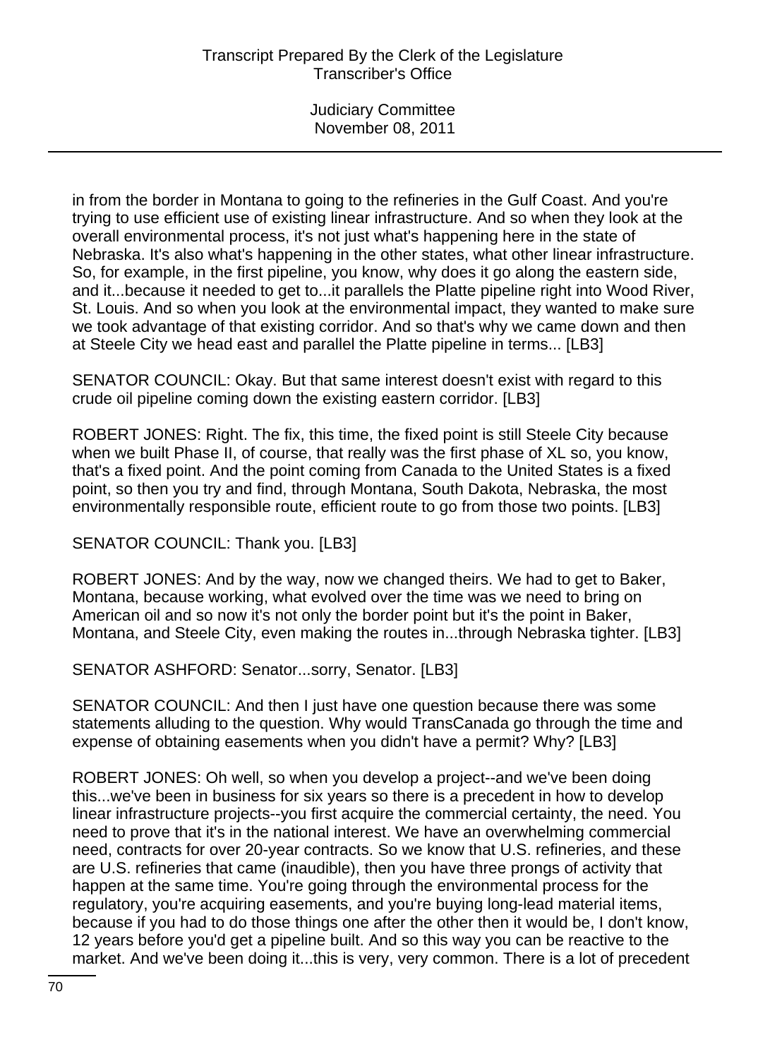in from the border in Montana to going to the refineries in the Gulf Coast. And you're trying to use efficient use of existing linear infrastructure. And so when they look at the overall environmental process, it's not just what's happening here in the state of Nebraska. It's also what's happening in the other states, what other linear infrastructure. So, for example, in the first pipeline, you know, why does it go along the eastern side, and it...because it needed to get to...it parallels the Platte pipeline right into Wood River, St. Louis. And so when you look at the environmental impact, they wanted to make sure we took advantage of that existing corridor. And so that's why we came down and then at Steele City we head east and parallel the Platte pipeline in terms... [LB3]

SENATOR COUNCIL: Okay. But that same interest doesn't exist with regard to this crude oil pipeline coming down the existing eastern corridor. [LB3]

ROBERT JONES: Right. The fix, this time, the fixed point is still Steele City because when we built Phase II, of course, that really was the first phase of XL so, you know, that's a fixed point. And the point coming from Canada to the United States is a fixed point, so then you try and find, through Montana, South Dakota, Nebraska, the most environmentally responsible route, efficient route to go from those two points. [LB3]

SENATOR COUNCIL: Thank you. [LB3]

ROBERT JONES: And by the way, now we changed theirs. We had to get to Baker, Montana, because working, what evolved over the time was we need to bring on American oil and so now it's not only the border point but it's the point in Baker, Montana, and Steele City, even making the routes in...through Nebraska tighter. [LB3]

SENATOR ASHFORD: Senator...sorry, Senator. [LB3]

SENATOR COUNCIL: And then I just have one question because there was some statements alluding to the question. Why would TransCanada go through the time and expense of obtaining easements when you didn't have a permit? Why? [LB3]

ROBERT JONES: Oh well, so when you develop a project--and we've been doing this...we've been in business for six years so there is a precedent in how to develop linear infrastructure projects--you first acquire the commercial certainty, the need. You need to prove that it's in the national interest. We have an overwhelming commercial need, contracts for over 20-year contracts. So we know that U.S. refineries, and these are U.S. refineries that came (inaudible), then you have three prongs of activity that happen at the same time. You're going through the environmental process for the regulatory, you're acquiring easements, and you're buying long-lead material items, because if you had to do those things one after the other then it would be, I don't know, 12 years before you'd get a pipeline built. And so this way you can be reactive to the market. And we've been doing it...this is very, very common. There is a lot of precedent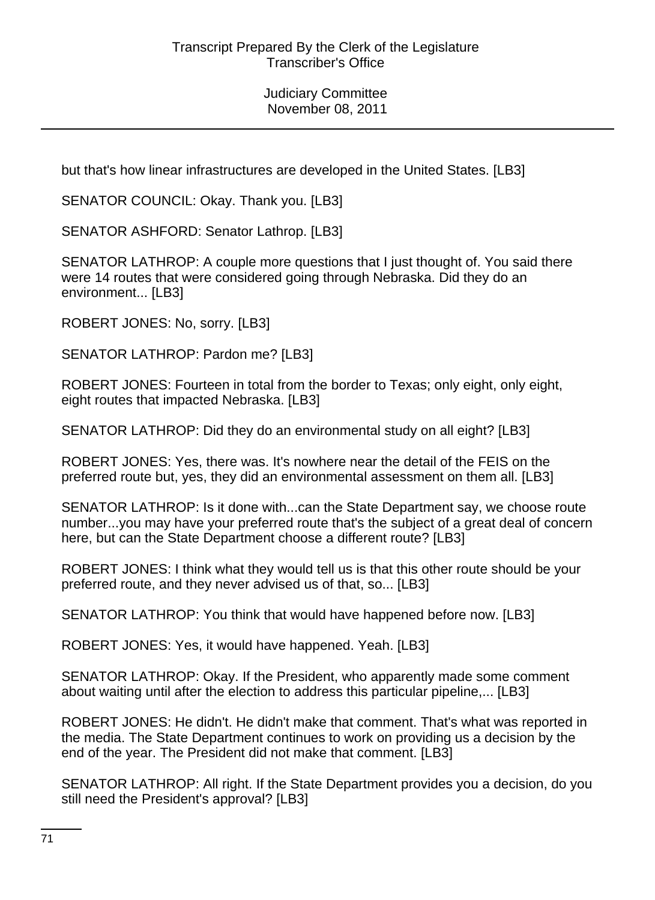but that's how linear infrastructures are developed in the United States. [LB3]

SENATOR COUNCIL: Okay. Thank you. [LB3]

SENATOR ASHFORD: Senator Lathrop. [LB3]

SENATOR LATHROP: A couple more questions that I just thought of. You said there were 14 routes that were considered going through Nebraska. Did they do an environment... [LB3]

ROBERT JONES: No, sorry. [LB3]

SENATOR LATHROP: Pardon me? [LB3]

ROBERT JONES: Fourteen in total from the border to Texas; only eight, only eight, eight routes that impacted Nebraska. [LB3]

SENATOR LATHROP: Did they do an environmental study on all eight? [LB3]

ROBERT JONES: Yes, there was. It's nowhere near the detail of the FEIS on the preferred route but, yes, they did an environmental assessment on them all. [LB3]

SENATOR LATHROP: Is it done with...can the State Department say, we choose route number...you may have your preferred route that's the subject of a great deal of concern here, but can the State Department choose a different route? [LB3]

ROBERT JONES: I think what they would tell us is that this other route should be your preferred route, and they never advised us of that, so... [LB3]

SENATOR LATHROP: You think that would have happened before now. [LB3]

ROBERT JONES: Yes, it would have happened. Yeah. [LB3]

SENATOR LATHROP: Okay. If the President, who apparently made some comment about waiting until after the election to address this particular pipeline,... [LB3]

ROBERT JONES: He didn't. He didn't make that comment. That's what was reported in the media. The State Department continues to work on providing us a decision by the end of the year. The President did not make that comment. [LB3]

SENATOR LATHROP: All right. If the State Department provides you a decision, do you still need the President's approval? [LB3]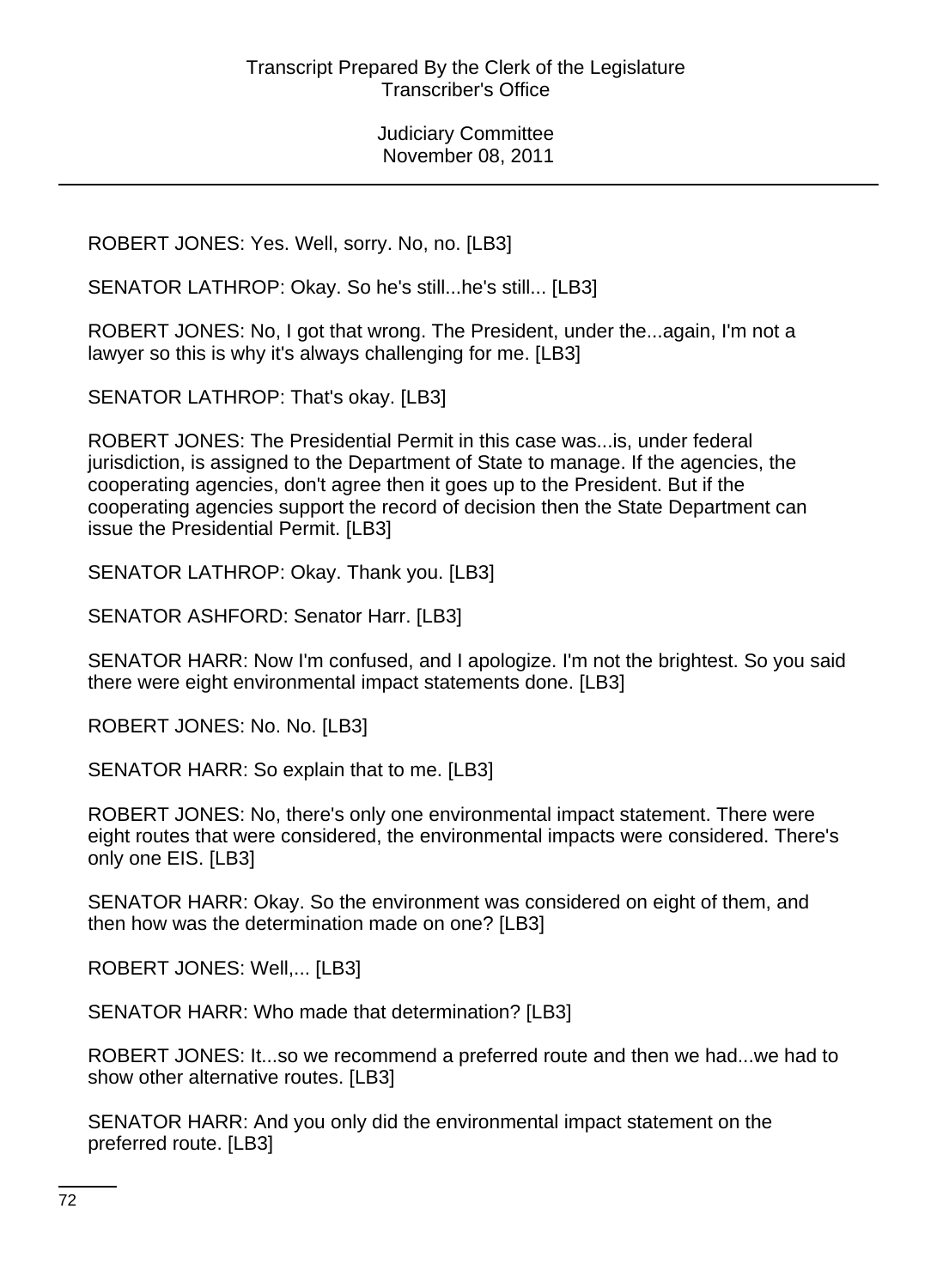ROBERT JONES: Yes. Well, sorry. No, no. [LB3]

SENATOR LATHROP: Okay. So he's still...he's still... [LB3]

ROBERT JONES: No, I got that wrong. The President, under the...again, I'm not a lawyer so this is why it's always challenging for me. [LB3]

SENATOR LATHROP: That's okay. [LB3]

ROBERT JONES: The Presidential Permit in this case was...is, under federal jurisdiction, is assigned to the Department of State to manage. If the agencies, the cooperating agencies, don't agree then it goes up to the President. But if the cooperating agencies support the record of decision then the State Department can issue the Presidential Permit. [LB3]

SENATOR LATHROP: Okay. Thank you. [LB3]

SENATOR ASHFORD: Senator Harr. [LB3]

SENATOR HARR: Now I'm confused, and I apologize. I'm not the brightest. So you said there were eight environmental impact statements done. [LB3]

ROBERT JONES: No. No. [LB3]

SENATOR HARR: So explain that to me. [LB3]

ROBERT JONES: No, there's only one environmental impact statement. There were eight routes that were considered, the environmental impacts were considered. There's only one EIS. [LB3]

SENATOR HARR: Okay. So the environment was considered on eight of them, and then how was the determination made on one? [LB3]

ROBERT JONES: Well,... [LB3]

SENATOR HARR: Who made that determination? [LB3]

ROBERT JONES: It...so we recommend a preferred route and then we had...we had to show other alternative routes. [LB3]

SENATOR HARR: And you only did the environmental impact statement on the preferred route. [LB3]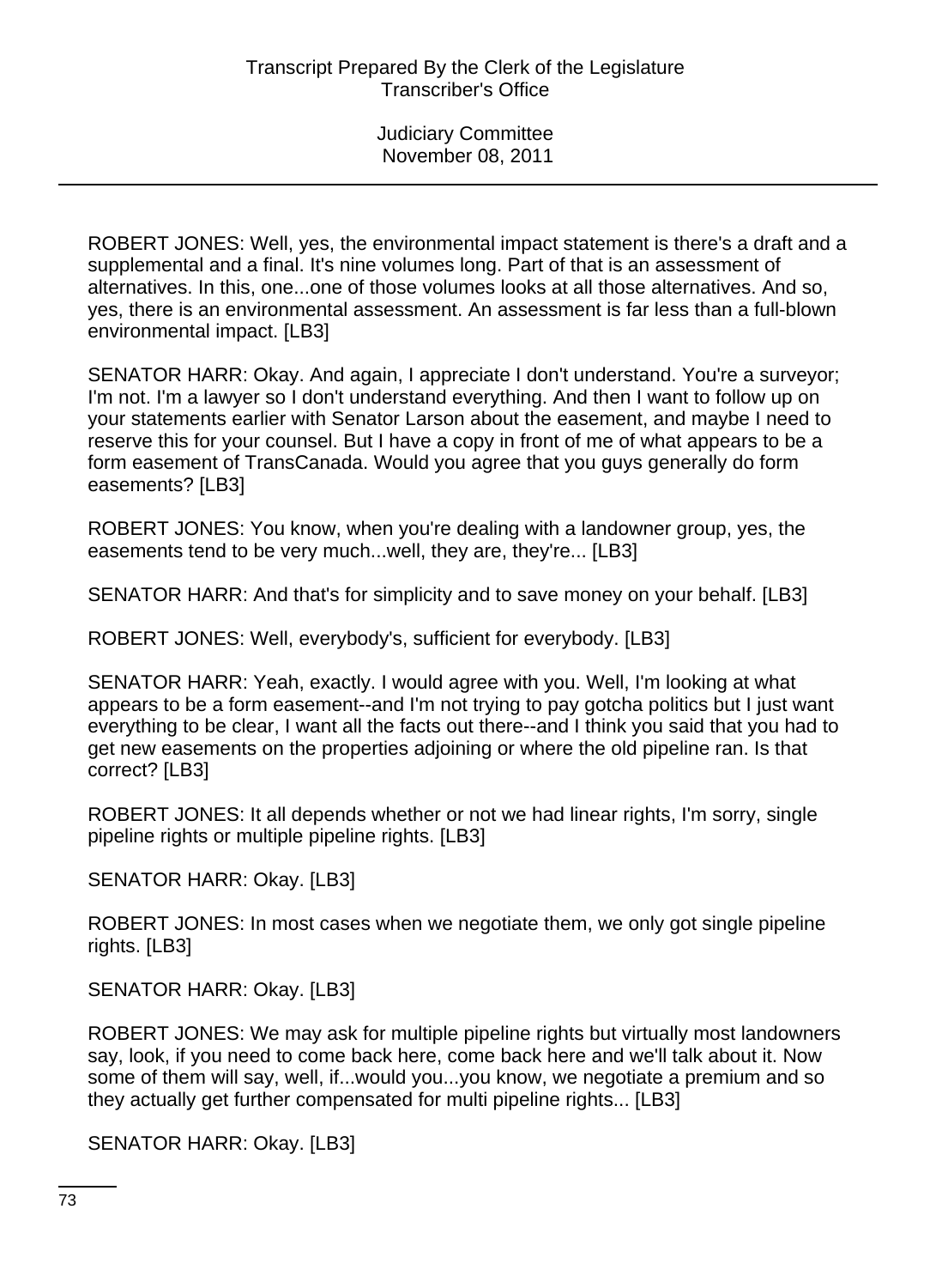ROBERT JONES: Well, yes, the environmental impact statement is there's a draft and a supplemental and a final. It's nine volumes long. Part of that is an assessment of alternatives. In this, one...one of those volumes looks at all those alternatives. And so, yes, there is an environmental assessment. An assessment is far less than a full-blown environmental impact. [LB3]

SENATOR HARR: Okay. And again, I appreciate I don't understand. You're a surveyor; I'm not. I'm a lawyer so I don't understand everything. And then I want to follow up on your statements earlier with Senator Larson about the easement, and maybe I need to reserve this for your counsel. But I have a copy in front of me of what appears to be a form easement of TransCanada. Would you agree that you guys generally do form easements? [LB3]

ROBERT JONES: You know, when you're dealing with a landowner group, yes, the easements tend to be very much...well, they are, they're... [LB3]

SENATOR HARR: And that's for simplicity and to save money on your behalf. [LB3]

ROBERT JONES: Well, everybody's, sufficient for everybody. [LB3]

SENATOR HARR: Yeah, exactly. I would agree with you. Well, I'm looking at what appears to be a form easement--and I'm not trying to pay gotcha politics but I just want everything to be clear, I want all the facts out there--and I think you said that you had to get new easements on the properties adjoining or where the old pipeline ran. Is that correct? [LB3]

ROBERT JONES: It all depends whether or not we had linear rights, I'm sorry, single pipeline rights or multiple pipeline rights. [LB3]

SENATOR HARR: Okay. [LB3]

ROBERT JONES: In most cases when we negotiate them, we only got single pipeline rights. [LB3]

SENATOR HARR: Okay. [LB3]

ROBERT JONES: We may ask for multiple pipeline rights but virtually most landowners say, look, if you need to come back here, come back here and we'll talk about it. Now some of them will say, well, if...would you...you know, we negotiate a premium and so they actually get further compensated for multi pipeline rights... [LB3]

SENATOR HARR: Okay. [LB3]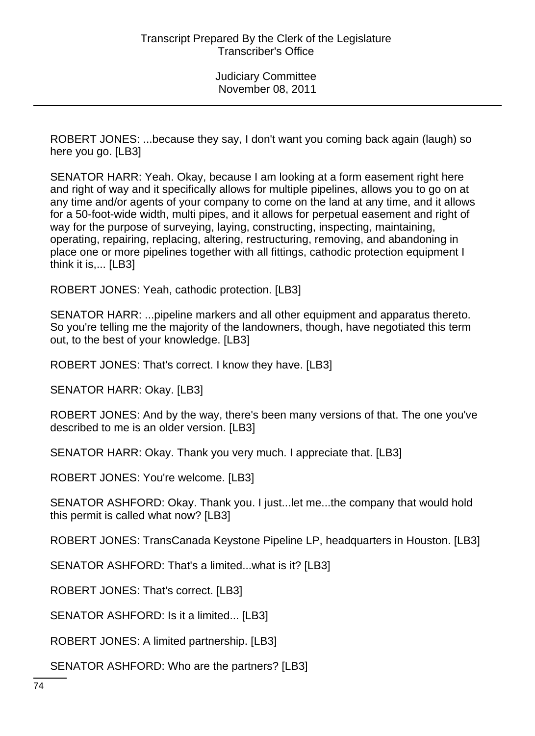ROBERT JONES: ...because they say, I don't want you coming back again (laugh) so here you go. [LB3]

SENATOR HARR: Yeah. Okay, because I am looking at a form easement right here and right of way and it specifically allows for multiple pipelines, allows you to go on at any time and/or agents of your company to come on the land at any time, and it allows for a 50-foot-wide width, multi pipes, and it allows for perpetual easement and right of way for the purpose of surveying, laying, constructing, inspecting, maintaining, operating, repairing, replacing, altering, restructuring, removing, and abandoning in place one or more pipelines together with all fittings, cathodic protection equipment I think it is,... [LB3]

ROBERT JONES: Yeah, cathodic protection. [LB3]

SENATOR HARR: ...pipeline markers and all other equipment and apparatus thereto. So you're telling me the majority of the landowners, though, have negotiated this term out, to the best of your knowledge. [LB3]

ROBERT JONES: That's correct. I know they have. [LB3]

SENATOR HARR: Okay. [LB3]

ROBERT JONES: And by the way, there's been many versions of that. The one you've described to me is an older version. [LB3]

SENATOR HARR: Okay. Thank you very much. I appreciate that. [LB3]

ROBERT JONES: You're welcome. [LB3]

SENATOR ASHFORD: Okay. Thank you. I just...let me...the company that would hold this permit is called what now? [LB3]

ROBERT JONES: TransCanada Keystone Pipeline LP, headquarters in Houston. [LB3]

SENATOR ASHFORD: That's a limited...what is it? [LB3]

ROBERT JONES: That's correct. [LB3]

SENATOR ASHFORD: Is it a limited... [LB3]

ROBERT JONES: A limited partnership. [LB3]

SENATOR ASHFORD: Who are the partners? [LB3]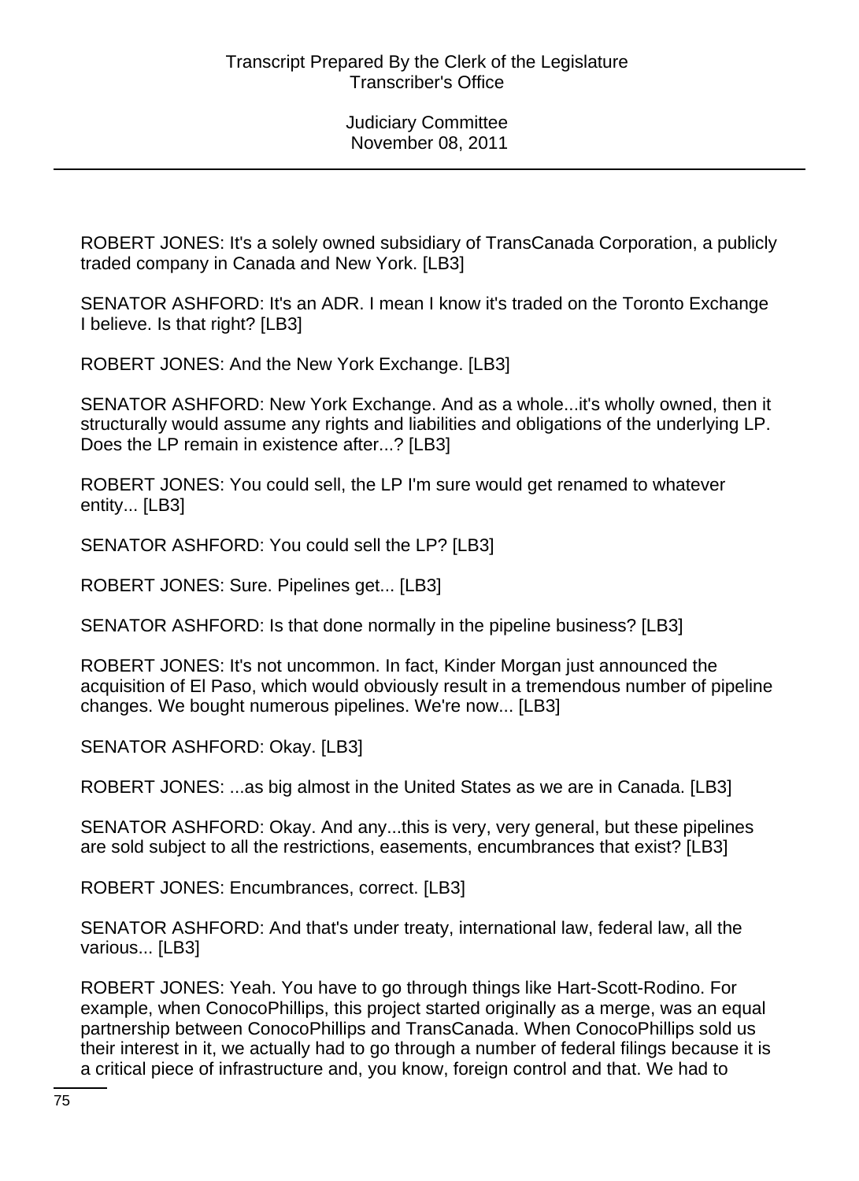ROBERT JONES: It's a solely owned subsidiary of TransCanada Corporation, a publicly traded company in Canada and New York. [LB3]

SENATOR ASHFORD: It's an ADR. I mean I know it's traded on the Toronto Exchange I believe. Is that right? [LB3]

ROBERT JONES: And the New York Exchange. [LB3]

SENATOR ASHFORD: New York Exchange. And as a whole...it's wholly owned, then it structurally would assume any rights and liabilities and obligations of the underlying LP. Does the LP remain in existence after...? [LB3]

ROBERT JONES: You could sell, the LP I'm sure would get renamed to whatever entity... [LB3]

SENATOR ASHFORD: You could sell the LP? [LB3]

ROBERT JONES: Sure. Pipelines get... [LB3]

SENATOR ASHFORD: Is that done normally in the pipeline business? [LB3]

ROBERT JONES: It's not uncommon. In fact, Kinder Morgan just announced the acquisition of El Paso, which would obviously result in a tremendous number of pipeline changes. We bought numerous pipelines. We're now... [LB3]

SENATOR ASHFORD: Okay. [LB3]

ROBERT JONES: ...as big almost in the United States as we are in Canada. [LB3]

SENATOR ASHFORD: Okay. And any...this is very, very general, but these pipelines are sold subject to all the restrictions, easements, encumbrances that exist? [LB3]

ROBERT JONES: Encumbrances, correct. [LB3]

SENATOR ASHFORD: And that's under treaty, international law, federal law, all the various... [LB3]

ROBERT JONES: Yeah. You have to go through things like Hart-Scott-Rodino. For example, when ConocoPhillips, this project started originally as a merge, was an equal partnership between ConocoPhillips and TransCanada. When ConocoPhillips sold us their interest in it, we actually had to go through a number of federal filings because it is a critical piece of infrastructure and, you know, foreign control and that. We had to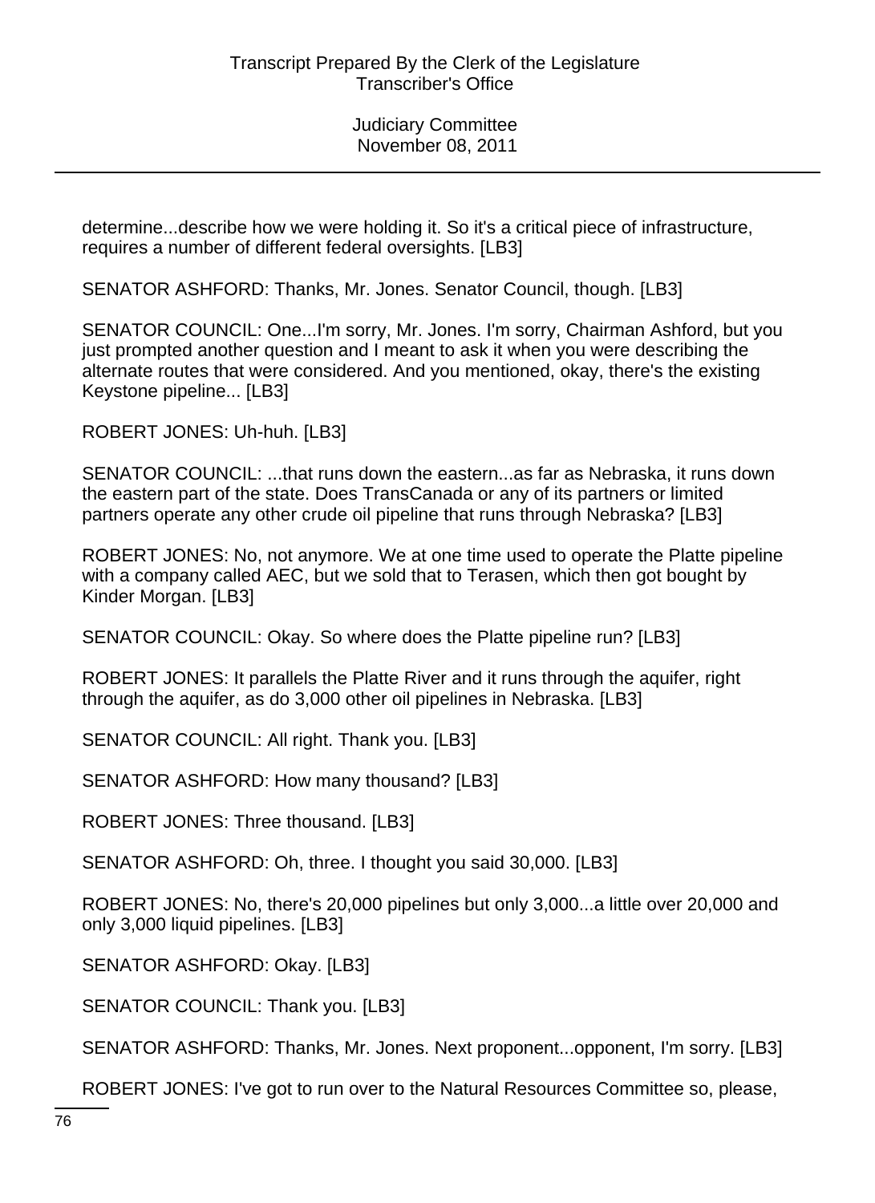determine...describe how we were holding it. So it's a critical piece of infrastructure, requires a number of different federal oversights. [LB3]

SENATOR ASHFORD: Thanks, Mr. Jones. Senator Council, though. [LB3]

SENATOR COUNCIL: One...I'm sorry, Mr. Jones. I'm sorry, Chairman Ashford, but you just prompted another question and I meant to ask it when you were describing the alternate routes that were considered. And you mentioned, okay, there's the existing Keystone pipeline... [LB3]

ROBERT JONES: Uh-huh. [LB3]

SENATOR COUNCIL: ...that runs down the eastern...as far as Nebraska, it runs down the eastern part of the state. Does TransCanada or any of its partners or limited partners operate any other crude oil pipeline that runs through Nebraska? [LB3]

ROBERT JONES: No, not anymore. We at one time used to operate the Platte pipeline with a company called AEC, but we sold that to Terasen, which then got bought by Kinder Morgan. [LB3]

SENATOR COUNCIL: Okay. So where does the Platte pipeline run? [LB3]

ROBERT JONES: It parallels the Platte River and it runs through the aquifer, right through the aquifer, as do 3,000 other oil pipelines in Nebraska. [LB3]

SENATOR COUNCIL: All right. Thank you. [LB3]

SENATOR ASHFORD: How many thousand? [LB3]

ROBERT JONES: Three thousand. [LB3]

SENATOR ASHFORD: Oh, three. I thought you said 30,000. [LB3]

ROBERT JONES: No, there's 20,000 pipelines but only 3,000...a little over 20,000 and only 3,000 liquid pipelines. [LB3]

SENATOR ASHFORD: Okay. [LB3]

SENATOR COUNCIL: Thank you. [LB3]

SENATOR ASHFORD: Thanks, Mr. Jones. Next proponent...opponent, I'm sorry. [LB3]

ROBERT JONES: I've got to run over to the Natural Resources Committee so, please,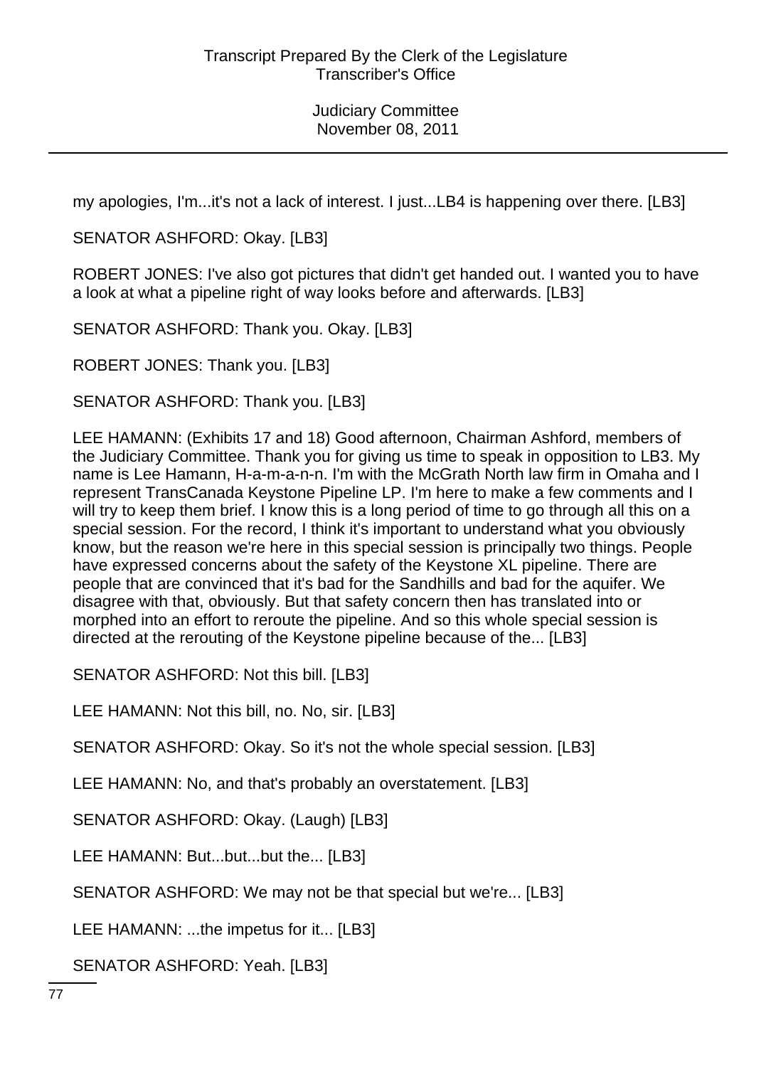my apologies, I'm...it's not a lack of interest. I just...LB4 is happening over there. [LB3]

SENATOR ASHFORD: Okay. [LB3]

ROBERT JONES: I've also got pictures that didn't get handed out. I wanted you to have a look at what a pipeline right of way looks before and afterwards. [LB3]

SENATOR ASHFORD: Thank you. Okay. [LB3]

ROBERT JONES: Thank you. [LB3]

SENATOR ASHFORD: Thank you. [LB3]

LEE HAMANN: (Exhibits 17 and 18) Good afternoon, Chairman Ashford, members of the Judiciary Committee. Thank you for giving us time to speak in opposition to LB3. My name is Lee Hamann, H-a-m-a-n-n. I'm with the McGrath North law firm in Omaha and I represent TransCanada Keystone Pipeline LP. I'm here to make a few comments and I will try to keep them brief. I know this is a long period of time to go through all this on a special session. For the record, I think it's important to understand what you obviously know, but the reason we're here in this special session is principally two things. People have expressed concerns about the safety of the Keystone XL pipeline. There are people that are convinced that it's bad for the Sandhills and bad for the aquifer. We disagree with that, obviously. But that safety concern then has translated into or morphed into an effort to reroute the pipeline. And so this whole special session is directed at the rerouting of the Keystone pipeline because of the... [LB3]

SENATOR ASHFORD: Not this bill. [LB3]

LEE HAMANN: Not this bill, no. No, sir. [LB3]

SENATOR ASHFORD: Okay. So it's not the whole special session. [LB3]

LEE HAMANN: No, and that's probably an overstatement. [LB3]

SENATOR ASHFORD: Okay. (Laugh) [LB3]

LEE HAMANN: But...but...but the... [LB3]

SENATOR ASHFORD: We may not be that special but we're... [LB3]

LEE HAMANN: ...the impetus for it... [LB3]

SENATOR ASHFORD: Yeah. [LB3]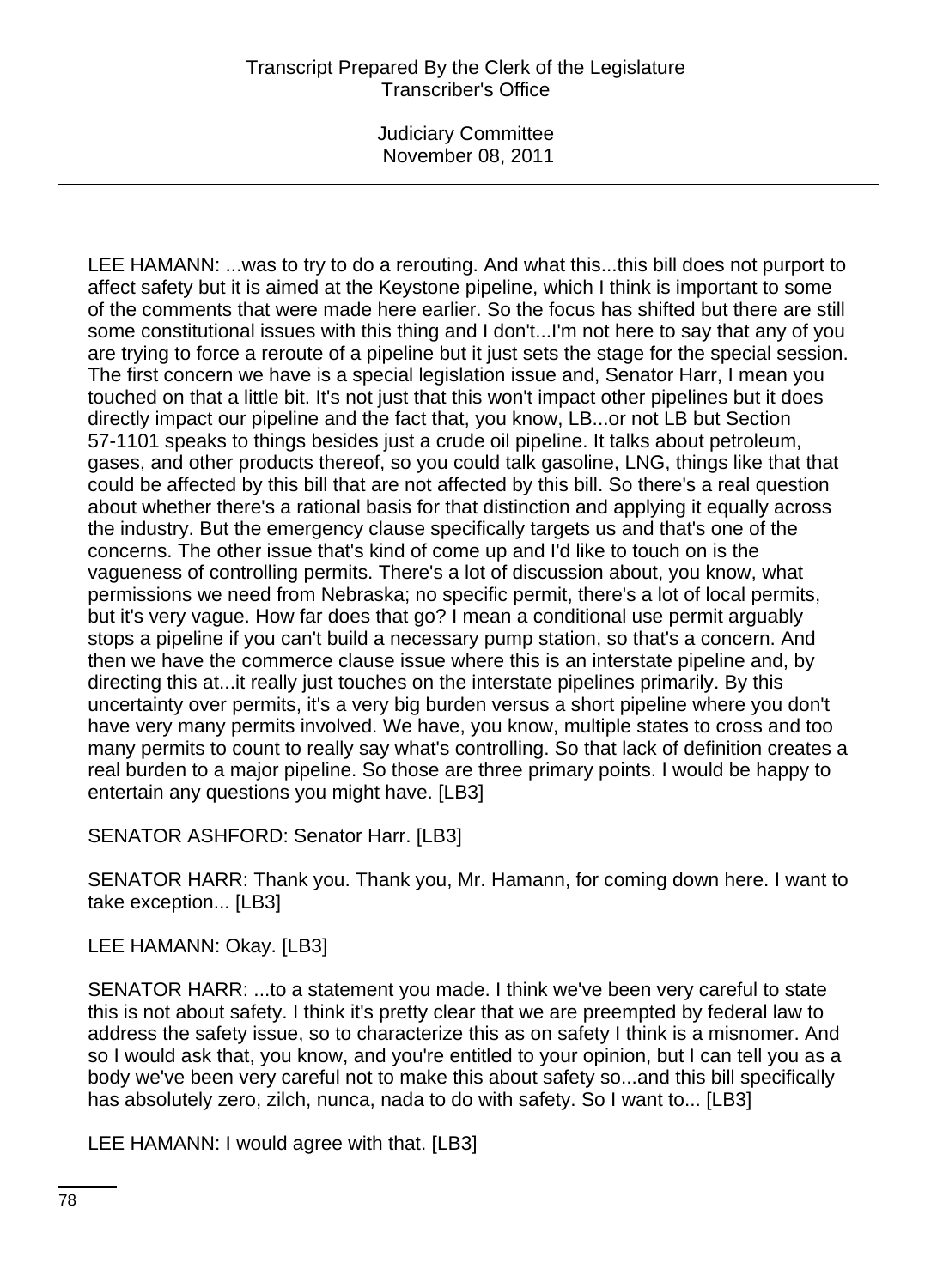LEE HAMANN: ...was to try to do a rerouting. And what this...this bill does not purport to affect safety but it is aimed at the Keystone pipeline, which I think is important to some of the comments that were made here earlier. So the focus has shifted but there are still some constitutional issues with this thing and I don't...I'm not here to say that any of you are trying to force a reroute of a pipeline but it just sets the stage for the special session. The first concern we have is a special legislation issue and, Senator Harr, I mean you touched on that a little bit. It's not just that this won't impact other pipelines but it does directly impact our pipeline and the fact that, you know, LB...or not LB but Section 57-1101 speaks to things besides just a crude oil pipeline. It talks about petroleum, gases, and other products thereof, so you could talk gasoline, LNG, things like that that could be affected by this bill that are not affected by this bill. So there's a real question about whether there's a rational basis for that distinction and applying it equally across the industry. But the emergency clause specifically targets us and that's one of the concerns. The other issue that's kind of come up and I'd like to touch on is the vagueness of controlling permits. There's a lot of discussion about, you know, what permissions we need from Nebraska; no specific permit, there's a lot of local permits, but it's very vague. How far does that go? I mean a conditional use permit arguably stops a pipeline if you can't build a necessary pump station, so that's a concern. And then we have the commerce clause issue where this is an interstate pipeline and, by directing this at...it really just touches on the interstate pipelines primarily. By this uncertainty over permits, it's a very big burden versus a short pipeline where you don't have very many permits involved. We have, you know, multiple states to cross and too many permits to count to really say what's controlling. So that lack of definition creates a real burden to a major pipeline. So those are three primary points. I would be happy to entertain any questions you might have. [LB3]

SENATOR ASHFORD: Senator Harr. [LB3]

SENATOR HARR: Thank you. Thank you, Mr. Hamann, for coming down here. I want to take exception... [LB3]

LEE HAMANN: Okay. [LB3]

SENATOR HARR: ...to a statement you made. I think we've been very careful to state this is not about safety. I think it's pretty clear that we are preempted by federal law to address the safety issue, so to characterize this as on safety I think is a misnomer. And so I would ask that, you know, and you're entitled to your opinion, but I can tell you as a body we've been very careful not to make this about safety so...and this bill specifically has absolutely zero, zilch, nunca, nada to do with safety. So I want to... [LB3]

LEE HAMANN: I would agree with that. [LB3]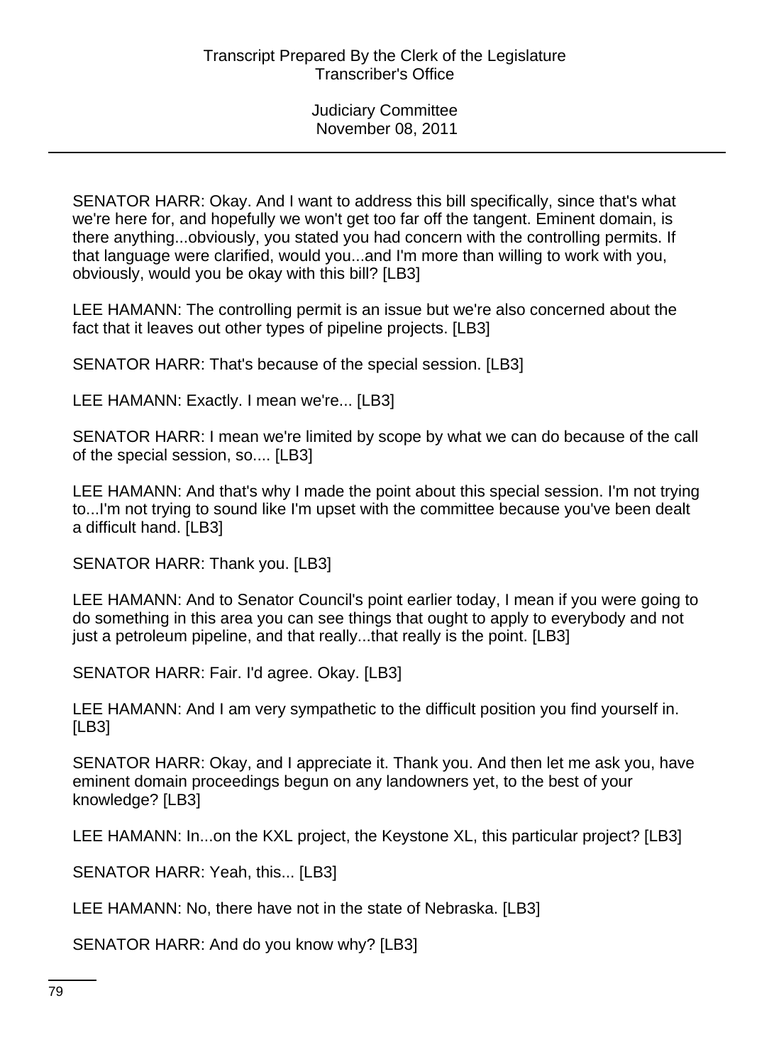SENATOR HARR: Okay. And I want to address this bill specifically, since that's what we're here for, and hopefully we won't get too far off the tangent. Eminent domain, is there anything...obviously, you stated you had concern with the controlling permits. If that language were clarified, would you...and I'm more than willing to work with you, obviously, would you be okay with this bill? [LB3]

LEE HAMANN: The controlling permit is an issue but we're also concerned about the fact that it leaves out other types of pipeline projects. [LB3]

SENATOR HARR: That's because of the special session. [LB3]

LEE HAMANN: Exactly. I mean we're... [LB3]

SENATOR HARR: I mean we're limited by scope by what we can do because of the call of the special session, so.... [LB3]

LEE HAMANN: And that's why I made the point about this special session. I'm not trying to...I'm not trying to sound like I'm upset with the committee because you've been dealt a difficult hand. [LB3]

SENATOR HARR: Thank you. [LB3]

LEE HAMANN: And to Senator Council's point earlier today, I mean if you were going to do something in this area you can see things that ought to apply to everybody and not just a petroleum pipeline, and that really...that really is the point. [LB3]

SENATOR HARR: Fair. I'd agree. Okay. [LB3]

LEE HAMANN: And I am very sympathetic to the difficult position you find yourself in. [LB3]

SENATOR HARR: Okay, and I appreciate it. Thank you. And then let me ask you, have eminent domain proceedings begun on any landowners yet, to the best of your knowledge? [LB3]

LEE HAMANN: In...on the KXL project, the Keystone XL, this particular project? [LB3]

SENATOR HARR: Yeah, this... [LB3]

LEE HAMANN: No, there have not in the state of Nebraska. [LB3]

SENATOR HARR: And do you know why? [LB3]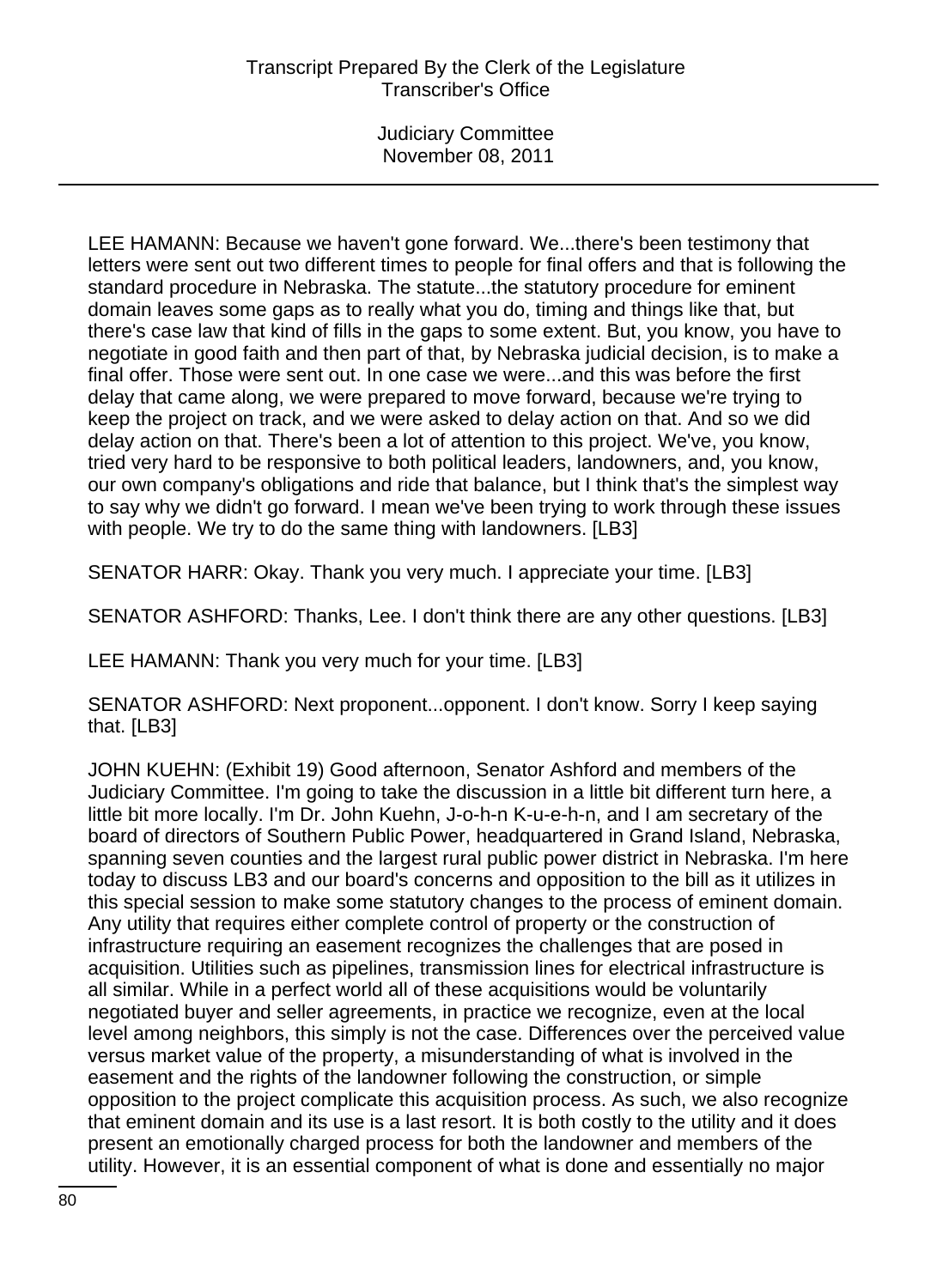LEE HAMANN: Because we haven't gone forward. We...there's been testimony that letters were sent out two different times to people for final offers and that is following the standard procedure in Nebraska. The statute...the statutory procedure for eminent domain leaves some gaps as to really what you do, timing and things like that, but there's case law that kind of fills in the gaps to some extent. But, you know, you have to negotiate in good faith and then part of that, by Nebraska judicial decision, is to make a final offer. Those were sent out. In one case we were...and this was before the first delay that came along, we were prepared to move forward, because we're trying to keep the project on track, and we were asked to delay action on that. And so we did delay action on that. There's been a lot of attention to this project. We've, you know, tried very hard to be responsive to both political leaders, landowners, and, you know, our own company's obligations and ride that balance, but I think that's the simplest way to say why we didn't go forward. I mean we've been trying to work through these issues with people. We try to do the same thing with landowners. [LB3]

SENATOR HARR: Okay. Thank you very much. I appreciate your time. [LB3]

SENATOR ASHFORD: Thanks, Lee. I don't think there are any other questions. [LB3]

LEE HAMANN: Thank you very much for your time. [LB3]

SENATOR ASHFORD: Next proponent...opponent. I don't know. Sorry I keep saying that. [LB3]

JOHN KUEHN: (Exhibit 19) Good afternoon, Senator Ashford and members of the Judiciary Committee. I'm going to take the discussion in a little bit different turn here, a little bit more locally. I'm Dr. John Kuehn, J-o-h-n K-u-e-h-n, and I am secretary of the board of directors of Southern Public Power, headquartered in Grand Island, Nebraska, spanning seven counties and the largest rural public power district in Nebraska. I'm here today to discuss LB3 and our board's concerns and opposition to the bill as it utilizes in this special session to make some statutory changes to the process of eminent domain. Any utility that requires either complete control of property or the construction of infrastructure requiring an easement recognizes the challenges that are posed in acquisition. Utilities such as pipelines, transmission lines for electrical infrastructure is all similar. While in a perfect world all of these acquisitions would be voluntarily negotiated buyer and seller agreements, in practice we recognize, even at the local level among neighbors, this simply is not the case. Differences over the perceived value versus market value of the property, a misunderstanding of what is involved in the easement and the rights of the landowner following the construction, or simple opposition to the project complicate this acquisition process. As such, we also recognize that eminent domain and its use is a last resort. It is both costly to the utility and it does present an emotionally charged process for both the landowner and members of the utility. However, it is an essential component of what is done and essentially no major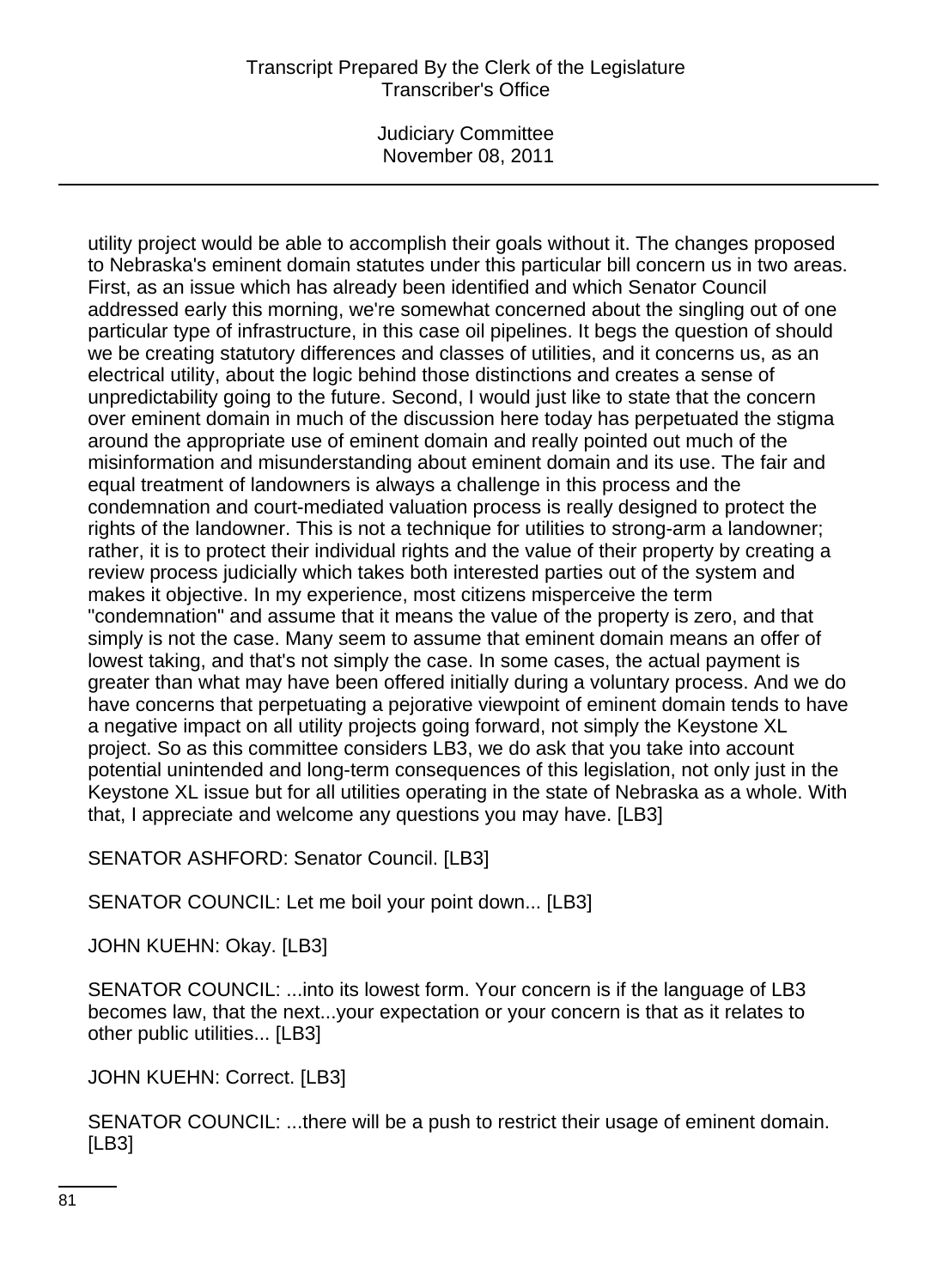utility project would be able to accomplish their goals without it. The changes proposed to Nebraska's eminent domain statutes under this particular bill concern us in two areas. First, as an issue which has already been identified and which Senator Council addressed early this morning, we're somewhat concerned about the singling out of one particular type of infrastructure, in this case oil pipelines. It begs the question of should we be creating statutory differences and classes of utilities, and it concerns us, as an electrical utility, about the logic behind those distinctions and creates a sense of unpredictability going to the future. Second, I would just like to state that the concern over eminent domain in much of the discussion here today has perpetuated the stigma around the appropriate use of eminent domain and really pointed out much of the misinformation and misunderstanding about eminent domain and its use. The fair and equal treatment of landowners is always a challenge in this process and the condemnation and court-mediated valuation process is really designed to protect the rights of the landowner. This is not a technique for utilities to strong-arm a landowner; rather, it is to protect their individual rights and the value of their property by creating a review process judicially which takes both interested parties out of the system and makes it objective. In my experience, most citizens misperceive the term "condemnation" and assume that it means the value of the property is zero, and that simply is not the case. Many seem to assume that eminent domain means an offer of lowest taking, and that's not simply the case. In some cases, the actual payment is greater than what may have been offered initially during a voluntary process. And we do have concerns that perpetuating a pejorative viewpoint of eminent domain tends to have a negative impact on all utility projects going forward, not simply the Keystone XL project. So as this committee considers LB3, we do ask that you take into account potential unintended and long-term consequences of this legislation, not only just in the Keystone XL issue but for all utilities operating in the state of Nebraska as a whole. With that, I appreciate and welcome any questions you may have. [LB3]

SENATOR ASHFORD: Senator Council. [LB3]

SENATOR COUNCIL: Let me boil your point down... [LB3]

JOHN KUEHN: Okay. [LB3]

SENATOR COUNCIL: ...into its lowest form. Your concern is if the language of LB3 becomes law, that the next...your expectation or your concern is that as it relates to other public utilities... [LB3]

JOHN KUEHN: Correct. [LB3]

SENATOR COUNCIL: ...there will be a push to restrict their usage of eminent domain. [LB3]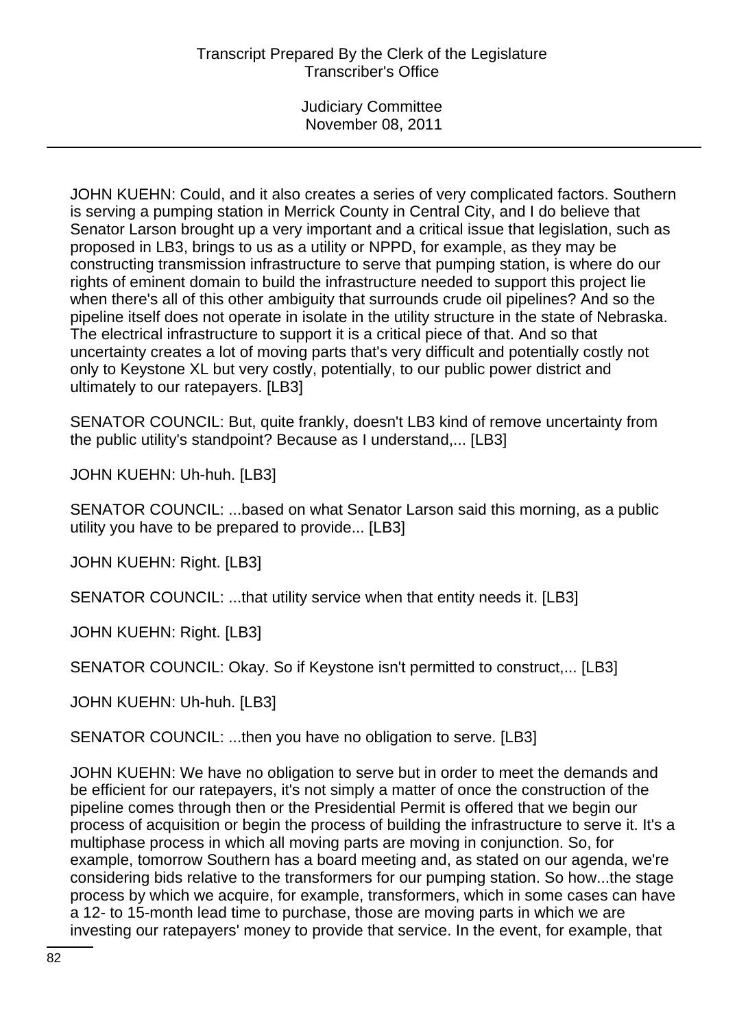JOHN KUEHN: Could, and it also creates a series of very complicated factors. Southern is serving a pumping station in Merrick County in Central City, and I do believe that Senator Larson brought up a very important and a critical issue that legislation, such as proposed in LB3, brings to us as a utility or NPPD, for example, as they may be constructing transmission infrastructure to serve that pumping station, is where do our rights of eminent domain to build the infrastructure needed to support this project lie when there's all of this other ambiguity that surrounds crude oil pipelines? And so the pipeline itself does not operate in isolate in the utility structure in the state of Nebraska. The electrical infrastructure to support it is a critical piece of that. And so that uncertainty creates a lot of moving parts that's very difficult and potentially costly not only to Keystone XL but very costly, potentially, to our public power district and ultimately to our ratepayers. [LB3]

SENATOR COUNCIL: But, quite frankly, doesn't LB3 kind of remove uncertainty from the public utility's standpoint? Because as I understand,... [LB3]

JOHN KUEHN: Uh-huh. [LB3]

SENATOR COUNCIL: ...based on what Senator Larson said this morning, as a public utility you have to be prepared to provide... [LB3]

JOHN KUEHN: Right. [LB3]

SENATOR COUNCIL: ...that utility service when that entity needs it. [LB3]

JOHN KUEHN: Right. [LB3]

SENATOR COUNCIL: Okay. So if Keystone isn't permitted to construct,... [LB3]

JOHN KUEHN: Uh-huh. [LB3]

SENATOR COUNCIL: ...then you have no obligation to serve. [LB3]

JOHN KUEHN: We have no obligation to serve but in order to meet the demands and be efficient for our ratepayers, it's not simply a matter of once the construction of the pipeline comes through then or the Presidential Permit is offered that we begin our process of acquisition or begin the process of building the infrastructure to serve it. It's a multiphase process in which all moving parts are moving in conjunction. So, for example, tomorrow Southern has a board meeting and, as stated on our agenda, we're considering bids relative to the transformers for our pumping station. So how...the stage process by which we acquire, for example, transformers, which in some cases can have a 12- to 15-month lead time to purchase, those are moving parts in which we are investing our ratepayers' money to provide that service. In the event, for example, that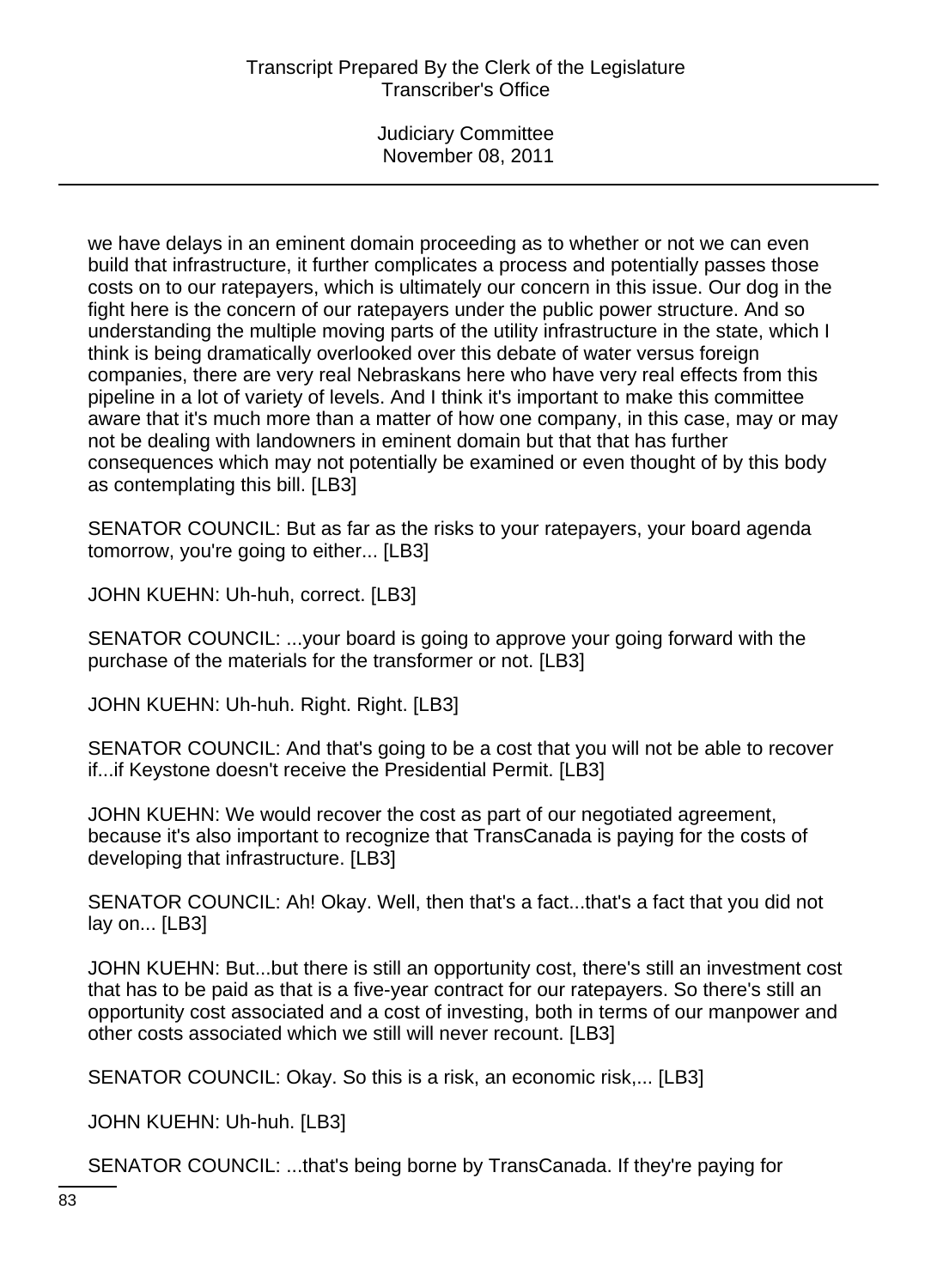we have delays in an eminent domain proceeding as to whether or not we can even build that infrastructure, it further complicates a process and potentially passes those costs on to our ratepayers, which is ultimately our concern in this issue. Our dog in the fight here is the concern of our ratepayers under the public power structure. And so understanding the multiple moving parts of the utility infrastructure in the state, which I think is being dramatically overlooked over this debate of water versus foreign companies, there are very real Nebraskans here who have very real effects from this pipeline in a lot of variety of levels. And I think it's important to make this committee aware that it's much more than a matter of how one company, in this case, may or may not be dealing with landowners in eminent domain but that that has further consequences which may not potentially be examined or even thought of by this body as contemplating this bill. [LB3]

SENATOR COUNCIL: But as far as the risks to your ratepayers, your board agenda tomorrow, you're going to either... [LB3]

JOHN KUEHN: Uh-huh, correct. [LB3]

SENATOR COUNCIL: ...your board is going to approve your going forward with the purchase of the materials for the transformer or not. [LB3]

JOHN KUEHN: Uh-huh. Right. Right. [LB3]

SENATOR COUNCIL: And that's going to be a cost that you will not be able to recover if...if Keystone doesn't receive the Presidential Permit. [LB3]

JOHN KUEHN: We would recover the cost as part of our negotiated agreement, because it's also important to recognize that TransCanada is paying for the costs of developing that infrastructure. [LB3]

SENATOR COUNCIL: Ah! Okay. Well, then that's a fact...that's a fact that you did not lay on... [LB3]

JOHN KUEHN: But...but there is still an opportunity cost, there's still an investment cost that has to be paid as that is a five-year contract for our ratepayers. So there's still an opportunity cost associated and a cost of investing, both in terms of our manpower and other costs associated which we still will never recount. [LB3]

SENATOR COUNCIL: Okay. So this is a risk, an economic risk,... [LB3]

JOHN KUEHN: Uh-huh. [LB3]

SENATOR COUNCIL: ...that's being borne by TransCanada. If they're paying for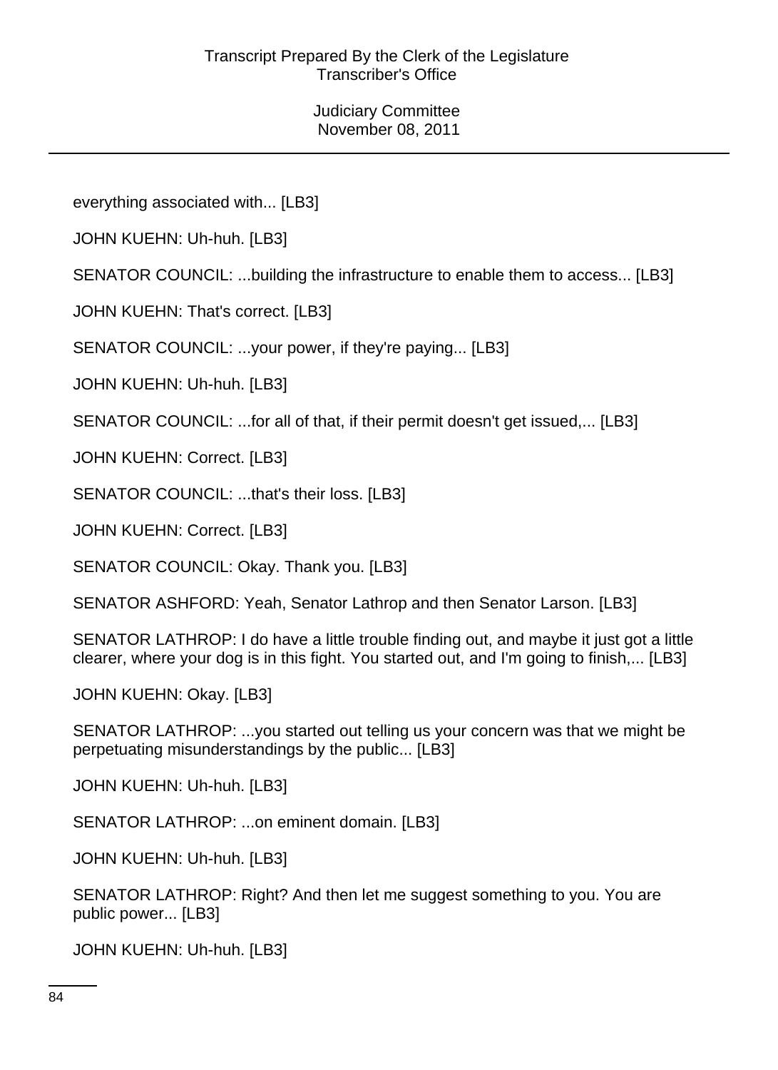everything associated with... [LB3]

JOHN KUEHN: Uh-huh. [LB3]

SENATOR COUNCIL: ...building the infrastructure to enable them to access... [LB3]

JOHN KUEHN: That's correct. [LB3]

SENATOR COUNCIL: ...your power, if they're paying... [LB3]

JOHN KUEHN: Uh-huh. [LB3]

SENATOR COUNCIL: ...for all of that, if their permit doesn't get issued,... [LB3]

JOHN KUEHN: Correct. [LB3]

SENATOR COUNCIL: ...that's their loss. [LB3]

JOHN KUEHN: Correct. [LB3]

SENATOR COUNCIL: Okay. Thank you. [LB3]

SENATOR ASHFORD: Yeah, Senator Lathrop and then Senator Larson. [LB3]

SENATOR LATHROP: I do have a little trouble finding out, and maybe it just got a little clearer, where your dog is in this fight. You started out, and I'm going to finish,... [LB3]

JOHN KUEHN: Okay. [LB3]

SENATOR LATHROP: ...you started out telling us your concern was that we might be perpetuating misunderstandings by the public... [LB3]

JOHN KUEHN: Uh-huh. [LB3]

SENATOR LATHROP: ...on eminent domain. [LB3]

JOHN KUEHN: Uh-huh. [LB3]

SENATOR LATHROP: Right? And then let me suggest something to you. You are public power... [LB3]

JOHN KUEHN: Uh-huh. [LB3]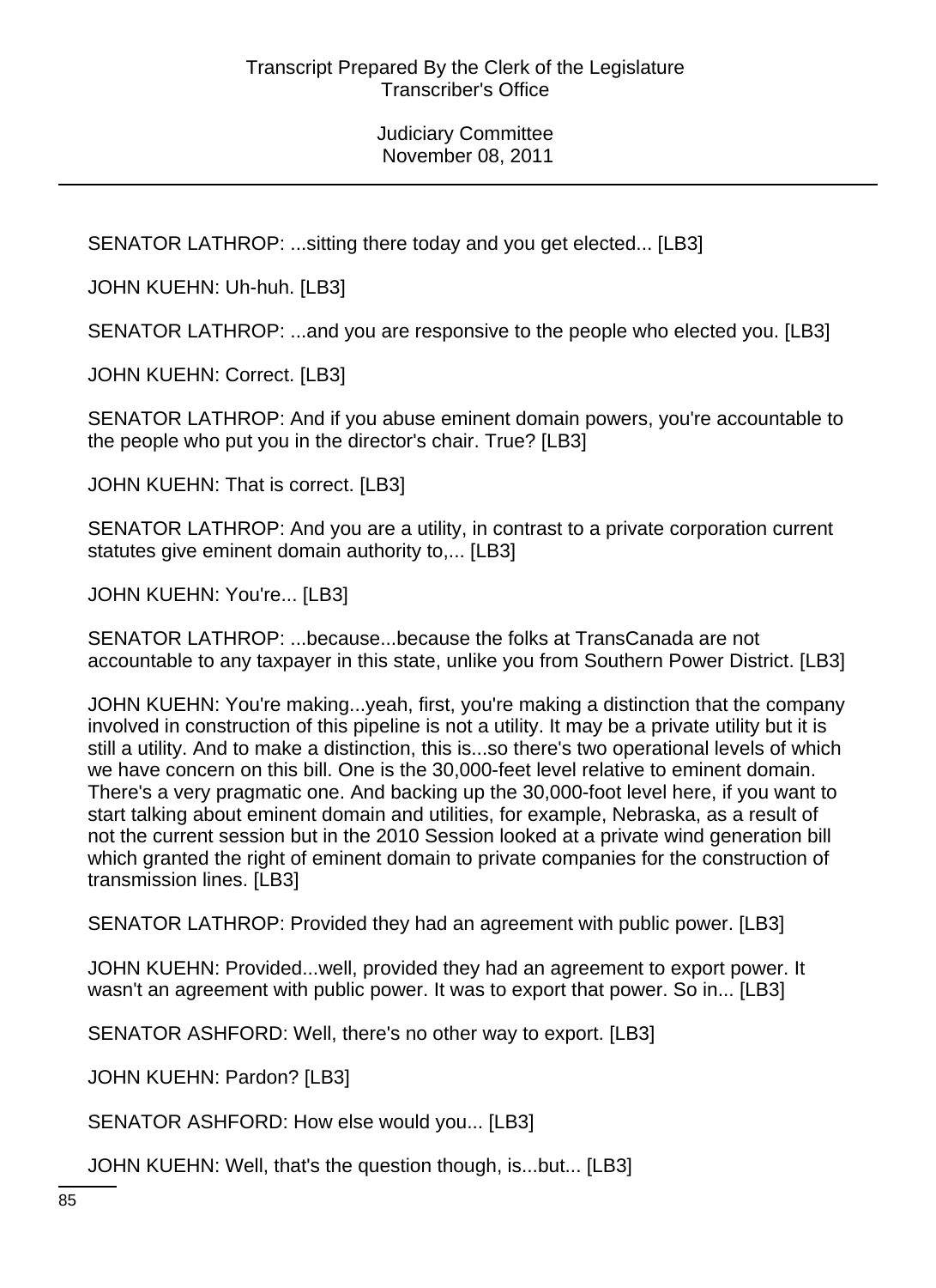SENATOR LATHROP: ...sitting there today and you get elected... [LB3]

JOHN KUEHN: Uh-huh. [LB3]

SENATOR LATHROP: ...and you are responsive to the people who elected you. [LB3]

JOHN KUEHN: Correct. [LB3]

SENATOR LATHROP: And if you abuse eminent domain powers, you're accountable to the people who put you in the director's chair. True? [LB3]

JOHN KUEHN: That is correct. [LB3]

SENATOR LATHROP: And you are a utility, in contrast to a private corporation current statutes give eminent domain authority to,... [LB3]

JOHN KUEHN: You're... [LB3]

SENATOR LATHROP: ...because...because the folks at TransCanada are not accountable to any taxpayer in this state, unlike you from Southern Power District. [LB3]

JOHN KUEHN: You're making...yeah, first, you're making a distinction that the company involved in construction of this pipeline is not a utility. It may be a private utility but it is still a utility. And to make a distinction, this is...so there's two operational levels of which we have concern on this bill. One is the 30,000-feet level relative to eminent domain. There's a very pragmatic one. And backing up the 30,000-foot level here, if you want to start talking about eminent domain and utilities, for example, Nebraska, as a result of not the current session but in the 2010 Session looked at a private wind generation bill which granted the right of eminent domain to private companies for the construction of transmission lines. [LB3]

SENATOR LATHROP: Provided they had an agreement with public power. [LB3]

JOHN KUEHN: Provided...well, provided they had an agreement to export power. It wasn't an agreement with public power. It was to export that power. So in... [LB3]

SENATOR ASHFORD: Well, there's no other way to export. [LB3]

JOHN KUEHN: Pardon? [LB3]

SENATOR ASHFORD: How else would you... [LB3]

JOHN KUEHN: Well, that's the question though, is...but... [LB3]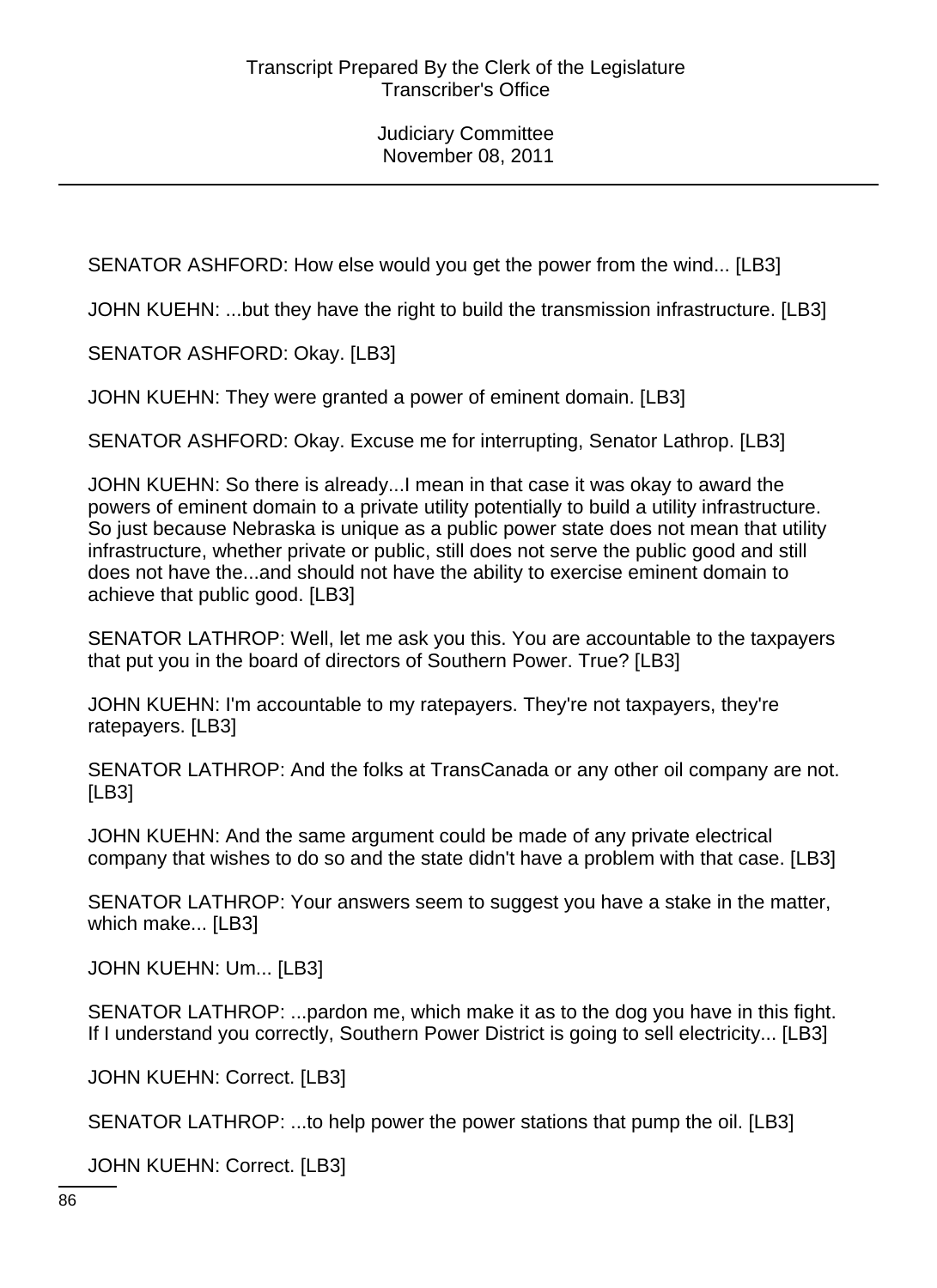SENATOR ASHFORD: How else would you get the power from the wind... [LB3]

JOHN KUEHN: ...but they have the right to build the transmission infrastructure. [LB3]

SENATOR ASHFORD: Okay. [LB3]

JOHN KUEHN: They were granted a power of eminent domain. [LB3]

SENATOR ASHFORD: Okay. Excuse me for interrupting, Senator Lathrop. [LB3]

JOHN KUEHN: So there is already...I mean in that case it was okay to award the powers of eminent domain to a private utility potentially to build a utility infrastructure. So just because Nebraska is unique as a public power state does not mean that utility infrastructure, whether private or public, still does not serve the public good and still does not have the...and should not have the ability to exercise eminent domain to achieve that public good. [LB3]

SENATOR LATHROP: Well, let me ask you this. You are accountable to the taxpayers that put you in the board of directors of Southern Power. True? [LB3]

JOHN KUEHN: I'm accountable to my ratepayers. They're not taxpayers, they're ratepayers. [LB3]

SENATOR LATHROP: And the folks at TransCanada or any other oil company are not. [LB3]

JOHN KUEHN: And the same argument could be made of any private electrical company that wishes to do so and the state didn't have a problem with that case. [LB3]

SENATOR LATHROP: Your answers seem to suggest you have a stake in the matter, which make... [LB3]

JOHN KUEHN: Um... [LB3]

SENATOR LATHROP: ...pardon me, which make it as to the dog you have in this fight. If I understand you correctly, Southern Power District is going to sell electricity... [LB3]

JOHN KUEHN: Correct. [LB3]

SENATOR LATHROP: ...to help power the power stations that pump the oil. [LB3]

JOHN KUEHN: Correct. [LB3]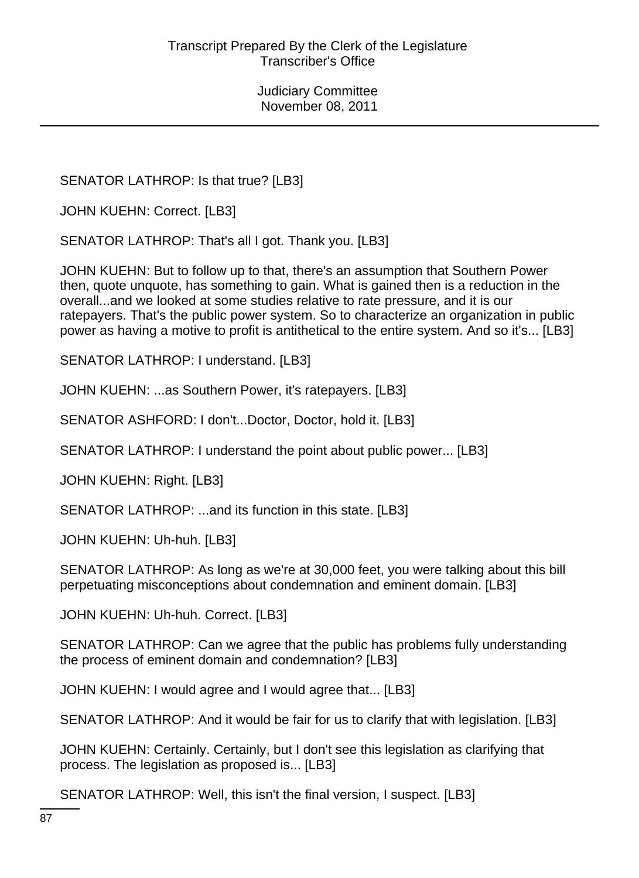SENATOR LATHROP: Is that true? [LB3]

JOHN KUEHN: Correct. [LB3]

SENATOR LATHROP: That's all I got. Thank you. [LB3]

JOHN KUEHN: But to follow up to that, there's an assumption that Southern Power then, quote unquote, has something to gain. What is gained then is a reduction in the overall...and we looked at some studies relative to rate pressure, and it is our ratepayers. That's the public power system. So to characterize an organization in public power as having a motive to profit is antithetical to the entire system. And so it's... [LB3]

SENATOR LATHROP: I understand. [LB3]

JOHN KUEHN: ...as Southern Power, it's ratepayers. [LB3]

SENATOR ASHFORD: I don't...Doctor, Doctor, hold it. [LB3]

SENATOR LATHROP: I understand the point about public power... [LB3]

JOHN KUEHN: Right. [LB3]

SENATOR LATHROP: ...and its function in this state. [LB3]

JOHN KUEHN: Uh-huh. [LB3]

SENATOR LATHROP: As long as we're at 30,000 feet, you were talking about this bill perpetuating misconceptions about condemnation and eminent domain. [LB3]

JOHN KUEHN: Uh-huh. Correct. [LB3]

SENATOR LATHROP: Can we agree that the public has problems fully understanding the process of eminent domain and condemnation? [LB3]

JOHN KUEHN: I would agree and I would agree that... [LB3]

SENATOR LATHROP: And it would be fair for us to clarify that with legislation. [LB3]

JOHN KUEHN: Certainly. Certainly, but I don't see this legislation as clarifying that process. The legislation as proposed is... [LB3]

SENATOR LATHROP: Well, this isn't the final version, I suspect. [LB3]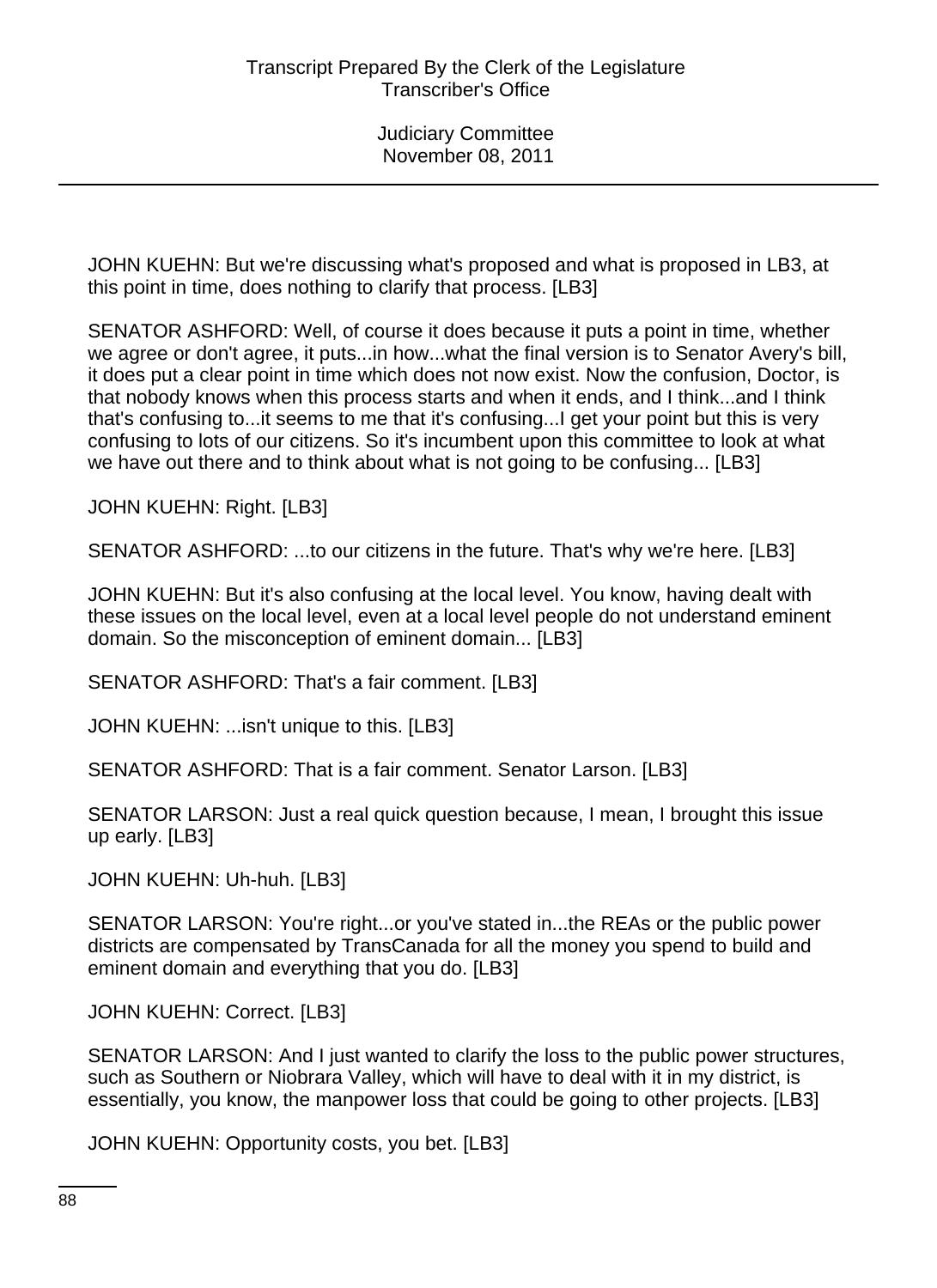JOHN KUEHN: But we're discussing what's proposed and what is proposed in LB3, at this point in time, does nothing to clarify that process. [LB3]

SENATOR ASHFORD: Well, of course it does because it puts a point in time, whether we agree or don't agree, it puts...in how...what the final version is to Senator Avery's bill, it does put a clear point in time which does not now exist. Now the confusion, Doctor, is that nobody knows when this process starts and when it ends, and I think...and I think that's confusing to...it seems to me that it's confusing...I get your point but this is very confusing to lots of our citizens. So it's incumbent upon this committee to look at what we have out there and to think about what is not going to be confusing... [LB3]

JOHN KUEHN: Right. [LB3]

SENATOR ASHFORD: ...to our citizens in the future. That's why we're here. [LB3]

JOHN KUEHN: But it's also confusing at the local level. You know, having dealt with these issues on the local level, even at a local level people do not understand eminent domain. So the misconception of eminent domain... [LB3]

SENATOR ASHFORD: That's a fair comment. [LB3]

JOHN KUEHN: ...isn't unique to this. [LB3]

SENATOR ASHFORD: That is a fair comment. Senator Larson. [LB3]

SENATOR LARSON: Just a real quick question because, I mean, I brought this issue up early. [LB3]

JOHN KUEHN: Uh-huh. [LB3]

SENATOR LARSON: You're right...or you've stated in...the REAs or the public power districts are compensated by TransCanada for all the money you spend to build and eminent domain and everything that you do. [LB3]

JOHN KUEHN: Correct. [LB3]

SENATOR LARSON: And I just wanted to clarify the loss to the public power structures, such as Southern or Niobrara Valley, which will have to deal with it in my district, is essentially, you know, the manpower loss that could be going to other projects. [LB3]

JOHN KUEHN: Opportunity costs, you bet. [LB3]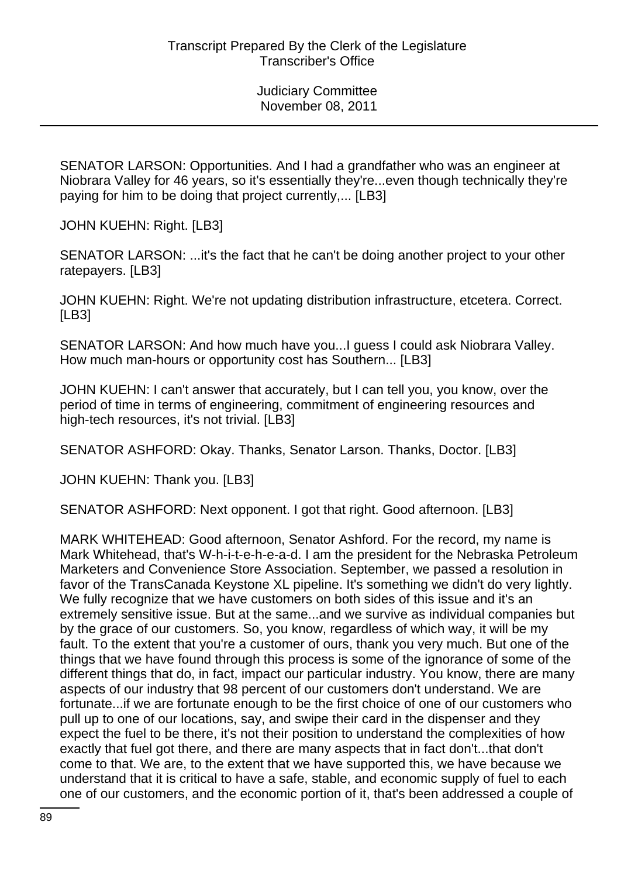SENATOR LARSON: Opportunities. And I had a grandfather who was an engineer at Niobrara Valley for 46 years, so it's essentially they're...even though technically they're paying for him to be doing that project currently,... [LB3]

JOHN KUEHN: Right. [LB3]

SENATOR LARSON: ...it's the fact that he can't be doing another project to your other ratepayers. [LB3]

JOHN KUEHN: Right. We're not updating distribution infrastructure, etcetera. Correct. [LB3]

SENATOR LARSON: And how much have you...I guess I could ask Niobrara Valley. How much man-hours or opportunity cost has Southern... [LB3]

JOHN KUEHN: I can't answer that accurately, but I can tell you, you know, over the period of time in terms of engineering, commitment of engineering resources and high-tech resources, it's not trivial. [LB3]

SENATOR ASHFORD: Okay. Thanks, Senator Larson. Thanks, Doctor. [LB3]

JOHN KUEHN: Thank you. [LB3]

SENATOR ASHFORD: Next opponent. I got that right. Good afternoon. [LB3]

MARK WHITEHEAD: Good afternoon, Senator Ashford. For the record, my name is Mark Whitehead, that's W-h-i-t-e-h-e-a-d. I am the president for the Nebraska Petroleum Marketers and Convenience Store Association. September, we passed a resolution in favor of the TransCanada Keystone XL pipeline. It's something we didn't do very lightly. We fully recognize that we have customers on both sides of this issue and it's an extremely sensitive issue. But at the same...and we survive as individual companies but by the grace of our customers. So, you know, regardless of which way, it will be my fault. To the extent that you're a customer of ours, thank you very much. But one of the things that we have found through this process is some of the ignorance of some of the different things that do, in fact, impact our particular industry. You know, there are many aspects of our industry that 98 percent of our customers don't understand. We are fortunate...if we are fortunate enough to be the first choice of one of our customers who pull up to one of our locations, say, and swipe their card in the dispenser and they expect the fuel to be there, it's not their position to understand the complexities of how exactly that fuel got there, and there are many aspects that in fact don't...that don't come to that. We are, to the extent that we have supported this, we have because we understand that it is critical to have a safe, stable, and economic supply of fuel to each one of our customers, and the economic portion of it, that's been addressed a couple of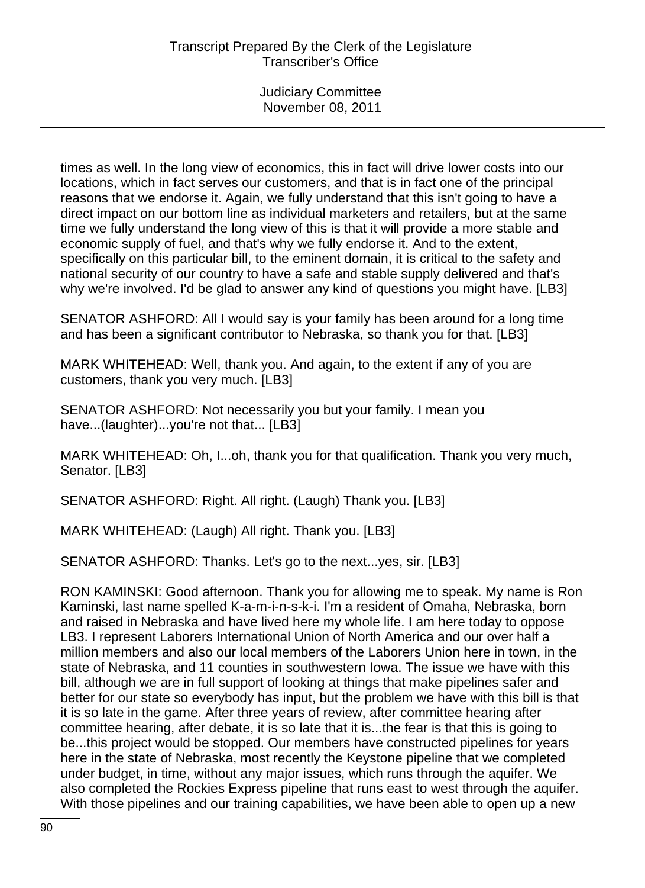times as well. In the long view of economics, this in fact will drive lower costs into our locations, which in fact serves our customers, and that is in fact one of the principal reasons that we endorse it. Again, we fully understand that this isn't going to have a direct impact on our bottom line as individual marketers and retailers, but at the same time we fully understand the long view of this is that it will provide a more stable and economic supply of fuel, and that's why we fully endorse it. And to the extent, specifically on this particular bill, to the eminent domain, it is critical to the safety and national security of our country to have a safe and stable supply delivered and that's why we're involved. I'd be glad to answer any kind of questions you might have. [LB3]

SENATOR ASHFORD: All I would say is your family has been around for a long time and has been a significant contributor to Nebraska, so thank you for that. [LB3]

MARK WHITEHEAD: Well, thank you. And again, to the extent if any of you are customers, thank you very much. [LB3]

SENATOR ASHFORD: Not necessarily you but your family. I mean you have...(laughter)...you're not that... [LB3]

MARK WHITEHEAD: Oh, I...oh, thank you for that qualification. Thank you very much, Senator. [LB3]

SENATOR ASHFORD: Right. All right. (Laugh) Thank you. [LB3]

MARK WHITEHEAD: (Laugh) All right. Thank you. [LB3]

SENATOR ASHFORD: Thanks. Let's go to the next...yes, sir. [LB3]

RON KAMINSKI: Good afternoon. Thank you for allowing me to speak. My name is Ron Kaminski, last name spelled K-a-m-i-n-s-k-i. I'm a resident of Omaha, Nebraska, born and raised in Nebraska and have lived here my whole life. I am here today to oppose LB3. I represent Laborers International Union of North America and our over half a million members and also our local members of the Laborers Union here in town, in the state of Nebraska, and 11 counties in southwestern Iowa. The issue we have with this bill, although we are in full support of looking at things that make pipelines safer and better for our state so everybody has input, but the problem we have with this bill is that it is so late in the game. After three years of review, after committee hearing after committee hearing, after debate, it is so late that it is...the fear is that this is going to be...this project would be stopped. Our members have constructed pipelines for years here in the state of Nebraska, most recently the Keystone pipeline that we completed under budget, in time, without any major issues, which runs through the aquifer. We also completed the Rockies Express pipeline that runs east to west through the aquifer. With those pipelines and our training capabilities, we have been able to open up a new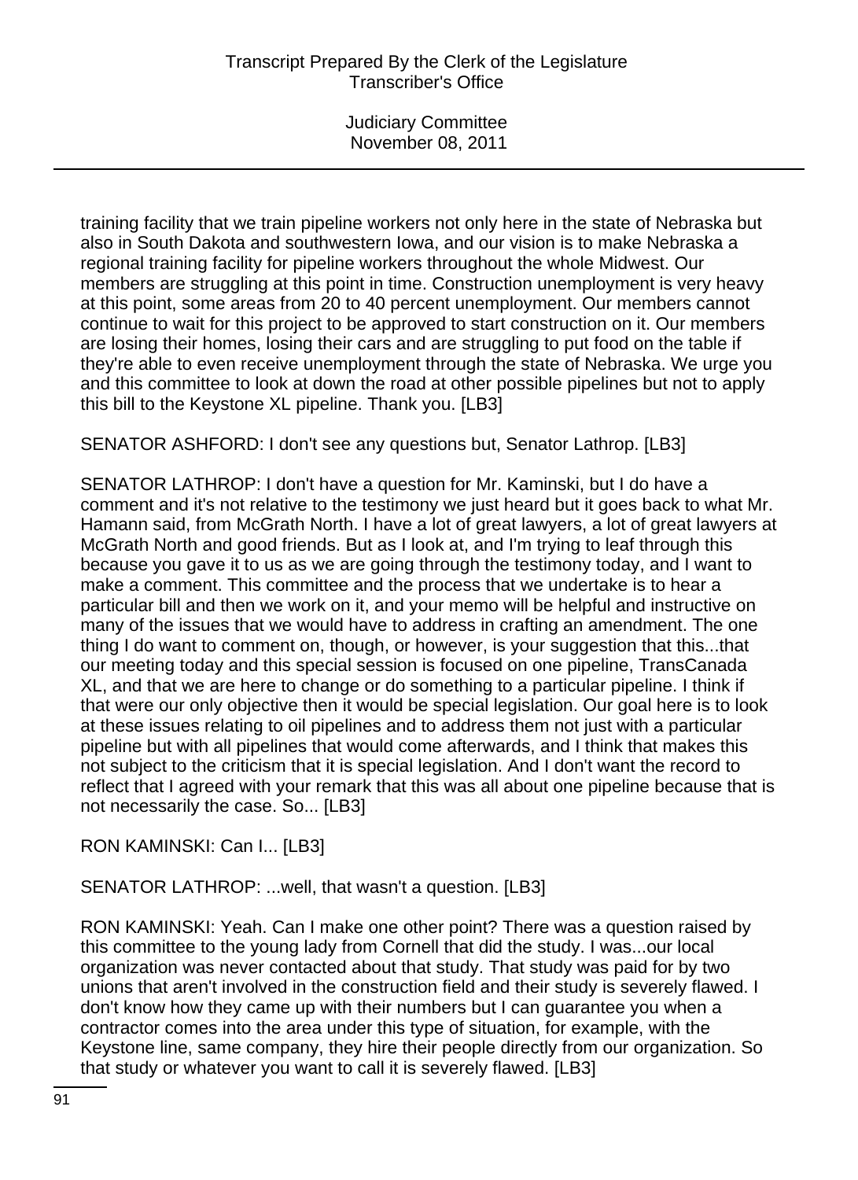training facility that we train pipeline workers not only here in the state of Nebraska but also in South Dakota and southwestern Iowa, and our vision is to make Nebraska a regional training facility for pipeline workers throughout the whole Midwest. Our members are struggling at this point in time. Construction unemployment is very heavy at this point, some areas from 20 to 40 percent unemployment. Our members cannot continue to wait for this project to be approved to start construction on it. Our members are losing their homes, losing their cars and are struggling to put food on the table if they're able to even receive unemployment through the state of Nebraska. We urge you and this committee to look at down the road at other possible pipelines but not to apply this bill to the Keystone XL pipeline. Thank you. [LB3]

SENATOR ASHFORD: I don't see any questions but, Senator Lathrop. [LB3]

SENATOR LATHROP: I don't have a question for Mr. Kaminski, but I do have a comment and it's not relative to the testimony we just heard but it goes back to what Mr. Hamann said, from McGrath North. I have a lot of great lawyers, a lot of great lawyers at McGrath North and good friends. But as I look at, and I'm trying to leaf through this because you gave it to us as we are going through the testimony today, and I want to make a comment. This committee and the process that we undertake is to hear a particular bill and then we work on it, and your memo will be helpful and instructive on many of the issues that we would have to address in crafting an amendment. The one thing I do want to comment on, though, or however, is your suggestion that this...that our meeting today and this special session is focused on one pipeline, TransCanada XL, and that we are here to change or do something to a particular pipeline. I think if that were our only objective then it would be special legislation. Our goal here is to look at these issues relating to oil pipelines and to address them not just with a particular pipeline but with all pipelines that would come afterwards, and I think that makes this not subject to the criticism that it is special legislation. And I don't want the record to reflect that I agreed with your remark that this was all about one pipeline because that is not necessarily the case. So... [LB3]

RON KAMINSKI: Can I... [LB3]

SENATOR LATHROP: ...well, that wasn't a question. [LB3]

RON KAMINSKI: Yeah. Can I make one other point? There was a question raised by this committee to the young lady from Cornell that did the study. I was...our local organization was never contacted about that study. That study was paid for by two unions that aren't involved in the construction field and their study is severely flawed. I don't know how they came up with their numbers but I can guarantee you when a contractor comes into the area under this type of situation, for example, with the Keystone line, same company, they hire their people directly from our organization. So that study or whatever you want to call it is severely flawed. [LB3]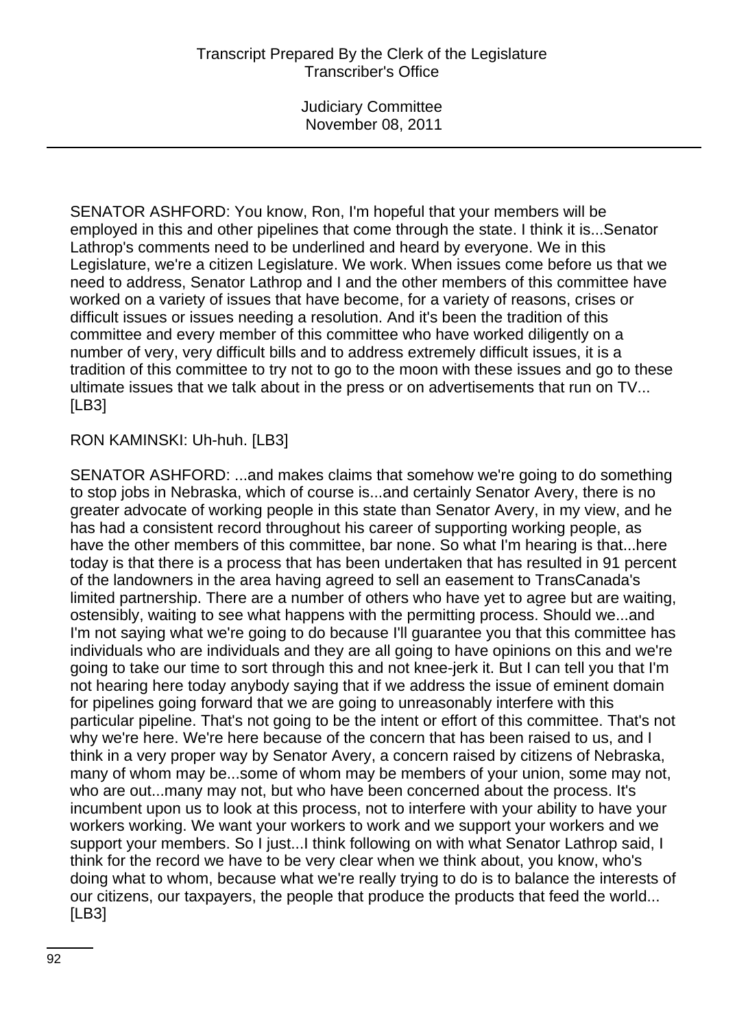SENATOR ASHFORD: You know, Ron, I'm hopeful that your members will be employed in this and other pipelines that come through the state. I think it is...Senator Lathrop's comments need to be underlined and heard by everyone. We in this Legislature, we're a citizen Legislature. We work. When issues come before us that we need to address, Senator Lathrop and I and the other members of this committee have worked on a variety of issues that have become, for a variety of reasons, crises or difficult issues or issues needing a resolution. And it's been the tradition of this committee and every member of this committee who have worked diligently on a number of very, very difficult bills and to address extremely difficult issues, it is a tradition of this committee to try not to go to the moon with these issues and go to these ultimate issues that we talk about in the press or on advertisements that run on TV... [LB3]

RON KAMINSKI: Uh-huh. [LB3]

SENATOR ASHFORD: ...and makes claims that somehow we're going to do something to stop jobs in Nebraska, which of course is...and certainly Senator Avery, there is no greater advocate of working people in this state than Senator Avery, in my view, and he has had a consistent record throughout his career of supporting working people, as have the other members of this committee, bar none. So what I'm hearing is that...here today is that there is a process that has been undertaken that has resulted in 91 percent of the landowners in the area having agreed to sell an easement to TransCanada's limited partnership. There are a number of others who have yet to agree but are waiting, ostensibly, waiting to see what happens with the permitting process. Should we...and I'm not saying what we're going to do because I'll guarantee you that this committee has individuals who are individuals and they are all going to have opinions on this and we're going to take our time to sort through this and not knee-jerk it. But I can tell you that I'm not hearing here today anybody saying that if we address the issue of eminent domain for pipelines going forward that we are going to unreasonably interfere with this particular pipeline. That's not going to be the intent or effort of this committee. That's not why we're here. We're here because of the concern that has been raised to us, and I think in a very proper way by Senator Avery, a concern raised by citizens of Nebraska, many of whom may be...some of whom may be members of your union, some may not, who are out...many may not, but who have been concerned about the process. It's incumbent upon us to look at this process, not to interfere with your ability to have your workers working. We want your workers to work and we support your workers and we support your members. So I just...I think following on with what Senator Lathrop said, I think for the record we have to be very clear when we think about, you know, who's doing what to whom, because what we're really trying to do is to balance the interests of our citizens, our taxpayers, the people that produce the products that feed the world... [LB3]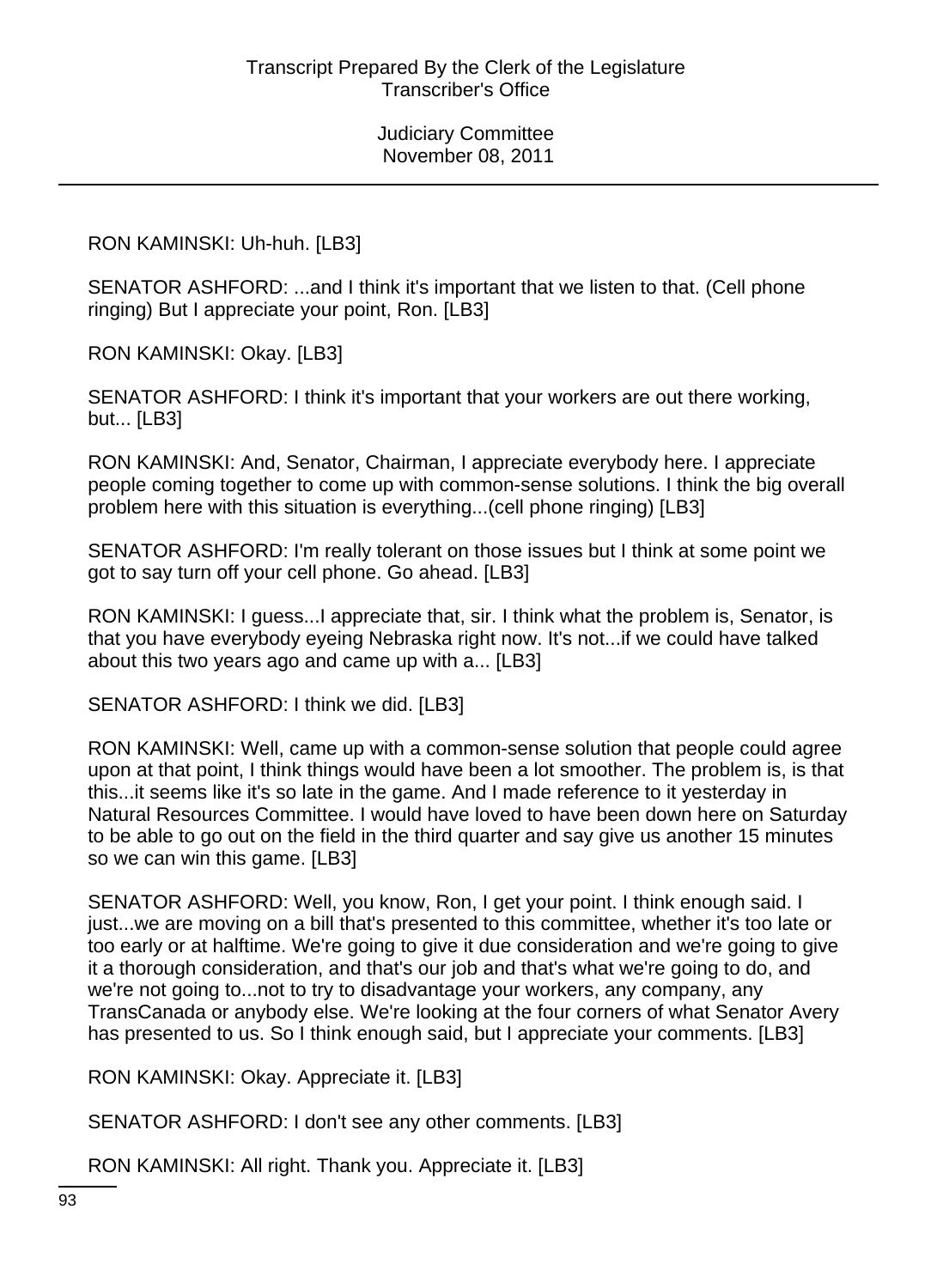RON KAMINSKI: Uh-huh. [LB3]

SENATOR ASHFORD: ...and I think it's important that we listen to that. (Cell phone ringing) But I appreciate your point, Ron. [LB3]

RON KAMINSKI: Okay. [LB3]

SENATOR ASHFORD: I think it's important that your workers are out there working, but... [LB3]

RON KAMINSKI: And, Senator, Chairman, I appreciate everybody here. I appreciate people coming together to come up with common-sense solutions. I think the big overall problem here with this situation is everything...(cell phone ringing) [LB3]

SENATOR ASHFORD: I'm really tolerant on those issues but I think at some point we got to say turn off your cell phone. Go ahead. [LB3]

RON KAMINSKI: I guess...I appreciate that, sir. I think what the problem is, Senator, is that you have everybody eyeing Nebraska right now. It's not...if we could have talked about this two years ago and came up with a... [LB3]

SENATOR ASHFORD: I think we did. [LB3]

RON KAMINSKI: Well, came up with a common-sense solution that people could agree upon at that point, I think things would have been a lot smoother. The problem is, is that this...it seems like it's so late in the game. And I made reference to it yesterday in Natural Resources Committee. I would have loved to have been down here on Saturday to be able to go out on the field in the third quarter and say give us another 15 minutes so we can win this game. [LB3]

SENATOR ASHFORD: Well, you know, Ron, I get your point. I think enough said. I just...we are moving on a bill that's presented to this committee, whether it's too late or too early or at halftime. We're going to give it due consideration and we're going to give it a thorough consideration, and that's our job and that's what we're going to do, and we're not going to...not to try to disadvantage your workers, any company, any TransCanada or anybody else. We're looking at the four corners of what Senator Avery has presented to us. So I think enough said, but I appreciate your comments. [LB3]

RON KAMINSKI: Okay. Appreciate it. [LB3]

SENATOR ASHFORD: I don't see any other comments. [LB3]

RON KAMINSKI: All right. Thank you. Appreciate it. [LB3]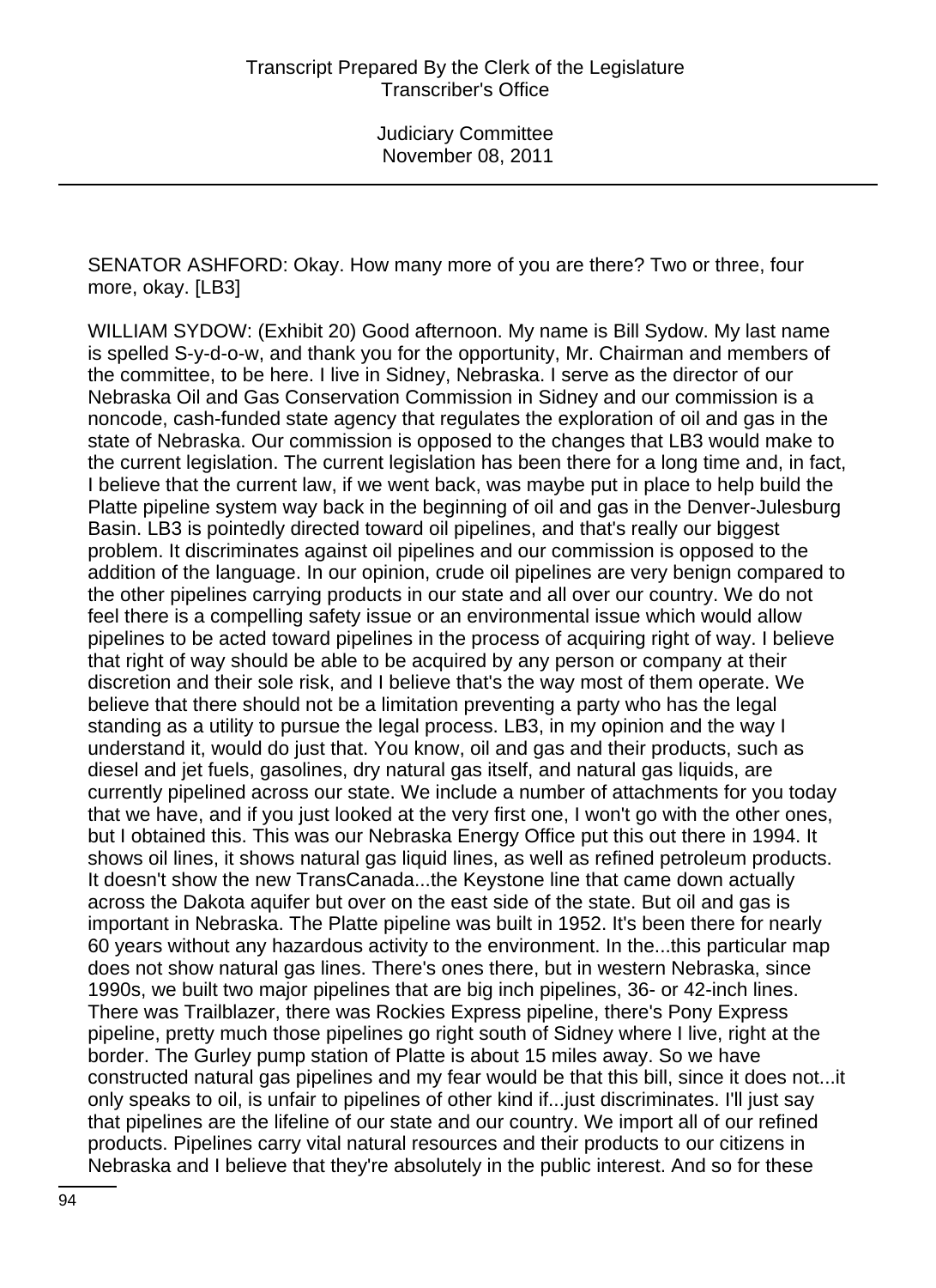SENATOR ASHFORD: Okay. How many more of you are there? Two or three, four more, okay. [LB3]

WILLIAM SYDOW: (Exhibit 20) Good afternoon. My name is Bill Sydow. My last name is spelled S-y-d-o-w, and thank you for the opportunity, Mr. Chairman and members of the committee, to be here. I live in Sidney, Nebraska. I serve as the director of our Nebraska Oil and Gas Conservation Commission in Sidney and our commission is a noncode, cash-funded state agency that regulates the exploration of oil and gas in the state of Nebraska. Our commission is opposed to the changes that LB3 would make to the current legislation. The current legislation has been there for a long time and, in fact, I believe that the current law, if we went back, was maybe put in place to help build the Platte pipeline system way back in the beginning of oil and gas in the Denver-Julesburg Basin. LB3 is pointedly directed toward oil pipelines, and that's really our biggest problem. It discriminates against oil pipelines and our commission is opposed to the addition of the language. In our opinion, crude oil pipelines are very benign compared to the other pipelines carrying products in our state and all over our country. We do not feel there is a compelling safety issue or an environmental issue which would allow pipelines to be acted toward pipelines in the process of acquiring right of way. I believe that right of way should be able to be acquired by any person or company at their discretion and their sole risk, and I believe that's the way most of them operate. We believe that there should not be a limitation preventing a party who has the legal standing as a utility to pursue the legal process. LB3, in my opinion and the way I understand it, would do just that. You know, oil and gas and their products, such as diesel and jet fuels, gasolines, dry natural gas itself, and natural gas liquids, are currently pipelined across our state. We include a number of attachments for you today that we have, and if you just looked at the very first one, I won't go with the other ones, but I obtained this. This was our Nebraska Energy Office put this out there in 1994. It shows oil lines, it shows natural gas liquid lines, as well as refined petroleum products. It doesn't show the new TransCanada...the Keystone line that came down actually across the Dakota aquifer but over on the east side of the state. But oil and gas is important in Nebraska. The Platte pipeline was built in 1952. It's been there for nearly 60 years without any hazardous activity to the environment. In the...this particular map does not show natural gas lines. There's ones there, but in western Nebraska, since 1990s, we built two major pipelines that are big inch pipelines, 36- or 42-inch lines. There was Trailblazer, there was Rockies Express pipeline, there's Pony Express pipeline, pretty much those pipelines go right south of Sidney where I live, right at the border. The Gurley pump station of Platte is about 15 miles away. So we have constructed natural gas pipelines and my fear would be that this bill, since it does not...it only speaks to oil, is unfair to pipelines of other kind if...just discriminates. I'll just say that pipelines are the lifeline of our state and our country. We import all of our refined products. Pipelines carry vital natural resources and their products to our citizens in Nebraska and I believe that they're absolutely in the public interest. And so for these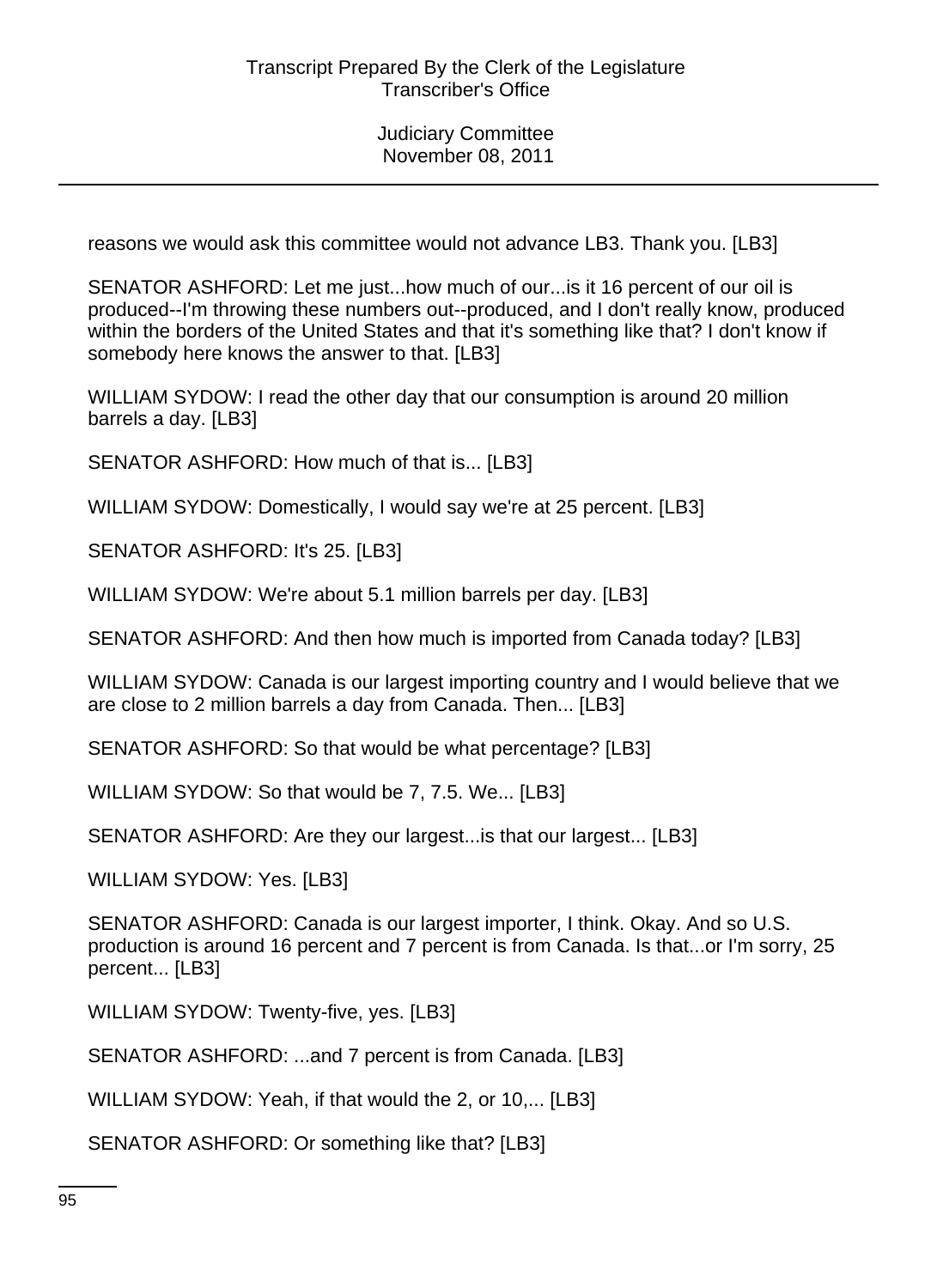reasons we would ask this committee would not advance LB3. Thank you. [LB3]

SENATOR ASHFORD: Let me just...how much of our...is it 16 percent of our oil is produced--I'm throwing these numbers out--produced, and I don't really know, produced within the borders of the United States and that it's something like that? I don't know if somebody here knows the answer to that. [LB3]

WILLIAM SYDOW: I read the other day that our consumption is around 20 million barrels a day. [LB3]

SENATOR ASHFORD: How much of that is... [LB3]

WILLIAM SYDOW: Domestically, I would say we're at 25 percent. [LB3]

SENATOR ASHFORD: It's 25. [LB3]

WILLIAM SYDOW: We're about 5.1 million barrels per day. [LB3]

SENATOR ASHFORD: And then how much is imported from Canada today? [LB3]

WILLIAM SYDOW: Canada is our largest importing country and I would believe that we are close to 2 million barrels a day from Canada. Then... [LB3]

SENATOR ASHFORD: So that would be what percentage? [LB3]

WILLIAM SYDOW: So that would be 7, 7.5. We... [LB3]

SENATOR ASHFORD: Are they our largest...is that our largest... [LB3]

WILLIAM SYDOW: Yes. [LB3]

SENATOR ASHFORD: Canada is our largest importer, I think. Okay. And so U.S. production is around 16 percent and 7 percent is from Canada. Is that...or I'm sorry, 25 percent... [LB3]

WILLIAM SYDOW: Twenty-five, yes. [LB3]

SENATOR ASHFORD: ...and 7 percent is from Canada. [LB3]

WILLIAM SYDOW: Yeah, if that would the 2, or 10,... [LB3]

SENATOR ASHFORD: Or something like that? [LB3]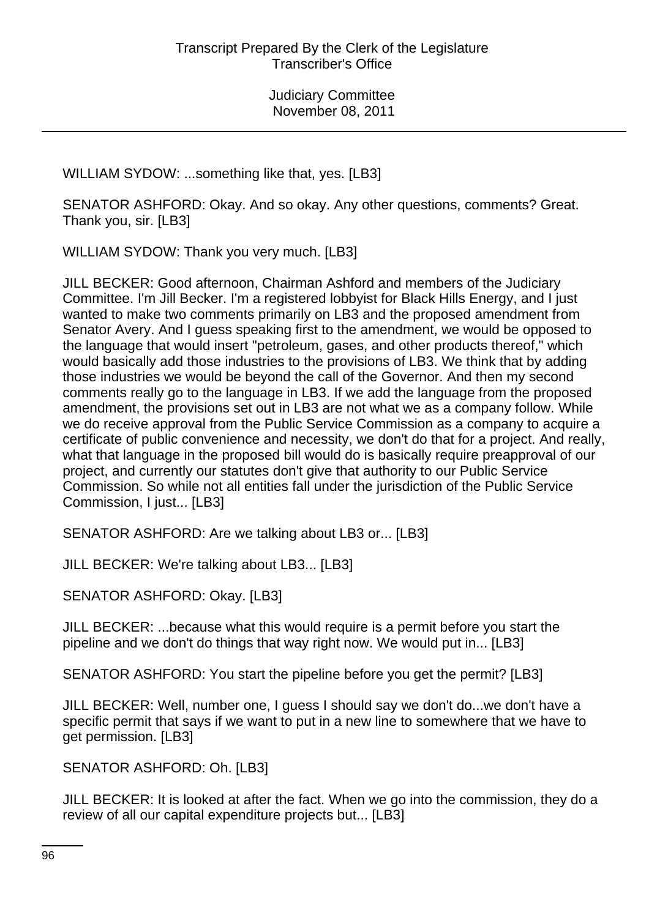WILLIAM SYDOW: ...something like that, yes. [LB3]

SENATOR ASHFORD: Okay. And so okay. Any other questions, comments? Great. Thank you, sir. [LB3]

WILLIAM SYDOW: Thank you very much. [LB3]

JILL BECKER: Good afternoon, Chairman Ashford and members of the Judiciary Committee. I'm Jill Becker. I'm a registered lobbyist for Black Hills Energy, and I just wanted to make two comments primarily on LB3 and the proposed amendment from Senator Avery. And I guess speaking first to the amendment, we would be opposed to the language that would insert "petroleum, gases, and other products thereof," which would basically add those industries to the provisions of LB3. We think that by adding those industries we would be beyond the call of the Governor. And then my second comments really go to the language in LB3. If we add the language from the proposed amendment, the provisions set out in LB3 are not what we as a company follow. While we do receive approval from the Public Service Commission as a company to acquire a certificate of public convenience and necessity, we don't do that for a project. And really, what that language in the proposed bill would do is basically require preapproval of our project, and currently our statutes don't give that authority to our Public Service Commission. So while not all entities fall under the jurisdiction of the Public Service Commission, I just... [LB3]

SENATOR ASHFORD: Are we talking about LB3 or... [LB3]

JILL BECKER: We're talking about LB3... [LB3]

SENATOR ASHFORD: Okay. [LB3]

JILL BECKER: ...because what this would require is a permit before you start the pipeline and we don't do things that way right now. We would put in... [LB3]

SENATOR ASHFORD: You start the pipeline before you get the permit? [LB3]

JILL BECKER: Well, number one, I guess I should say we don't do...we don't have a specific permit that says if we want to put in a new line to somewhere that we have to get permission. [LB3]

SENATOR ASHFORD: Oh. [LB3]

JILL BECKER: It is looked at after the fact. When we go into the commission, they do a review of all our capital expenditure projects but... [LB3]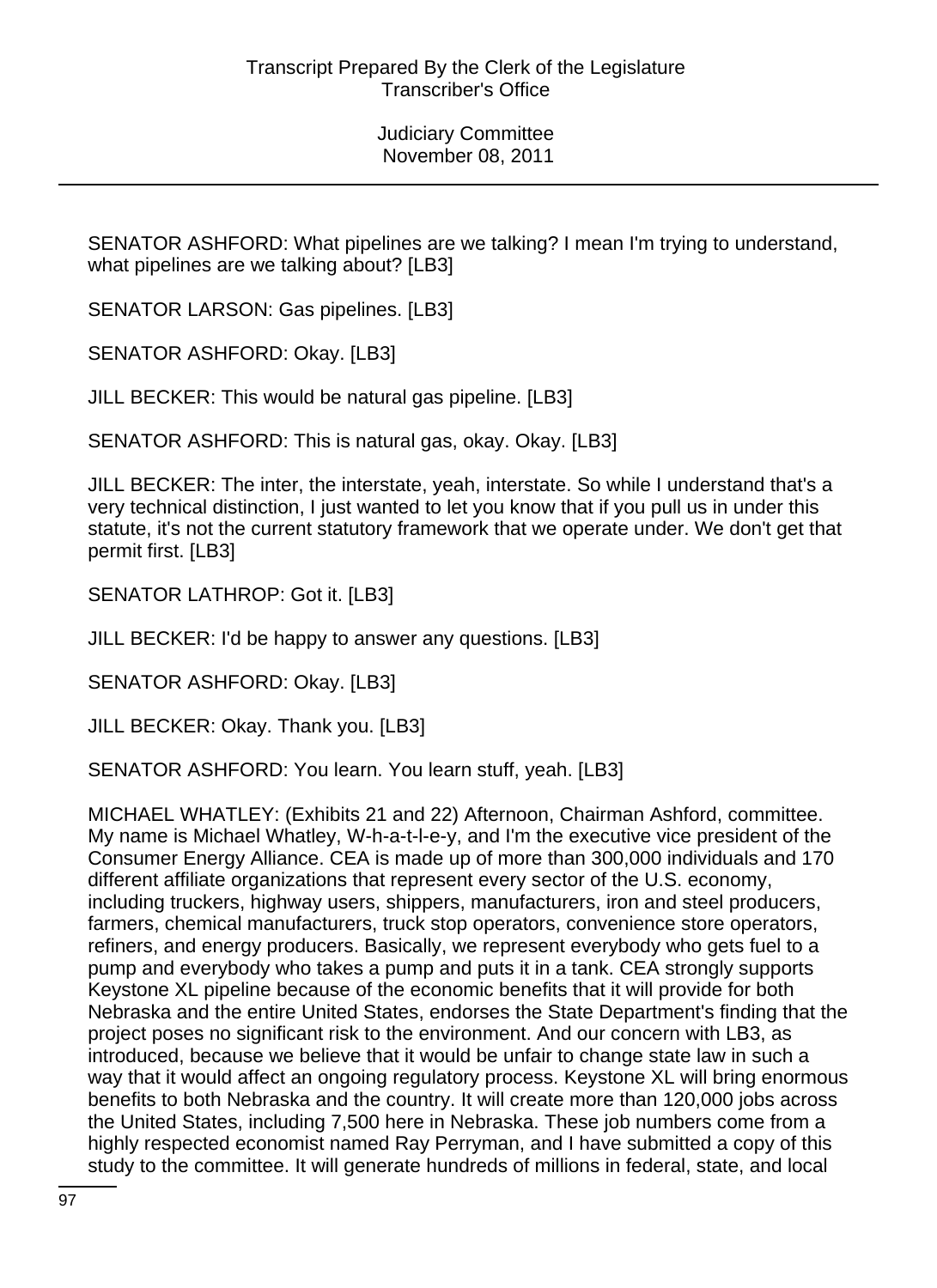SENATOR ASHFORD: What pipelines are we talking? I mean I'm trying to understand, what pipelines are we talking about? [LB3]

SENATOR LARSON: Gas pipelines. [LB3]

SENATOR ASHFORD: Okay. [LB3]

JILL BECKER: This would be natural gas pipeline. [LB3]

SENATOR ASHFORD: This is natural gas, okay. Okay. [LB3]

JILL BECKER: The inter, the interstate, yeah, interstate. So while I understand that's a very technical distinction, I just wanted to let you know that if you pull us in under this statute, it's not the current statutory framework that we operate under. We don't get that permit first. [LB3]

SENATOR LATHROP: Got it. [LB3]

JILL BECKER: I'd be happy to answer any questions. [LB3]

SENATOR ASHFORD: Okay. [LB3]

JILL BECKER: Okay. Thank you. [LB3]

SENATOR ASHFORD: You learn. You learn stuff, yeah. [LB3]

MICHAEL WHATLEY: (Exhibits 21 and 22) Afternoon, Chairman Ashford, committee. My name is Michael Whatley, W-h-a-t-l-e-y, and I'm the executive vice president of the Consumer Energy Alliance. CEA is made up of more than 300,000 individuals and 170 different affiliate organizations that represent every sector of the U.S. economy, including truckers, highway users, shippers, manufacturers, iron and steel producers, farmers, chemical manufacturers, truck stop operators, convenience store operators, refiners, and energy producers. Basically, we represent everybody who gets fuel to a pump and everybody who takes a pump and puts it in a tank. CEA strongly supports Keystone XL pipeline because of the economic benefits that it will provide for both Nebraska and the entire United States, endorses the State Department's finding that the project poses no significant risk to the environment. And our concern with LB3, as introduced, because we believe that it would be unfair to change state law in such a way that it would affect an ongoing regulatory process. Keystone XL will bring enormous benefits to both Nebraska and the country. It will create more than 120,000 jobs across the United States, including 7,500 here in Nebraska. These job numbers come from a highly respected economist named Ray Perryman, and I have submitted a copy of this study to the committee. It will generate hundreds of millions in federal, state, and local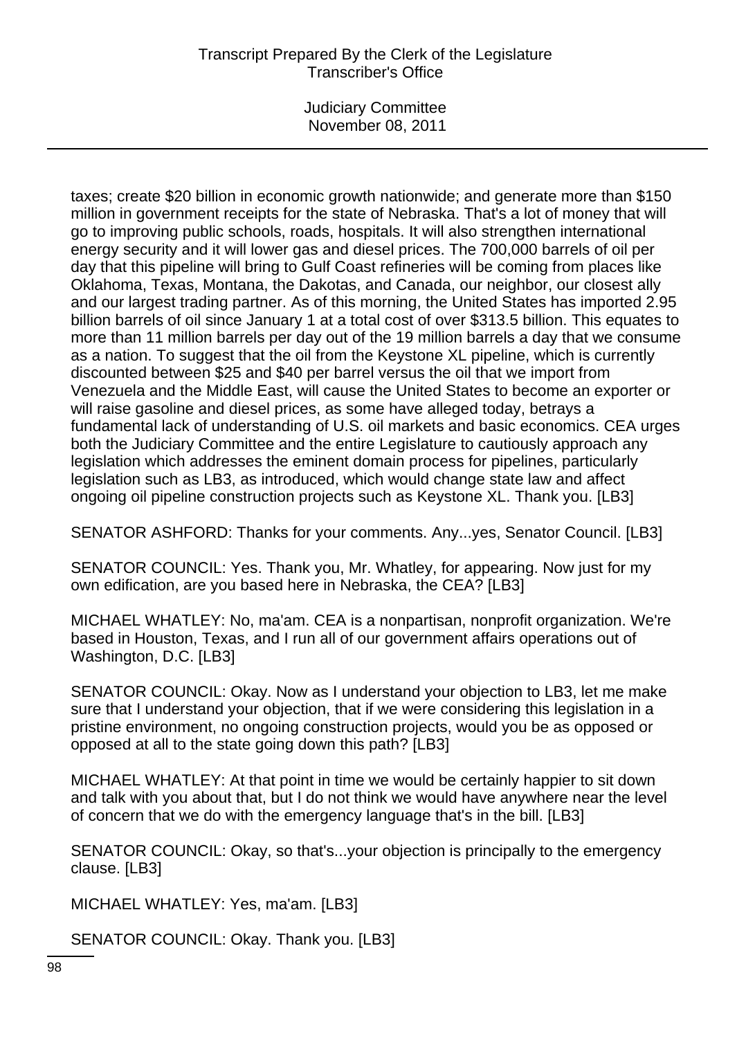taxes; create $20 billion in economic growth nationwide; and generate more than $150 million in government receipts for the state of Nebraska. That's a lot of money that will go to improving public schools, roads, hospitals. It will also strengthen international energy security and it will lower gas and diesel prices. The 700,000 barrels of oil per day that this pipeline will bring to Gulf Coast refineries will be coming from places like Oklahoma, Texas, Montana, the Dakotas, and Canada, our neighbor, our closest ally and our largest trading partner. As of this morning, the United States has imported 2.95 billion barrels of oil since January 1 at a total cost of over $313.5 billion. This equates to more than 11 million barrels per day out of the 19 million barrels a day that we consume as a nation. To suggest that the oil from the Keystone XL pipeline, which is currently discounted between $25 and $40 per barrel versus the oil that we import from Venezuela and the Middle East, will cause the United States to become an exporter or will raise gasoline and diesel prices, as some have alleged today, betrays a fundamental lack of understanding of U.S. oil markets and basic economics. CEA urges both the Judiciary Committee and the entire Legislature to cautiously approach any legislation which addresses the eminent domain process for pipelines, particularly legislation such as LB3, as introduced, which would change state law and affect ongoing oil pipeline construction projects such as Keystone XL. Thank you. [LB3]

SENATOR ASHFORD: Thanks for your comments. Any...yes, Senator Council. [LB3]

SENATOR COUNCIL: Yes. Thank you, Mr. Whatley, for appearing. Now just for my own edification, are you based here in Nebraska, the CEA? [LB3]

MICHAEL WHATLEY: No, ma'am. CEA is a nonpartisan, nonprofit organization. We're based in Houston, Texas, and I run all of our government affairs operations out of Washington, D.C. [LB3]

SENATOR COUNCIL: Okay. Now as I understand your objection to LB3, let me make sure that I understand your objection, that if we were considering this legislation in a pristine environment, no ongoing construction projects, would you be as opposed or opposed at all to the state going down this path? [LB3]

MICHAEL WHATLEY: At that point in time we would be certainly happier to sit down and talk with you about that, but I do not think we would have anywhere near the level of concern that we do with the emergency language that's in the bill. [LB3]

SENATOR COUNCIL: Okay, so that's...your objection is principally to the emergency clause. [LB3]

MICHAEL WHATLEY: Yes, ma'am. [LB3]

SENATOR COUNCIL: Okay. Thank you. [LB3]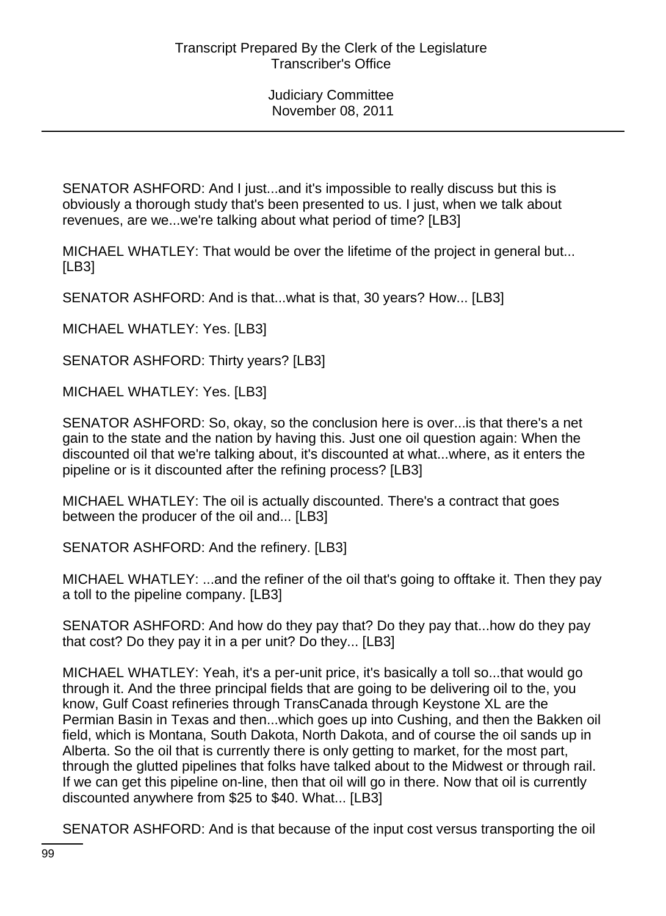SENATOR ASHFORD: And I just...and it's impossible to really discuss but this is obviously a thorough study that's been presented to us. I just, when we talk about revenues, are we...we're talking about what period of time? [LB3]

MICHAEL WHATLEY: That would be over the lifetime of the project in general but... [LB3]

SENATOR ASHFORD: And is that...what is that, 30 years? How... [LB3]

MICHAEL WHATLEY: Yes. [LB3]

SENATOR ASHFORD: Thirty years? [LB3]

MICHAEL WHATLEY: Yes. [LB3]

SENATOR ASHFORD: So, okay, so the conclusion here is over...is that there's a net gain to the state and the nation by having this. Just one oil question again: When the discounted oil that we're talking about, it's discounted at what...where, as it enters the pipeline or is it discounted after the refining process? [LB3]

MICHAEL WHATLEY: The oil is actually discounted. There's a contract that goes between the producer of the oil and... [LB3]

SENATOR ASHFORD: And the refinery. [LB3]

MICHAEL WHATLEY: ...and the refiner of the oil that's going to offtake it. Then they pay a toll to the pipeline company. [LB3]

SENATOR ASHFORD: And how do they pay that? Do they pay that...how do they pay that cost? Do they pay it in a per unit? Do they... [LB3]

MICHAEL WHATLEY: Yeah, it's a per-unit price, it's basically a toll so...that would go through it. And the three principal fields that are going to be delivering oil to the, you know, Gulf Coast refineries through TransCanada through Keystone XL are the Permian Basin in Texas and then...which goes up into Cushing, and then the Bakken oil field, which is Montana, South Dakota, North Dakota, and of course the oil sands up in Alberta. So the oil that is currently there is only getting to market, for the most part, through the glutted pipelines that folks have talked about to the Midwest or through rail. If we can get this pipeline on-line, then that oil will go in there. Now that oil is currently discounted anywhere from $25 to $40. What... [LB3]

SENATOR ASHFORD: And is that because of the input cost versus transporting the oil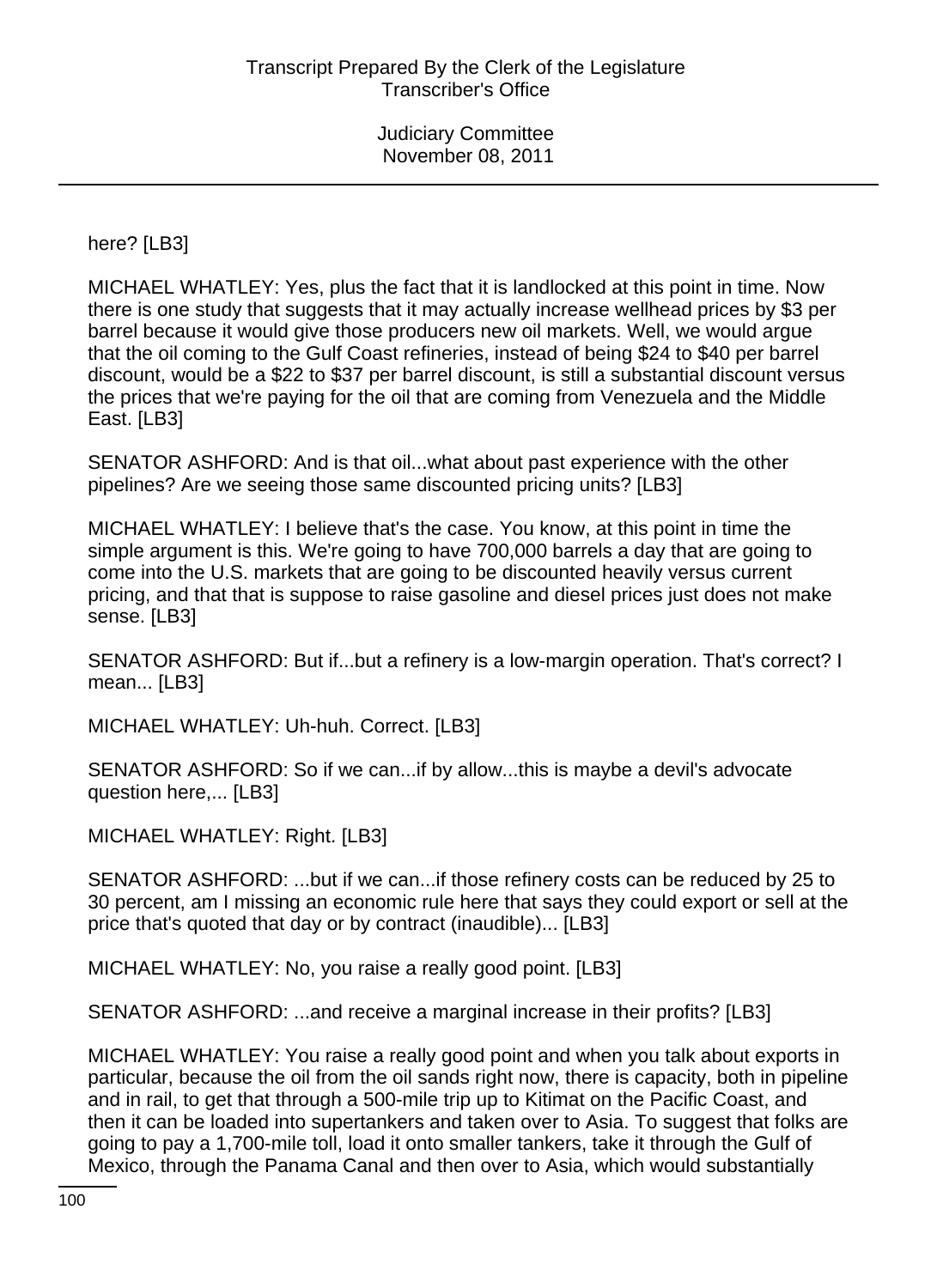here? [LB3]

MICHAEL WHATLEY: Yes, plus the fact that it is landlocked at this point in time. Now there is one study that suggests that it may actually increase wellhead prices by $3 per barrel because it would give those producers new oil markets. Well, we would argue that the oil coming to the Gulf Coast refineries, instead of being $24 to $40 per barrel discount, would be a $22 to $37 per barrel discount, is still a substantial discount versus the prices that we're paying for the oil that are coming from Venezuela and the Middle East. [LB3]

SENATOR ASHFORD: And is that oil...what about past experience with the other pipelines? Are we seeing those same discounted pricing units? [LB3]

MICHAEL WHATLEY: I believe that's the case. You know, at this point in time the simple argument is this. We're going to have 700,000 barrels a day that are going to come into the U.S. markets that are going to be discounted heavily versus current pricing, and that that is suppose to raise gasoline and diesel prices just does not make sense. [LB3]

SENATOR ASHFORD: But if...but a refinery is a low-margin operation. That's correct? I mean... [LB3]

MICHAEL WHATLEY: Uh-huh. Correct. [LB3]

SENATOR ASHFORD: So if we can...if by allow...this is maybe a devil's advocate question here,... [LB3]

MICHAEL WHATLEY: Right. [LB3]

SENATOR ASHFORD: ...but if we can...if those refinery costs can be reduced by 25 to 30 percent, am I missing an economic rule here that says they could export or sell at the price that's quoted that day or by contract (inaudible)... [LB3]

MICHAEL WHATLEY: No, you raise a really good point. [LB3]

SENATOR ASHFORD: ...and receive a marginal increase in their profits? [LB3]

MICHAEL WHATLEY: You raise a really good point and when you talk about exports in particular, because the oil from the oil sands right now, there is capacity, both in pipeline and in rail, to get that through a 500-mile trip up to Kitimat on the Pacific Coast, and then it can be loaded into supertankers and taken over to Asia. To suggest that folks are going to pay a 1,700-mile toll, load it onto smaller tankers, take it through the Gulf of Mexico, through the Panama Canal and then over to Asia, which would substantially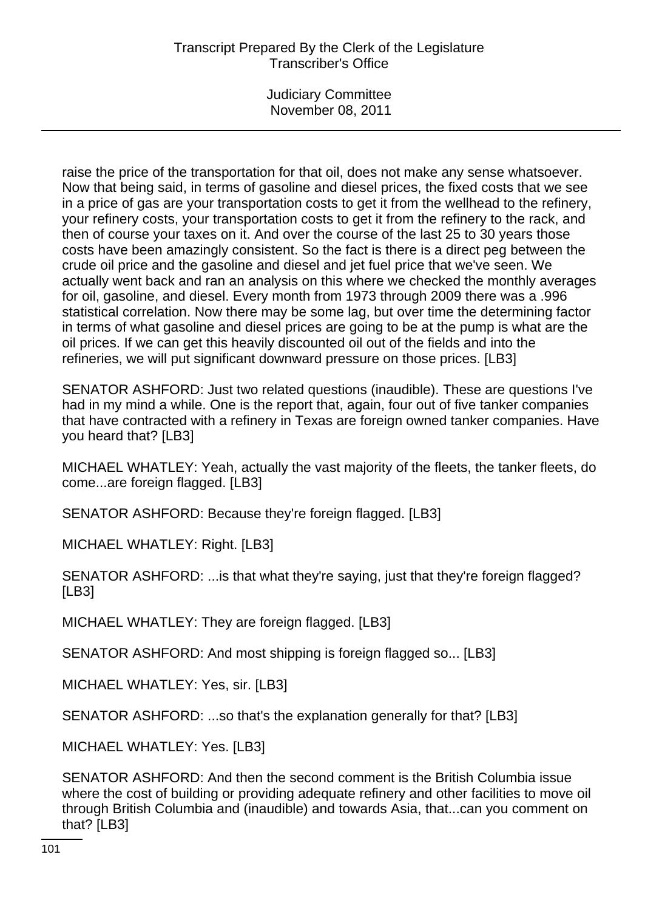raise the price of the transportation for that oil, does not make any sense whatsoever. Now that being said, in terms of gasoline and diesel prices, the fixed costs that we see in a price of gas are your transportation costs to get it from the wellhead to the refinery, your refinery costs, your transportation costs to get it from the refinery to the rack, and then of course your taxes on it. And over the course of the last 25 to 30 years those costs have been amazingly consistent. So the fact is there is a direct peg between the crude oil price and the gasoline and diesel and jet fuel price that we've seen. We actually went back and ran an analysis on this where we checked the monthly averages for oil, gasoline, and diesel. Every month from 1973 through 2009 there was a .996 statistical correlation. Now there may be some lag, but over time the determining factor in terms of what gasoline and diesel prices are going to be at the pump is what are the oil prices. If we can get this heavily discounted oil out of the fields and into the refineries, we will put significant downward pressure on those prices. [LB3]

SENATOR ASHFORD: Just two related questions (inaudible). These are questions I've had in my mind a while. One is the report that, again, four out of five tanker companies that have contracted with a refinery in Texas are foreign owned tanker companies. Have you heard that? [LB3]

MICHAEL WHATLEY: Yeah, actually the vast majority of the fleets, the tanker fleets, do come...are foreign flagged. [LB3]

SENATOR ASHFORD: Because they're foreign flagged. [LB3]

MICHAEL WHATLEY: Right. [LB3]

SENATOR ASHFORD: ...is that what they're saying, just that they're foreign flagged? [LB3]

MICHAEL WHATLEY: They are foreign flagged. [LB3]

SENATOR ASHFORD: And most shipping is foreign flagged so... [LB3]

MICHAEL WHATLEY: Yes, sir. [LB3]

SENATOR ASHFORD: ...so that's the explanation generally for that? [LB3]

MICHAEL WHATLEY: Yes. [LB3]

SENATOR ASHFORD: And then the second comment is the British Columbia issue where the cost of building or providing adequate refinery and other facilities to move oil through British Columbia and (inaudible) and towards Asia, that...can you comment on that? [LB3]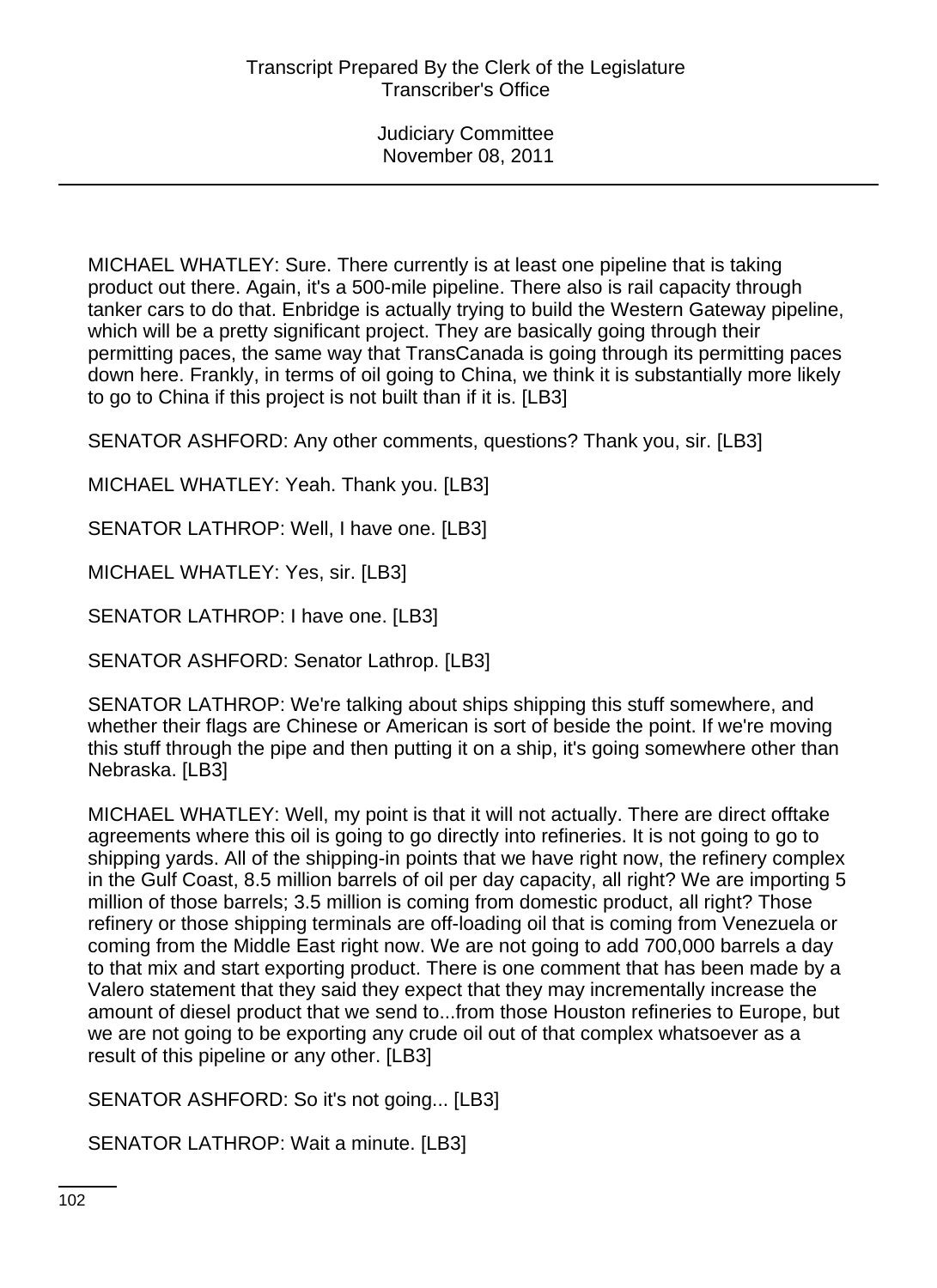MICHAEL WHATLEY: Sure. There currently is at least one pipeline that is taking product out there. Again, it's a 500-mile pipeline. There also is rail capacity through tanker cars to do that. Enbridge is actually trying to build the Western Gateway pipeline, which will be a pretty significant project. They are basically going through their permitting paces, the same way that TransCanada is going through its permitting paces down here. Frankly, in terms of oil going to China, we think it is substantially more likely to go to China if this project is not built than if it is. [LB3]

SENATOR ASHFORD: Any other comments, questions? Thank you, sir. [LB3]

MICHAEL WHATLEY: Yeah. Thank you. [LB3]

SENATOR LATHROP: Well, I have one. [LB3]

MICHAEL WHATLEY: Yes, sir. [LB3]

SENATOR LATHROP: I have one. [LB3]

SENATOR ASHFORD: Senator Lathrop. [LB3]

SENATOR LATHROP: We're talking about ships shipping this stuff somewhere, and whether their flags are Chinese or American is sort of beside the point. If we're moving this stuff through the pipe and then putting it on a ship, it's going somewhere other than Nebraska. [LB3]

MICHAEL WHATLEY: Well, my point is that it will not actually. There are direct offtake agreements where this oil is going to go directly into refineries. It is not going to go to shipping yards. All of the shipping-in points that we have right now, the refinery complex in the Gulf Coast, 8.5 million barrels of oil per day capacity, all right? We are importing 5 million of those barrels; 3.5 million is coming from domestic product, all right? Those refinery or those shipping terminals are off-loading oil that is coming from Venezuela or coming from the Middle East right now. We are not going to add 700,000 barrels a day to that mix and start exporting product. There is one comment that has been made by a Valero statement that they said they expect that they may incrementally increase the amount of diesel product that we send to...from those Houston refineries to Europe, but we are not going to be exporting any crude oil out of that complex whatsoever as a result of this pipeline or any other. [LB3]

SENATOR ASHFORD: So it's not going... [LB3]

SENATOR LATHROP: Wait a minute. [LB3]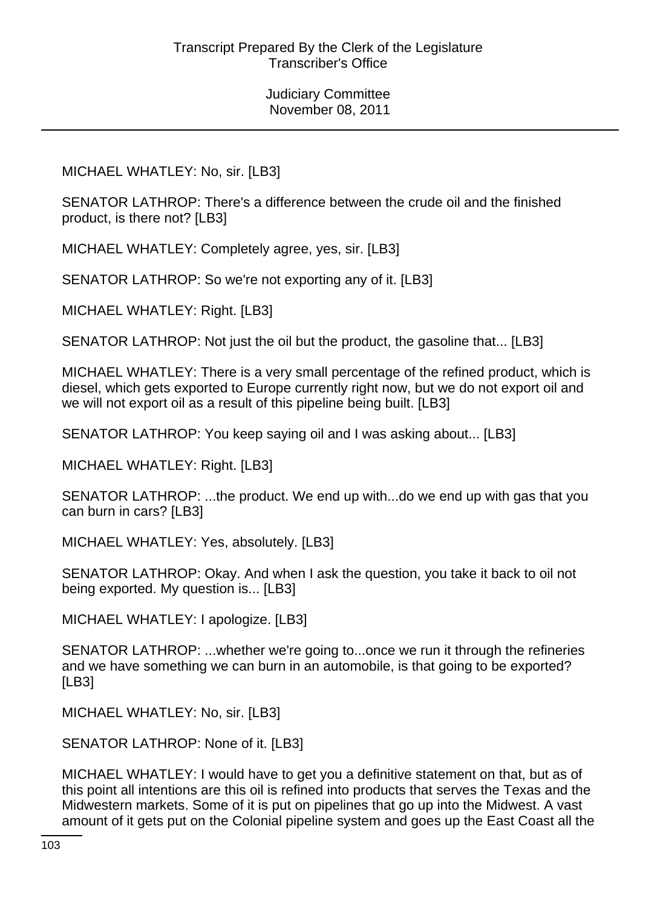MICHAEL WHATLEY: No, sir. [LB3]

SENATOR LATHROP: There's a difference between the crude oil and the finished product, is there not? [LB3]

MICHAEL WHATLEY: Completely agree, yes, sir. [LB3]

SENATOR LATHROP: So we're not exporting any of it. [LB3]

MICHAEL WHATLEY: Right. [LB3]

SENATOR LATHROP: Not just the oil but the product, the gasoline that... [LB3]

MICHAEL WHATLEY: There is a very small percentage of the refined product, which is diesel, which gets exported to Europe currently right now, but we do not export oil and we will not export oil as a result of this pipeline being built. [LB3]

SENATOR LATHROP: You keep saying oil and I was asking about... [LB3]

MICHAEL WHATLEY: Right. [LB3]

SENATOR LATHROP: ...the product. We end up with...do we end up with gas that you can burn in cars? [LB3]

MICHAEL WHATLEY: Yes, absolutely. [LB3]

SENATOR LATHROP: Okay. And when I ask the question, you take it back to oil not being exported. My question is... [LB3]

MICHAEL WHATLEY: I apologize. [LB3]

SENATOR LATHROP: ...whether we're going to...once we run it through the refineries and we have something we can burn in an automobile, is that going to be exported? [LB3]

MICHAEL WHATLEY: No, sir. [LB3]

SENATOR LATHROP: None of it. [LB3]

MICHAEL WHATLEY: I would have to get you a definitive statement on that, but as of this point all intentions are this oil is refined into products that serves the Texas and the Midwestern markets. Some of it is put on pipelines that go up into the Midwest. A vast amount of it gets put on the Colonial pipeline system and goes up the East Coast all the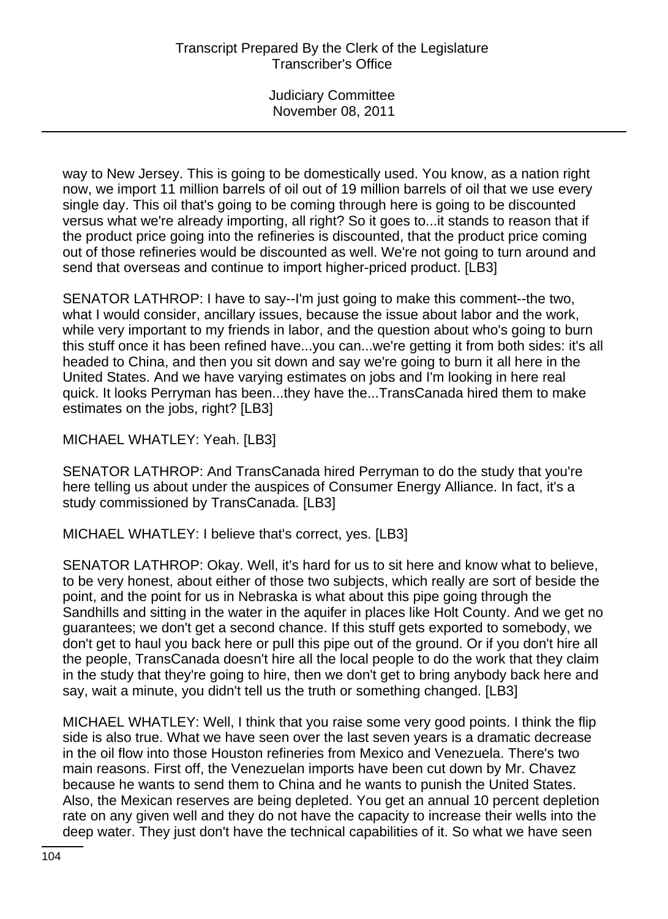way to New Jersey. This is going to be domestically used. You know, as a nation right now, we import 11 million barrels of oil out of 19 million barrels of oil that we use every single day. This oil that's going to be coming through here is going to be discounted versus what we're already importing, all right? So it goes to...it stands to reason that if the product price going into the refineries is discounted, that the product price coming out of those refineries would be discounted as well. We're not going to turn around and send that overseas and continue to import higher-priced product. [LB3]

SENATOR LATHROP: I have to say--I'm just going to make this comment--the two, what I would consider, ancillary issues, because the issue about labor and the work, while very important to my friends in labor, and the question about who's going to burn this stuff once it has been refined have...you can...we're getting it from both sides: it's all headed to China, and then you sit down and say we're going to burn it all here in the United States. And we have varying estimates on jobs and I'm looking in here real quick. It looks Perryman has been...they have the...TransCanada hired them to make estimates on the jobs, right? [LB3]

MICHAEL WHATLEY: Yeah. [LB3]

SENATOR LATHROP: And TransCanada hired Perryman to do the study that you're here telling us about under the auspices of Consumer Energy Alliance. In fact, it's a study commissioned by TransCanada. [LB3]

MICHAEL WHATLEY: I believe that's correct, yes. [LB3]

SENATOR LATHROP: Okay. Well, it's hard for us to sit here and know what to believe, to be very honest, about either of those two subjects, which really are sort of beside the point, and the point for us in Nebraska is what about this pipe going through the Sandhills and sitting in the water in the aquifer in places like Holt County. And we get no guarantees; we don't get a second chance. If this stuff gets exported to somebody, we don't get to haul you back here or pull this pipe out of the ground. Or if you don't hire all the people, TransCanada doesn't hire all the local people to do the work that they claim in the study that they're going to hire, then we don't get to bring anybody back here and say, wait a minute, you didn't tell us the truth or something changed. [LB3]

MICHAEL WHATLEY: Well, I think that you raise some very good points. I think the flip side is also true. What we have seen over the last seven years is a dramatic decrease in the oil flow into those Houston refineries from Mexico and Venezuela. There's two main reasons. First off, the Venezuelan imports have been cut down by Mr. Chavez because he wants to send them to China and he wants to punish the United States. Also, the Mexican reserves are being depleted. You get an annual 10 percent depletion rate on any given well and they do not have the capacity to increase their wells into the deep water. They just don't have the technical capabilities of it. So what we have seen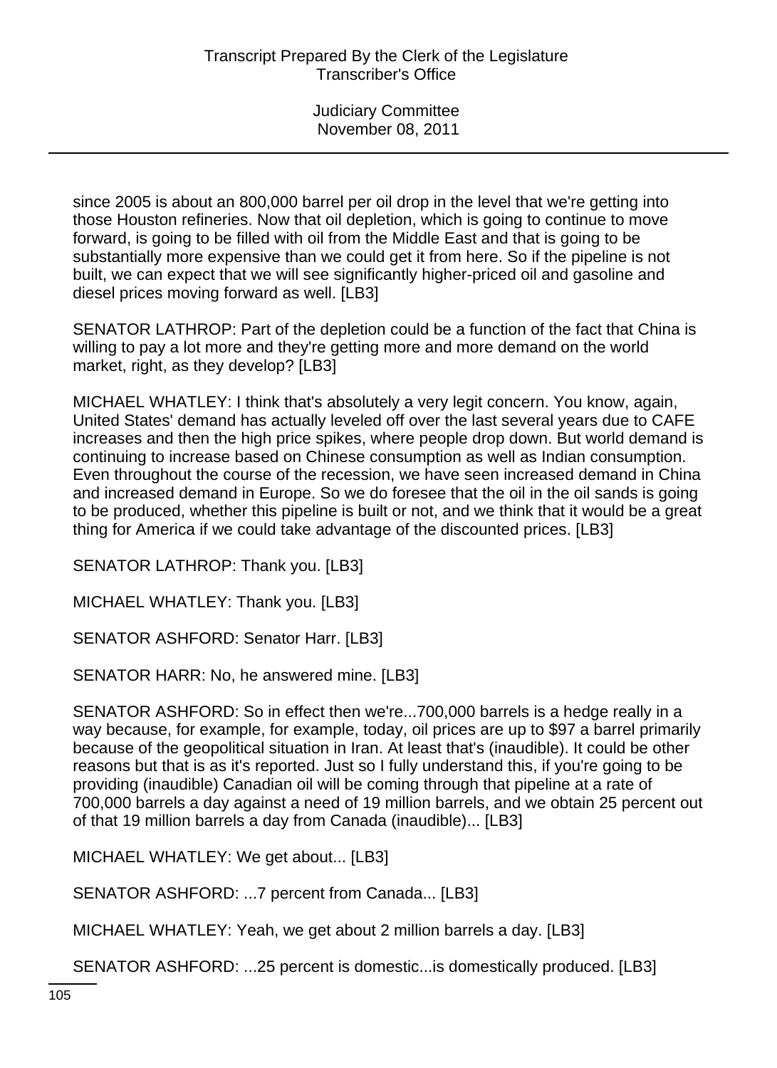since 2005 is about an 800,000 barrel per oil drop in the level that we're getting into those Houston refineries. Now that oil depletion, which is going to continue to move forward, is going to be filled with oil from the Middle East and that is going to be substantially more expensive than we could get it from here. So if the pipeline is not built, we can expect that we will see significantly higher-priced oil and gasoline and diesel prices moving forward as well. [LB3]

SENATOR LATHROP: Part of the depletion could be a function of the fact that China is willing to pay a lot more and they're getting more and more demand on the world market, right, as they develop? [LB3]

MICHAEL WHATLEY: I think that's absolutely a very legit concern. You know, again, United States' demand has actually leveled off over the last several years due to CAFE increases and then the high price spikes, where people drop down. But world demand is continuing to increase based on Chinese consumption as well as Indian consumption. Even throughout the course of the recession, we have seen increased demand in China and increased demand in Europe. So we do foresee that the oil in the oil sands is going to be produced, whether this pipeline is built or not, and we think that it would be a great thing for America if we could take advantage of the discounted prices. [LB3]

SENATOR LATHROP: Thank you. [LB3]

MICHAEL WHATLEY: Thank you. [LB3]

SENATOR ASHFORD: Senator Harr. [LB3]

SENATOR HARR: No, he answered mine. [LB3]

SENATOR ASHFORD: So in effect then we're...700,000 barrels is a hedge really in a way because, for example, for example, today, oil prices are up to $97 a barrel primarily because of the geopolitical situation in Iran. At least that's (inaudible). It could be other reasons but that is as it's reported. Just so I fully understand this, if you're going to be providing (inaudible) Canadian oil will be coming through that pipeline at a rate of 700,000 barrels a day against a need of 19 million barrels, and we obtain 25 percent out of that 19 million barrels a day from Canada (inaudible)... [LB3]

MICHAEL WHATLEY: We get about... [LB3]

SENATOR ASHFORD: ...7 percent from Canada... [LB3]

MICHAEL WHATLEY: Yeah, we get about 2 million barrels a day. [LB3]

SENATOR ASHFORD: ...25 percent is domestic...is domestically produced. [LB3]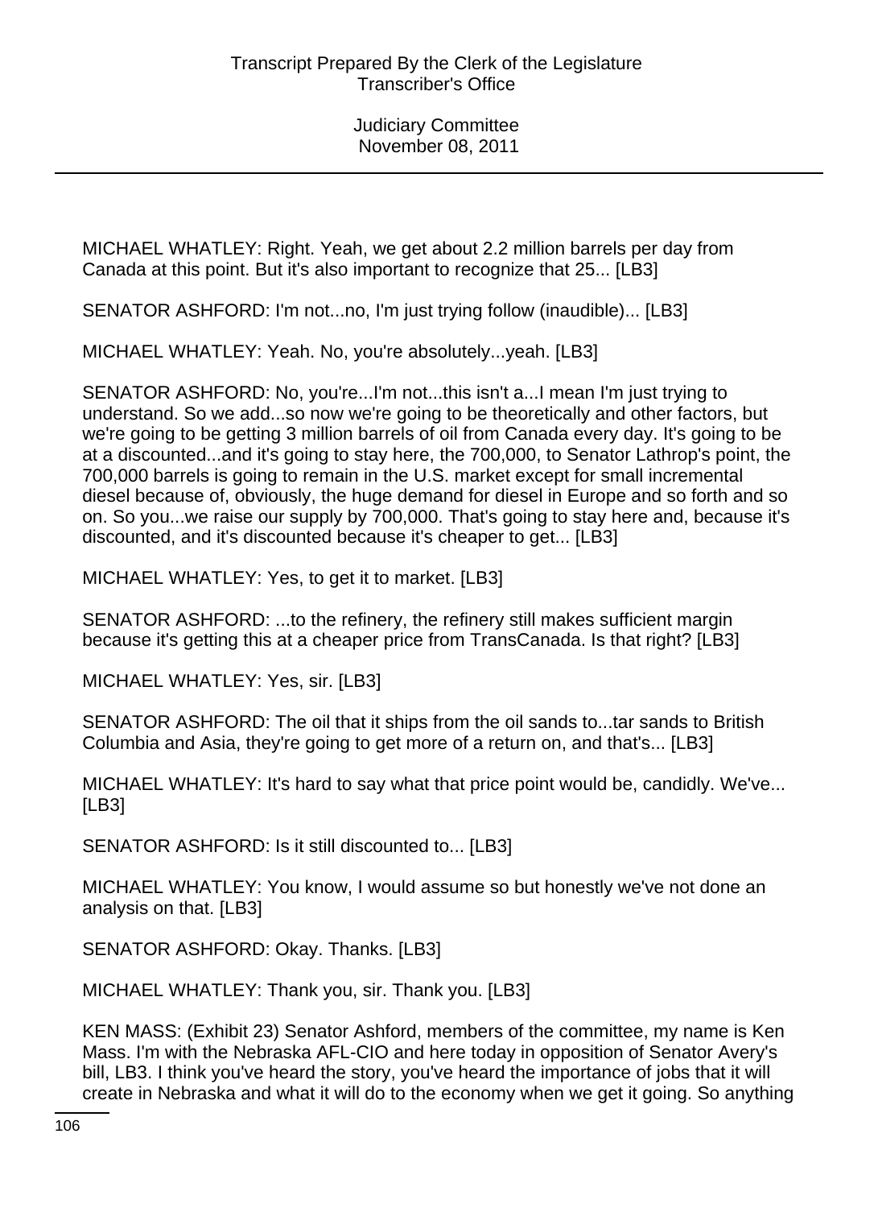MICHAEL WHATLEY: Right. Yeah, we get about 2.2 million barrels per day from Canada at this point. But it's also important to recognize that 25... [LB3]

SENATOR ASHFORD: I'm not...no, I'm just trying follow (inaudible)... [LB3]

MICHAEL WHATLEY: Yeah. No, you're absolutely...yeah. [LB3]

SENATOR ASHFORD: No, you're...I'm not...this isn't a...I mean I'm just trying to understand. So we add...so now we're going to be theoretically and other factors, but we're going to be getting 3 million barrels of oil from Canada every day. It's going to be at a discounted...and it's going to stay here, the 700,000, to Senator Lathrop's point, the 700,000 barrels is going to remain in the U.S. market except for small incremental diesel because of, obviously, the huge demand for diesel in Europe and so forth and so on. So you...we raise our supply by 700,000. That's going to stay here and, because it's discounted, and it's discounted because it's cheaper to get... [LB3]

MICHAEL WHATLEY: Yes, to get it to market. [LB3]

SENATOR ASHFORD: ...to the refinery, the refinery still makes sufficient margin because it's getting this at a cheaper price from TransCanada. Is that right? [LB3]

MICHAEL WHATLEY: Yes, sir. [LB3]

SENATOR ASHFORD: The oil that it ships from the oil sands to...tar sands to British Columbia and Asia, they're going to get more of a return on, and that's... [LB3]

MICHAEL WHATLEY: It's hard to say what that price point would be, candidly. We've... [LB3]

SENATOR ASHFORD: Is it still discounted to... [LB3]

MICHAEL WHATLEY: You know, I would assume so but honestly we've not done an analysis on that. [LB3]

SENATOR ASHFORD: Okay. Thanks. [LB3]

MICHAEL WHATLEY: Thank you, sir. Thank you. [LB3]

KEN MASS: (Exhibit 23) Senator Ashford, members of the committee, my name is Ken Mass. I'm with the Nebraska AFL-CIO and here today in opposition of Senator Avery's bill, LB3. I think you've heard the story, you've heard the importance of jobs that it will create in Nebraska and what it will do to the economy when we get it going. So anything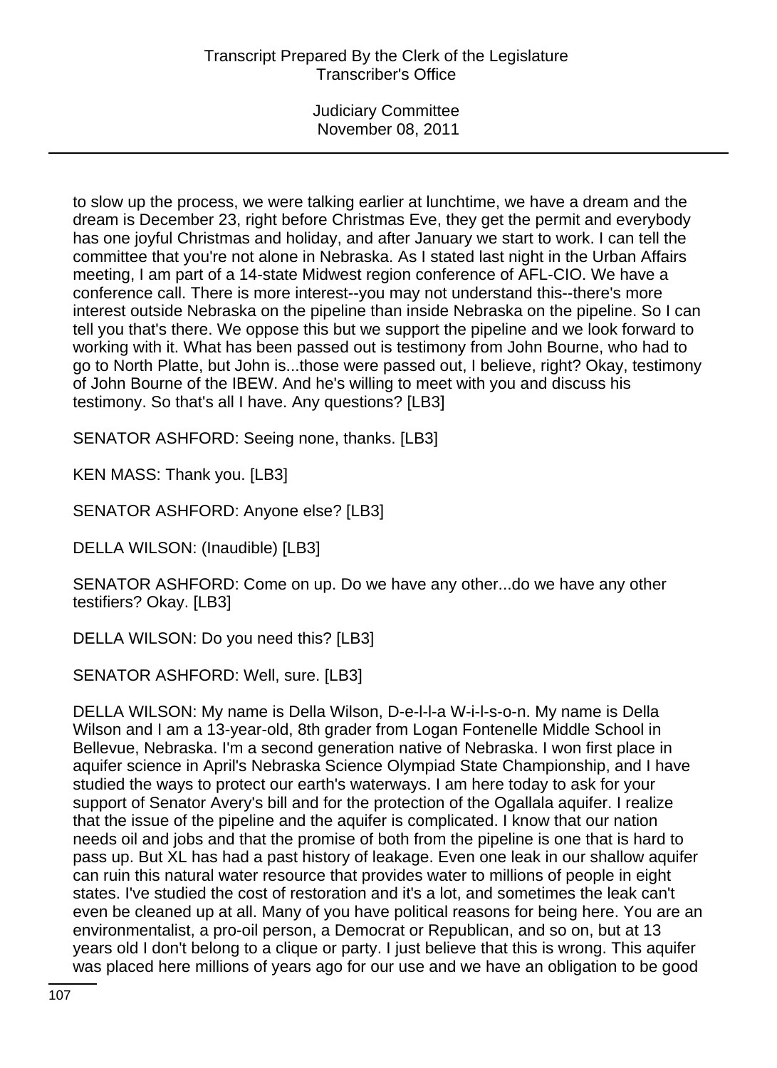to slow up the process, we were talking earlier at lunchtime, we have a dream and the dream is December 23, right before Christmas Eve, they get the permit and everybody has one joyful Christmas and holiday, and after January we start to work. I can tell the committee that you're not alone in Nebraska. As I stated last night in the Urban Affairs meeting, I am part of a 14-state Midwest region conference of AFL-CIO. We have a conference call. There is more interest--you may not understand this--there's more interest outside Nebraska on the pipeline than inside Nebraska on the pipeline. So I can tell you that's there. We oppose this but we support the pipeline and we look forward to working with it. What has been passed out is testimony from John Bourne, who had to go to North Platte, but John is...those were passed out, I believe, right? Okay, testimony of John Bourne of the IBEW. And he's willing to meet with you and discuss his testimony. So that's all I have. Any questions? [LB3]

SENATOR ASHFORD: Seeing none, thanks. [LB3]

KEN MASS: Thank you. [LB3]

SENATOR ASHFORD: Anyone else? [LB3]

DELLA WILSON: (Inaudible) [LB3]

SENATOR ASHFORD: Come on up. Do we have any other...do we have any other testifiers? Okay. [LB3]

DELLA WILSON: Do you need this? [LB3]

SENATOR ASHFORD: Well, sure. [LB3]

DELLA WILSON: My name is Della Wilson, D-e-l-l-a W-i-l-s-o-n. My name is Della Wilson and I am a 13-year-old, 8th grader from Logan Fontenelle Middle School in Bellevue, Nebraska. I'm a second generation native of Nebraska. I won first place in aquifer science in April's Nebraska Science Olympiad State Championship, and I have studied the ways to protect our earth's waterways. I am here today to ask for your support of Senator Avery's bill and for the protection of the Ogallala aquifer. I realize that the issue of the pipeline and the aquifer is complicated. I know that our nation needs oil and jobs and that the promise of both from the pipeline is one that is hard to pass up. But XL has had a past history of leakage. Even one leak in our shallow aquifer can ruin this natural water resource that provides water to millions of people in eight states. I've studied the cost of restoration and it's a lot, and sometimes the leak can't even be cleaned up at all. Many of you have political reasons for being here. You are an environmentalist, a pro-oil person, a Democrat or Republican, and so on, but at 13 years old I don't belong to a clique or party. I just believe that this is wrong. This aquifer was placed here millions of years ago for our use and we have an obligation to be good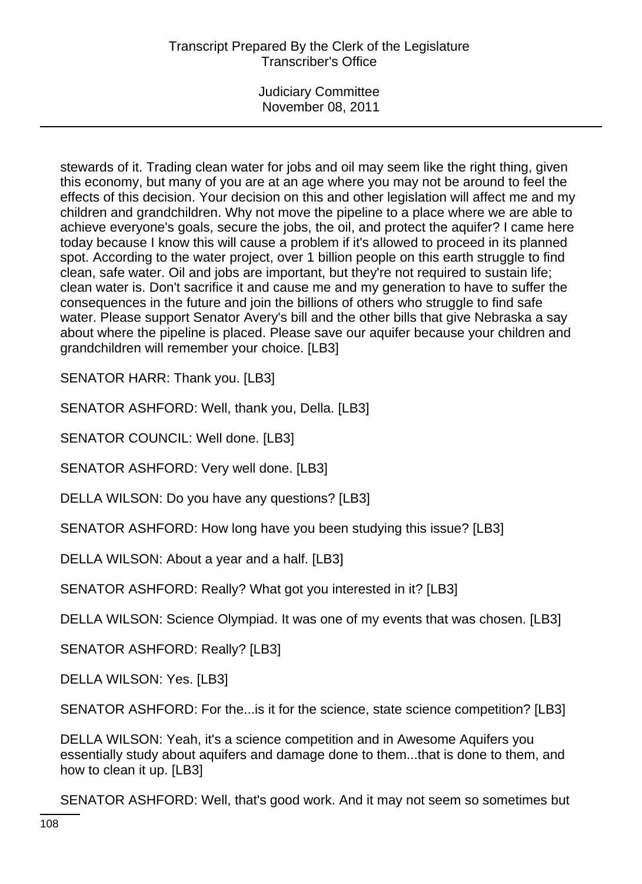stewards of it. Trading clean water for jobs and oil may seem like the right thing, given this economy, but many of you are at an age where you may not be around to feel the effects of this decision. Your decision on this and other legislation will affect me and my children and grandchildren. Why not move the pipeline to a place where we are able to achieve everyone's goals, secure the jobs, the oil, and protect the aquifer? I came here today because I know this will cause a problem if it's allowed to proceed in its planned spot. According to the water project, over 1 billion people on this earth struggle to find clean, safe water. Oil and jobs are important, but they're not required to sustain life; clean water is. Don't sacrifice it and cause me and my generation to have to suffer the consequences in the future and join the billions of others who struggle to find safe water. Please support Senator Avery's bill and the other bills that give Nebraska a say about where the pipeline is placed. Please save our aquifer because your children and grandchildren will remember your choice. [LB3]

SENATOR HARR: Thank you. [LB3]

SENATOR ASHFORD: Well, thank you, Della. [LB3]

SENATOR COUNCIL: Well done. [LB3]

SENATOR ASHFORD: Very well done. [LB3]

DELLA WILSON: Do you have any questions? [LB3]

SENATOR ASHFORD: How long have you been studying this issue? [LB3]

DELLA WILSON: About a year and a half. [LB3]

SENATOR ASHFORD: Really? What got you interested in it? [LB3]

DELLA WILSON: Science Olympiad. It was one of my events that was chosen. [LB3]

SENATOR ASHFORD: Really? [LB3]

DELLA WILSON: Yes. [LB3]

SENATOR ASHFORD: For the...is it for the science, state science competition? [LB3]

DELLA WILSON: Yeah, it's a science competition and in Awesome Aquifers you essentially study about aquifers and damage done to them...that is done to them, and how to clean it up. [LB3]

SENATOR ASHFORD: Well, that's good work. And it may not seem so sometimes but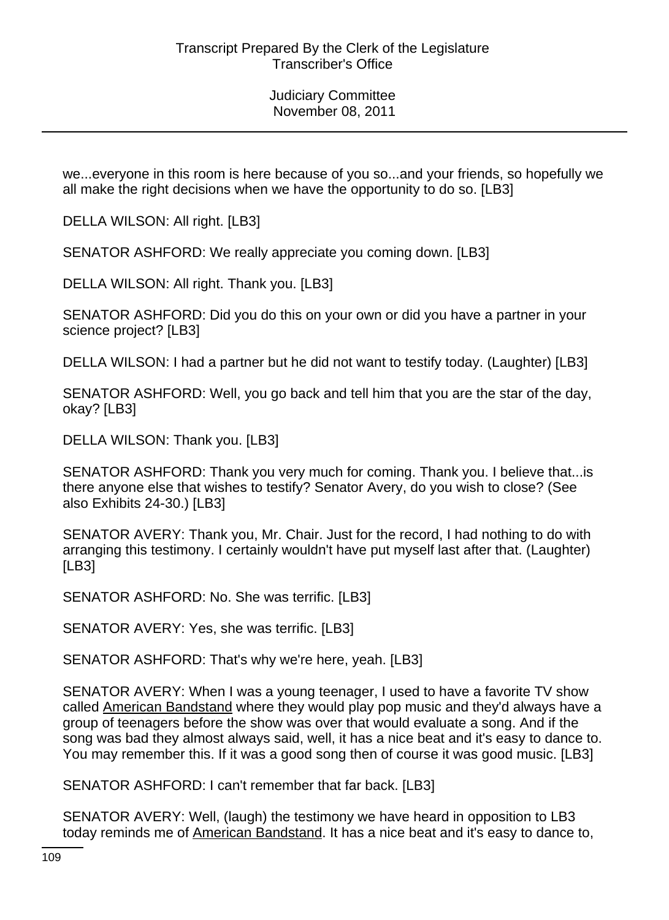we...everyone in this room is here because of you so...and your friends, so hopefully we all make the right decisions when we have the opportunity to do so. [LB3]

DELLA WILSON: All right. [LB3]

SENATOR ASHFORD: We really appreciate you coming down. [LB3]

DELLA WILSON: All right. Thank you. [LB3]

SENATOR ASHFORD: Did you do this on your own or did you have a partner in your science project? [LB3]

DELLA WILSON: I had a partner but he did not want to testify today. (Laughter) [LB3]

SENATOR ASHFORD: Well, you go back and tell him that you are the star of the day, okay? [LB3]

DELLA WILSON: Thank you. [LB3]

SENATOR ASHFORD: Thank you very much for coming. Thank you. I believe that...is there anyone else that wishes to testify? Senator Avery, do you wish to close? (See also Exhibits 24-30.) [LB3]

SENATOR AVERY: Thank you, Mr. Chair. Just for the record, I had nothing to do with arranging this testimony. I certainly wouldn't have put myself last after that. (Laughter) [LB3]

SENATOR ASHFORD: No. She was terrific. [LB3]

SENATOR AVERY: Yes, she was terrific. [LB3]

SENATOR ASHFORD: That's why we're here, yeah. [LB3]

SENATOR AVERY: When I was a young teenager, I used to have a favorite TV show called American Bandstand where they would play pop music and they'd always have a group of teenagers before the show was over that would evaluate a song. And if the song was bad they almost always said, well, it has a nice beat and it's easy to dance to. You may remember this. If it was a good song then of course it was good music. [LB3]

SENATOR ASHFORD: I can't remember that far back. [LB3]

SENATOR AVERY: Well, (laugh) the testimony we have heard in opposition to LB3 today reminds me of American Bandstand. It has a nice beat and it's easy to dance to,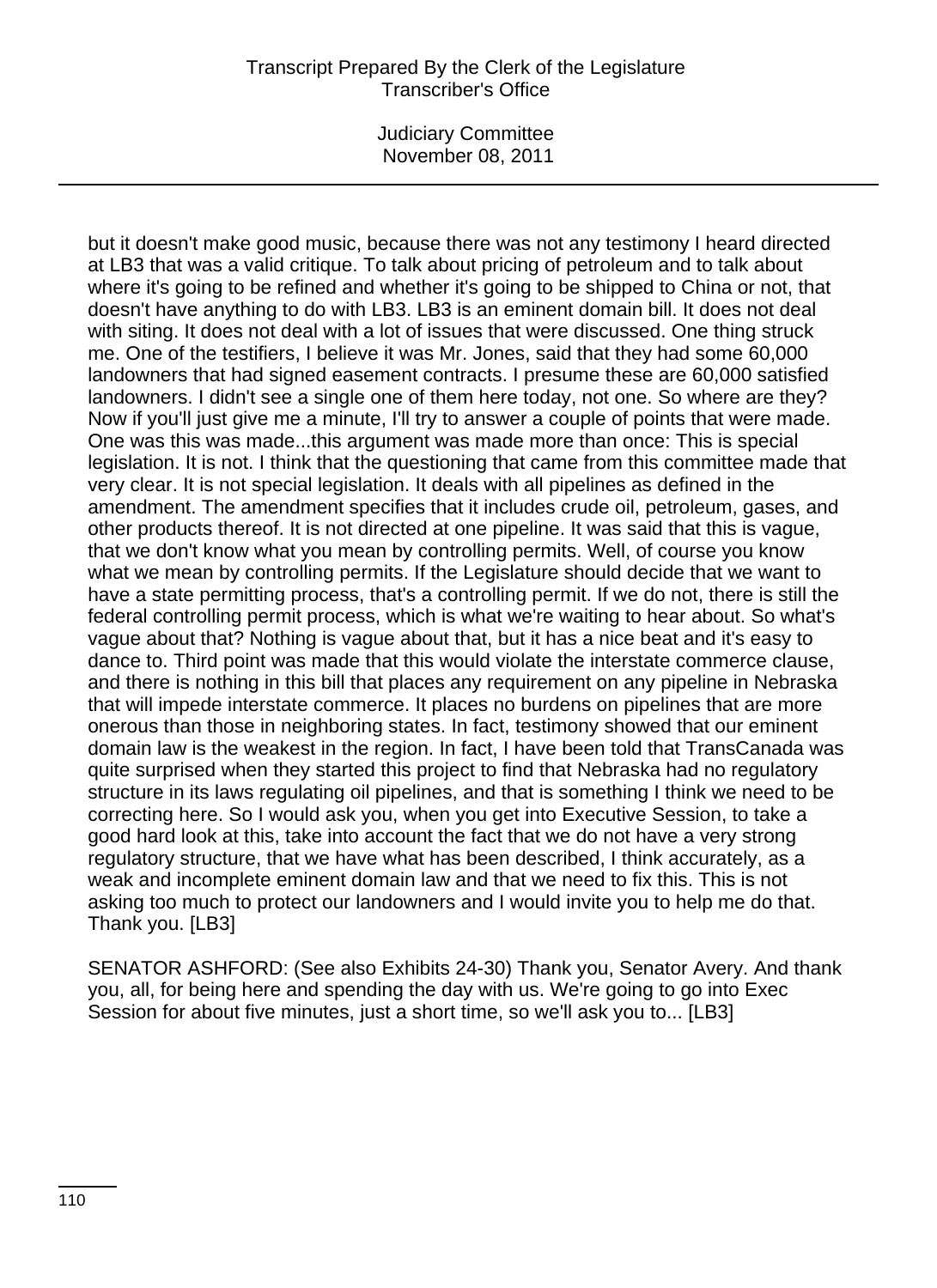but it doesn't make good music, because there was not any testimony I heard directed at LB3 that was a valid critique. To talk about pricing of petroleum and to talk about where it's going to be refined and whether it's going to be shipped to China or not, that doesn't have anything to do with LB3. LB3 is an eminent domain bill. It does not deal with siting. It does not deal with a lot of issues that were discussed. One thing struck me. One of the testifiers, I believe it was Mr. Jones, said that they had some 60,000 landowners that had signed easement contracts. I presume these are 60,000 satisfied landowners. I didn't see a single one of them here today, not one. So where are they? Now if you'll just give me a minute, I'll try to answer a couple of points that were made. One was this was made...this argument was made more than once: This is special legislation. It is not. I think that the questioning that came from this committee made that very clear. It is not special legislation. It deals with all pipelines as defined in the amendment. The amendment specifies that it includes crude oil, petroleum, gases, and other products thereof. It is not directed at one pipeline. It was said that this is vague, that we don't know what you mean by controlling permits. Well, of course you know what we mean by controlling permits. If the Legislature should decide that we want to have a state permitting process, that's a controlling permit. If we do not, there is still the federal controlling permit process, which is what we're waiting to hear about. So what's vague about that? Nothing is vague about that, but it has a nice beat and it's easy to dance to. Third point was made that this would violate the interstate commerce clause, and there is nothing in this bill that places any requirement on any pipeline in Nebraska that will impede interstate commerce. It places no burdens on pipelines that are more onerous than those in neighboring states. In fact, testimony showed that our eminent domain law is the weakest in the region. In fact, I have been told that TransCanada was quite surprised when they started this project to find that Nebraska had no regulatory structure in its laws regulating oil pipelines, and that is something I think we need to be correcting here. So I would ask you, when you get into Executive Session, to take a good hard look at this, take into account the fact that we do not have a very strong regulatory structure, that we have what has been described, I think accurately, as a weak and incomplete eminent domain law and that we need to fix this. This is not asking too much to protect our landowners and I would invite you to help me do that. Thank you. [LB3]

SENATOR ASHFORD: (See also Exhibits 24-30) Thank you, Senator Avery. And thank you, all, for being here and spending the day with us. We're going to go into Exec Session for about five minutes, just a short time, so we'll ask you to... [LB3]